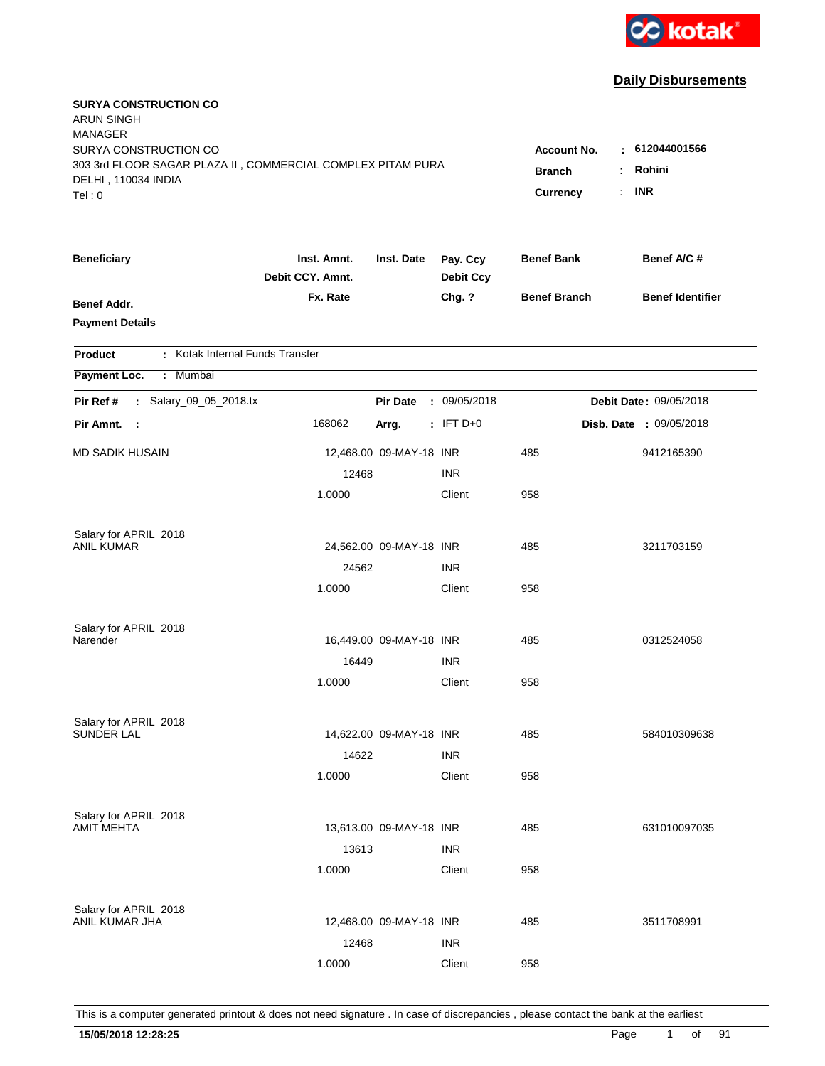kotak

## Daily Disbursements

**SURYA CONSTRUCTION CO**
ARUN SINGH
MANAGER
SURYA CONSTRUCTION CO
303 3rd FLOOR SAGAR PLAZA II , COMMERCIAL COMPLEX PITAM PURA
DELHI , 110034 INDIA
Tel : 0

**Account No.** : 612044001566
**Branch** : Rohini
**Currency** : INR

| Beneficiary / Benef Addr. / Payment Details | Inst. Amnt. / Debit CCY. Amnt. / Fx. Rate | Inst. Date | Pay. Ccy / Debit Ccy / Chg. ? | Benef Bank / Benef Branch | Benef A/C # / Benef Identifier |
|---|---|---|---|---|---|

**Product** : Kotak Internal Funds Transfer

**Payment Loc.** : Mumbai

**Pir Ref #** : Salary_09_05_2018.tx  **Pir Date** : 09/05/2018  **Debit Date** : 09/05/2018

**Pir Amnt.** : 168062  **Arrg.** : IFT D+0  **Disb. Date** : 09/05/2018

| Beneficiary | Inst. Amnt. | Inst. Date | Pay. Ccy | Benef Bank | Benef A/C # |
|---|---|---|---|---|---|
| MD SADIK HUSAIN | 12,468.00 | 09-MAY-18 | INR | 485 | 9412165390 |
| | 12468 | | INR | | |
| | 1.0000 | | Client | 958 | |
| Salary for APRIL 2018 | | | | | |
| ANIL KUMAR | 24,562.00 | 09-MAY-18 | INR | 485 | 3211703159 |
| | 24562 | | INR | | |
| | 1.0000 | | Client | 958 | |
| Salary for APRIL 2018 | | | | | |
| Narender | 16,449.00 | 09-MAY-18 | INR | 485 | 0312524058 |
| | 16449 | | INR | | |
| | 1.0000 | | Client | 958 | |
| Salary for APRIL 2018 | | | | | |
| SUNDER LAL | 14,622.00 | 09-MAY-18 | INR | 485 | 584010309638 |
| | 14622 | | INR | | |
| | 1.0000 | | Client | 958 | |
| Salary for APRIL 2018 | | | | | |
| AMIT MEHTA | 13,613.00 | 09-MAY-18 | INR | 485 | 631010097035 |
| | 13613 | | INR | | |
| | 1.0000 | | Client | 958 | |
| Salary for APRIL 2018 | | | | | |
| ANIL KUMAR JHA | 12,468.00 | 09-MAY-18 | INR | 485 | 3511708991 |
| | 12468 | | INR | | |
| | 1.0000 | | Client | 958 | |

This is a computer generated printout & does not need signature . In case of discrepancies , please contact the bank at the earliest

**15/05/2018 12:28:25**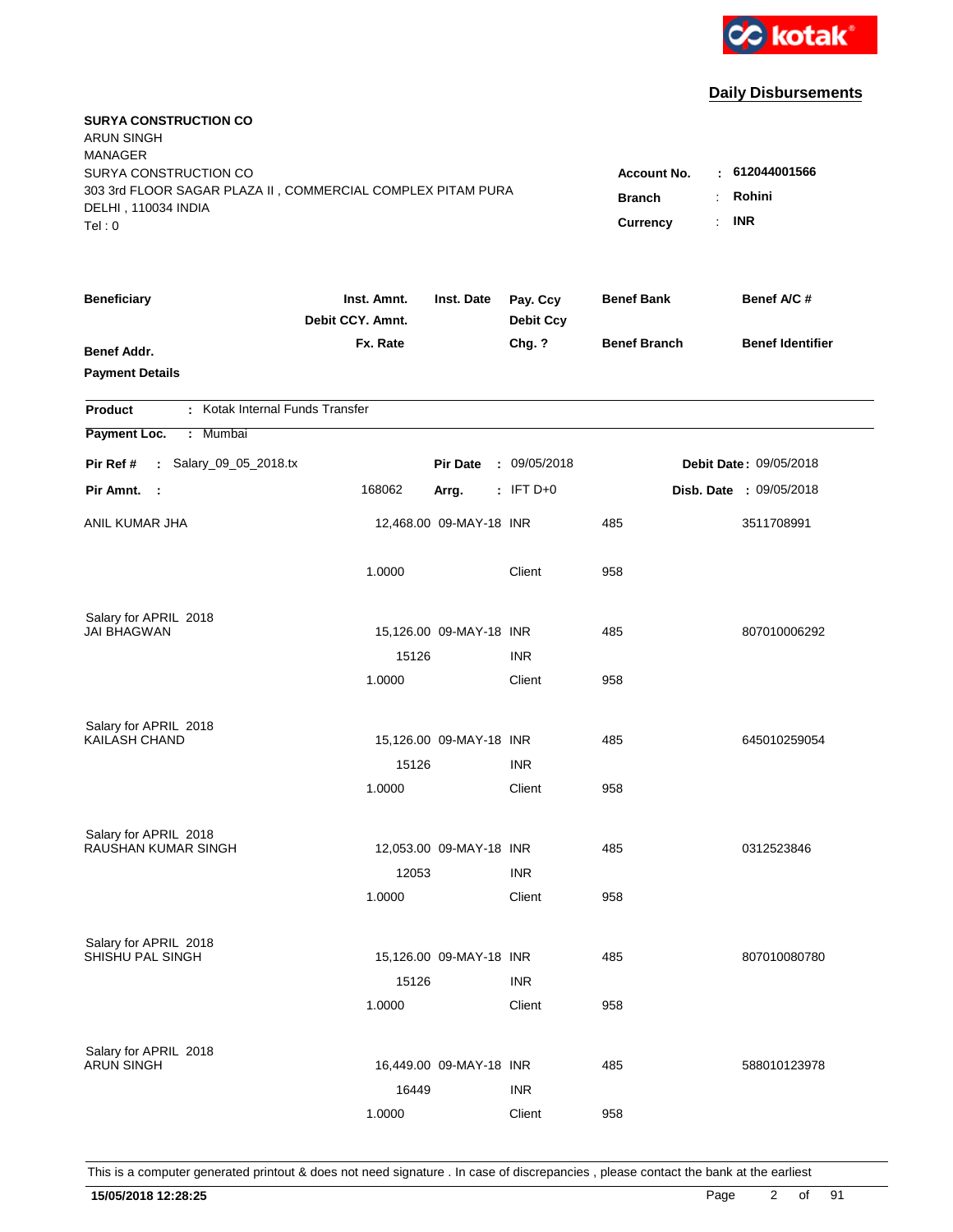kotak

## Daily Disbursements

**SURYA CONSTRUCTION CO**
ARUN SINGH
MANAGER
SURYA CONSTRUCTION CO
303 3rd FLOOR SAGAR PLAZA II , COMMERCIAL COMPLEX PITAM PURA
DELHI , 110034 INDIA
Tel : 0

**Account No.** : **612044001566**
**Branch** : **Rohini**
**Currency** : **INR**

| Beneficiary / Benef Addr. / Payment Details | Inst. Amnt. / Debit CCY. Amnt. / Fx. Rate | Inst. Date | Pay. Ccy / Debit Ccy / Chg. ? | Benef Bank / Benef Branch | Benef A/C # / Benef Identifier |
|---|---|---|---|---|---|

**Product** : Kotak Internal Funds Transfer
**Payment Loc.** : Mumbai

**Pir Ref #** : Salary_09_05_2018.tx  **Pir Date** : 09/05/2018  **Debit Date** : 09/05/2018
**Pir Amnt.** : 168062  **Arrg.** : IFT D+0  **Disb. Date** : 09/05/2018

| Beneficiary | Inst. Amnt. | Inst. Date | Pay. Ccy | Benef Bank | Benef A/C # |
|---|---|---|---|---|---|
| ANIL KUMAR JHA | 12,468.00 | 09-MAY-18 | INR | 485 | 3511708991 |
| | 1.0000 | | Client | 958 | |
| Salary for APRIL 2018 | | | | | |
| JAI BHAGWAN | 15,126.00 | 09-MAY-18 | INR | 485 | 807010006292 |
| | 15126 | | INR | | |
| | 1.0000 | | Client | 958 | |
| Salary for APRIL 2018 | | | | | |
| KAILASH CHAND | 15,126.00 | 09-MAY-18 | INR | 485 | 645010259054 |
| | 15126 | | INR | | |
| | 1.0000 | | Client | 958 | |
| Salary for APRIL 2018 | | | | | |
| RAUSHAN KUMAR SINGH | 12,053.00 | 09-MAY-18 | INR | 485 | 0312523846 |
| | 12053 | | INR | | |
| | 1.0000 | | Client | 958 | |
| Salary for APRIL 2018 | | | | | |
| SHISHU PAL SINGH | 15,126.00 | 09-MAY-18 | INR | 485 | 807010080780 |
| | 15126 | | INR | | |
| | 1.0000 | | Client | 958 | |
| Salary for APRIL 2018 | | | | | |
| ARUN SINGH | 16,449.00 | 09-MAY-18 | INR | 485 | 588010123978 |
| | 16449 | | INR | | |
| | 1.0000 | | Client | 958 | |

This is a computer generated printout & does not need signature . In case of discrepancies , please contact the bank at the earliest

**15/05/2018 12:28:25**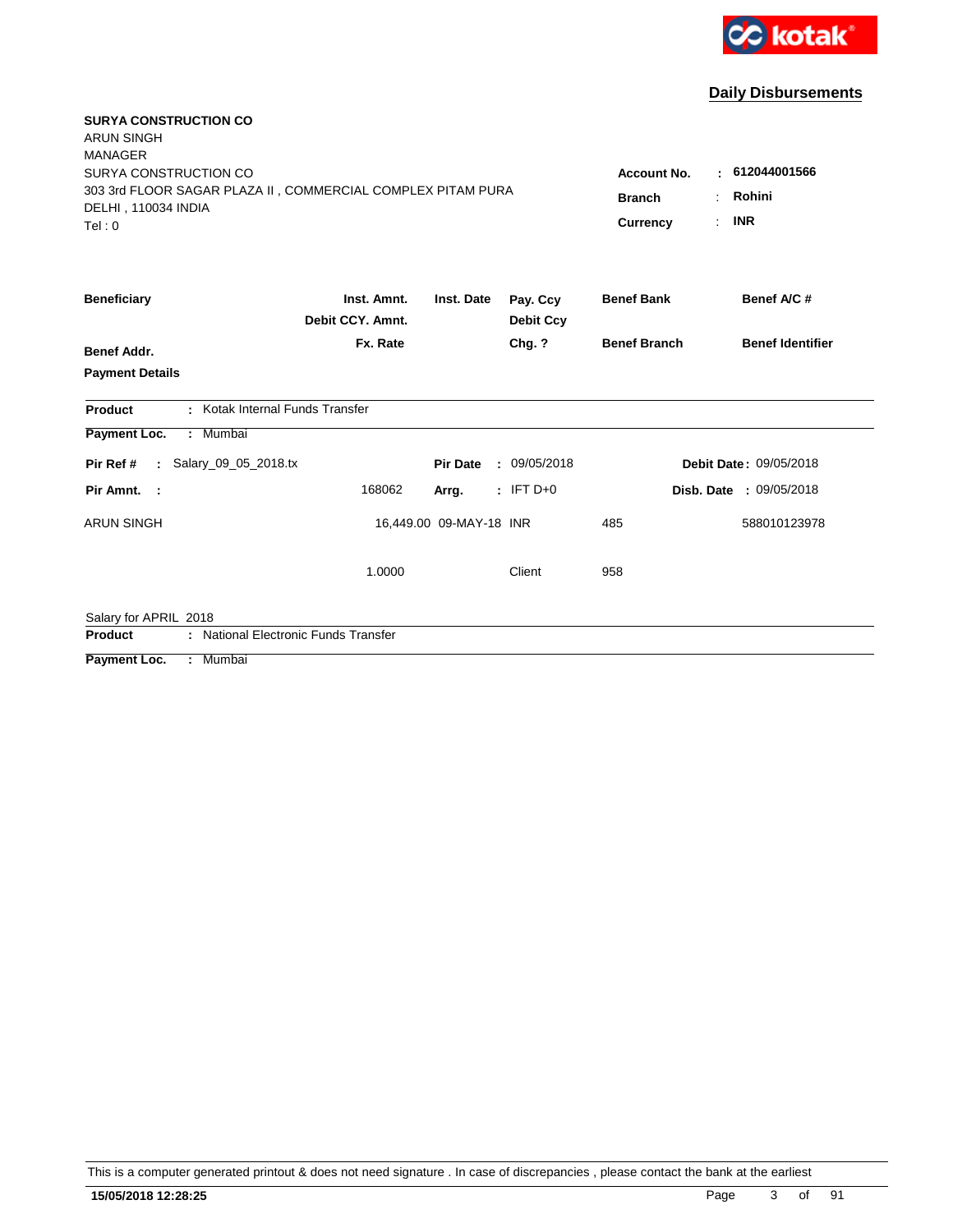kotak

## Daily Disbursements

**SURYA CONSTRUCTION CO**
ARUN SINGH
MANAGER
SURYA CONSTRUCTION CO
303 3rd FLOOR SAGAR PLAZA II , COMMERCIAL COMPLEX PITAM PURA
DELHI , 110034 INDIA
Tel : 0

| | | |
|---|---|---|
| **Account No.** | : | **612044001566** |
| **Branch** | : | **Rohini** |
| **Currency** | : | **INR** |

| Beneficiary | Inst. Amnt. / Debit CCY. Amnt. | Inst. Date | Pay. Ccy / Debit Ccy | Benef Bank | Benef A/C # |
|---|---|---|---|---|---|
| **Benef Addr.** | **Fx. Rate** | | **Chg. ?** | **Benef Branch** | **Benef Identifier** |
| **Payment Details** | | | | | |

**Product** : Kotak Internal Funds Transfer

**Payment Loc.** : Mumbai

**Pir Ref #** : Salary_09_05_2018.tx **Pir Date** : 09/05/2018 **Debit Date** : 09/05/2018

**Pir Amnt.** : 168062 **Arrg.** : IFT D+0 **Disb. Date** : 09/05/2018

| Beneficiary | Inst. Amnt. | Inst. Date | Pay. Ccy | Benef Bank | Benef A/C # |
|---|---|---|---|---|---|
| ARUN SINGH | 16,449.00 | 09-MAY-18 | INR | 485 | 588010123978 |
| | 1.0000 | | Client | 958 | |

Salary for APRIL 2018

**Product** : National Electronic Funds Transfer

**Payment Loc.** : Mumbai

This is a computer generated printout & does not need signature . In case of discrepancies , please contact the bank at the earliest

**15/05/2018 12:28:25**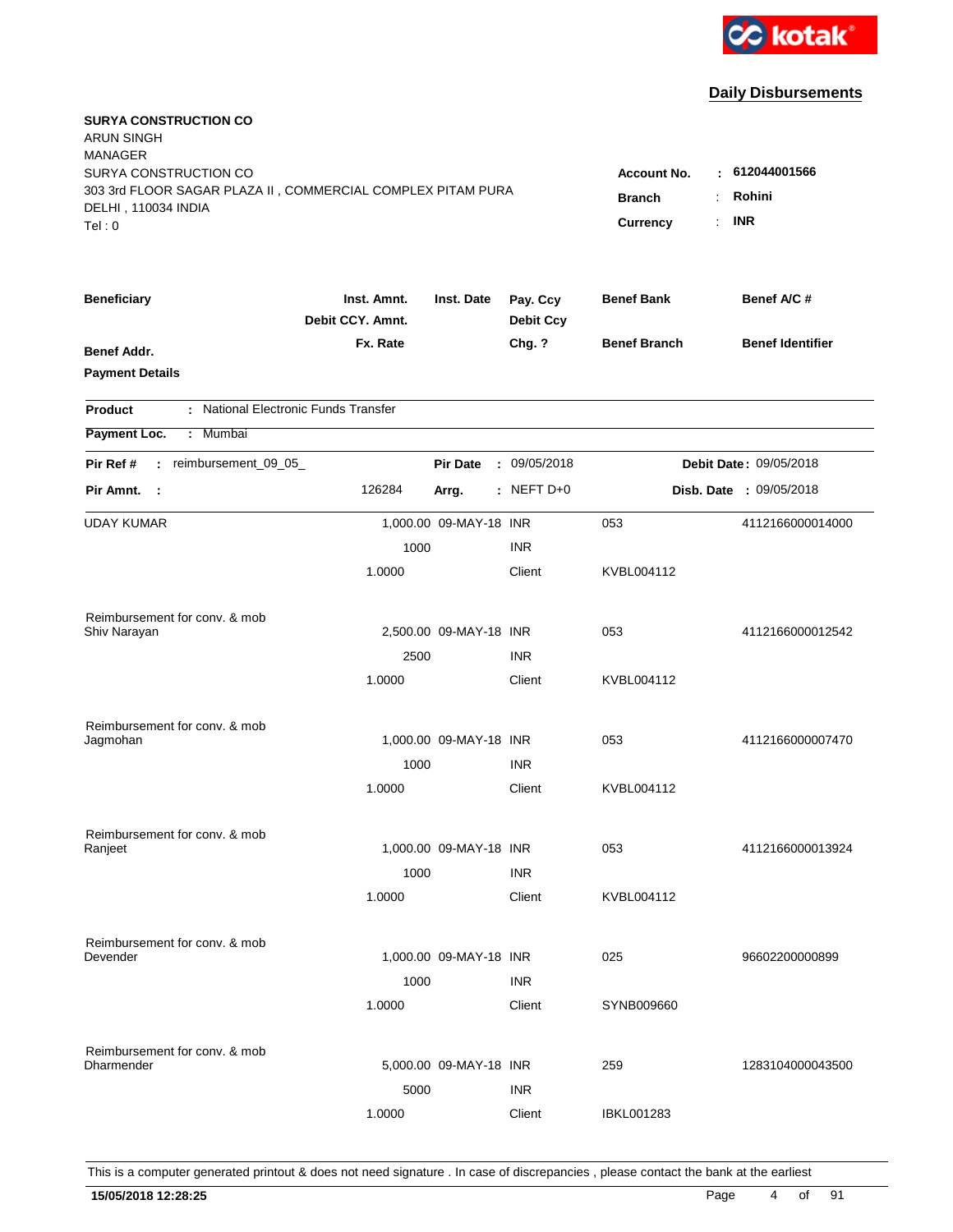kotak

## Daily Disbursements

**SURYA CONSTRUCTION CO**
ARUN SINGH
MANAGER
SURYA CONSTRUCTION CO
303 3rd FLOOR SAGAR PLAZA II , COMMERCIAL COMPLEX PITAM PURA
DELHI , 110034 INDIA
Tel : 0

**Account No.** : **612044001566**
**Branch** : **Rohini**
**Currency** : **INR**

| Beneficiary | Inst. Amnt. | Inst. Date | Pay. Ccy | Benef Bank | Benef A/C # |
|---|---|---|---|---|---|
| | Debit CCY. Amnt. | | Debit Ccy | | |
| Benef Addr. | Fx. Rate | | Chg. ? | Benef Branch | Benef Identifier |
| Payment Details | | | | | |

**Product** : National Electronic Funds Transfer

**Payment Loc.** : Mumbai

**Pir Ref #** : reimbursement_09_05_ **Pir Date** : 09/05/2018 **Debit Date** : 09/05/2018

**Pir Amnt.** : 126284 **Arrg.** : NEFT D+0 **Disb. Date** : 09/05/2018

| Beneficiary | Inst. Amnt. / Debit CCY. Amnt. / Fx. Rate | Inst. Date | Pay. Ccy / Debit Ccy / Chg. ? | Benef Bank / Benef Branch | Benef A/C # |
|---|---|---|---|---|---|
| UDAY KUMAR | 1,000.00 | 09-MAY-18 | INR | 053 | 4112166000014000 |
| | 1000 | | INR | | |
| | 1.0000 | | Client | KVBL004112 | |
| Reimbursement for conv. & mob | | | | | |
| Shiv Narayan | 2,500.00 | 09-MAY-18 | INR | 053 | 4112166000012542 |
| | 2500 | | INR | | |
| | 1.0000 | | Client | KVBL004112 | |
| Reimbursement for conv. & mob | | | | | |
| Jagmohan | 1,000.00 | 09-MAY-18 | INR | 053 | 4112166000007470 |
| | 1000 | | INR | | |
| | 1.0000 | | Client | KVBL004112 | |
| Reimbursement for conv. & mob | | | | | |
| Ranjeet | 1,000.00 | 09-MAY-18 | INR | 053 | 4112166000013924 |
| | 1000 | | INR | | |
| | 1.0000 | | Client | KVBL004112 | |
| Reimbursement for conv. & mob | | | | | |
| Devender | 1,000.00 | 09-MAY-18 | INR | 025 | 96602200000899 |
| | 1000 | | INR | | |
| | 1.0000 | | Client | SYNB009660 | |
| Reimbursement for conv. & mob | | | | | |
| Dharmender | 5,000.00 | 09-MAY-18 | INR | 259 | 1283104000043500 |
| | 5000 | | INR | | |
| | 1.0000 | | Client | IBKL001283 | |

This is a computer generated printout & does not need signature . In case of discrepancies , please contact the bank at the earliest

**15/05/2018 12:28:25**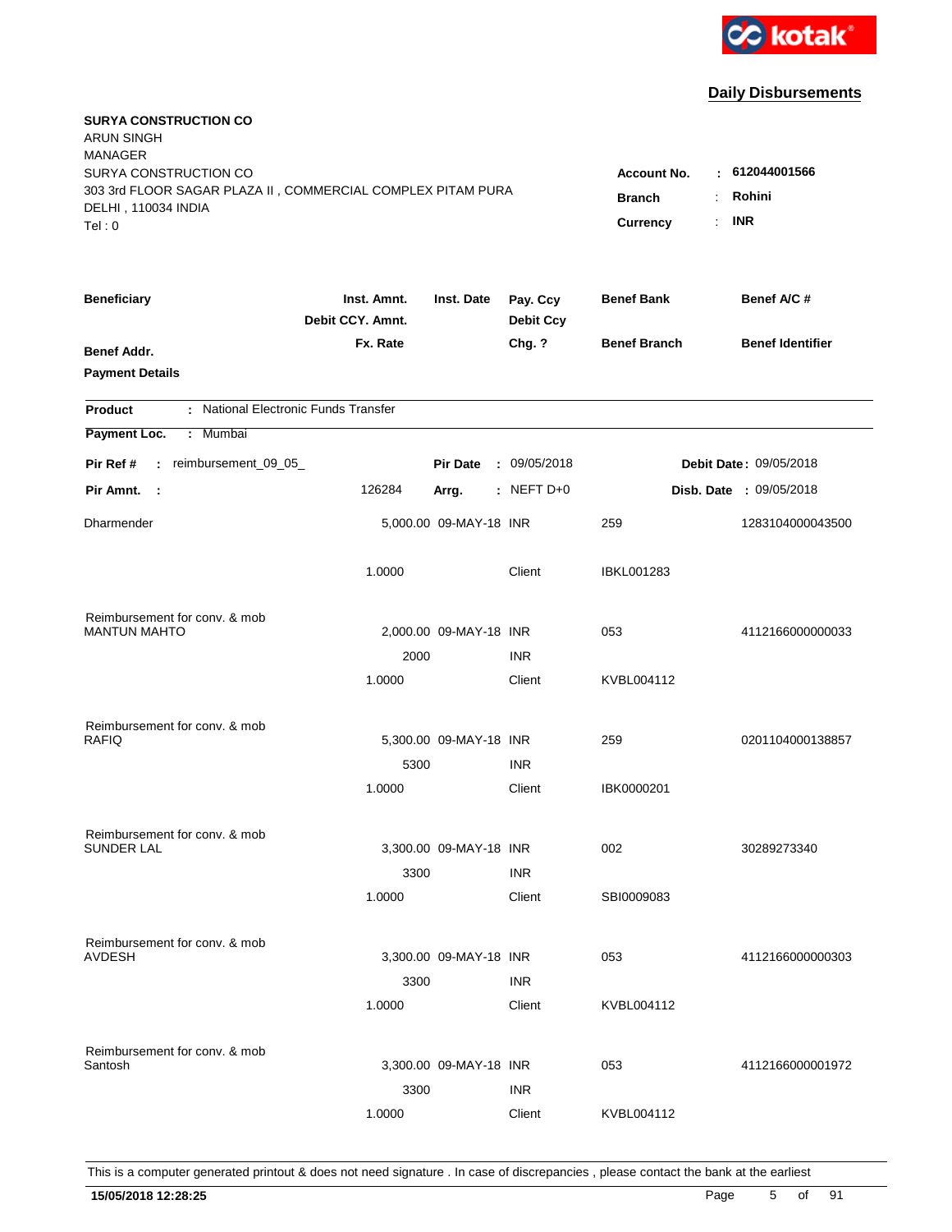kotak

## Daily Disbursements

**SURYA CONSTRUCTION CO**
ARUN SINGH
MANAGER
SURYA CONSTRUCTION CO
303 3rd FLOOR SAGAR PLAZA II , COMMERCIAL COMPLEX PITAM PURA
DELHI , 110034 INDIA
Tel : 0

**Account No.** : **612044001566**
**Branch** : **Rohini**
**Currency** : **INR**

| Beneficiary / Benef Addr. / Payment Details | Inst. Amnt. / Debit CCY. Amnt. / Fx. Rate | Inst. Date | Pay. Ccy / Debit Ccy / Chg. ? | Benef Bank / Benef Branch | Benef A/C # / Benef Identifier |
|---|---|---|---|---|---|

**Product** : National Electronic Funds Transfer
**Payment Loc.** : Mumbai

**Pir Ref #** : reimbursement_09_05_ **Pir Date** : 09/05/2018 **Debit Date** : 09/05/2018
**Pir Amnt.** : 126284 **Arrg.** : NEFT D+0 **Disb. Date** : 09/05/2018

| Beneficiary | Inst. Amnt. | Inst. Date | Pay. Ccy | Benef Bank | Benef A/C # |
|---|---|---|---|---|---|
| Dharmender | 5,000.00 | 09-MAY-18 | INR | 259 | 1283104000043500 |
| | 1.0000 | | Client | IBKL001283 | |
| Reimbursement for conv. & mob | | | | | |
| MANTUN MAHTO | 2,000.00 | 09-MAY-18 | INR | 053 | 4112166000000033 |
| | 2000 | | INR | | |
| | 1.0000 | | Client | KVBL004112 | |
| Reimbursement for conv. & mob | | | | | |
| RAFIQ | 5,300.00 | 09-MAY-18 | INR | 259 | 0201104000138857 |
| | 5300 | | INR | | |
| | 1.0000 | | Client | IBK0000201 | |
| Reimbursement for conv. & mob | | | | | |
| SUNDER LAL | 3,300.00 | 09-MAY-18 | INR | 002 | 30289273340 |
| | 3300 | | INR | | |
| | 1.0000 | | Client | SBI0009083 | |
| Reimbursement for conv. & mob | | | | | |
| AVDESH | 3,300.00 | 09-MAY-18 | INR | 053 | 4112166000000303 |
| | 3300 | | INR | | |
| | 1.0000 | | Client | KVBL004112 | |
| Reimbursement for conv. & mob | | | | | |
| Santosh | 3,300.00 | 09-MAY-18 | INR | 053 | 4112166000001972 |
| | 3300 | | INR | | |
| | 1.0000 | | Client | KVBL004112 | |

This is a computer generated printout & does not need signature . In case of discrepancies , please contact the bank at the earliest

**15/05/2018 12:28:25**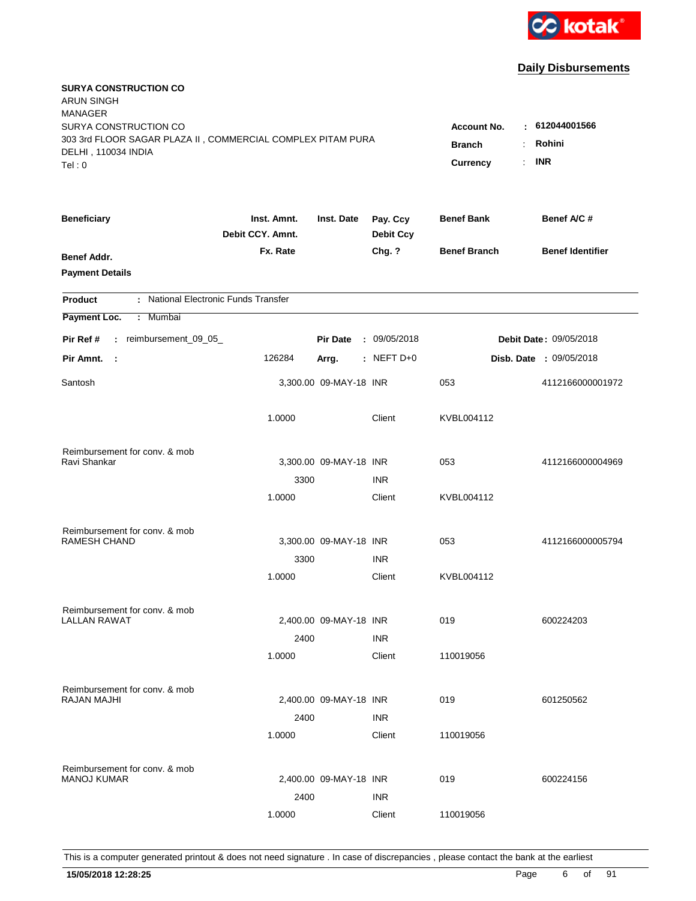kotak

## Daily Disbursements

**SURYA CONSTRUCTION CO**
ARUN SINGH
MANAGER
SURYA CONSTRUCTION CO
303 3rd FLOOR SAGAR PLAZA II , COMMERCIAL COMPLEX PITAM PURA
DELHI , 110034 INDIA
Tel : 0

**Account No.** : **612044001566**
**Branch** : **Rohini**
**Currency** : **INR**

| Beneficiary / Benef Addr. / Payment Details | Inst. Amnt. / Debit CCY. Amnt. / Fx. Rate | Inst. Date | Pay. Ccy / Debit Ccy / Chg. ? | Benef Bank / Benef Branch | Benef A/C # / Benef Identifier |
|---|---|---|---|---|---|

**Product** : National Electronic Funds Transfer
**Payment Loc.** : Mumbai

**Pir Ref #** : reimbursement_09_05_ **Pir Date** : 09/05/2018 **Debit Date** : 09/05/2018
**Pir Amnt.** : 126284 **Arrg.** : NEFT D+0 **Disb. Date** : 09/05/2018

| Beneficiary | Inst. Amnt. | Inst. Date | Pay. Ccy | Benef Bank | Benef A/C # |
|---|---|---|---|---|---|
| Santosh | 3,300.00 | 09-MAY-18 | INR | 053 | 4112166000001972 |
| | 1.0000 | | Client | KVBL004112 | |
| Reimbursement for conv. & mob | | | | | |
| Ravi Shankar | 3,300.00 | 09-MAY-18 | INR | 053 | 4112166000004969 |
| | 3300 | | INR | | |
| | 1.0000 | | Client | KVBL004112 | |
| Reimbursement for conv. & mob | | | | | |
| RAMESH CHAND | 3,300.00 | 09-MAY-18 | INR | 053 | 4112166000005794 |
| | 3300 | | INR | | |
| | 1.0000 | | Client | KVBL004112 | |
| Reimbursement for conv. & mob | | | | | |
| LALLAN RAWAT | 2,400.00 | 09-MAY-18 | INR | 019 | 600224203 |
| | 2400 | | INR | | |
| | 1.0000 | | Client | 110019056 | |
| Reimbursement for conv. & mob | | | | | |
| RAJAN MAJHI | 2,400.00 | 09-MAY-18 | INR | 019 | 601250562 |
| | 2400 | | INR | | |
| | 1.0000 | | Client | 110019056 | |
| Reimbursement for conv. & mob | | | | | |
| MANOJ KUMAR | 2,400.00 | 09-MAY-18 | INR | 019 | 600224156 |
| | 2400 | | INR | | |
| | 1.0000 | | Client | 110019056 | |

This is a computer generated printout & does not need signature . In case of discrepancies , please contact the bank at the earliest

**15/05/2018 12:28:25**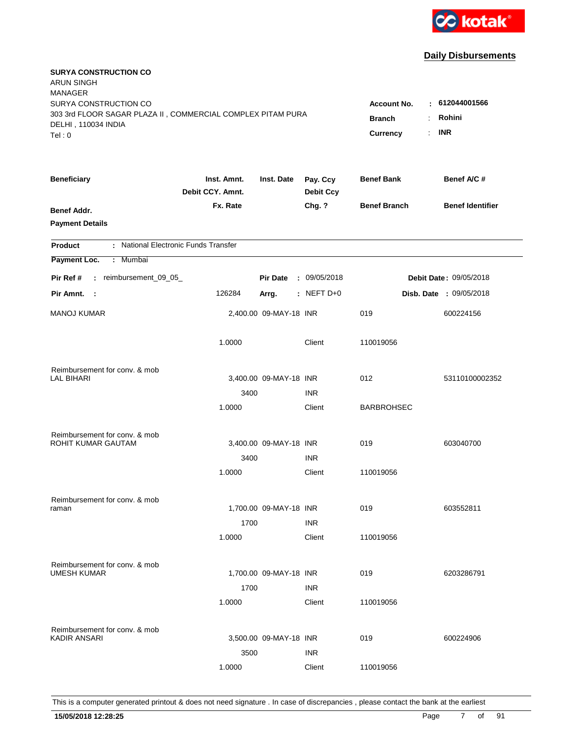kotak

## Daily Disbursements

**SURYA CONSTRUCTION CO**
ARUN SINGH
MANAGER
SURYA CONSTRUCTION CO
303 3rd FLOOR SAGAR PLAZA II , COMMERCIAL COMPLEX PITAM PURA
DELHI , 110034 INDIA
Tel : 0

**Account No.** : **612044001566**
**Branch** : **Rohini**
**Currency** : **INR**

| Beneficiary | Inst. Amnt. / Debit CCY. Amnt. / Fx. Rate | Inst. Date | Pay. Ccy / Debit Ccy / Chg. ? | Benef Bank / Benef Branch | Benef A/C # / Benef Identifier |
|---|---|---|---|---|---|
| Benef Addr. / Payment Details | | | | | |

**Product** : National Electronic Funds Transfer

**Payment Loc.** : Mumbai

**Pir Ref #** : reimbursement_09_05_ &nbsp;&nbsp; **Pir Date** : 09/05/2018 &nbsp;&nbsp; **Debit Date** : 09/05/2018

**Pir Amnt.** : 126284 &nbsp;&nbsp; **Arrg.** : NEFT D+0 &nbsp;&nbsp; **Disb. Date** : 09/05/2018

| Beneficiary | Inst. Amnt. / Debit CCY. Amnt. / Fx. Rate | Inst. Date | Pay. Ccy / Debit Ccy / Chg. ? | Benef Bank / Benef Branch | Benef A/C # / Benef Identifier |
|---|---|---|---|---|---|
| MANOJ KUMAR | 2,400.00 | 09-MAY-18 | INR | 019 | 600224156 |
| | 1.0000 | | Client | 110019056 | |
| Reimbursement for conv. & mob | | | | | |
| LAL BIHARI | 3,400.00 | 09-MAY-18 | INR | 012 | 53110100002352 |
| | 3400 | | INR | | |
| | 1.0000 | | Client | BARBROHSEC | |
| Reimbursement for conv. & mob | | | | | |
| ROHIT KUMAR GAUTAM | 3,400.00 | 09-MAY-18 | INR | 019 | 603040700 |
| | 3400 | | INR | | |
| | 1.0000 | | Client | 110019056 | |
| Reimbursement for conv. & mob | | | | | |
| raman | 1,700.00 | 09-MAY-18 | INR | 019 | 603552811 |
| | 1700 | | INR | | |
| | 1.0000 | | Client | 110019056 | |
| Reimbursement for conv. & mob | | | | | |
| UMESH KUMAR | 1,700.00 | 09-MAY-18 | INR | 019 | 6203286791 |
| | 1700 | | INR | | |
| | 1.0000 | | Client | 110019056 | |
| Reimbursement for conv. & mob | | | | | |
| KADIR ANSARI | 3,500.00 | 09-MAY-18 | INR | 019 | 600224906 |
| | 3500 | | INR | | |
| | 1.0000 | | Client | 110019056 | |

This is a computer generated printout & does not need signature . In case of discrepancies , please contact the bank at the earliest

**15/05/2018 12:28:25**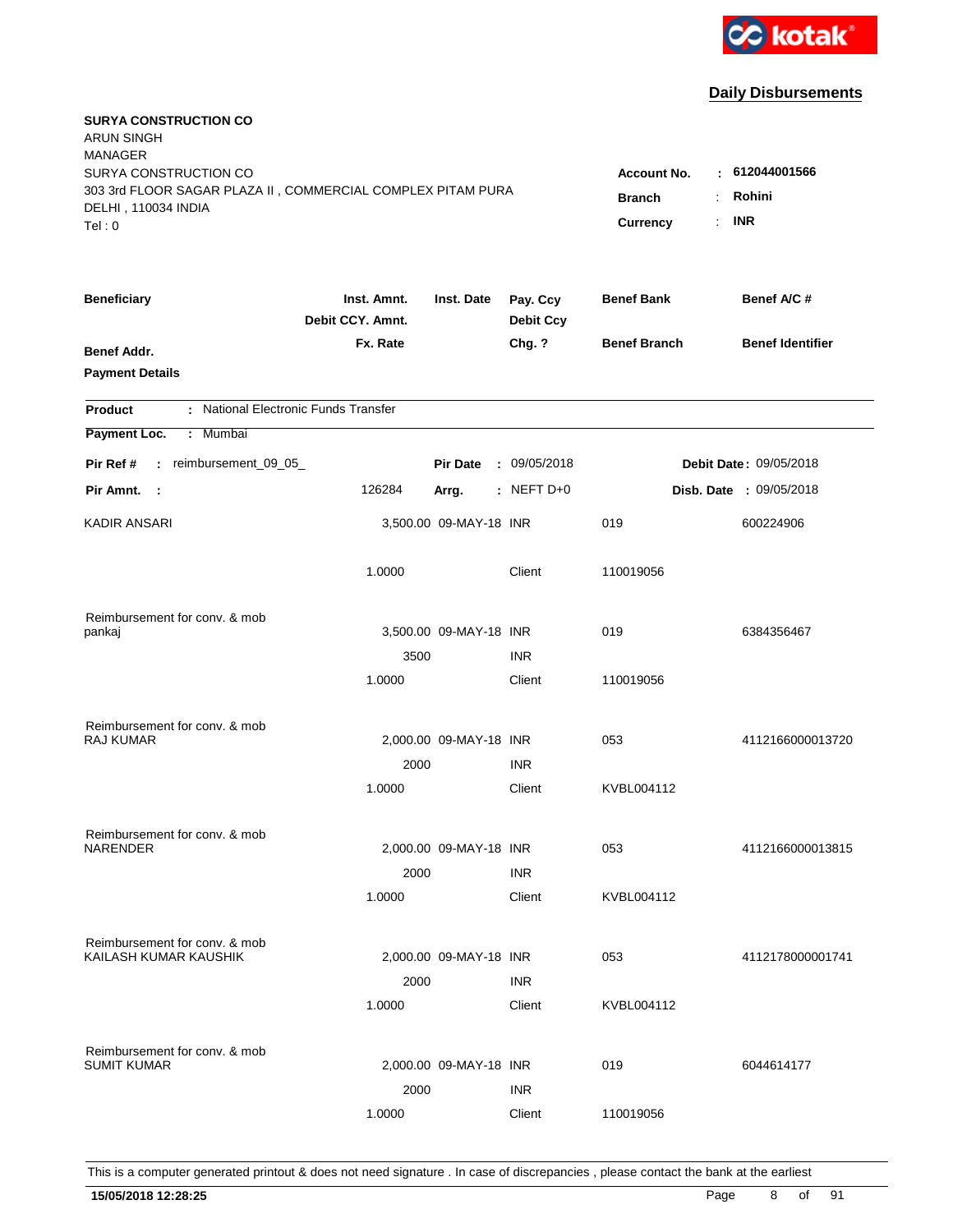kotak

## Daily Disbursements

**SURYA CONSTRUCTION CO**
ARUN SINGH
MANAGER
SURYA CONSTRUCTION CO
303 3rd FLOOR SAGAR PLAZA II , COMMERCIAL COMPLEX PITAM PURA
DELHI , 110034 INDIA
Tel : 0

**Account No.** : **612044001566**
**Branch** : **Rohini**
**Currency** : **INR**

| Beneficiary / Benef Addr. / Payment Details | Inst. Amnt. / Debit CCY. Amnt. / Fx. Rate | Inst. Date | Pay. Ccy / Debit Ccy / Chg. ? | Benef Bank / Benef Branch | Benef A/C # / Benef Identifier |
|---|---|---|---|---|---|

**Product** : National Electronic Funds Transfer
**Payment Loc.** : Mumbai

**Pir Ref #** : reimbursement_09_05_ **Pir Date** : 09/05/2018 **Debit Date** : 09/05/2018
**Pir Amnt.** : 126284 **Arrg.** : NEFT D+0 **Disb. Date** : 09/05/2018

| Beneficiary | Inst. Amnt. | Inst. Date | Pay. Ccy | Benef Bank | Benef A/C # |
|---|---|---|---|---|---|
| KADIR ANSARI | 3,500.00 | 09-MAY-18 | INR | 019 | 600224906 |
| | 1.0000 | | Client | 110019056 | |
| Reimbursement for conv. & mob | | | | | |
| pankaj | 3,500.00 | 09-MAY-18 | INR | 019 | 6384356467 |
| | 3500 | | INR | | |
| | 1.0000 | | Client | 110019056 | |
| Reimbursement for conv. & mob | | | | | |
| RAJ KUMAR | 2,000.00 | 09-MAY-18 | INR | 053 | 4112166000013720 |
| | 2000 | | INR | | |
| | 1.0000 | | Client | KVBL004112 | |
| Reimbursement for conv. & mob | | | | | |
| NARENDER | 2,000.00 | 09-MAY-18 | INR | 053 | 4112166000013815 |
| | 2000 | | INR | | |
| | 1.0000 | | Client | KVBL004112 | |
| Reimbursement for conv. & mob | | | | | |
| KAILASH KUMAR KAUSHIK | 2,000.00 | 09-MAY-18 | INR | 053 | 4112178000001741 |
| | 2000 | | INR | | |
| | 1.0000 | | Client | KVBL004112 | |
| Reimbursement for conv. & mob | | | | | |
| SUMIT KUMAR | 2,000.00 | 09-MAY-18 | INR | 019 | 6044614177 |
| | 2000 | | INR | | |
| | 1.0000 | | Client | 110019056 | |

This is a computer generated printout & does not need signature . In case of discrepancies , please contact the bank at the earliest

**15/05/2018 12:28:25**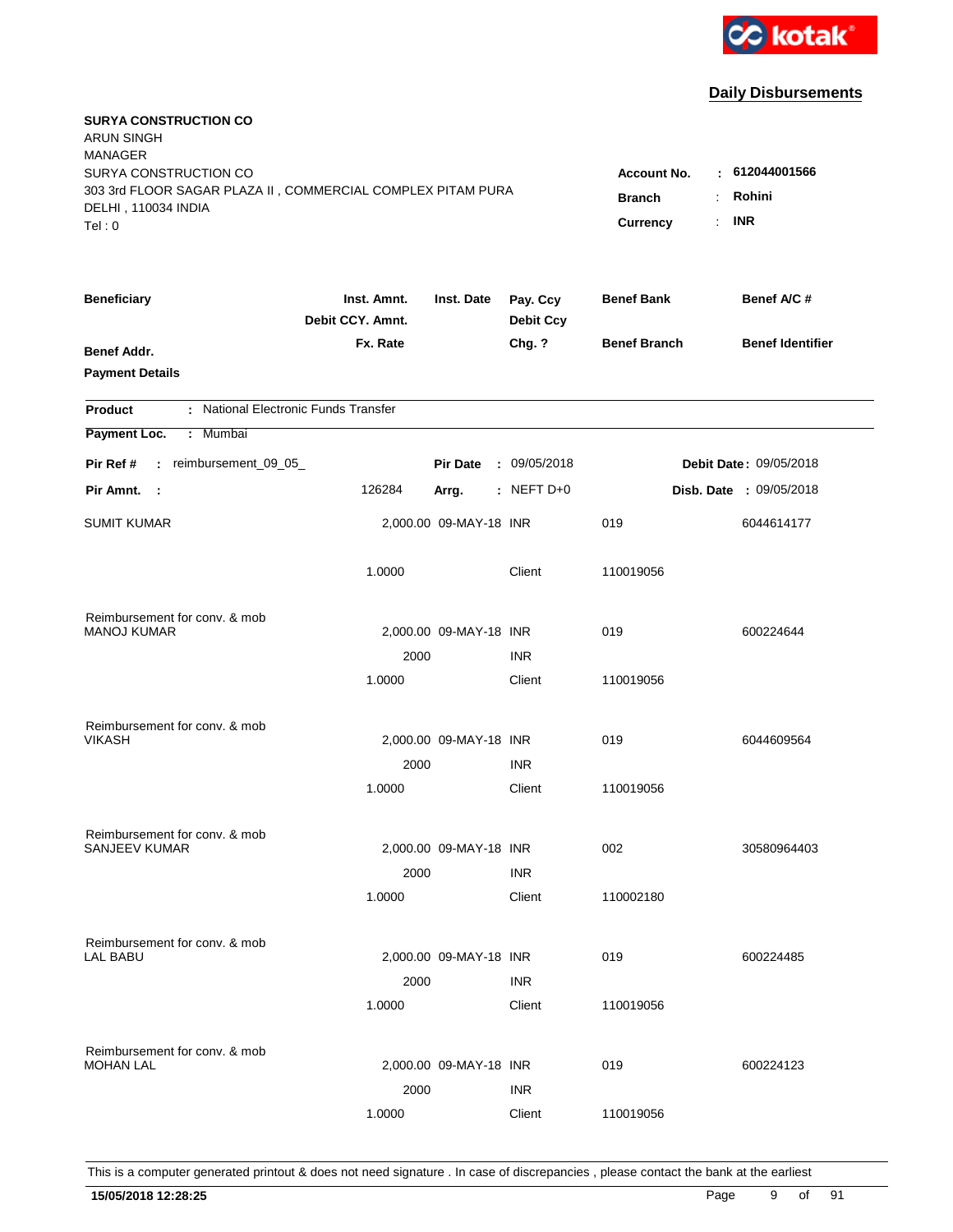kotak

## Daily Disbursements

**SURYA CONSTRUCTION CO**
ARUN SINGH
MANAGER
SURYA CONSTRUCTION CO
303 3rd FLOOR SAGAR PLAZA II , COMMERCIAL COMPLEX PITAM PURA
DELHI , 110034 INDIA
Tel : 0

**Account No.** : **612044001566**
**Branch** : **Rohini**
**Currency** : **INR**

| **Beneficiary** | **Inst. Amnt.** / **Debit CCY. Amnt.** / **Fx. Rate** | **Inst. Date** | **Pay. Ccy** / **Debit Ccy** / **Chg. ?** | **Benef Bank** / **Benef Branch** | **Benef A/C #** / **Benef Identifier** |
|---|---|---|---|---|---|
| **Benef Addr.** | | | | | |
| **Payment Details** | | | | | |

**Product** : National Electronic Funds Transfer

**Payment Loc.** : Mumbai

**Pir Ref #** : reimbursement_09_05_ **Pir Date** : 09/05/2018 **Debit Date** : 09/05/2018

**Pir Amnt.** : 126284 **Arrg.** : NEFT D+0 **Disb. Date** : 09/05/2018

| Beneficiary | Inst. Amnt. / Debit CCY. Amnt. / Fx. Rate | Inst. Date | Pay. Ccy / Debit Ccy / Chg. ? | Benef Bank / Benef Branch | Benef A/C # |
|---|---|---|---|---|---|
| SUMIT KUMAR | 2,000.00 | 09-MAY-18 | INR | 019 | 6044614177 |
| | 1.0000 | | Client | 110019056 | |
| Reimbursement for conv. & mob | | | | | |
| MANOJ KUMAR | 2,000.00 | 09-MAY-18 | INR | 019 | 600224644 |
| | 2000 | | INR | | |
| | 1.0000 | | Client | 110019056 | |
| Reimbursement for conv. & mob | | | | | |
| VIKASH | 2,000.00 | 09-MAY-18 | INR | 019 | 6044609564 |
| | 2000 | | INR | | |
| | 1.0000 | | Client | 110019056 | |
| Reimbursement for conv. & mob | | | | | |
| SANJEEV KUMAR | 2,000.00 | 09-MAY-18 | INR | 002 | 30580964403 |
| | 2000 | | INR | | |
| | 1.0000 | | Client | 110002180 | |
| Reimbursement for conv. & mob | | | | | |
| LAL BABU | 2,000.00 | 09-MAY-18 | INR | 019 | 600224485 |
| | 2000 | | INR | | |
| | 1.0000 | | Client | 110019056 | |
| Reimbursement for conv. & mob | | | | | |
| MOHAN LAL | 2,000.00 | 09-MAY-18 | INR | 019 | 600224123 |
| | 2000 | | INR | | |
| | 1.0000 | | Client | 110019056 | |

This is a computer generated printout & does not need signature . In case of discrepancies , please contact the bank at the earliest

**15/05/2018 12:28:25**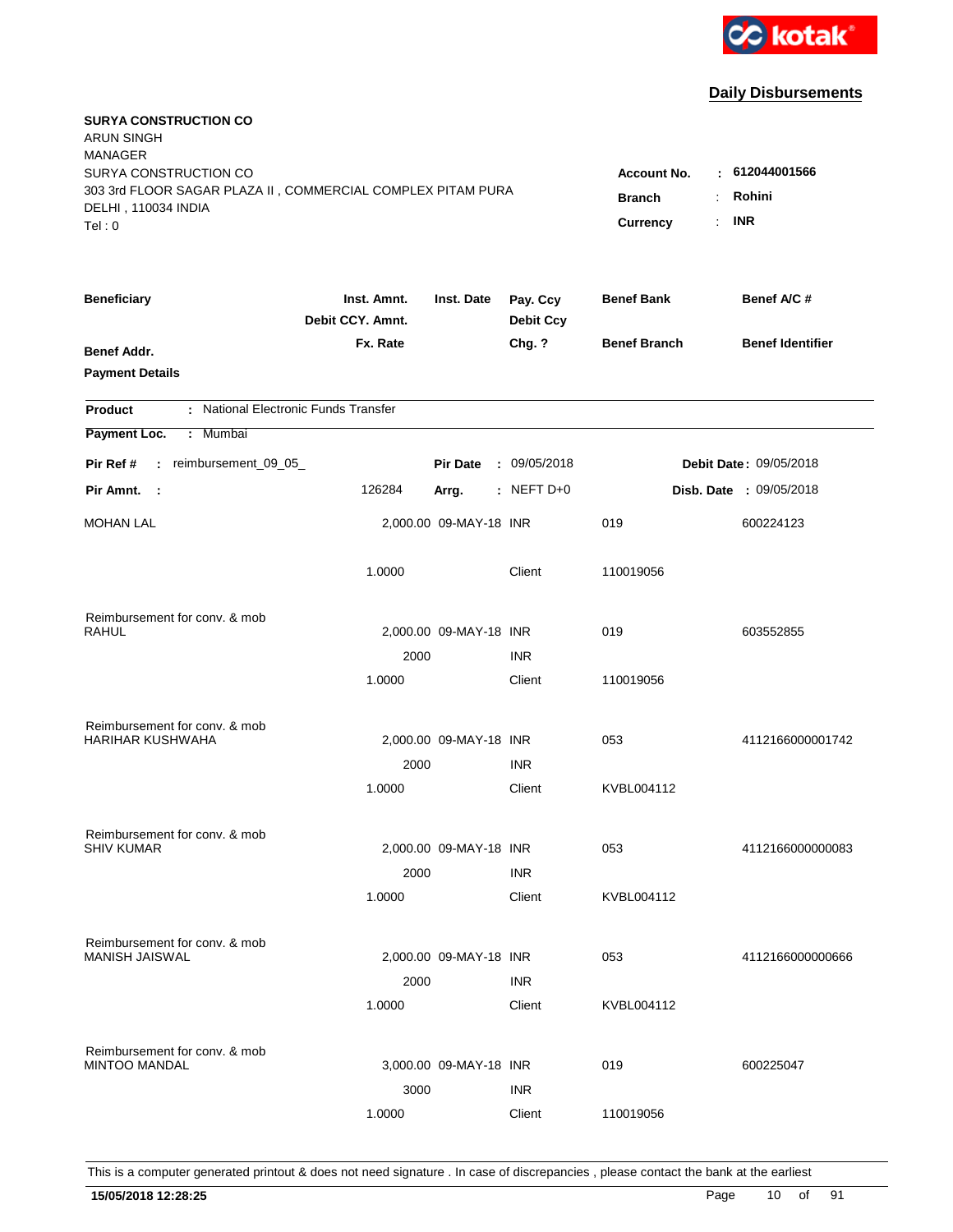kotak

## Daily Disbursements

**SURYA CONSTRUCTION CO**
ARUN SINGH
MANAGER
SURYA CONSTRUCTION CO
303 3rd FLOOR SAGAR PLAZA II , COMMERCIAL COMPLEX PITAM PURA
DELHI , 110034 INDIA
Tel : 0

**Account No.** : **612044001566**
**Branch** : **Rohini**
**Currency** : **INR**

| Beneficiary | Inst. Amnt. / Debit CCY. Amnt. / Fx. Rate | Inst. Date | Pay. Ccy / Debit Ccy / Chg. ? | Benef Bank / Benef Branch | Benef A/C # / Benef Identifier |
|---|---|---|---|---|---|
| **Benef Addr.** | | | | | |
| **Payment Details** | | | | | |

**Product** : National Electronic Funds Transfer
**Payment Loc.** : Mumbai

**Pir Ref #** : reimbursement_09_05_ &nbsp;&nbsp; **Pir Date** : 09/05/2018 &nbsp;&nbsp; **Debit Date** : 09/05/2018
**Pir Amnt.** : 126284 &nbsp;&nbsp; **Arrg.** : NEFT D+0 &nbsp;&nbsp; **Disb. Date** : 09/05/2018

| Beneficiary | Inst. Amnt. | Inst. Date | Pay. Ccy | Benef Bank | Benef A/C # |
|---|---|---|---|---|---|
| MOHAN LAL | 2,000.00 | 09-MAY-18 | INR | 019 | 600224123 |
| | 1.0000 | | Client | 110019056 | |
| Reimbursement for conv. & mob | | | | | |
| RAHUL | 2,000.00 | 09-MAY-18 | INR | 019 | 603552855 |
| | 2000 | | INR | | |
| | 1.0000 | | Client | 110019056 | |
| Reimbursement for conv. & mob | | | | | |
| HARIHAR KUSHWAHA | 2,000.00 | 09-MAY-18 | INR | 053 | 4112166000001742 |
| | 2000 | | INR | | |
| | 1.0000 | | Client | KVBL004112 | |
| Reimbursement for conv. & mob | | | | | |
| SHIV KUMAR | 2,000.00 | 09-MAY-18 | INR | 053 | 4112166000000083 |
| | 2000 | | INR | | |
| | 1.0000 | | Client | KVBL004112 | |
| Reimbursement for conv. & mob | | | | | |
| MANISH JAISWAL | 2,000.00 | 09-MAY-18 | INR | 053 | 4112166000000666 |
| | 2000 | | INR | | |
| | 1.0000 | | Client | KVBL004112 | |
| Reimbursement for conv. & mob | | | | | |
| MINTOO MANDAL | 3,000.00 | 09-MAY-18 | INR | 019 | 600225047 |
| | 3000 | | INR | | |
| | 1.0000 | | Client | 110019056 | |

This is a computer generated printout & does not need signature . In case of discrepancies , please contact the bank at the earliest

**15/05/2018 12:28:25**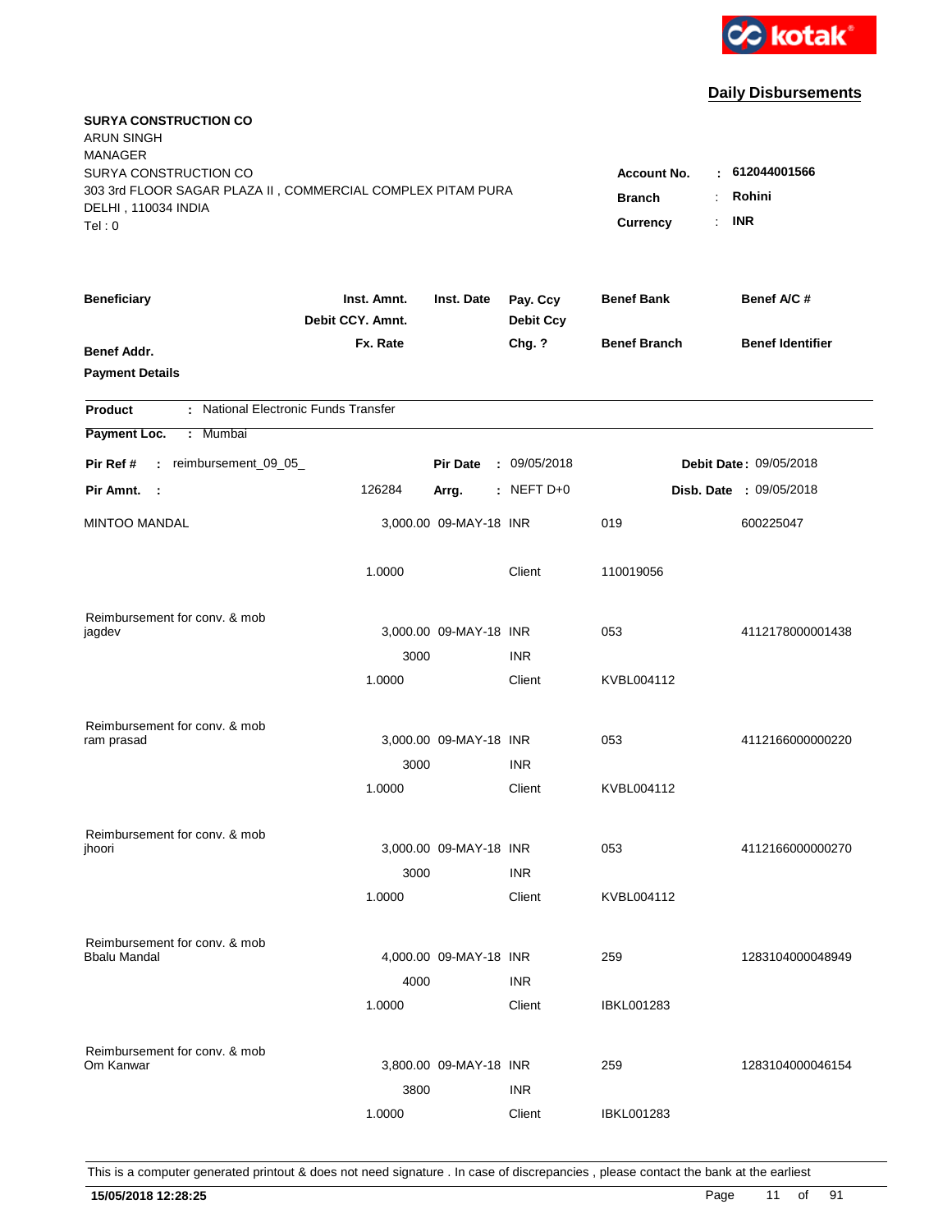**Daily Disbursements**

**SURYA CONSTRUCTION CO**
ARUN SINGH
MANAGER
SURYA CONSTRUCTION CO
303 3rd FLOOR SAGAR PLAZA II , COMMERCIAL COMPLEX PITAM PURA
DELHI , 110034 INDIA
Tel : 0

**Account No.** : **612044001566**
**Branch** : **Rohini**
**Currency** : **INR**

| Beneficiary / Benef Addr. / Payment Details | Inst. Amnt. / Debit CCY. Amnt. / Fx. Rate | Inst. Date | Pay. Ccy / Debit Ccy / Chg. ? | Benef Bank / Benef Branch | Benef A/C # / Benef Identifier |
|---|---|---|---|---|---|

**Product** : National Electronic Funds Transfer
**Payment Loc.** : Mumbai

**Pir Ref #** : reimbursement_09_05_ | **Pir Date** : 09/05/2018 | **Debit Date** : 09/05/2018
**Pir Amnt.** : 126284 | **Arrg.** : NEFT D+0 | **Disb. Date** : 09/05/2018

| Beneficiary | Inst. Amnt. | Inst. Date | Pay. Ccy | Benef Bank | Benef A/C # |
|---|---|---|---|---|---|
| MINTOO MANDAL | 3,000.00 | 09-MAY-18 | INR | 019 | 600225047 |
| | 1.0000 | | Client | 110019056 | |
| Reimbursement for conv. & mob | | | | | |
| jagdev | 3,000.00 | 09-MAY-18 | INR | 053 | 4112178000001438 |
| | 3000 | | INR | | |
| | 1.0000 | | Client | KVBL004112 | |
| Reimbursement for conv. & mob | | | | | |
| ram prasad | 3,000.00 | 09-MAY-18 | INR | 053 | 4112166000000220 |
| | 3000 | | INR | | |
| | 1.0000 | | Client | KVBL004112 | |
| Reimbursement for conv. & mob | | | | | |
| jhoori | 3,000.00 | 09-MAY-18 | INR | 053 | 4112166000000270 |
| | 3000 | | INR | | |
| | 1.0000 | | Client | KVBL004112 | |
| Reimbursement for conv. & mob | | | | | |
| Bbalu Mandal | 4,000.00 | 09-MAY-18 | INR | 259 | 1283104000048949 |
| | 4000 | | INR | | |
| | 1.0000 | | Client | IBKL001283 | |
| Reimbursement for conv. & mob | | | | | |
| Om Kanwar | 3,800.00 | 09-MAY-18 | INR | 259 | 1283104000046154 |
| | 3800 | | INR | | |
| | 1.0000 | | Client | IBKL001283 | |

This is a computer generated printout & does not need signature . In case of discrepancies , please contact the bank at the earliest

**15/05/2018 12:28:25**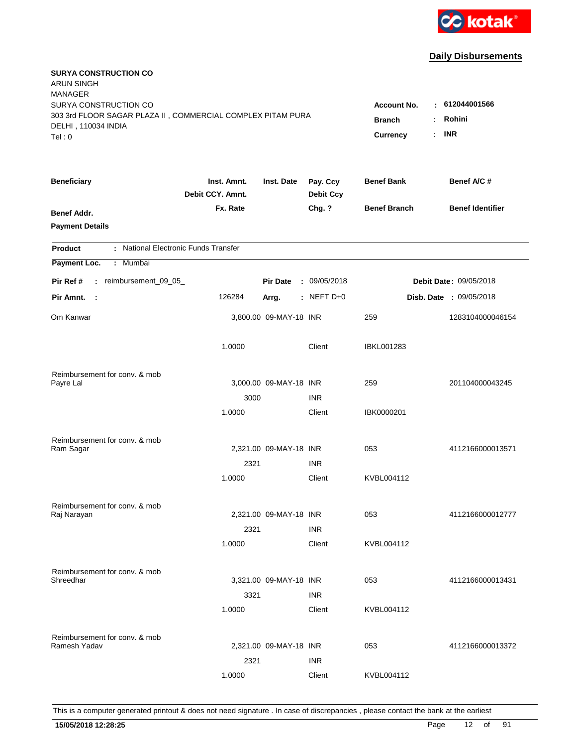**kotak**

## Daily Disbursements

**SURYA CONSTRUCTION CO**
ARUN SINGH
MANAGER
SURYA CONSTRUCTION CO
303 3rd FLOOR SAGAR PLAZA II , COMMERCIAL COMPLEX PITAM PURA
DELHI , 110034 INDIA
Tel : 0

**Account No.** : **612044001566**
**Branch** : **Rohini**
**Currency** : **INR**

| Beneficiary | Inst. Amnt. / Debit CCY. Amnt. / Fx. Rate | Inst. Date | Pay. Ccy / Debit Ccy / Chg. ? | Benef Bank / Benef Branch | Benef A/C # / Benef Identifier |
|---|---|---|---|---|---|
| **Benef Addr.** | | | | | |
| **Payment Details** | | | | | |

**Product** : National Electronic Funds Transfer

**Payment Loc.** : Mumbai

**Pir Ref #** : reimbursement_09_05_ **Pir Date** : 09/05/2018 **Debit Date** : 09/05/2018

**Pir Amnt.** : 126284 **Arrg.** : NEFT D+0 **Disb. Date** : 09/05/2018

| Beneficiary | Inst. Amnt. | Inst. Date | Pay. Ccy | Benef Bank | Benef A/C # |
|---|---|---|---|---|---|
| Om Kanwar | 3,800.00 | 09-MAY-18 | INR | 259 | 1283104000046154 |
| | 1.0000 | | Client | IBKL001283 | |
| Reimbursement for conv. & mob | | | | | |
| Payre Lal | 3,000.00 | 09-MAY-18 | INR | 259 | 201104000043245 |
| | 3000 | | INR | | |
| | 1.0000 | | Client | IBK0000201 | |
| Reimbursement for conv. & mob | | | | | |
| Ram Sagar | 2,321.00 | 09-MAY-18 | INR | 053 | 4112166000013571 |
| | 2321 | | INR | | |
| | 1.0000 | | Client | KVBL004112 | |
| Reimbursement for conv. & mob | | | | | |
| Raj Narayan | 2,321.00 | 09-MAY-18 | INR | 053 | 4112166000012777 |
| | 2321 | | INR | | |
| | 1.0000 | | Client | KVBL004112 | |
| Reimbursement for conv. & mob | | | | | |
| Shreedhar | 3,321.00 | 09-MAY-18 | INR | 053 | 4112166000013431 |
| | 3321 | | INR | | |
| | 1.0000 | | Client | KVBL004112 | |
| Reimbursement for conv. & mob | | | | | |
| Ramesh Yadav | 2,321.00 | 09-MAY-18 | INR | 053 | 4112166000013372 |
| | 2321 | | INR | | |
| | 1.0000 | | Client | KVBL004112 | |

This is a computer generated printout & does not need signature . In case of discrepancies , please contact the bank at the earliest

**15/05/2018 12:28:25**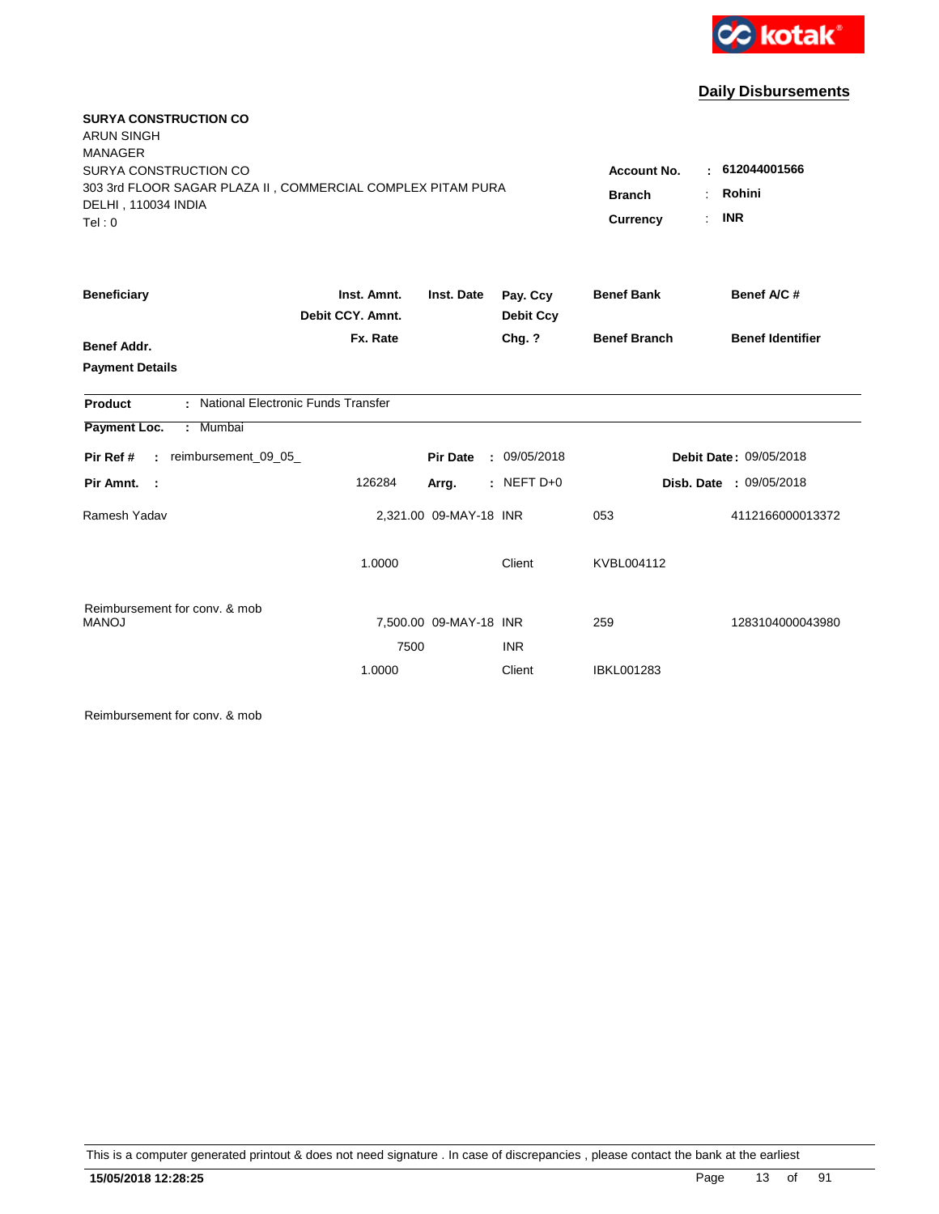kotak

## Daily Disbursements

**SURYA CONSTRUCTION CO**
ARUN SINGH
MANAGER
SURYA CONSTRUCTION CO
303 3rd FLOOR SAGAR PLAZA II , COMMERCIAL COMPLEX PITAM PURA
DELHI , 110034 INDIA
Tel : 0

**Account No.** : **612044001566**
**Branch** : **Rohini**
**Currency** : **INR**

| Beneficiary | Inst. Amnt. / Debit CCY. Amnt. / Fx. Rate | Inst. Date | Pay. Ccy / Debit Ccy / Chg. ? | Benef Bank / Benef Branch | Benef A/C # / Benef Identifier |
|---|---|---|---|---|---|
| **Benef Addr.** | | | | | |
| **Payment Details** | | | | | |

**Product** : National Electronic Funds Transfer

**Payment Loc.** : Mumbai

**Pir Ref #** : reimbursement_09_05_ **Pir Date** : 09/05/2018 **Debit Date** : 09/05/2018

**Pir Amnt.** : 126284 **Arrg.** : NEFT D+0 **Disb. Date** : 09/05/2018

| Beneficiary | Inst. Amnt. / Debit CCY. Amnt. / Fx. Rate | Inst. Date | Pay. Ccy / Debit Ccy / Chg. ? | Benef Bank / Benef Branch | Benef A/C # / Benef Identifier |
|---|---|---|---|---|---|
| Ramesh Yadav | 2,321.00 | 09-MAY-18 | INR | 053 | 4112166000013372 |
| | 1.0000 | | Client | KVBL004112 | |
| Reimbursement for conv. & mob | | | | | |
| MANOJ | 7,500.00 | 09-MAY-18 | INR | 259 | 1283104000043980 |
| | 7500 | | INR | | |
| | 1.0000 | | Client | IBKL001283 | |
| Reimbursement for conv. & mob | | | | | |

This is a computer generated printout & does not need signature . In case of discrepancies , please contact the bank at the earliest

**15/05/2018 12:28:25**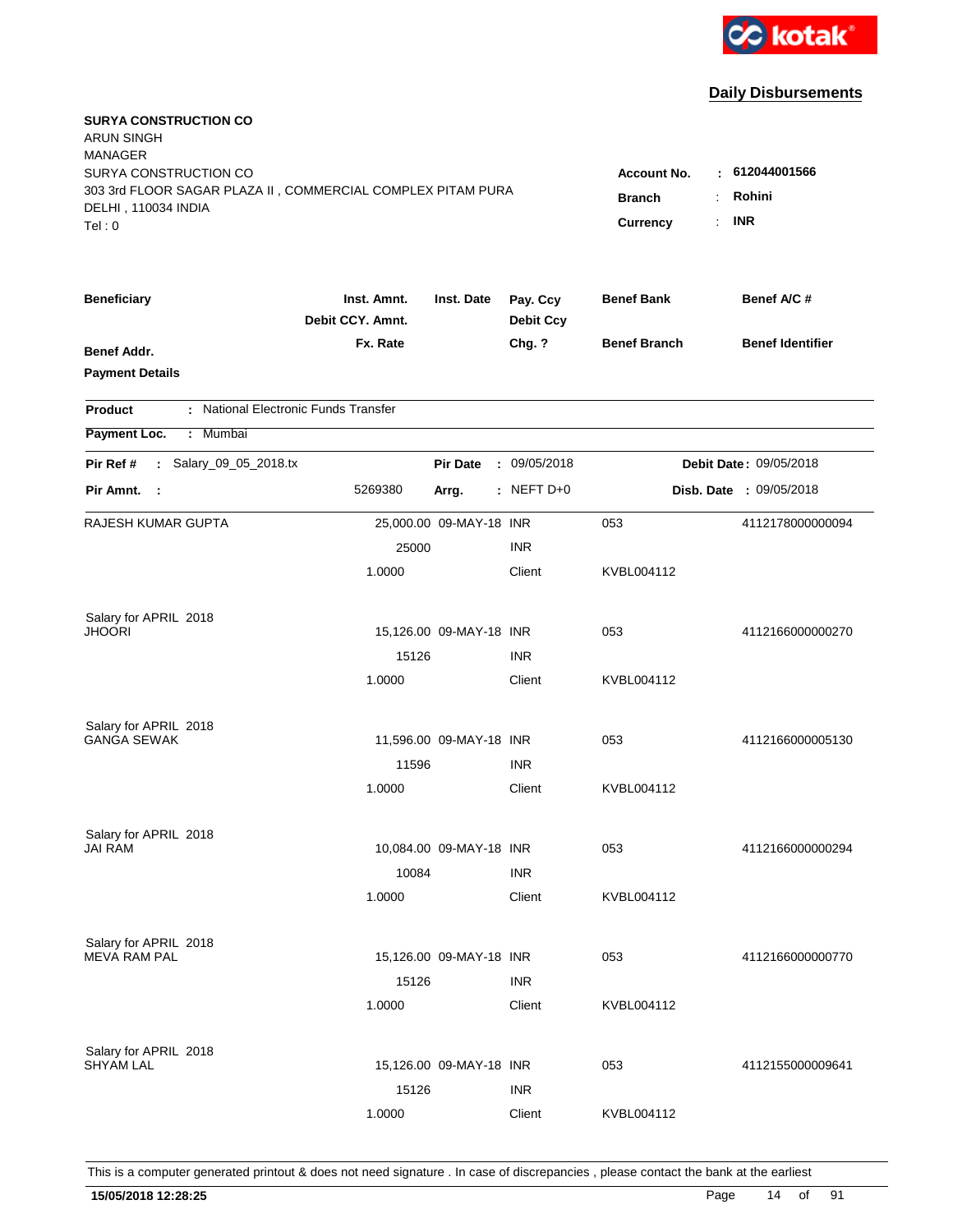kotak

## Daily Disbursements

**SURYA CONSTRUCTION CO**
ARUN SINGH
MANAGER
SURYA CONSTRUCTION CO
303 3rd FLOOR SAGAR PLAZA II , COMMERCIAL COMPLEX PITAM PURA
DELHI , 110034 INDIA
Tel : 0

**Account No.** : **612044001566**
**Branch** : **Rohini**
**Currency** : **INR**

| Beneficiary / Benef Addr. / Payment Details | Inst. Amnt. / Debit CCY. Amnt. / Fx. Rate | Inst. Date | Pay. Ccy / Debit Ccy / Chg. ? | Benef Bank / Benef Branch | Benef A/C # / Benef Identifier |
|---|---|---|---|---|---|

**Product** : National Electronic Funds Transfer
**Payment Loc.** : Mumbai

**Pir Ref #** : Salary_09_05_2018.tx | **Pir Date** : 09/05/2018 | **Debit Date** : 09/05/2018
**Pir Amnt.** : 5269380 | **Arrg.** : NEFT D+0 | **Disb. Date** : 09/05/2018

| Beneficiary | Inst. Amnt. | Inst. Date | Pay. Ccy | Benef Bank | Benef A/C # |
|---|---|---|---|---|---|
| RAJESH KUMAR GUPTA | 25,000.00 | 09-MAY-18 | INR | 053 | 4112178000000094 |
| | 25000 | | INR | | |
| | 1.0000 | | Client | KVBL004112 | |
| Salary for APRIL 2018 | | | | | |
| JHOORI | 15,126.00 | 09-MAY-18 | INR | 053 | 4112166000000270 |
| | 15126 | | INR | | |
| | 1.0000 | | Client | KVBL004112 | |
| Salary for APRIL 2018 | | | | | |
| GANGA SEWAK | 11,596.00 | 09-MAY-18 | INR | 053 | 4112166000005130 |
| | 11596 | | INR | | |
| | 1.0000 | | Client | KVBL004112 | |
| Salary for APRIL 2018 | | | | | |
| JAI RAM | 10,084.00 | 09-MAY-18 | INR | 053 | 4112166000000294 |
| | 10084 | | INR | | |
| | 1.0000 | | Client | KVBL004112 | |
| Salary for APRIL 2018 | | | | | |
| MEVA RAM PAL | 15,126.00 | 09-MAY-18 | INR | 053 | 4112166000000770 |
| | 15126 | | INR | | |
| | 1.0000 | | Client | KVBL004112 | |
| Salary for APRIL 2018 | | | | | |
| SHYAM LAL | 15,126.00 | 09-MAY-18 | INR | 053 | 4112155000009641 |
| | 15126 | | INR | | |
| | 1.0000 | | Client | KVBL004112 | |

This is a computer generated printout & does not need signature . In case of discrepancies , please contact the bank at the earliest

**15/05/2018 12:28:25**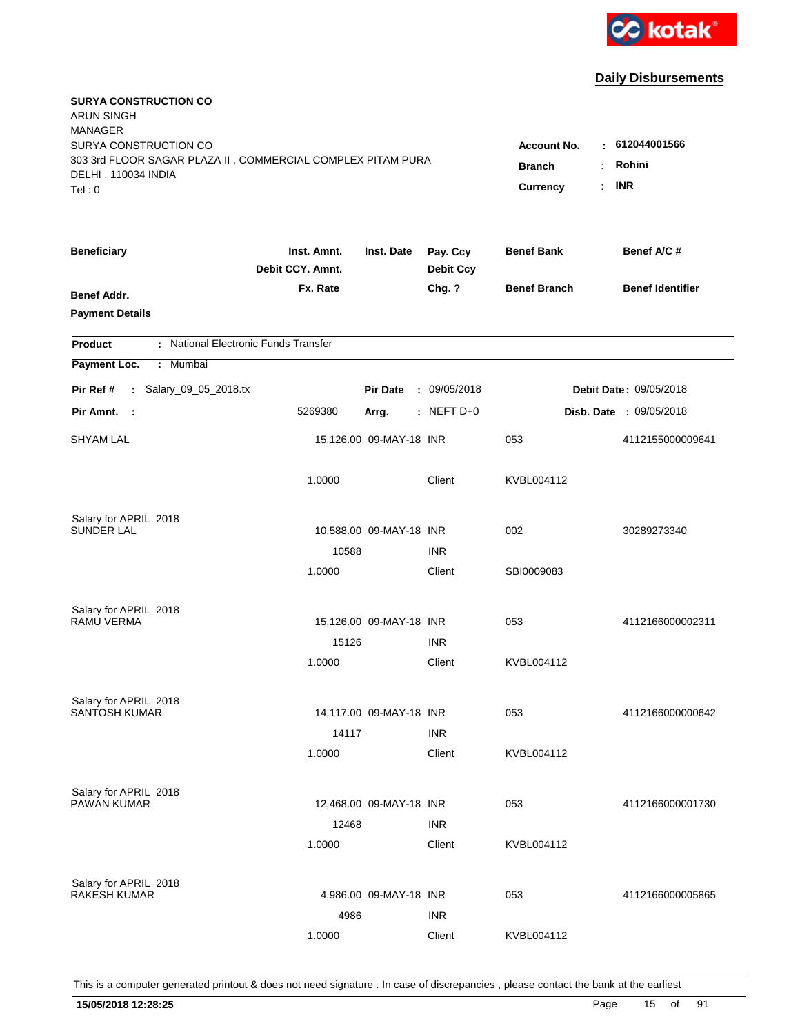kotak

## Daily Disbursements

**SURYA CONSTRUCTION CO**
ARUN SINGH
MANAGER
SURYA CONSTRUCTION CO
303 3rd FLOOR SAGAR PLAZA II , COMMERCIAL COMPLEX PITAM PURA
DELHI , 110034 INDIA
Tel : 0

**Account No.** : **612044001566**
**Branch** : **Rohini**
**Currency** : **INR**

| Beneficiary | Inst. Amnt. / Debit CCY. Amnt. / Fx. Rate | Inst. Date | Pay. Ccy / Debit Ccy / Chg. ? | Benef Bank / Benef Branch | Benef A/C # / Benef Identifier |
|---|---|---|---|---|---|
| **Benef Addr.** | | | | | |
| **Payment Details** | | | | | |

**Product** : National Electronic Funds Transfer

**Payment Loc.** : Mumbai

**Pir Ref #** : Salary_09_05_2018.tx &nbsp;&nbsp; **Pir Date** : 09/05/2018 &nbsp;&nbsp; **Debit Date** : 09/05/2018

**Pir Amnt.** : 5269380 &nbsp;&nbsp; **Arrg.** : NEFT D+0 &nbsp;&nbsp; **Disb. Date** : 09/05/2018

| Beneficiary | Inst. Amnt. / Debit CCY. Amnt. / Fx. Rate | Inst. Date | Pay. Ccy / Debit Ccy / Chg. ? | Benef Bank / Benef Branch | Benef A/C # |
|---|---|---|---|---|---|
| SHYAM LAL | 15,126.00 | 09-MAY-18 | INR | 053 | 4112155000009641 |
| | 1.0000 | | Client | KVBL004112 | |
| Salary for APRIL 2018 | | | | | |
| SUNDER LAL | 10,588.00 | 09-MAY-18 | INR | 002 | 30289273340 |
| | 10588 | | INR | | |
| | 1.0000 | | Client | SBI0009083 | |
| Salary for APRIL 2018 | | | | | |
| RAMU VERMA | 15,126.00 | 09-MAY-18 | INR | 053 | 4112166000002311 |
| | 15126 | | INR | | |
| | 1.0000 | | Client | KVBL004112 | |
| Salary for APRIL 2018 | | | | | |
| SANTOSH KUMAR | 14,117.00 | 09-MAY-18 | INR | 053 | 4112166000000642 |
| | 14117 | | INR | | |
| | 1.0000 | | Client | KVBL004112 | |
| Salary for APRIL 2018 | | | | | |
| PAWAN KUMAR | 12,468.00 | 09-MAY-18 | INR | 053 | 4112166000001730 |
| | 12468 | | INR | | |
| | 1.0000 | | Client | KVBL004112 | |
| Salary for APRIL 2018 | | | | | |
| RAKESH KUMAR | 4,986.00 | 09-MAY-18 | INR | 053 | 4112166000005865 |
| | 4986 | | INR | | |
| | 1.0000 | | Client | KVBL004112 | |

This is a computer generated printout & does not need signature . In case of discrepancies , please contact the bank at the earliest

**15/05/2018 12:28:25**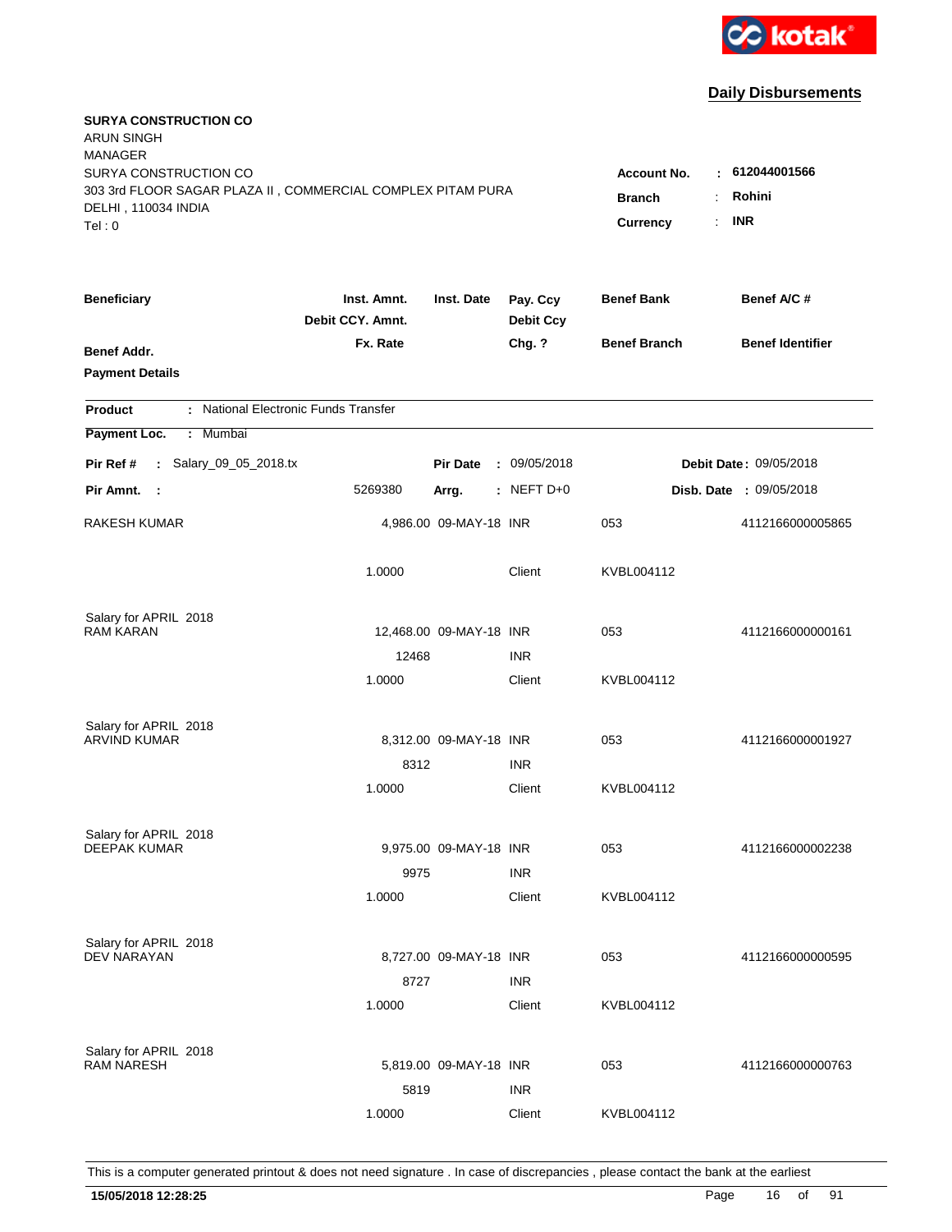**Daily Disbursements**

**SURYA CONSTRUCTION CO**
ARUN SINGH
MANAGER
SURYA CONSTRUCTION CO
303 3rd FLOOR SAGAR PLAZA II , COMMERCIAL COMPLEX PITAM PURA
DELHI , 110034 INDIA
Tel : 0

**Account No.** : **612044001566**
**Branch** : **Rohini**
**Currency** : **INR**

| Beneficiary | Inst. Amnt. / Debit CCY. Amnt. / Fx. Rate | Inst. Date | Pay. Ccy / Debit Ccy / Chg. ? | Benef Bank / Benef Branch | Benef A/C # / Benef Identifier |
|---|---|---|---|---|---|
| **Benef Addr.** | | | | | |
| **Payment Details** | | | | | |

**Product** : National Electronic Funds Transfer
**Payment Loc.** : Mumbai

**Pir Ref #** : Salary_09_05_2018.tx | **Pir Date** : 09/05/2018 | **Debit Date** : 09/05/2018
**Pir Amnt.** : 5269380 | **Arrg.** : NEFT D+0 | **Disb. Date** : 09/05/2018

| Beneficiary | Inst. Amnt. / Debit CCY. Amnt. / Fx. Rate | Inst. Date | Pay. Ccy / Debit Ccy / Chg. ? | Benef Bank / Benef Branch | Benef A/C # / Benef Identifier |
|---|---|---|---|---|---|
| RAKESH KUMAR | 4,986.00 | 09-MAY-18 | INR | 053 | 4112166000005865 |
| | 1.0000 | | Client | KVBL004112 | |
| Salary for APRIL 2018 | | | | | |
| RAM KARAN | 12,468.00 | 09-MAY-18 | INR | 053 | 4112166000000161 |
| | 12468 | | INR | | |
| | 1.0000 | | Client | KVBL004112 | |
| Salary for APRIL 2018 | | | | | |
| ARVIND KUMAR | 8,312.00 | 09-MAY-18 | INR | 053 | 4112166000001927 |
| | 8312 | | INR | | |
| | 1.0000 | | Client | KVBL004112 | |
| Salary for APRIL 2018 | | | | | |
| DEEPAK KUMAR | 9,975.00 | 09-MAY-18 | INR | 053 | 4112166000002238 |
| | 9975 | | INR | | |
| | 1.0000 | | Client | KVBL004112 | |
| Salary for APRIL 2018 | | | | | |
| DEV NARAYAN | 8,727.00 | 09-MAY-18 | INR | 053 | 4112166000000595 |
| | 8727 | | INR | | |
| | 1.0000 | | Client | KVBL004112 | |
| Salary for APRIL 2018 | | | | | |
| RAM NARESH | 5,819.00 | 09-MAY-18 | INR | 053 | 4112166000000763 |
| | 5819 | | INR | | |
| | 1.0000 | | Client | KVBL004112 | |

This is a computer generated printout & does not need signature . In case of discrepancies , please contact the bank at the earliest

**15/05/2018 12:28:25**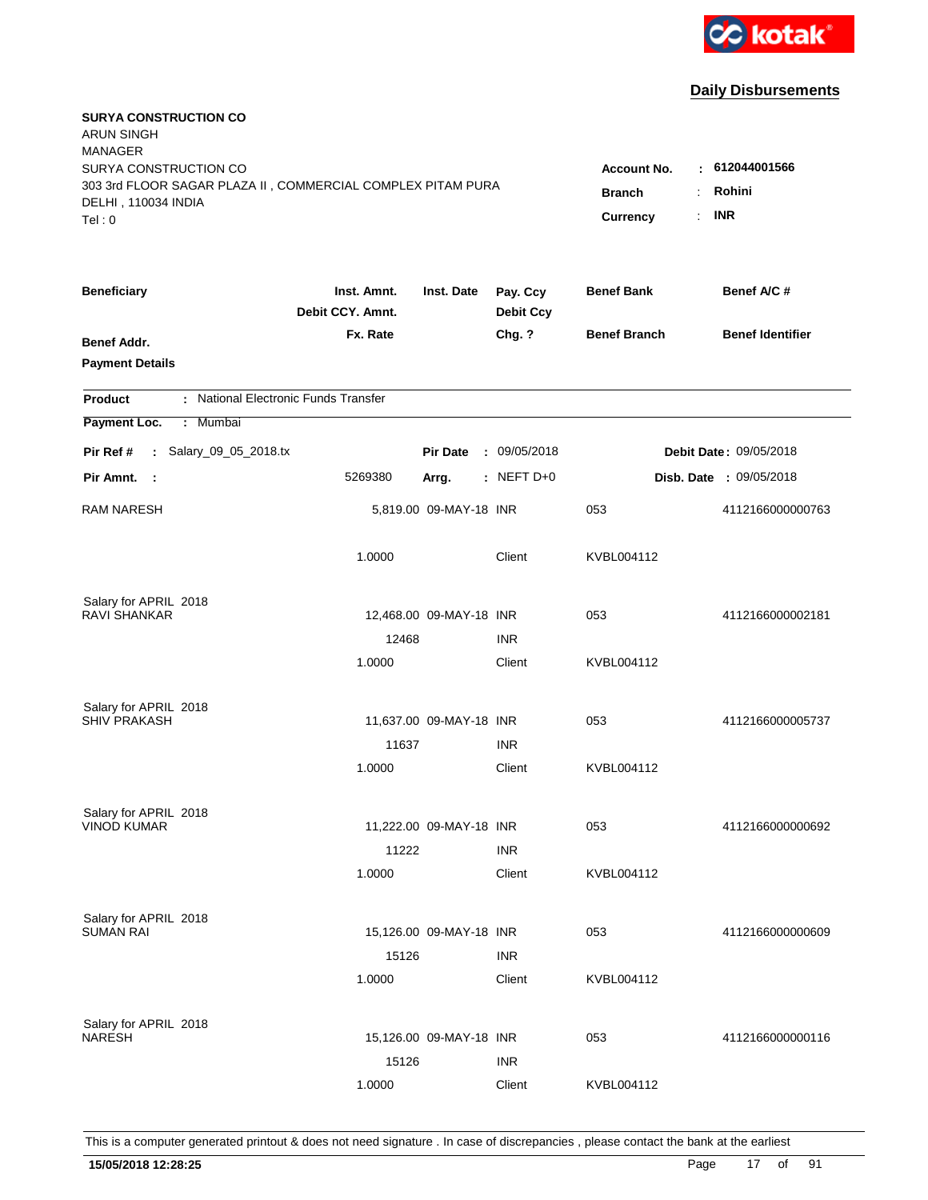kotak

## Daily Disbursements

**SURYA CONSTRUCTION CO**
ARUN SINGH
MANAGER
SURYA CONSTRUCTION CO
303 3rd FLOOR SAGAR PLAZA II , COMMERCIAL COMPLEX PITAM PURA
DELHI , 110034 INDIA
Tel : 0

**Account No.** : **612044001566**
**Branch** : **Rohini**
**Currency** : **INR**

| **Beneficiary** | **Inst. Amnt.** / **Debit CCY. Amnt.** / **Fx. Rate** | **Inst. Date** | **Pay. Ccy** / **Debit Ccy** / **Chg. ?** | **Benef Bank** / **Benef Branch** | **Benef A/C #** / **Benef Identifier** |
|---|---|---|---|---|---|
| **Benef Addr.** / **Payment Details** | | | | | |

**Product** : National Electronic Funds Transfer
**Payment Loc.** : Mumbai

**Pir Ref #** : Salary_09_05_2018.tx &nbsp;&nbsp; **Pir Date** : 09/05/2018 &nbsp;&nbsp; **Debit Date** : 09/05/2018
**Pir Amnt.** : 5269380 &nbsp;&nbsp; **Arrg.** : NEFT D+0 &nbsp;&nbsp; **Disb. Date** : 09/05/2018

| Beneficiary | Inst. Amnt. / Debit CCY. Amnt. / Fx. Rate | Inst. Date | Pay. Ccy / Debit Ccy / Chg. ? | Benef Bank / Benef Branch | Benef A/C # |
|---|---|---|---|---|---|
| RAM NARESH | 5,819.00 | 09-MAY-18 | INR | 053 | 4112166000000763 |
| | 1.0000 | | Client | KVBL004112 | |
| Salary for APRIL 2018 | | | | | |
| RAVI SHANKAR | 12,468.00 | 09-MAY-18 | INR | 053 | 4112166000002181 |
| | 12468 | | INR | | |
| | 1.0000 | | Client | KVBL004112 | |
| Salary for APRIL 2018 | | | | | |
| SHIV PRAKASH | 11,637.00 | 09-MAY-18 | INR | 053 | 4112166000005737 |
| | 11637 | | INR | | |
| | 1.0000 | | Client | KVBL004112 | |
| Salary for APRIL 2018 | | | | | |
| VINOD KUMAR | 11,222.00 | 09-MAY-18 | INR | 053 | 4112166000000692 |
| | 11222 | | INR | | |
| | 1.0000 | | Client | KVBL004112 | |
| Salary for APRIL 2018 | | | | | |
| SUMAN RAI | 15,126.00 | 09-MAY-18 | INR | 053 | 4112166000000609 |
| | 15126 | | INR | | |
| | 1.0000 | | Client | KVBL004112 | |
| Salary for APRIL 2018 | | | | | |
| NARESH | 15,126.00 | 09-MAY-18 | INR | 053 | 4112166000000116 |
| | 15126 | | INR | | |
| | 1.0000 | | Client | KVBL004112 | |

This is a computer generated printout & does not need signature . In case of discrepancies , please contact the bank at the earliest

**15/05/2018 12:28:25**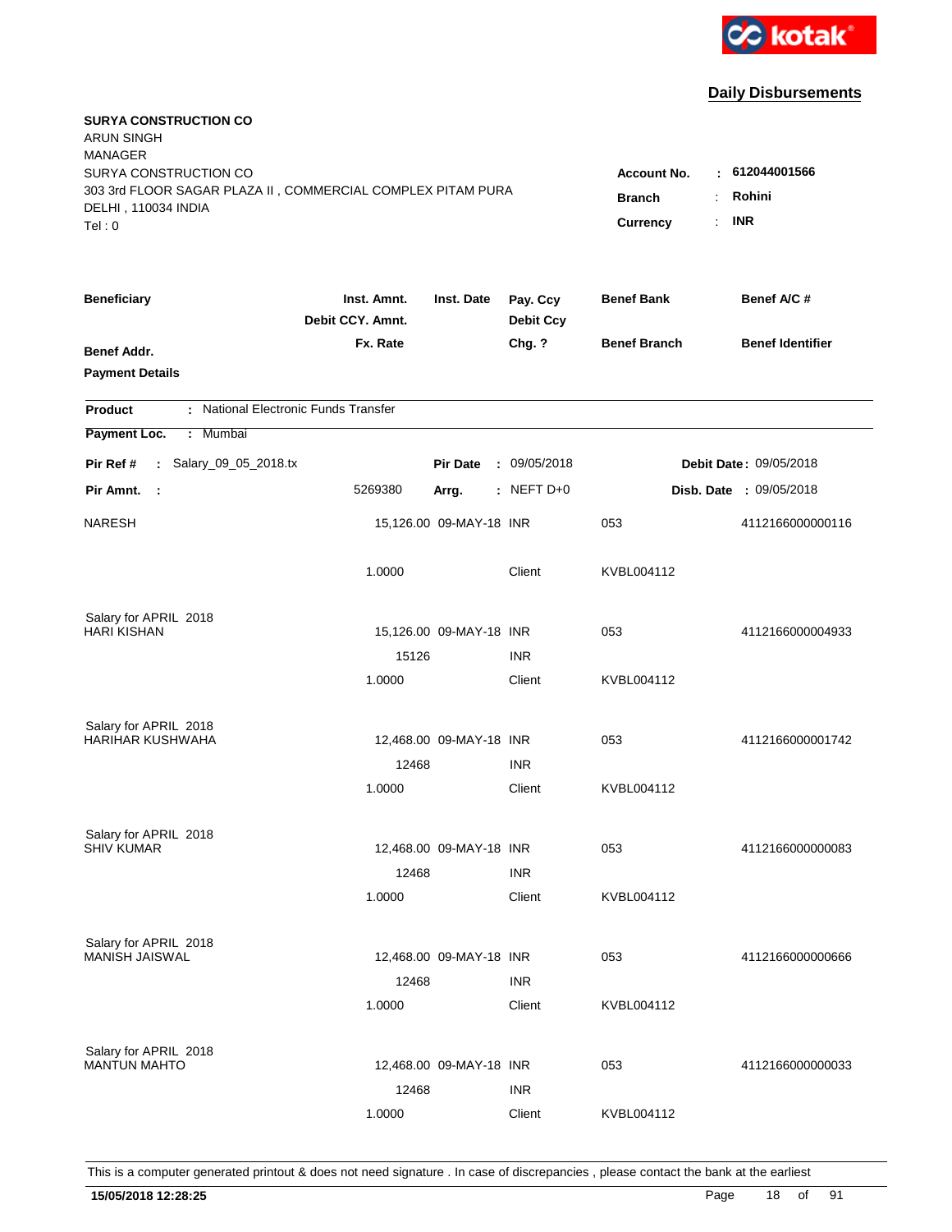**kotak**

## Daily Disbursements

**SURYA CONSTRUCTION CO**
ARUN SINGH
MANAGER
SURYA CONSTRUCTION CO
303 3rd FLOOR SAGAR PLAZA II , COMMERCIAL COMPLEX PITAM PURA
DELHI , 110034 INDIA
Tel : 0

**Account No.** : **612044001566**
**Branch** : **Rohini**
**Currency** : **INR**

| Beneficiary / Benef Addr. / Payment Details | Inst. Amnt. / Debit CCY. Amnt. / Fx. Rate | Inst. Date | Pay. Ccy / Debit Ccy / Chg. ? | Benef Bank / Benef Branch | Benef A/C # / Benef Identifier |
|---|---|---|---|---|---|

**Product** : National Electronic Funds Transfer
**Payment Loc.** : Mumbai

**Pir Ref #** : Salary_09_05_2018.tx | **Pir Date** : 09/05/2018 | **Debit Date** : 09/05/2018
**Pir Amnt.** : 5269380 | **Arrg.** : NEFT D+0 | **Disb. Date** : 09/05/2018

| Beneficiary | Inst. Amnt. | Inst. Date | Pay. Ccy | Benef Bank | Benef A/C # |
|---|---|---|---|---|---|
| NARESH | 15,126.00 | 09-MAY-18 | INR | 053 | 4112166000000116 |
| | 1.0000 | | Client | KVBL004112 | |
| Salary for APRIL 2018 | | | | | |
| HARI KISHAN | 15,126.00 | 09-MAY-18 | INR | 053 | 4112166000004933 |
| | 15126 | | INR | | |
| | 1.0000 | | Client | KVBL004112 | |
| Salary for APRIL 2018 | | | | | |
| HARIHAR KUSHWAHA | 12,468.00 | 09-MAY-18 | INR | 053 | 4112166000001742 |
| | 12468 | | INR | | |
| | 1.0000 | | Client | KVBL004112 | |
| Salary for APRIL 2018 | | | | | |
| SHIV KUMAR | 12,468.00 | 09-MAY-18 | INR | 053 | 4112166000000083 |
| | 12468 | | INR | | |
| | 1.0000 | | Client | KVBL004112 | |
| Salary for APRIL 2018 | | | | | |
| MANISH JAISWAL | 12,468.00 | 09-MAY-18 | INR | 053 | 4112166000000666 |
| | 12468 | | INR | | |
| | 1.0000 | | Client | KVBL004112 | |
| Salary for APRIL 2018 | | | | | |
| MANTUN MAHTO | 12,468.00 | 09-MAY-18 | INR | 053 | 4112166000000033 |
| | 12468 | | INR | | |
| | 1.0000 | | Client | KVBL004112 | |

This is a computer generated printout & does not need signature . In case of discrepancies , please contact the bank at the earliest

**15/05/2018 12:28:25**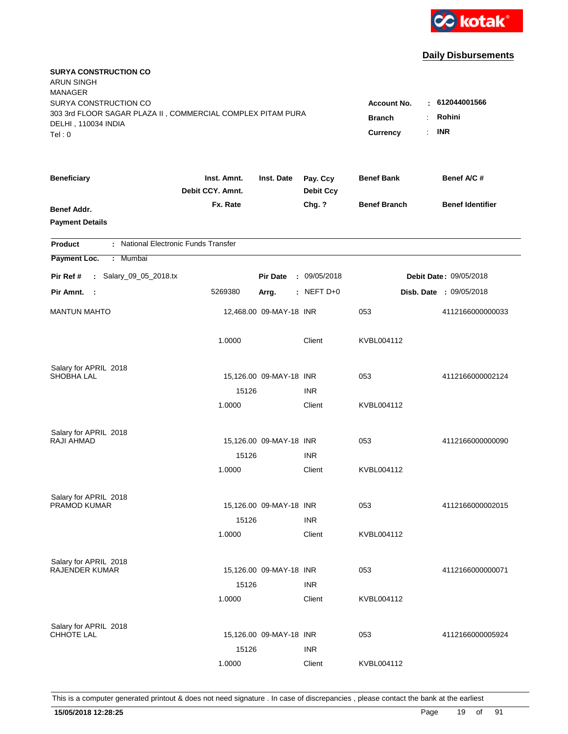**Daily Disbursements**

**SURYA CONSTRUCTION CO**
ARUN SINGH
MANAGER
SURYA CONSTRUCTION CO
303 3rd FLOOR SAGAR PLAZA II , COMMERCIAL COMPLEX PITAM PURA
DELHI , 110034 INDIA
Tel : 0

**Account No.** : 612044001566
**Branch** : Rohini
**Currency** : INR

| Beneficiary / Benef Addr. / Payment Details | Inst. Amnt. / Debit CCY. Amnt. / Fx. Rate | Inst. Date | Pay. Ccy / Debit Ccy / Chg. ? | Benef Bank / Benef Branch | Benef A/C # / Benef Identifier |
|---|---|---|---|---|---|

**Product** : National Electronic Funds Transfer
**Payment Loc.** : Mumbai

**Pir Ref #** : Salary_09_05_2018.tx  **Pir Date** : 09/05/2018  **Debit Date** : 09/05/2018
**Pir Amnt.** : 5269380  **Arrg.** : NEFT D+0  **Disb. Date** : 09/05/2018

| Beneficiary | Inst. Amnt. | Inst. Date | Pay. Ccy | Benef Bank | Benef A/C # |
|---|---|---|---|---|---|
| MANTUN MAHTO | 12,468.00 | 09-MAY-18 | INR | 053 | 4112166000000033 |
| | 1.0000 | | Client | KVBL004112 | |
| Salary for APRIL 2018 | | | | | |
| SHOBHA LAL | 15,126.00 | 09-MAY-18 | INR | 053 | 4112166000002124 |
| | 15126 | | INR | | |
| | 1.0000 | | Client | KVBL004112 | |
| Salary for APRIL 2018 | | | | | |
| RAJI AHMAD | 15,126.00 | 09-MAY-18 | INR | 053 | 4112166000000090 |
| | 15126 | | INR | | |
| | 1.0000 | | Client | KVBL004112 | |
| Salary for APRIL 2018 | | | | | |
| PRAMOD KUMAR | 15,126.00 | 09-MAY-18 | INR | 053 | 4112166000002015 |
| | 15126 | | INR | | |
| | 1.0000 | | Client | KVBL004112 | |
| Salary for APRIL 2018 | | | | | |
| RAJENDER KUMAR | 15,126.00 | 09-MAY-18 | INR | 053 | 4112166000000071 |
| | 15126 | | INR | | |
| | 1.0000 | | Client | KVBL004112 | |
| Salary for APRIL 2018 | | | | | |
| CHHOTE LAL | 15,126.00 | 09-MAY-18 | INR | 053 | 4112166000005924 |
| | 15126 | | INR | | |
| | 1.0000 | | Client | KVBL004112 | |

This is a computer generated printout & does not need signature . In case of discrepancies , please contact the bank at the earliest

**15/05/2018 12:28:25**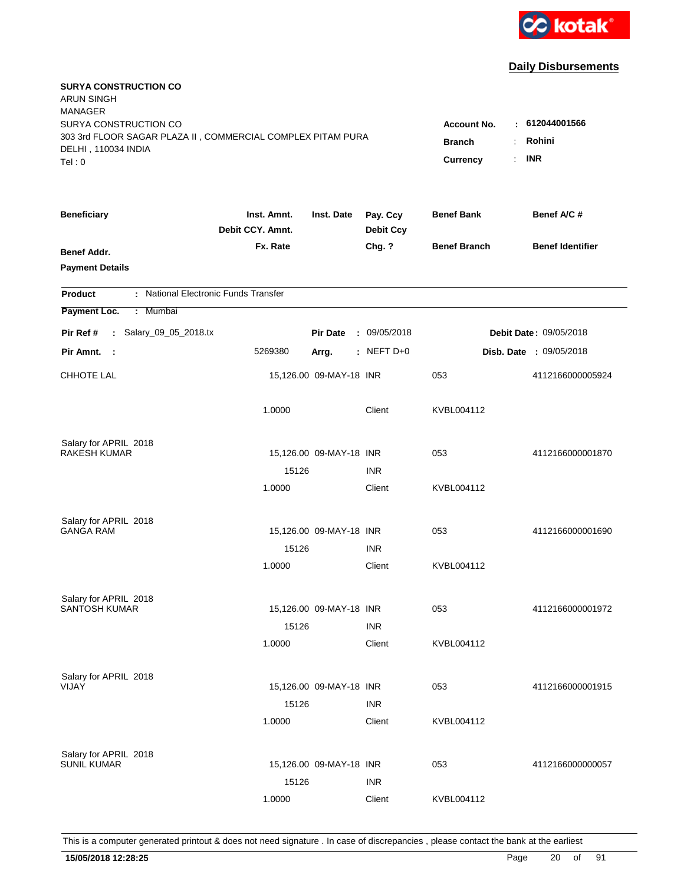kotak

## Daily Disbursements

**SURYA CONSTRUCTION CO**
ARUN SINGH
MANAGER
SURYA CONSTRUCTION CO
303 3rd FLOOR SAGAR PLAZA II , COMMERCIAL COMPLEX PITAM PURA
DELHI , 110034 INDIA
Tel : 0

**Account No.** : **612044001566**
**Branch** : **Rohini**
**Currency** : **INR**

| Beneficiary | Inst. Amnt. / Debit CCY. Amnt. / Fx. Rate | Inst. Date | Pay. Ccy / Debit Ccy / Chg. ? | Benef Bank / Benef Branch | Benef A/C # / Benef Identifier |
|---|---|---|---|---|---|
| **Benef Addr.** | | | | | |
| **Payment Details** | | | | | |

**Product** : National Electronic Funds Transfer
**Payment Loc.** : Mumbai

**Pir Ref #** : Salary_09_05_2018.tx | **Pir Date** : 09/05/2018 | **Debit Date** : 09/05/2018
**Pir Amnt.** : 5269380 | **Arrg.** : NEFT D+0 | **Disb. Date** : 09/05/2018

| Beneficiary | Inst. Amnt. | Inst. Date | Pay. Ccy | Benef Bank | Benef A/C # |
|---|---|---|---|---|---|
| CHHOTE LAL | 15,126.00 | 09-MAY-18 | INR | 053 | 4112166000005924 |
| | 1.0000 | | Client | KVBL004112 | |
| Salary for APRIL 2018 | | | | | |
| RAKESH KUMAR | 15,126.00 | 09-MAY-18 | INR | 053 | 4112166000001870 |
| | 15126 | | INR | | |
| | 1.0000 | | Client | KVBL004112 | |
| Salary for APRIL 2018 | | | | | |
| GANGA RAM | 15,126.00 | 09-MAY-18 | INR | 053 | 4112166000001690 |
| | 15126 | | INR | | |
| | 1.0000 | | Client | KVBL004112 | |
| Salary for APRIL 2018 | | | | | |
| SANTOSH KUMAR | 15,126.00 | 09-MAY-18 | INR | 053 | 4112166000001972 |
| | 15126 | | INR | | |
| | 1.0000 | | Client | KVBL004112 | |
| Salary for APRIL 2018 | | | | | |
| VIJAY | 15,126.00 | 09-MAY-18 | INR | 053 | 4112166000001915 |
| | 15126 | | INR | | |
| | 1.0000 | | Client | KVBL004112 | |
| Salary for APRIL 2018 | | | | | |
| SUNIL KUMAR | 15,126.00 | 09-MAY-18 | INR | 053 | 4112166000000057 |
| | 15126 | | INR | | |
| | 1.0000 | | Client | KVBL004112 | |

This is a computer generated printout & does not need signature . In case of discrepancies , please contact the bank at the earliest

**15/05/2018 12:28:25**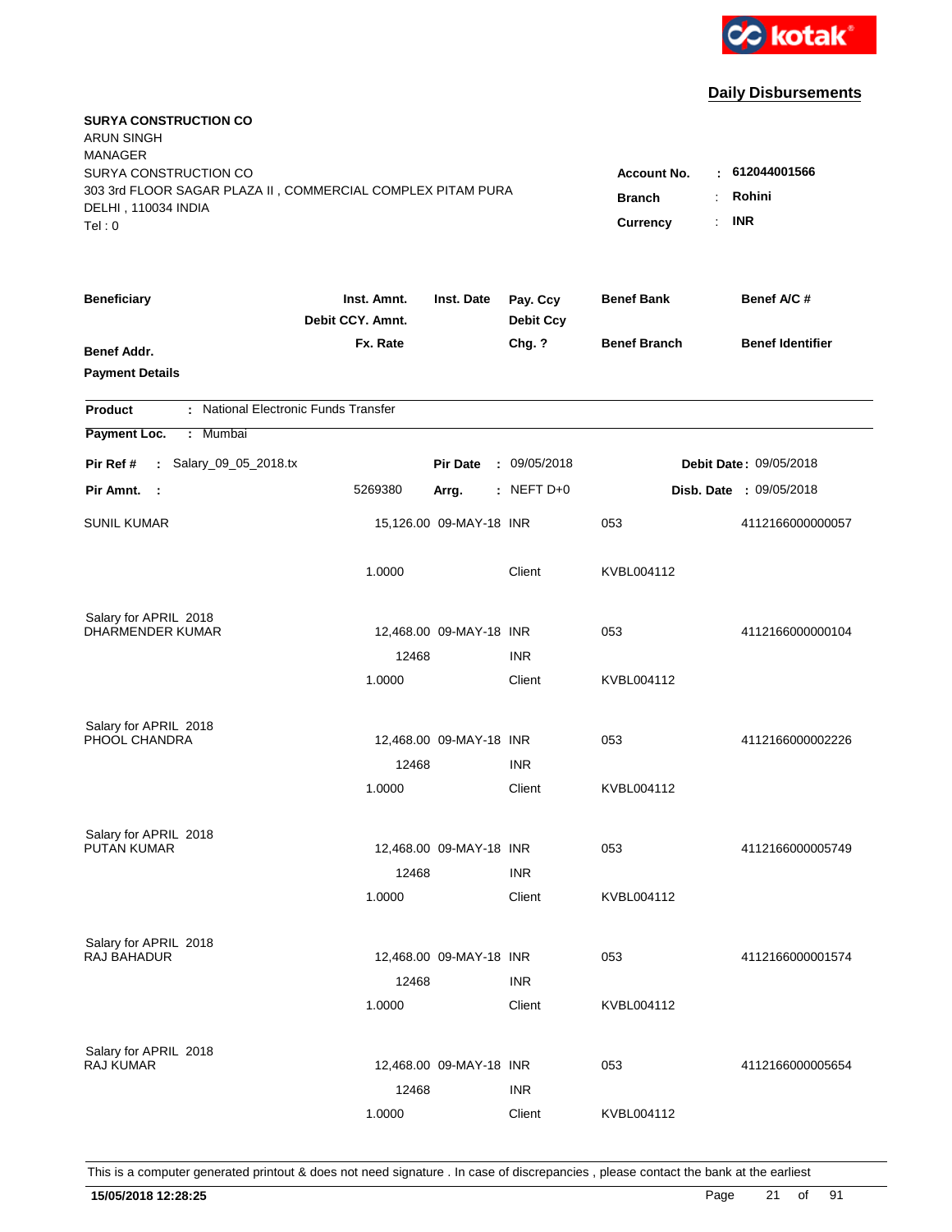kotak

## Daily Disbursements

**SURYA CONSTRUCTION CO**
ARUN SINGH
MANAGER
SURYA CONSTRUCTION CO
303 3rd FLOOR SAGAR PLAZA II , COMMERCIAL COMPLEX PITAM PURA
DELHI , 110034 INDIA
Tel : 0

**Account No.** : **612044001566**
**Branch** : **Rohini**
**Currency** : **INR**

| Beneficiary | Inst. Amnt. / Debit CCY. Amnt. / Fx. Rate | Inst. Date | Pay. Ccy / Debit Ccy / Chg. ? | Benef Bank / Benef Branch | Benef A/C # / Benef Identifier |
|---|---|---|---|---|---|
| **Benef Addr.** | | | | | |
| **Payment Details** | | | | | |

**Product** : National Electronic Funds Transfer

**Payment Loc.** : Mumbai

**Pir Ref #** : Salary_09_05_2018.tx | **Pir Date** : 09/05/2018 | **Debit Date** : 09/05/2018

**Pir Amnt.** : 5269380 | **Arrg.** : NEFT D+0 | **Disb. Date** : 09/05/2018

| Beneficiary | Inst. Amnt. | Inst. Date | Pay. Ccy | Benef Bank | Benef A/C # |
|---|---|---|---|---|---|
| SUNIL KUMAR | 15,126.00 | 09-MAY-18 | INR | 053 | 4112166000000057 |
| | 1.0000 | | Client | KVBL004112 | |
| Salary for APRIL 2018 | | | | | |
| DHARMENDER KUMAR | 12,468.00 | 09-MAY-18 | INR | 053 | 4112166000000104 |
| | 12468 | | INR | | |
| | 1.0000 | | Client | KVBL004112 | |
| Salary for APRIL 2018 | | | | | |
| PHOOL CHANDRA | 12,468.00 | 09-MAY-18 | INR | 053 | 4112166000002226 |
| | 12468 | | INR | | |
| | 1.0000 | | Client | KVBL004112 | |
| Salary for APRIL 2018 | | | | | |
| PUTAN KUMAR | 12,468.00 | 09-MAY-18 | INR | 053 | 4112166000005749 |
| | 12468 | | INR | | |
| | 1.0000 | | Client | KVBL004112 | |
| Salary for APRIL 2018 | | | | | |
| RAJ BAHADUR | 12,468.00 | 09-MAY-18 | INR | 053 | 4112166000001574 |
| | 12468 | | INR | | |
| | 1.0000 | | Client | KVBL004112 | |
| Salary for APRIL 2018 | | | | | |
| RAJ KUMAR | 12,468.00 | 09-MAY-18 | INR | 053 | 4112166000005654 |
| | 12468 | | INR | | |
| | 1.0000 | | Client | KVBL004112 | |

This is a computer generated printout & does not need signature . In case of discrepancies , please contact the bank at the earliest

**15/05/2018 12:28:25**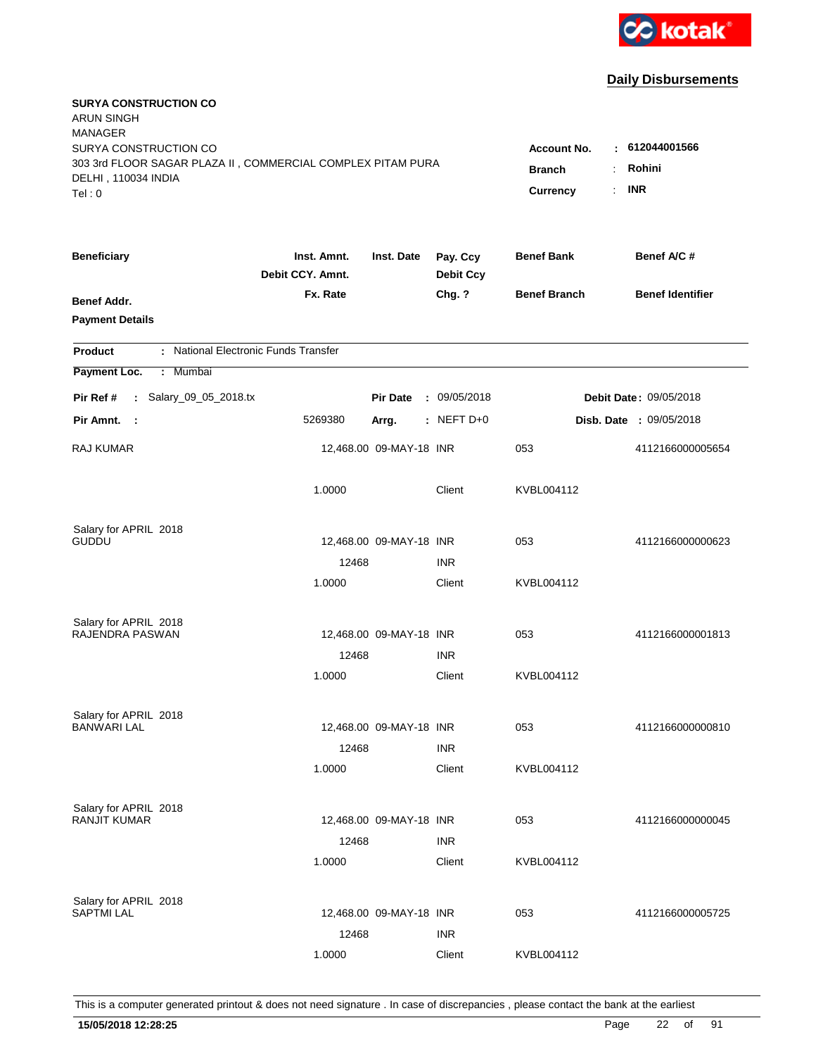**kotak**

## Daily Disbursements

**SURYA CONSTRUCTION CO**
ARUN SINGH
MANAGER
SURYA CONSTRUCTION CO
303 3rd FLOOR SAGAR PLAZA II , COMMERCIAL COMPLEX PITAM PURA
DELHI , 110034 INDIA
Tel : 0

**Account No.** : **612044001566**
**Branch** : **Rohini**
**Currency** : **INR**

| Beneficiary / Benef Addr. / Payment Details | Inst. Amnt. / Debit CCY. Amnt. / Fx. Rate | Inst. Date | Pay. Ccy / Debit Ccy / Chg. ? | Benef Bank / Benef Branch | Benef A/C # / Benef Identifier |
|---|---|---|---|---|---|

**Product** : National Electronic Funds Transfer
**Payment Loc.** : Mumbai

**Pir Ref #** : Salary_09_05_2018.tx **Pir Date** : 09/05/2018 **Debit Date** : 09/05/2018
**Pir Amnt.** : 5269380 **Arrg.** : NEFT D+0 **Disb. Date** : 09/05/2018

| Beneficiary | Inst. Amnt. | Inst. Date | Pay. Ccy | Benef Bank | Benef A/C # |
|---|---|---|---|---|---|
| RAJ KUMAR | 12,468.00 | 09-MAY-18 | INR | 053 | 4112166000005654 |
| | 1.0000 | | Client | KVBL004112 | |
| Salary for APRIL 2018 | | | | | |
| GUDDU | 12,468.00 | 09-MAY-18 | INR | 053 | 4112166000000623 |
| | 12468 | | INR | | |
| | 1.0000 | | Client | KVBL004112 | |
| Salary for APRIL 2018 | | | | | |
| RAJENDRA PASWAN | 12,468.00 | 09-MAY-18 | INR | 053 | 4112166000001813 |
| | 12468 | | INR | | |
| | 1.0000 | | Client | KVBL004112 | |
| Salary for APRIL 2018 | | | | | |
| BANWARI LAL | 12,468.00 | 09-MAY-18 | INR | 053 | 4112166000000810 |
| | 12468 | | INR | | |
| | 1.0000 | | Client | KVBL004112 | |
| Salary for APRIL 2018 | | | | | |
| RANJIT KUMAR | 12,468.00 | 09-MAY-18 | INR | 053 | 4112166000000045 |
| | 12468 | | INR | | |
| | 1.0000 | | Client | KVBL004112 | |
| Salary for APRIL 2018 | | | | | |
| SAPTMI LAL | 12,468.00 | 09-MAY-18 | INR | 053 | 4112166000005725 |
| | 12468 | | INR | | |
| | 1.0000 | | Client | KVBL004112 | |

This is a computer generated printout & does not need signature . In case of discrepancies , please contact the bank at the earliest

**15/05/2018 12:28:25**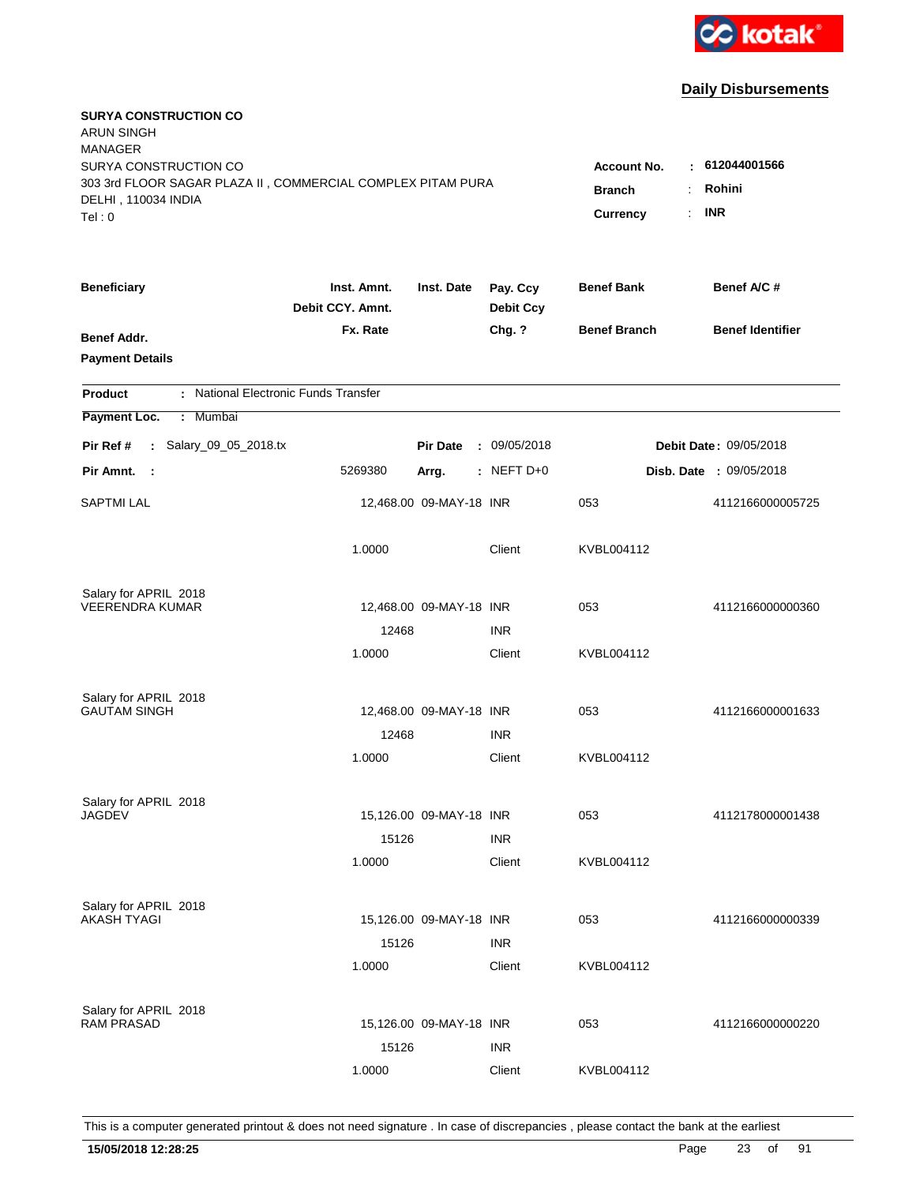kotak

## Daily Disbursements

**SURYA CONSTRUCTION CO**
ARUN SINGH
MANAGER
SURYA CONSTRUCTION CO
303 3rd FLOOR SAGAR PLAZA II , COMMERCIAL COMPLEX PITAM PURA
DELHI , 110034 INDIA
Tel : 0

**Account No.** : **612044001566**
**Branch** : **Rohini**
**Currency** : **INR**

| Beneficiary | Inst. Amnt. / Debit CCY. Amnt. / Fx. Rate | Inst. Date | Pay. Ccy / Debit Ccy / Chg. ? | Benef Bank / Benef Branch | Benef A/C # / Benef Identifier |
|---|---|---|---|---|---|
| **Benef Addr.** | | | | | |
| **Payment Details** | | | | | |

**Product** : National Electronic Funds Transfer
**Payment Loc.** : Mumbai

**Pir Ref #** : Salary_09_05_2018.tx | **Pir Date** : 09/05/2018 | **Debit Date** : 09/05/2018
**Pir Amnt.** : 5269380 | **Arrg.** : NEFT D+0 | **Disb. Date** : 09/05/2018

| Beneficiary | Inst. Amnt. | Inst. Date | Pay. Ccy | Benef Bank | Benef A/C # |
|---|---|---|---|---|---|
| SAPTMI LAL | 12,468.00 | 09-MAY-18 | INR | 053 | 4112166000005725 |
| | 1.0000 | | Client | KVBL004112 | |
| Salary for APRIL 2018 | | | | | |
| VEERENDRA KUMAR | 12,468.00 | 09-MAY-18 | INR | 053 | 4112166000000360 |
| | 12468 | | INR | | |
| | 1.0000 | | Client | KVBL004112 | |
| Salary for APRIL 2018 | | | | | |
| GAUTAM SINGH | 12,468.00 | 09-MAY-18 | INR | 053 | 4112166000001633 |
| | 12468 | | INR | | |
| | 1.0000 | | Client | KVBL004112 | |
| Salary for APRIL 2018 | | | | | |
| JAGDEV | 15,126.00 | 09-MAY-18 | INR | 053 | 4112178000001438 |
| | 15126 | | INR | | |
| | 1.0000 | | Client | KVBL004112 | |
| Salary for APRIL 2018 | | | | | |
| AKASH TYAGI | 15,126.00 | 09-MAY-18 | INR | 053 | 4112166000000339 |
| | 15126 | | INR | | |
| | 1.0000 | | Client | KVBL004112 | |
| Salary for APRIL 2018 | | | | | |
| RAM PRASAD | 15,126.00 | 09-MAY-18 | INR | 053 | 4112166000000220 |
| | 15126 | | INR | | |
| | 1.0000 | | Client | KVBL004112 | |

This is a computer generated printout & does not need signature . In case of discrepancies , please contact the bank at the earliest

15/05/2018 12:28:25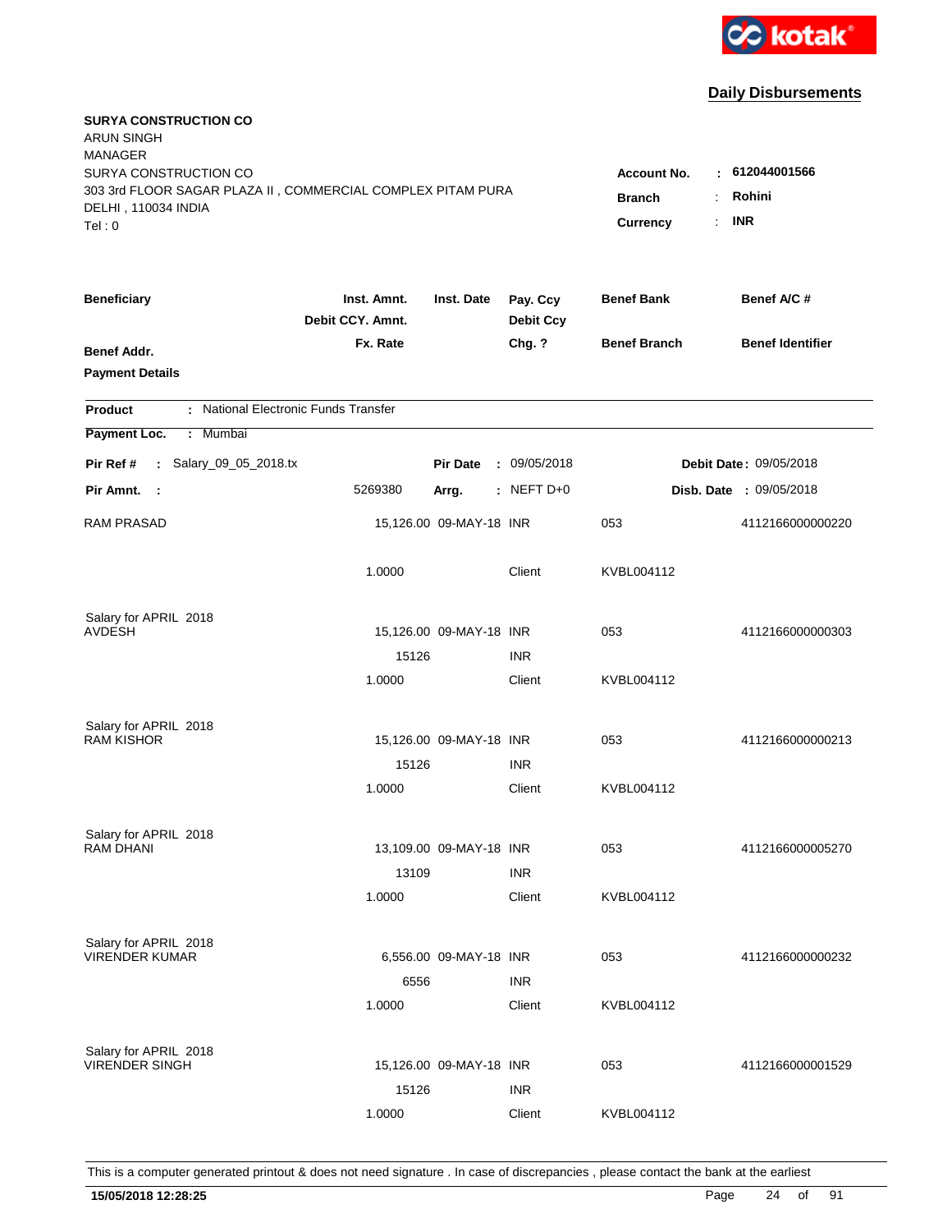kotak

## Daily Disbursements

**SURYA CONSTRUCTION CO**
ARUN SINGH
MANAGER
SURYA CONSTRUCTION CO
303 3rd FLOOR SAGAR PLAZA II , COMMERCIAL COMPLEX PITAM PURA
DELHI , 110034 INDIA
Tel : 0

**Account No.** : **612044001566**
**Branch** : **Rohini**
**Currency** : **INR**

| Beneficiary / Benef Addr. / Payment Details | Inst. Amnt. / Debit CCY. Amnt. / Fx. Rate | Inst. Date | Pay. Ccy / Debit Ccy / Chg. ? | Benef Bank / Benef Branch | Benef A/C # / Benef Identifier |
|---|---|---|---|---|---|

**Product** : National Electronic Funds Transfer
**Payment Loc.** : Mumbai

**Pir Ref #** : Salary_09_05_2018.tx | **Pir Date** : 09/05/2018 | **Debit Date** : 09/05/2018
**Pir Amnt.** : 5269380 | **Arrg.** : NEFT D+0 | **Disb. Date** : 09/05/2018

| Beneficiary | Inst. Amnt. | Inst. Date | Pay. Ccy | Benef Bank | Benef A/C # |
|---|---|---|---|---|---|
| RAM PRASAD | 15,126.00 | 09-MAY-18 | INR | 053 | 4112166000000220 |
| | 1.0000 | | Client | KVBL004112 | |
| Salary for APRIL 2018 | | | | | |
| AVDESH | 15,126.00 | 09-MAY-18 | INR | 053 | 4112166000000303 |
| | 15126 | | INR | | |
| | 1.0000 | | Client | KVBL004112 | |
| Salary for APRIL 2018 | | | | | |
| RAM KISHOR | 15,126.00 | 09-MAY-18 | INR | 053 | 4112166000000213 |
| | 15126 | | INR | | |
| | 1.0000 | | Client | KVBL004112 | |
| Salary for APRIL 2018 | | | | | |
| RAM DHANI | 13,109.00 | 09-MAY-18 | INR | 053 | 4112166000005270 |
| | 13109 | | INR | | |
| | 1.0000 | | Client | KVBL004112 | |
| Salary for APRIL 2018 | | | | | |
| VIRENDER KUMAR | 6,556.00 | 09-MAY-18 | INR | 053 | 4112166000000232 |
| | 6556 | | INR | | |
| | 1.0000 | | Client | KVBL004112 | |
| Salary for APRIL 2018 | | | | | |
| VIRENDER SINGH | 15,126.00 | 09-MAY-18 | INR | 053 | 4112166000001529 |
| | 15126 | | INR | | |
| | 1.0000 | | Client | KVBL004112 | |

This is a computer generated printout & does not need signature . In case of discrepancies , please contact the bank at the earliest

**15/05/2018 12:28:25**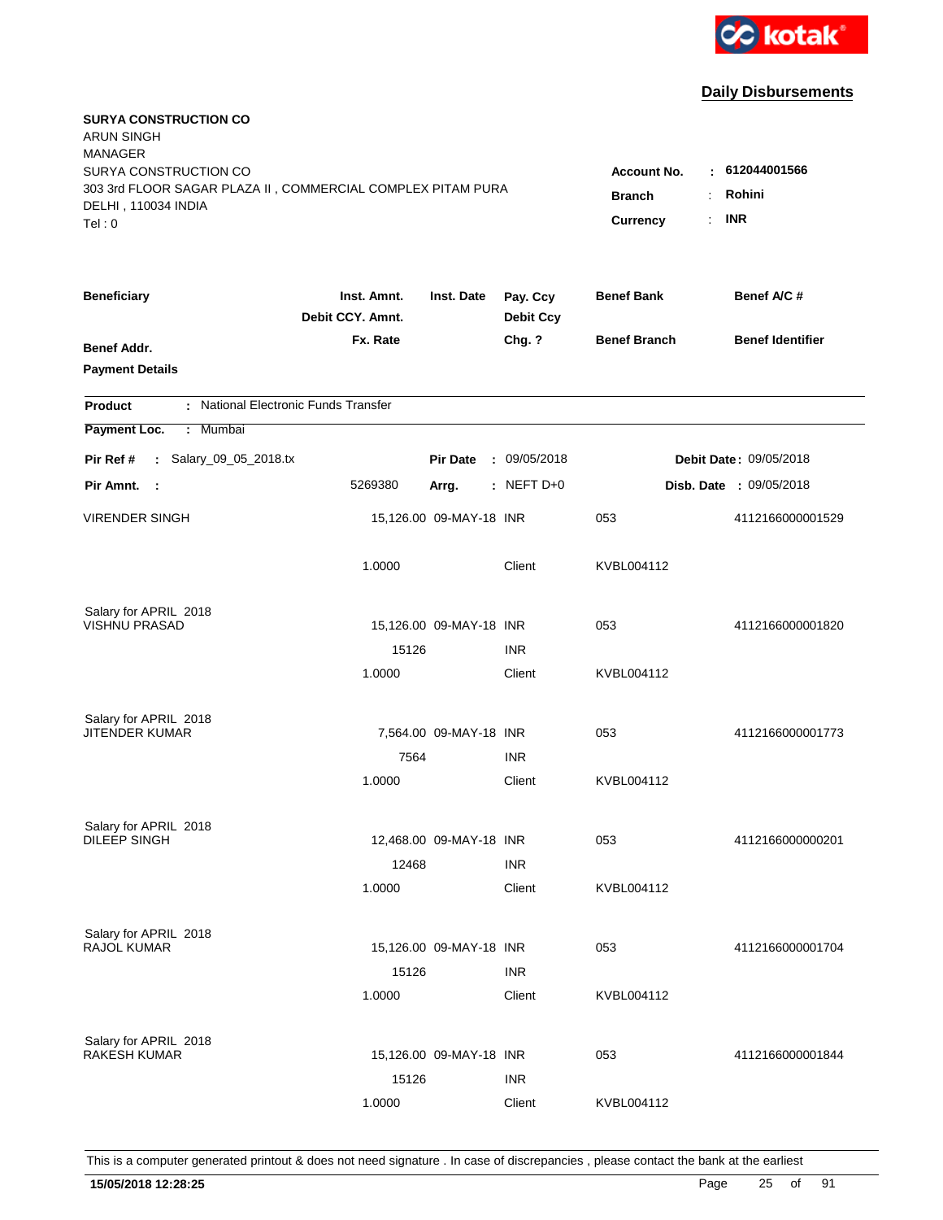kotak

## Daily Disbursements

**SURYA CONSTRUCTION CO**
ARUN SINGH
MANAGER
SURYA CONSTRUCTION CO
303 3rd FLOOR SAGAR PLAZA II , COMMERCIAL COMPLEX PITAM PURA
DELHI , 110034 INDIA
Tel : 0

**Account No.** : **612044001566**
**Branch** : **Rohini**
**Currency** : **INR**

| Beneficiary / Benef Addr. / Payment Details | Inst. Amnt. / Debit CCY. Amnt. / Fx. Rate | Inst. Date | Pay. Ccy / Debit Ccy / Chg. ? | Benef Bank / Benef Branch | Benef A/C # / Benef Identifier |
|---|---|---|---|---|---|

**Product** : National Electronic Funds Transfer
**Payment Loc.** : Mumbai

**Pir Ref #** : Salary_09_05_2018.tx | **Pir Date** : 09/05/2018 | **Debit Date** : 09/05/2018
**Pir Amnt.** : 5269380 | **Arrg.** : NEFT D+0 | **Disb. Date** : 09/05/2018

| Beneficiary | Inst. Amnt. | Inst. Date | Pay. Ccy | Benef Bank | Benef A/C # |
|---|---|---|---|---|---|
| VIRENDER SINGH | 15,126.00 | 09-MAY-18 | INR | 053 | 4112166000001529 |
| | 1.0000 | | Client | KVBL004112 | |
| Salary for APRIL 2018 | | | | | |
| VISHNU PRASAD | 15,126.00 | 09-MAY-18 | INR | 053 | 4112166000001820 |
| | 15126 | | INR | | |
| | 1.0000 | | Client | KVBL004112 | |
| Salary for APRIL 2018 | | | | | |
| JITENDER KUMAR | 7,564.00 | 09-MAY-18 | INR | 053 | 4112166000001773 |
| | 7564 | | INR | | |
| | 1.0000 | | Client | KVBL004112 | |
| Salary for APRIL 2018 | | | | | |
| DILEEP SINGH | 12,468.00 | 09-MAY-18 | INR | 053 | 4112166000000201 |
| | 12468 | | INR | | |
| | 1.0000 | | Client | KVBL004112 | |
| Salary for APRIL 2018 | | | | | |
| RAJOL KUMAR | 15,126.00 | 09-MAY-18 | INR | 053 | 4112166000001704 |
| | 15126 | | INR | | |
| | 1.0000 | | Client | KVBL004112 | |
| Salary for APRIL 2018 | | | | | |
| RAKESH KUMAR | 15,126.00 | 09-MAY-18 | INR | 053 | 4112166000001844 |
| | 15126 | | INR | | |
| | 1.0000 | | Client | KVBL004112 | |

This is a computer generated printout & does not need signature . In case of discrepancies , please contact the bank at the earliest

**15/05/2018 12:28:25**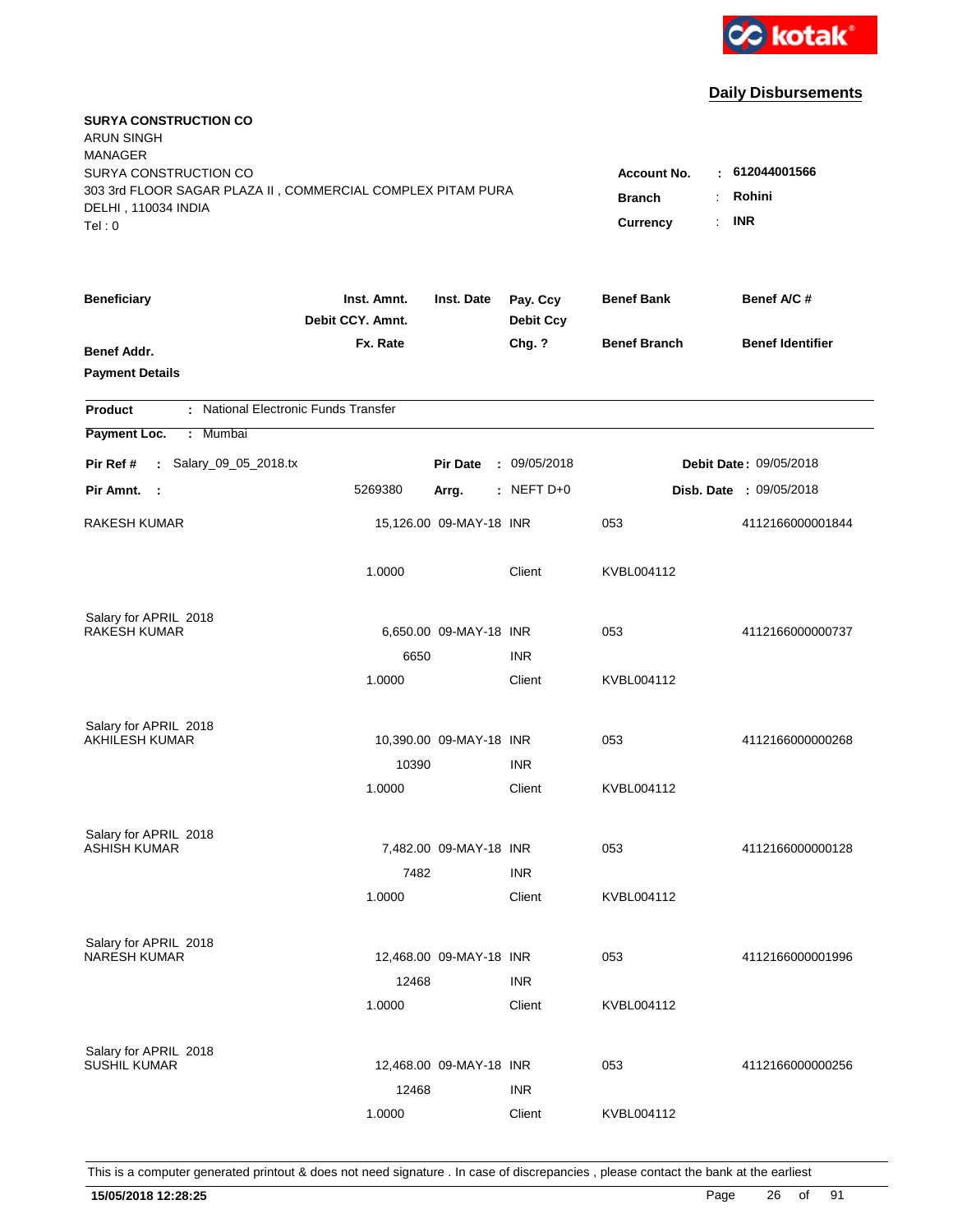**Daily Disbursements**

**SURYA CONSTRUCTION CO**
ARUN SINGH
MANAGER
SURYA CONSTRUCTION CO
303 3rd FLOOR SAGAR PLAZA II , COMMERCIAL COMPLEX PITAM PURA
DELHI , 110034 INDIA
Tel : 0

**Account No.** : **612044001566**
**Branch** : **Rohini**
**Currency** : **INR**

| Beneficiary / Benef Addr. / Payment Details | Inst. Amnt. / Debit CCY. Amnt. / Fx. Rate | Inst. Date | Pay. Ccy / Debit Ccy / Chg. ? | Benef Bank / Benef Branch | Benef A/C # / Benef Identifier |
|---|---|---|---|---|---|

**Product** : National Electronic Funds Transfer
**Payment Loc.** : Mumbai

**Pir Ref #** : Salary_09_05_2018.tx | **Pir Date** : 09/05/2018 | **Debit Date** : 09/05/2018
**Pir Amnt.** : 5269380 | **Arrg.** : NEFT D+0 | **Disb. Date** : 09/05/2018

| Beneficiary | Inst. Amnt. | Inst. Date | Pay. Ccy | Benef Bank | Benef A/C # |
|---|---|---|---|---|---|
| RAKESH KUMAR | 15,126.00 | 09-MAY-18 | INR | 053 | 4112166000001844 |
| | 1.0000 | | Client | KVBL004112 | |
| Salary for APRIL 2018 | | | | | |
| RAKESH KUMAR | 6,650.00 | 09-MAY-18 | INR | 053 | 4112166000000737 |
| | 6650 | | INR | | |
| | 1.0000 | | Client | KVBL004112 | |
| Salary for APRIL 2018 | | | | | |
| AKHILESH KUMAR | 10,390.00 | 09-MAY-18 | INR | 053 | 4112166000000268 |
| | 10390 | | INR | | |
| | 1.0000 | | Client | KVBL004112 | |
| Salary for APRIL 2018 | | | | | |
| ASHISH KUMAR | 7,482.00 | 09-MAY-18 | INR | 053 | 4112166000000128 |
| | 7482 | | INR | | |
| | 1.0000 | | Client | KVBL004112 | |
| Salary for APRIL 2018 | | | | | |
| NARESH KUMAR | 12,468.00 | 09-MAY-18 | INR | 053 | 4112166000001996 |
| | 12468 | | INR | | |
| | 1.0000 | | Client | KVBL004112 | |
| Salary for APRIL 2018 | | | | | |
| SUSHIL KUMAR | 12,468.00 | 09-MAY-18 | INR | 053 | 4112166000000256 |
| | 12468 | | INR | | |
| | 1.0000 | | Client | KVBL004112 | |

This is a computer generated printout & does not need signature . In case of discrepancies , please contact the bank at the earliest

**15/05/2018 12:28:25**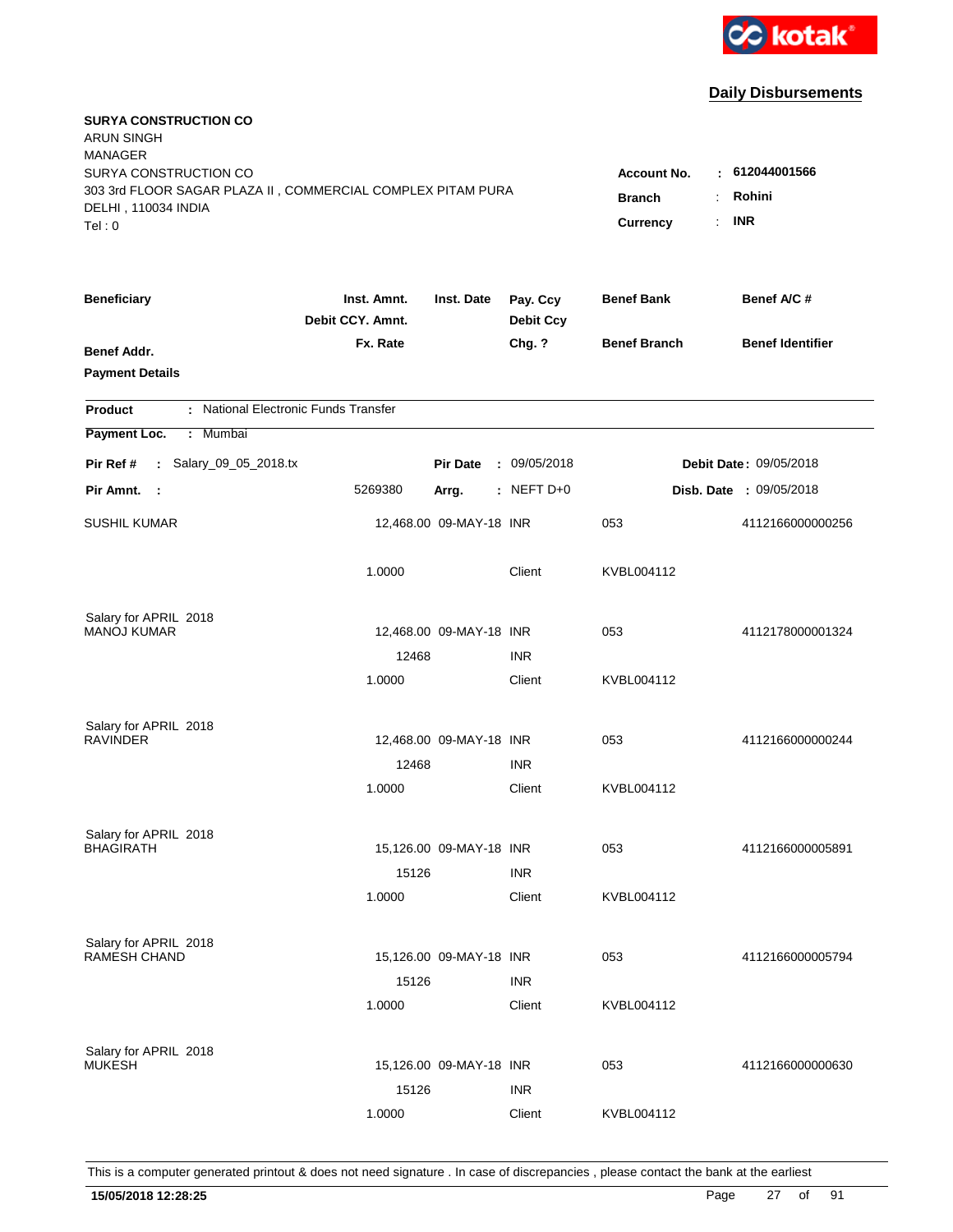kotak

## Daily Disbursements

**SURYA CONSTRUCTION CO**
ARUN SINGH
MANAGER
SURYA CONSTRUCTION CO
303 3rd FLOOR SAGAR PLAZA II , COMMERCIAL COMPLEX PITAM PURA
DELHI , 110034 INDIA
Tel : 0

**Account No.** : **612044001566**
**Branch** : **Rohini**
**Currency** : **INR**

| Beneficiary | Inst. Amnt. / Debit CCY. Amnt. / Fx. Rate | Inst. Date | Pay. Ccy / Debit Ccy / Chg. ? | Benef Bank / Benef Branch | Benef A/C # / Benef Identifier |
|---|---|---|---|---|---|
| **Benef Addr.** | | | | | |
| **Payment Details** | | | | | |

**Product** : National Electronic Funds Transfer

**Payment Loc.** : Mumbai

**Pir Ref #** : Salary_09_05_2018.tx &nbsp;&nbsp; **Pir Date** : 09/05/2018 &nbsp;&nbsp; **Debit Date** : 09/05/2018

**Pir Amnt.** : 5269380 &nbsp;&nbsp; **Arrg.** : NEFT D+0 &nbsp;&nbsp; **Disb. Date** : 09/05/2018

| Beneficiary | Inst. Amnt. / Debit CCY. Amnt. / Fx. Rate | Inst. Date | Pay. Ccy / Debit Ccy / Chg. ? | Benef Bank / Benef Branch | Benef A/C # / Benef Identifier |
|---|---|---|---|---|---|
| SUSHIL KUMAR | 12,468.00 | 09-MAY-18 | INR | 053 | 4112166000000256 |
| | 1.0000 | | Client | KVBL004112 | |
| Salary for APRIL 2018 | | | | | |
| MANOJ KUMAR | 12,468.00 | 09-MAY-18 | INR | 053 | 4112178000001324 |
| | 12468 | | INR | | |
| | 1.0000 | | Client | KVBL004112 | |
| Salary for APRIL 2018 | | | | | |
| RAVINDER | 12,468.00 | 09-MAY-18 | INR | 053 | 4112166000000244 |
| | 12468 | | INR | | |
| | 1.0000 | | Client | KVBL004112 | |
| Salary for APRIL 2018 | | | | | |
| BHAGIRATH | 15,126.00 | 09-MAY-18 | INR | 053 | 4112166000005891 |
| | 15126 | | INR | | |
| | 1.0000 | | Client | KVBL004112 | |
| Salary for APRIL 2018 | | | | | |
| RAMESH CHAND | 15,126.00 | 09-MAY-18 | INR | 053 | 4112166000005794 |
| | 15126 | | INR | | |
| | 1.0000 | | Client | KVBL004112 | |
| Salary for APRIL 2018 | | | | | |
| MUKESH | 15,126.00 | 09-MAY-18 | INR | 053 | 4112166000000630 |
| | 15126 | | INR | | |
| | 1.0000 | | Client | KVBL004112 | |

This is a computer generated printout & does not need signature . In case of discrepancies , please contact the bank at the earliest

**15/05/2018 12:28:25**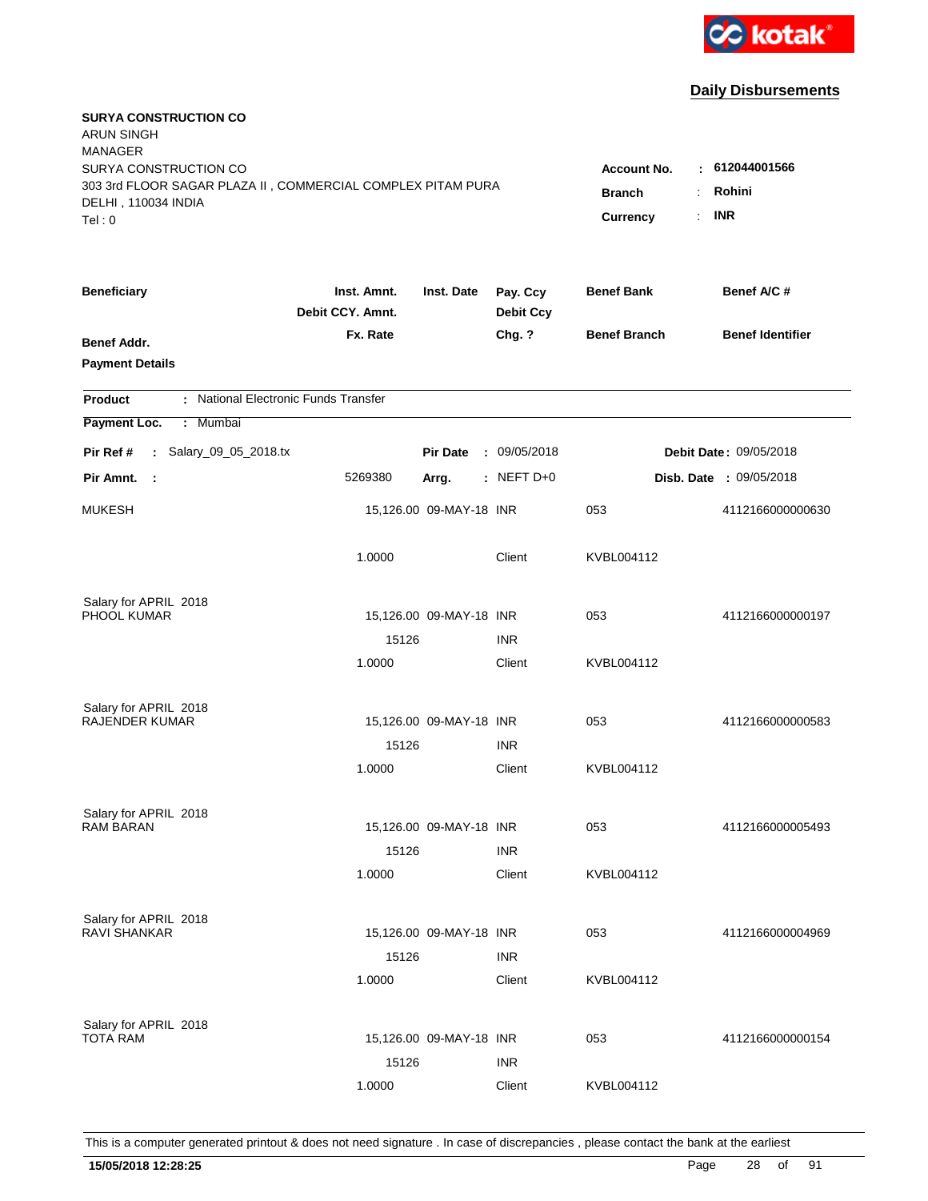kotak

## Daily Disbursements

**SURYA CONSTRUCTION CO**
ARUN SINGH
MANAGER
SURYA CONSTRUCTION CO
303 3rd FLOOR SAGAR PLAZA II , COMMERCIAL COMPLEX PITAM PURA
DELHI , 110034 INDIA
Tel : 0

**Account No.** : **612044001566**
**Branch** : **Rohini**
**Currency** : **INR**

| Beneficiary / Benef Addr. / Payment Details | Inst. Amnt. / Debit CCY. Amnt. / Fx. Rate | Inst. Date | Pay. Ccy / Debit Ccy / Chg. ? | Benef Bank / Benef Branch | Benef A/C # / Benef Identifier |
|---|---|---|---|---|---|

**Product** : National Electronic Funds Transfer
**Payment Loc.** : Mumbai

**Pir Ref #** : Salary_09_05_2018.tx **Pir Date** : 09/05/2018 **Debit Date** : 09/05/2018
**Pir Amnt.** : 5269380 **Arrg.** : NEFT D+0 **Disb. Date** : 09/05/2018

| Beneficiary | Inst. Amnt. | Inst. Date | Pay. Ccy | Benef Bank | Benef A/C # |
|---|---|---|---|---|---|
| MUKESH | 15,126.00 | 09-MAY-18 | INR | 053 | 4112166000000630 |
| | 1.0000 | | Client | KVBL004112 | |
| Salary for APRIL 2018 | | | | | |
| PHOOL KUMAR | 15,126.00 | 09-MAY-18 | INR | 053 | 4112166000000197 |
| | 15126 | | INR | | |
| | 1.0000 | | Client | KVBL004112 | |
| Salary for APRIL 2018 | | | | | |
| RAJENDER KUMAR | 15,126.00 | 09-MAY-18 | INR | 053 | 4112166000000583 |
| | 15126 | | INR | | |
| | 1.0000 | | Client | KVBL004112 | |
| Salary for APRIL 2018 | | | | | |
| RAM BARAN | 15,126.00 | 09-MAY-18 | INR | 053 | 4112166000005493 |
| | 15126 | | INR | | |
| | 1.0000 | | Client | KVBL004112 | |
| Salary for APRIL 2018 | | | | | |
| RAVI SHANKAR | 15,126.00 | 09-MAY-18 | INR | 053 | 4112166000004969 |
| | 15126 | | INR | | |
| | 1.0000 | | Client | KVBL004112 | |
| Salary for APRIL 2018 | | | | | |
| TOTA RAM | 15,126.00 | 09-MAY-18 | INR | 053 | 4112166000000154 |
| | 15126 | | INR | | |
| | 1.0000 | | Client | KVBL004112 | |

This is a computer generated printout & does not need signature . In case of discrepancies , please contact the bank at the earliest

**15/05/2018 12:28:25**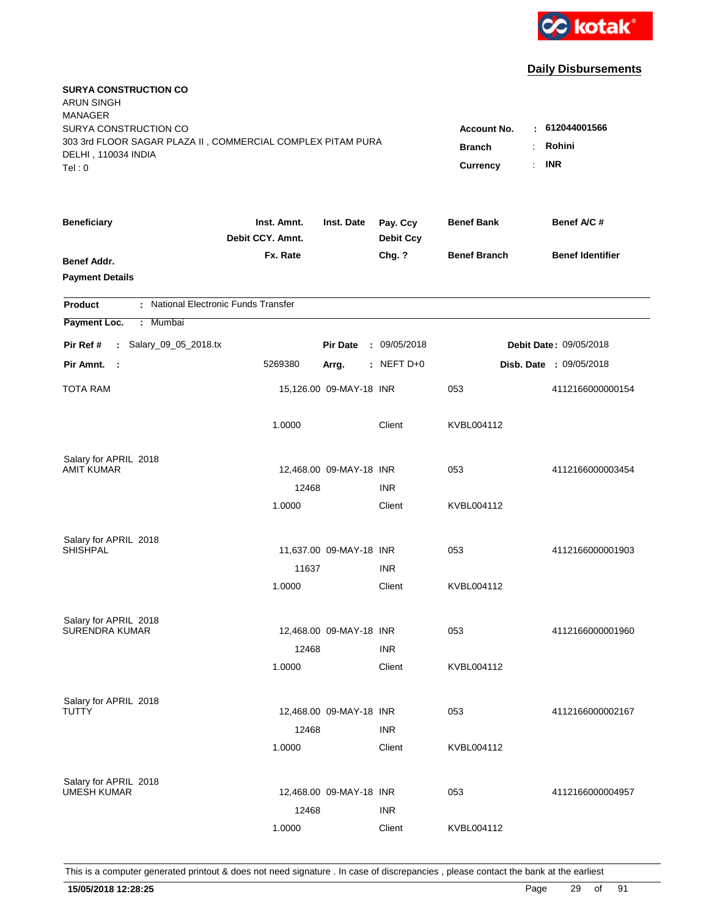kotak

## Daily Disbursements

**SURYA CONSTRUCTION CO**
ARUN SINGH
MANAGER
SURYA CONSTRUCTION CO
303 3rd FLOOR SAGAR PLAZA II , COMMERCIAL COMPLEX PITAM PURA
DELHI , 110034 INDIA
Tel : 0

**Account No.** : **612044001566**
**Branch** : **Rohini**
**Currency** : **INR**

| Beneficiary | Inst. Amnt. / Debit CCY. Amnt. / Fx. Rate | Inst. Date | Pay. Ccy / Debit Ccy / Chg. ? | Benef Bank / Benef Branch | Benef A/C # / Benef Identifier |
|---|---|---|---|---|---|
| **Benef Addr.** | | | | | |
| **Payment Details** | | | | | |

**Product** : National Electronic Funds Transfer
**Payment Loc.** : Mumbai

**Pir Ref #** : Salary_09_05_2018.tx | **Pir Date** : 09/05/2018 | **Debit Date** : 09/05/2018
**Pir Amnt.** : 5269380 | **Arrg.** : NEFT D+0 | **Disb. Date** : 09/05/2018

| Beneficiary | Inst. Amnt. / Debit CCY. Amnt. / Fx. Rate | Inst. Date | Pay. Ccy / Debit Ccy / Chg. ? | Benef Bank / Benef Branch | Benef A/C # |
|---|---|---|---|---|---|
| TOTA RAM | 15,126.00 | 09-MAY-18 | INR | 053 | 4112166000000154 |
| | 1.0000 | | Client | KVBL004112 | |
| Salary for APRIL 2018 | | | | | |
| AMIT KUMAR | 12,468.00 | 09-MAY-18 | INR | 053 | 4112166000003454 |
| | 12468 | | INR | | |
| | 1.0000 | | Client | KVBL004112 | |
| Salary for APRIL 2018 | | | | | |
| SHISHPAL | 11,637.00 | 09-MAY-18 | INR | 053 | 4112166000001903 |
| | 11637 | | INR | | |
| | 1.0000 | | Client | KVBL004112 | |
| Salary for APRIL 2018 | | | | | |
| SURENDRA KUMAR | 12,468.00 | 09-MAY-18 | INR | 053 | 4112166000001960 |
| | 12468 | | INR | | |
| | 1.0000 | | Client | KVBL004112 | |
| Salary for APRIL 2018 | | | | | |
| TUTTY | 12,468.00 | 09-MAY-18 | INR | 053 | 4112166000002167 |
| | 12468 | | INR | | |
| | 1.0000 | | Client | KVBL004112 | |
| Salary for APRIL 2018 | | | | | |
| UMESH KUMAR | 12,468.00 | 09-MAY-18 | INR | 053 | 4112166000004957 |
| | 12468 | | INR | | |
| | 1.0000 | | Client | KVBL004112 | |

This is a computer generated printout & does not need signature . In case of discrepancies , please contact the bank at the earliest

**15/05/2018 12:28:25**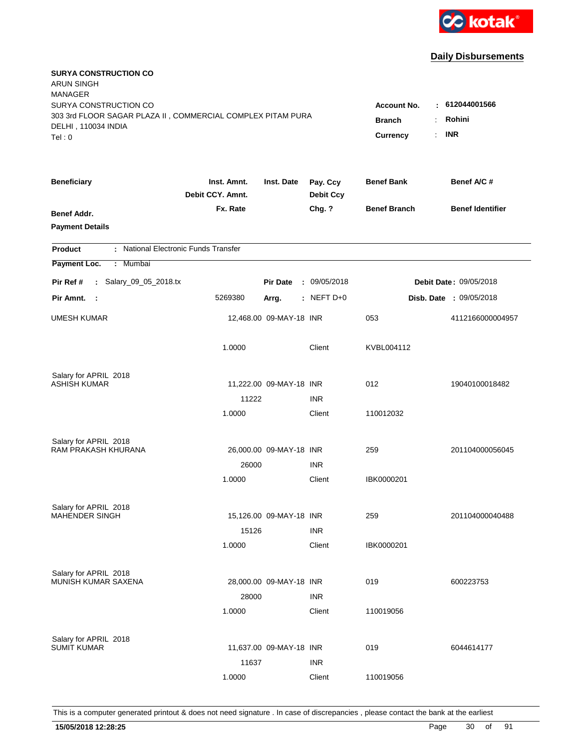kotak

## Daily Disbursements

**SURYA CONSTRUCTION CO**
ARUN SINGH
MANAGER
SURYA CONSTRUCTION CO
303 3rd FLOOR SAGAR PLAZA II , COMMERCIAL COMPLEX PITAM PURA
DELHI , 110034 INDIA
Tel : 0

**Account No.** : **612044001566**
**Branch** : **Rohini**
**Currency** : **INR**

| Beneficiary / Benef Addr. / Payment Details | Inst. Amnt. / Debit CCY. Amnt. / Fx. Rate | Inst. Date | Pay. Ccy / Debit Ccy / Chg. ? | Benef Bank / Benef Branch | Benef A/C # / Benef Identifier |
|---|---|---|---|---|---|

**Product** : National Electronic Funds Transfer
**Payment Loc.** : Mumbai

**Pir Ref #** : Salary_09_05_2018.tx | **Pir Date** : 09/05/2018 | **Debit Date** : 09/05/2018
**Pir Amnt.** : 5269380 | **Arrg.** : NEFT D+0 | **Disb. Date** : 09/05/2018

| Beneficiary | Inst. Amnt. | Inst. Date | Pay. Ccy | Benef Bank | Benef A/C # |
|---|---|---|---|---|---|
| UMESH KUMAR | 12,468.00 | 09-MAY-18 | INR | 053 | 4112166000004957 |
| | 1.0000 | | Client | KVBL004112 | |
| Salary for APRIL 2018 | | | | | |
| ASHISH KUMAR | 11,222.00 | 09-MAY-18 | INR | 012 | 19040100018482 |
| | 11222 | | INR | | |
| | 1.0000 | | Client | 110012032 | |
| Salary for APRIL 2018 | | | | | |
| RAM PRAKASH KHURANA | 26,000.00 | 09-MAY-18 | INR | 259 | 201104000056045 |
| | 26000 | | INR | | |
| | 1.0000 | | Client | IBK0000201 | |
| Salary for APRIL 2018 | | | | | |
| MAHENDER SINGH | 15,126.00 | 09-MAY-18 | INR | 259 | 201104000040488 |
| | 15126 | | INR | | |
| | 1.0000 | | Client | IBK0000201 | |
| Salary for APRIL 2018 | | | | | |
| MUNISH KUMAR SAXENA | 28,000.00 | 09-MAY-18 | INR | 019 | 600223753 |
| | 28000 | | INR | | |
| | 1.0000 | | Client | 110019056 | |
| Salary for APRIL 2018 | | | | | |
| SUMIT KUMAR | 11,637.00 | 09-MAY-18 | INR | 019 | 6044614177 |
| | 11637 | | INR | | |
| | 1.0000 | | Client | 110019056 | |

This is a computer generated printout & does not need signature . In case of discrepancies , please contact the bank at the earliest

**15/05/2018 12:28:25**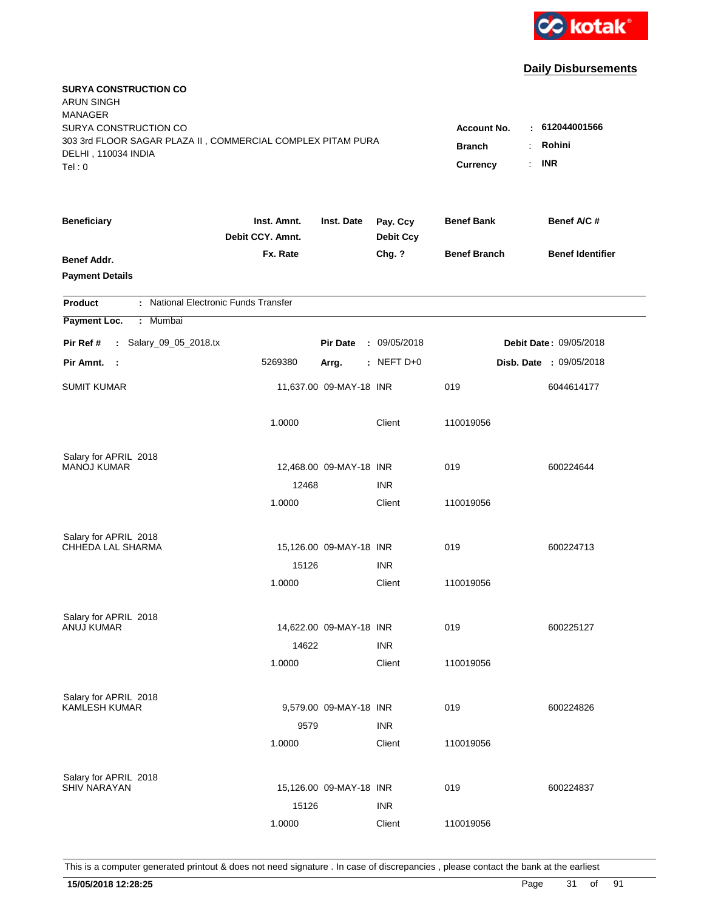**Daily Disbursements**

**SURYA CONSTRUCTION CO**
ARUN SINGH
MANAGER
SURYA CONSTRUCTION CO
303 3rd FLOOR SAGAR PLAZA II , COMMERCIAL COMPLEX PITAM PURA
DELHI , 110034 INDIA
Tel : 0

**Account No.** : **612044001566**
**Branch** : **Rohini**
**Currency** : **INR**

| Beneficiary | Inst. Amnt. / Debit CCY. Amnt. / Fx. Rate | Inst. Date | Pay. Ccy / Debit Ccy / Chg. ? | Benef Bank / Benef Branch | Benef A/C # / Benef Identifier |
|---|---|---|---|---|---|
| **Benef Addr.** | | | | | |
| **Payment Details** | | | | | |

**Product** : National Electronic Funds Transfer
**Payment Loc.** : Mumbai

**Pir Ref #** : Salary_09_05_2018.tx　　**Pir Date** : 09/05/2018　　**Debit Date** : 09/05/2018
**Pir Amnt.** : 5269380　　**Arrg.** : NEFT D+0　　**Disb. Date** : 09/05/2018

| Beneficiary | Inst. Amnt. / Debit CCY. Amnt. / Fx. Rate | Inst. Date | Pay. Ccy / Debit Ccy / Chg. ? | Benef Bank / Benef Branch | Benef A/C # |
|---|---|---|---|---|---|
| SUMIT KUMAR | 11,637.00 | 09-MAY-18 | INR | 019 | 6044614177 |
| | 1.0000 | | Client | 110019056 | |
| Salary for APRIL 2018 | | | | | |
| MANOJ KUMAR | 12,468.00 | 09-MAY-18 | INR | 019 | 600224644 |
| | 12468 | | INR | | |
| | 1.0000 | | Client | 110019056 | |
| Salary for APRIL 2018 | | | | | |
| CHHEDA LAL SHARMA | 15,126.00 | 09-MAY-18 | INR | 019 | 600224713 |
| | 15126 | | INR | | |
| | 1.0000 | | Client | 110019056 | |
| Salary for APRIL 2018 | | | | | |
| ANUJ KUMAR | 14,622.00 | 09-MAY-18 | INR | 019 | 600225127 |
| | 14622 | | INR | | |
| | 1.0000 | | Client | 110019056 | |
| Salary for APRIL 2018 | | | | | |
| KAMLESH KUMAR | 9,579.00 | 09-MAY-18 | INR | 019 | 600224826 |
| | 9579 | | INR | | |
| | 1.0000 | | Client | 110019056 | |
| Salary for APRIL 2018 | | | | | |
| SHIV NARAYAN | 15,126.00 | 09-MAY-18 | INR | 019 | 600224837 |
| | 15126 | | INR | | |
| | 1.0000 | | Client | 110019056 | |

This is a computer generated printout & does not need signature . In case of discrepancies , please contact the bank at the earliest

**15/05/2018 12:28:25**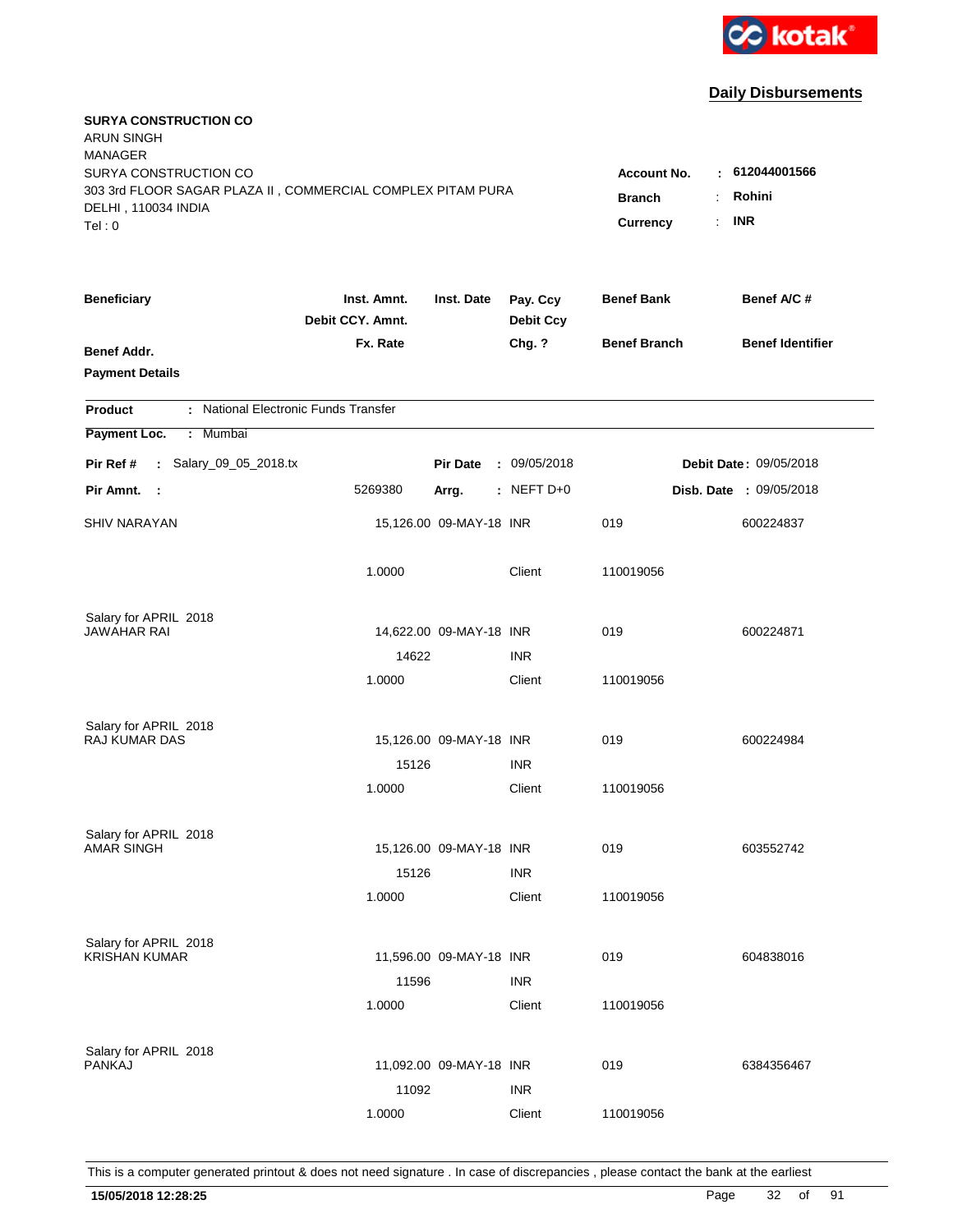kotak

## Daily Disbursements

**SURYA CONSTRUCTION CO**
ARUN SINGH
MANAGER
SURYA CONSTRUCTION CO
303 3rd FLOOR SAGAR PLAZA II , COMMERCIAL COMPLEX PITAM PURA
DELHI , 110034 INDIA
Tel : 0

**Account No.** : **612044001566**
**Branch** : **Rohini**
**Currency** : **INR**

| **Beneficiary** | **Inst. Amnt.** / **Debit CCY. Amnt.** / **Fx. Rate** | **Inst. Date** | **Pay. Ccy** / **Debit Ccy** / **Chg. ?** | **Benef Bank** / **Benef Branch** | **Benef A/C #** / **Benef Identifier** |
|---|---|---|---|---|---|
| **Benef Addr.** | | | | | |
| **Payment Details** | | | | | |

**Product** : National Electronic Funds Transfer

**Payment Loc.** : Mumbai

**Pir Ref #** : Salary_09_05_2018.tx  **Pir Date** : 09/05/2018  **Debit Date** : 09/05/2018

**Pir Amnt.** : 5269380  **Arrg.** : NEFT D+0  **Disb. Date** : 09/05/2018

| Beneficiary | Inst. Amnt. / Debit CCY. Amnt. / Fx. Rate | Inst. Date | Pay. Ccy / Debit Ccy / Chg. ? | Benef Bank / Benef Branch | Benef A/C # |
|---|---|---|---|---|---|
| SHIV NARAYAN | 15,126.00 | 09-MAY-18 | INR | 019 | 600224837 |
| | 1.0000 | | Client | 110019056 | |
| Salary for APRIL 2018 | | | | | |
| JAWAHAR RAI | 14,622.00 | 09-MAY-18 | INR | 019 | 600224871 |
| | 14622 | | INR | | |
| | 1.0000 | | Client | 110019056 | |
| Salary for APRIL 2018 | | | | | |
| RAJ KUMAR DAS | 15,126.00 | 09-MAY-18 | INR | 019 | 600224984 |
| | 15126 | | INR | | |
| | 1.0000 | | Client | 110019056 | |
| Salary for APRIL 2018 | | | | | |
| AMAR SINGH | 15,126.00 | 09-MAY-18 | INR | 019 | 603552742 |
| | 15126 | | INR | | |
| | 1.0000 | | Client | 110019056 | |
| Salary for APRIL 2018 | | | | | |
| KRISHAN KUMAR | 11,596.00 | 09-MAY-18 | INR | 019 | 604838016 |
| | 11596 | | INR | | |
| | 1.0000 | | Client | 110019056 | |
| Salary for APRIL 2018 | | | | | |
| PANKAJ | 11,092.00 | 09-MAY-18 | INR | 019 | 6384356467 |
| | 11092 | | INR | | |
| | 1.0000 | | Client | 110019056 | |

This is a computer generated printout & does not need signature . In case of discrepancies , please contact the bank at the earliest

**15/05/2018 12:28:25**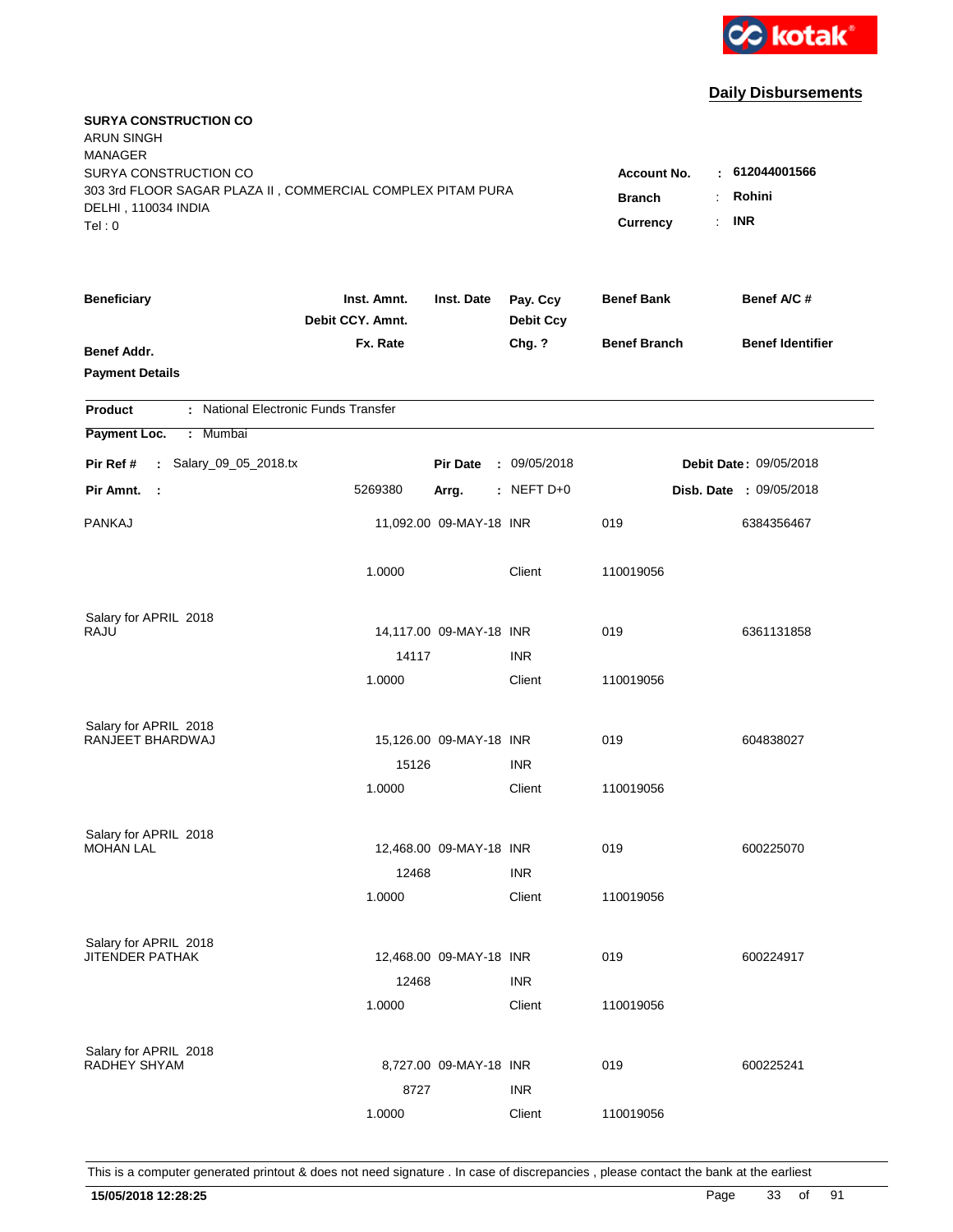**Daily Disbursements**

**SURYA CONSTRUCTION CO**
ARUN SINGH
MANAGER
SURYA CONSTRUCTION CO
303 3rd FLOOR SAGAR PLAZA II , COMMERCIAL COMPLEX PITAM PURA
DELHI , 110034 INDIA
Tel : 0

**Account No.** : **612044001566**
**Branch** : **Rohini**
**Currency** : **INR**

| Beneficiary | Inst. Amnt. / Debit CCY. Amnt. / Fx. Rate | Inst. Date | Pay. Ccy / Debit Ccy / Chg. ? | Benef Bank / Benef Branch | Benef A/C # / Benef Identifier |
|---|---|---|---|---|---|
| **Benef Addr.** / **Payment Details** | | | | | |

**Product** : National Electronic Funds Transfer
**Payment Loc.** : Mumbai

**Pir Ref #** : Salary_09_05_2018.tx &nbsp;&nbsp; **Pir Date** : 09/05/2018 &nbsp;&nbsp; **Debit Date** : 09/05/2018
**Pir Amnt.** : 5269380 &nbsp;&nbsp; **Arrg.** : NEFT D+0 &nbsp;&nbsp; **Disb. Date** : 09/05/2018

| Beneficiary | Inst. Amnt. / Debit CCY. Amnt. / Fx. Rate | Inst. Date | Pay. Ccy / Debit Ccy / Chg. ? | Benef Bank / Benef Branch | Benef A/C # |
|---|---|---|---|---|---|
| PANKAJ | 11,092.00 | 09-MAY-18 | INR | 019 | 6384356467 |
| | 1.0000 | | Client | 110019056 | |
| Salary for APRIL 2018 | | | | | |
| RAJU | 14,117.00 | 09-MAY-18 | INR | 019 | 6361131858 |
| | 14117 | | INR | | |
| | 1.0000 | | Client | 110019056 | |
| Salary for APRIL 2018 | | | | | |
| RANJEET BHARDWAJ | 15,126.00 | 09-MAY-18 | INR | 019 | 604838027 |
| | 15126 | | INR | | |
| | 1.0000 | | Client | 110019056 | |
| Salary for APRIL 2018 | | | | | |
| MOHAN LAL | 12,468.00 | 09-MAY-18 | INR | 019 | 600225070 |
| | 12468 | | INR | | |
| | 1.0000 | | Client | 110019056 | |
| Salary for APRIL 2018 | | | | | |
| JITENDER PATHAK | 12,468.00 | 09-MAY-18 | INR | 019 | 600224917 |
| | 12468 | | INR | | |
| | 1.0000 | | Client | 110019056 | |
| Salary for APRIL 2018 | | | | | |
| RADHEY SHYAM | 8,727.00 | 09-MAY-18 | INR | 019 | 600225241 |
| | 8727 | | INR | | |
| | 1.0000 | | Client | 110019056 | |

This is a computer generated printout & does not need signature . In case of discrepancies , please contact the bank at the earliest

**15/05/2018 12:28:25**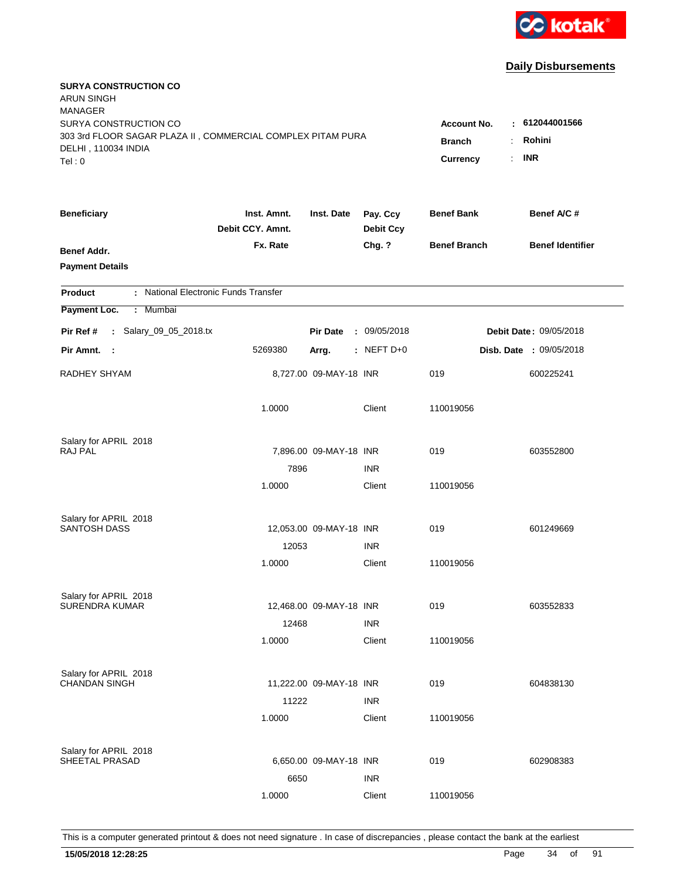kotak

## Daily Disbursements

**SURYA CONSTRUCTION CO**
ARUN SINGH
MANAGER
SURYA CONSTRUCTION CO
303 3rd FLOOR SAGAR PLAZA II , COMMERCIAL COMPLEX PITAM PURA
DELHI , 110034 INDIA
Tel : 0

**Account No.** : **612044001566**
**Branch** : **Rohini**
**Currency** : **INR**

| Beneficiary / Benef Addr. / Payment Details | Inst. Amnt. / Debit CCY. Amnt. / Fx. Rate | Inst. Date | Pay. Ccy / Debit Ccy / Chg. ? | Benef Bank / Benef Branch | Benef A/C # / Benef Identifier |
|---|---|---|---|---|---|

**Product** : National Electronic Funds Transfer

**Payment Loc.** : Mumbai

**Pir Ref #** : Salary_09_05_2018.tx **Pir Date** : 09/05/2018 **Debit Date** : 09/05/2018

**Pir Amnt.** : 5269380 **Arrg.** : NEFT D+0 **Disb. Date** : 09/05/2018

| Beneficiary | Inst. Amnt. | Inst. Date | Pay. Ccy | Benef Bank | Benef A/C # |
|---|---|---|---|---|---|
| RADHEY SHYAM | 8,727.00 | 09-MAY-18 | INR | 019 | 600225241 |
| | 1.0000 | | Client | 110019056 | |
| Salary for APRIL 2018 | | | | | |
| RAJ PAL | 7,896.00 | 09-MAY-18 | INR | 019 | 603552800 |
| | 7896 | | INR | | |
| | 1.0000 | | Client | 110019056 | |
| Salary for APRIL 2018 | | | | | |
| SANTOSH DASS | 12,053.00 | 09-MAY-18 | INR | 019 | 601249669 |
| | 12053 | | INR | | |
| | 1.0000 | | Client | 110019056 | |
| Salary for APRIL 2018 | | | | | |
| SURENDRA KUMAR | 12,468.00 | 09-MAY-18 | INR | 019 | 603552833 |
| | 12468 | | INR | | |
| | 1.0000 | | Client | 110019056 | |
| Salary for APRIL 2018 | | | | | |
| CHANDAN SINGH | 11,222.00 | 09-MAY-18 | INR | 019 | 604838130 |
| | 11222 | | INR | | |
| | 1.0000 | | Client | 110019056 | |
| Salary for APRIL 2018 | | | | | |
| SHEETAL PRASAD | 6,650.00 | 09-MAY-18 | INR | 019 | 602908383 |
| | 6650 | | INR | | |
| | 1.0000 | | Client | 110019056 | |

This is a computer generated printout & does not need signature . In case of discrepancies , please contact the bank at the earliest

**15/05/2018 12:28:25**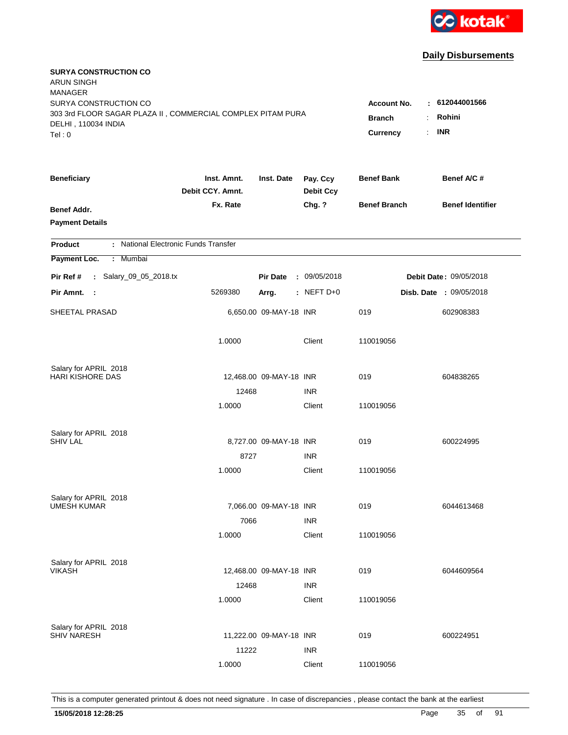kotak

## Daily Disbursements

**SURYA CONSTRUCTION CO**
ARUN SINGH
MANAGER
SURYA CONSTRUCTION CO
303 3rd FLOOR SAGAR PLAZA II , COMMERCIAL COMPLEX PITAM PURA
DELHI , 110034 INDIA
Tel : 0

**Account No.** : **612044001566**
**Branch** : **Rohini**
**Currency** : **INR**

| Beneficiary | Inst. Amnt. / Debit CCY. Amnt. / Fx. Rate | Inst. Date | Pay. Ccy / Debit Ccy / Chg. ? | Benef Bank / Benef Branch | Benef A/C # / Benef Identifier |
|---|---|---|---|---|---|
| **Benef Addr.** | | | | | |
| **Payment Details** | | | | | |

**Product** : National Electronic Funds Transfer
**Payment Loc.** : Mumbai

**Pir Ref #** : Salary_09_05_2018.tx  **Pir Date** : 09/05/2018  **Debit Date** : 09/05/2018
**Pir Amnt.** : 5269380  **Arrg.** : NEFT D+0  **Disb. Date** : 09/05/2018

| Beneficiary | Inst. Amnt. | Inst. Date | Pay. Ccy | Benef Bank | Benef A/C # |
|---|---|---|---|---|---|
| SHEETAL PRASAD | 6,650.00 | 09-MAY-18 | INR | 019 | 602908383 |
| | 1.0000 | | Client | 110019056 | |
| Salary for APRIL 2018 | | | | | |
| HARI KISHORE DAS | 12,468.00 | 09-MAY-18 | INR | 019 | 604838265 |
| | 12468 | | INR | | |
| | 1.0000 | | Client | 110019056 | |
| Salary for APRIL 2018 | | | | | |
| SHIV LAL | 8,727.00 | 09-MAY-18 | INR | 019 | 600224995 |
| | 8727 | | INR | | |
| | 1.0000 | | Client | 110019056 | |
| Salary for APRIL 2018 | | | | | |
| UMESH KUMAR | 7,066.00 | 09-MAY-18 | INR | 019 | 6044613468 |
| | 7066 | | INR | | |
| | 1.0000 | | Client | 110019056 | |
| Salary for APRIL 2018 | | | | | |
| VIKASH | 12,468.00 | 09-MAY-18 | INR | 019 | 6044609564 |
| | 12468 | | INR | | |
| | 1.0000 | | Client | 110019056 | |
| Salary for APRIL 2018 | | | | | |
| SHIV NARESH | 11,222.00 | 09-MAY-18 | INR | 019 | 600224951 |
| | 11222 | | INR | | |
| | 1.0000 | | Client | 110019056 | |

This is a computer generated printout & does not need signature . In case of discrepancies , please contact the bank at the earliest

**15/05/2018 12:28:25**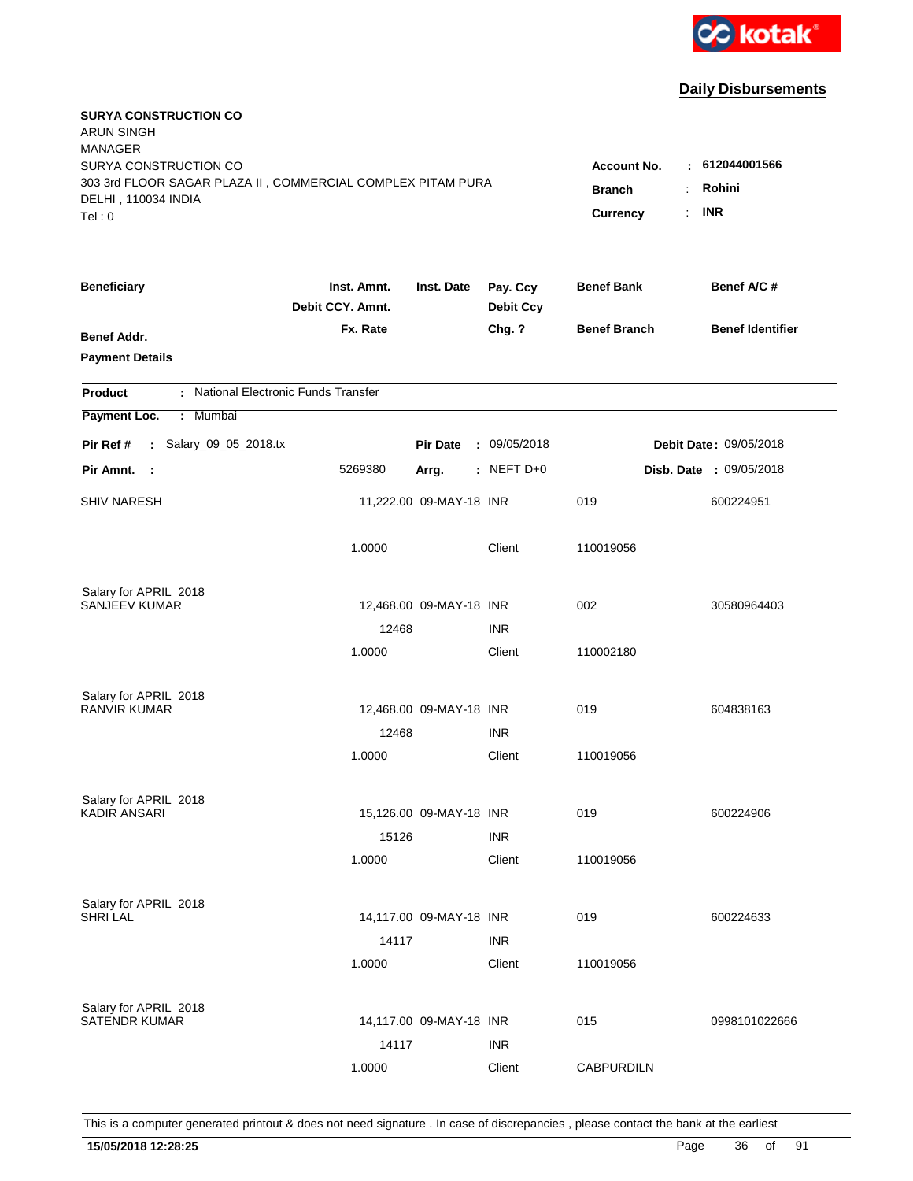kotak

## Daily Disbursements

**SURYA CONSTRUCTION CO**
ARUN SINGH
MANAGER
SURYA CONSTRUCTION CO
303 3rd FLOOR SAGAR PLAZA II , COMMERCIAL COMPLEX PITAM PURA
DELHI , 110034 INDIA
Tel : 0

**Account No.** : **612044001566**
**Branch** : **Rohini**
**Currency** : **INR**

| Beneficiary | Inst. Amnt. / Debit CCY. Amnt. / Fx. Rate | Inst. Date | Pay. Ccy / Debit Ccy / Chg. ? | Benef Bank / Benef Branch | Benef A/C # / Benef Identifier |
|---|---|---|---|---|---|
| **Benef Addr.** | | | | | |
| **Payment Details** | | | | | |

**Product** : National Electronic Funds Transfer

**Payment Loc.** : Mumbai

**Pir Ref #** : Salary_09_05_2018.tx &nbsp;&nbsp; **Pir Date** : 09/05/2018 &nbsp;&nbsp; **Debit Date** : 09/05/2018

**Pir Amnt.** : 5269380 &nbsp;&nbsp; **Arrg.** : NEFT D+0 &nbsp;&nbsp; **Disb. Date** : 09/05/2018

| Beneficiary | Inst. Amnt. | Inst. Date | Pay. Ccy | Benef Bank | Benef A/C # |
|---|---|---|---|---|---|
| SHIV NARESH | 11,222.00 | 09-MAY-18 | INR | 019 | 600224951 |
| | 1.0000 | | Client | 110019056 | |
| Salary for APRIL 2018 | | | | | |
| SANJEEV KUMAR | 12,468.00 | 09-MAY-18 | INR | 002 | 30580964403 |
| | 12468 | | INR | | |
| | 1.0000 | | Client | 110002180 | |
| Salary for APRIL 2018 | | | | | |
| RANVIR KUMAR | 12,468.00 | 09-MAY-18 | INR | 019 | 604838163 |
| | 12468 | | INR | | |
| | 1.0000 | | Client | 110019056 | |
| Salary for APRIL 2018 | | | | | |
| KADIR ANSARI | 15,126.00 | 09-MAY-18 | INR | 019 | 600224906 |
| | 15126 | | INR | | |
| | 1.0000 | | Client | 110019056 | |
| Salary for APRIL 2018 | | | | | |
| SHRI LAL | 14,117.00 | 09-MAY-18 | INR | 019 | 600224633 |
| | 14117 | | INR | | |
| | 1.0000 | | Client | 110019056 | |
| Salary for APRIL 2018 | | | | | |
| SATENDR KUMAR | 14,117.00 | 09-MAY-18 | INR | 015 | 0998101022666 |
| | 14117 | | INR | | |
| | 1.0000 | | Client | CABPURDILN | |

This is a computer generated printout & does not need signature . In case of discrepancies , please contact the bank at the earliest

**15/05/2018 12:28:25**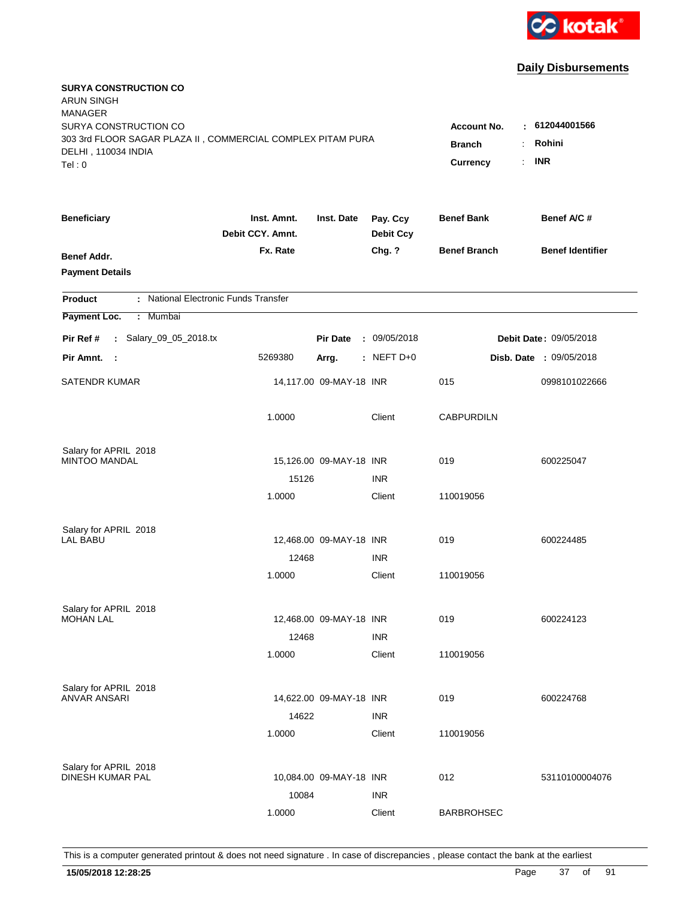kotak

## Daily Disbursements

**SURYA CONSTRUCTION CO**
ARUN SINGH
MANAGER
SURYA CONSTRUCTION CO
303 3rd FLOOR SAGAR PLAZA II , COMMERCIAL COMPLEX PITAM PURA
DELHI , 110034 INDIA
Tel : 0

**Account No.** : **612044001566**
**Branch** : **Rohini**
**Currency** : **INR**

| Beneficiary | Inst. Amnt. / Debit CCY. Amnt. / Fx. Rate | Inst. Date | Pay. Ccy / Debit Ccy / Chg. ? | Benef Bank / Benef Branch | Benef A/C # / Benef Identifier |
|---|---|---|---|---|---|
| **Benef Addr.** | | | | | |
| **Payment Details** | | | | | |

**Product** : National Electronic Funds Transfer
**Payment Loc.** : Mumbai

**Pir Ref #** : Salary_09_05_2018.tx | **Pir Date** : 09/05/2018 | **Debit Date** : 09/05/2018
**Pir Amnt.** : 5269380 | **Arrg.** : NEFT D+0 | **Disb. Date** : 09/05/2018

| Beneficiary | Inst. Amnt. / Debit CCY. Amnt. / Fx. Rate | Inst. Date | Pay. Ccy / Debit Ccy / Chg. ? | Benef Bank / Benef Branch | Benef A/C # |
|---|---|---|---|---|---|
| SATENDR KUMAR | 14,117.00 | 09-MAY-18 | INR | 015 | 0998101022666 |
| | 1.0000 | | Client | CABPURDILN | |
| Salary for APRIL 2018 | | | | | |
| MINTOO MANDAL | 15,126.00 | 09-MAY-18 | INR | 019 | 600225047 |
| | 15126 | | INR | | |
| | 1.0000 | | Client | 110019056 | |
| Salary for APRIL 2018 | | | | | |
| LAL BABU | 12,468.00 | 09-MAY-18 | INR | 019 | 600224485 |
| | 12468 | | INR | | |
| | 1.0000 | | Client | 110019056 | |
| Salary for APRIL 2018 | | | | | |
| MOHAN LAL | 12,468.00 | 09-MAY-18 | INR | 019 | 600224123 |
| | 12468 | | INR | | |
| | 1.0000 | | Client | 110019056 | |
| Salary for APRIL 2018 | | | | | |
| ANVAR ANSARI | 14,622.00 | 09-MAY-18 | INR | 019 | 600224768 |
| | 14622 | | INR | | |
| | 1.0000 | | Client | 110019056 | |
| Salary for APRIL 2018 | | | | | |
| DINESH KUMAR PAL | 10,084.00 | 09-MAY-18 | INR | 012 | 53110100004076 |
| | 10084 | | INR | | |
| | 1.0000 | | Client | BARBROHSEC | |

This is a computer generated printout & does not need signature . In case of discrepancies , please contact the bank at the earliest

**15/05/2018 12:28:25**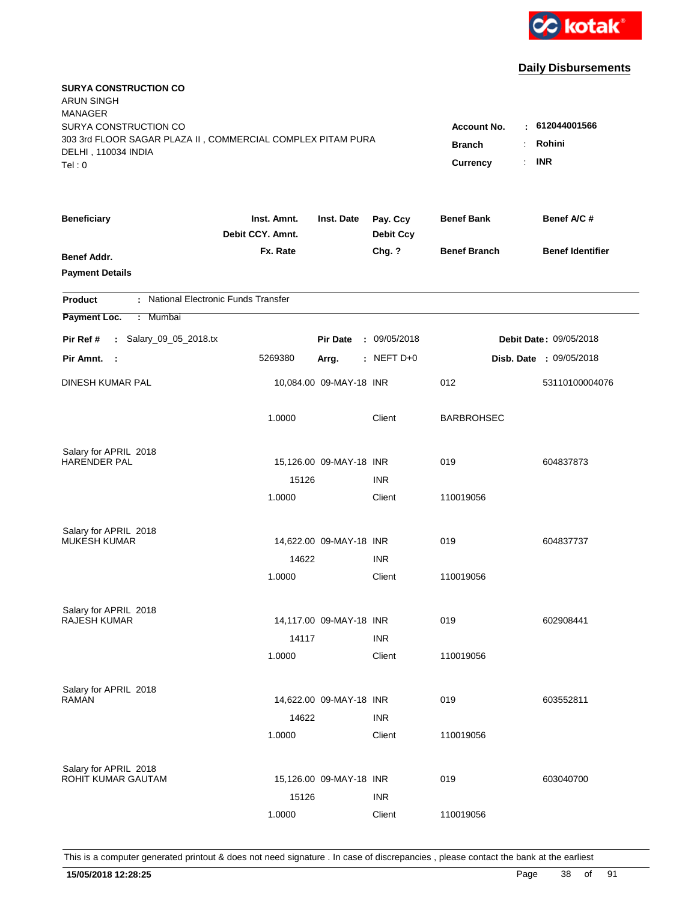kotak

## Daily Disbursements

**SURYA CONSTRUCTION CO**
ARUN SINGH
MANAGER
SURYA CONSTRUCTION CO
303 3rd FLOOR SAGAR PLAZA II , COMMERCIAL COMPLEX PITAM PURA
DELHI , 110034 INDIA
Tel : 0

**Account No.** : **612044001566**
**Branch** : **Rohini**
**Currency** : **INR**

| Beneficiary / Benef Addr. / Payment Details | Inst. Amnt. / Debit CCY. Amnt. / Fx. Rate | Inst. Date | Pay. Ccy / Debit Ccy / Chg. ? | Benef Bank / Benef Branch | Benef A/C # / Benef Identifier |
|---|---|---|---|---|---|

**Product** : National Electronic Funds Transfer
**Payment Loc.** : Mumbai

**Pir Ref #** : Salary_09_05_2018.tx  **Pir Date** : 09/05/2018  **Debit Date** : 09/05/2018
**Pir Amnt.** : 5269380  **Arrg.** : NEFT D+0  **Disb. Date** : 09/05/2018

| Beneficiary | Inst. Amnt. | Inst. Date | Pay. Ccy | Benef Bank | Benef A/C # |
|---|---|---|---|---|---|
| DINESH KUMAR PAL | 10,084.00 | 09-MAY-18 | INR | 012 | 53110100004076 |
| | 1.0000 | | Client | BARBROHSEC | |
| Salary for APRIL 2018 | | | | | |
| HARENDER PAL | 15,126.00 | 09-MAY-18 | INR | 019 | 604837873 |
| | 15126 | | INR | | |
| | 1.0000 | | Client | 110019056 | |
| Salary for APRIL 2018 | | | | | |
| MUKESH KUMAR | 14,622.00 | 09-MAY-18 | INR | 019 | 604837737 |
| | 14622 | | INR | | |
| | 1.0000 | | Client | 110019056 | |
| Salary for APRIL 2018 | | | | | |
| RAJESH KUMAR | 14,117.00 | 09-MAY-18 | INR | 019 | 602908441 |
| | 14117 | | INR | | |
| | 1.0000 | | Client | 110019056 | |
| Salary for APRIL 2018 | | | | | |
| RAMAN | 14,622.00 | 09-MAY-18 | INR | 019 | 603552811 |
| | 14622 | | INR | | |
| | 1.0000 | | Client | 110019056 | |
| Salary for APRIL 2018 | | | | | |
| ROHIT KUMAR GAUTAM | 15,126.00 | 09-MAY-18 | INR | 019 | 603040700 |
| | 15126 | | INR | | |
| | 1.0000 | | Client | 110019056 | |

This is a computer generated printout & does not need signature . In case of discrepancies , please contact the bank at the earliest

**15/05/2018 12:28:25**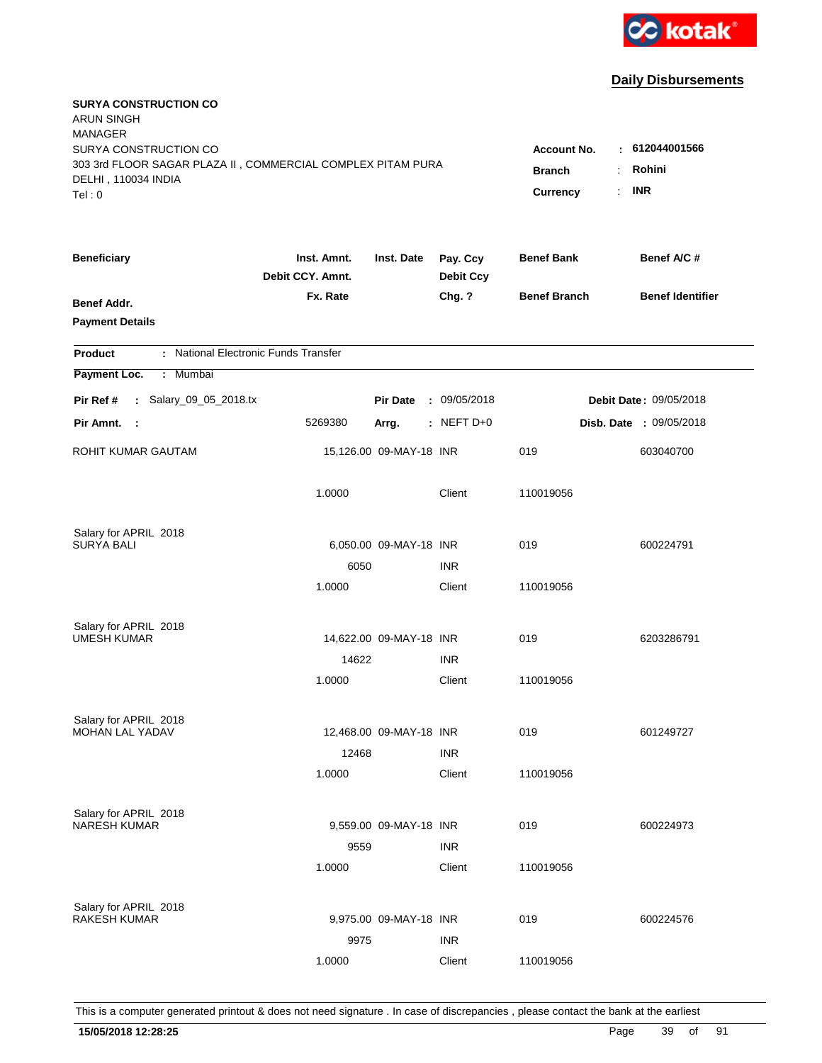kotak

## Daily Disbursements

**SURYA CONSTRUCTION CO**
ARUN SINGH
MANAGER
SURYA CONSTRUCTION CO
303 3rd FLOOR SAGAR PLAZA II , COMMERCIAL COMPLEX PITAM PURA
DELHI , 110034 INDIA
Tel : 0

**Account No.** : 612044001566
**Branch** : Rohini
**Currency** : INR

| Beneficiary / Benef Addr. / Payment Details | Inst. Amnt. / Debit CCY. Amnt. / Fx. Rate | Inst. Date | Pay. Ccy / Debit Ccy / Chg. ? | Benef Bank / Benef Branch | Benef A/C # / Benef Identifier |
|---|---|---|---|---|---|

**Product** : National Electronic Funds Transfer
**Payment Loc.** : Mumbai

**Pir Ref #** : Salary_09_05_2018.tx | **Pir Date** : 09/05/2018 | **Debit Date** : 09/05/2018
**Pir Amnt.** : 5269380 | **Arrg.** : NEFT D+0 | **Disb. Date** : 09/05/2018

| Beneficiary | Inst. Amnt. | Inst. Date | Pay. Ccy | Benef Bank | Benef A/C # |
|---|---|---|---|---|---|
| ROHIT KUMAR GAUTAM | 15,126.00 | 09-MAY-18 | INR | 019 | 603040700 |
| | 1.0000 | | Client | 110019056 | |
| Salary for APRIL 2018 | | | | | |
| SURYA BALI | 6,050.00 | 09-MAY-18 | INR | 019 | 600224791 |
| | 6050 | | INR | | |
| | 1.0000 | | Client | 110019056 | |
| Salary for APRIL 2018 | | | | | |
| UMESH KUMAR | 14,622.00 | 09-MAY-18 | INR | 019 | 6203286791 |
| | 14622 | | INR | | |
| | 1.0000 | | Client | 110019056 | |
| Salary for APRIL 2018 | | | | | |
| MOHAN LAL YADAV | 12,468.00 | 09-MAY-18 | INR | 019 | 601249727 |
| | 12468 | | INR | | |
| | 1.0000 | | Client | 110019056 | |
| Salary for APRIL 2018 | | | | | |
| NARESH KUMAR | 9,559.00 | 09-MAY-18 | INR | 019 | 600224973 |
| | 9559 | | INR | | |
| | 1.0000 | | Client | 110019056 | |
| Salary for APRIL 2018 | | | | | |
| RAKESH KUMAR | 9,975.00 | 09-MAY-18 | INR | 019 | 600224576 |
| | 9975 | | INR | | |
| | 1.0000 | | Client | 110019056 | |

This is a computer generated printout & does not need signature . In case of discrepancies , please contact the bank at the earliest

15/05/2018 12:28:25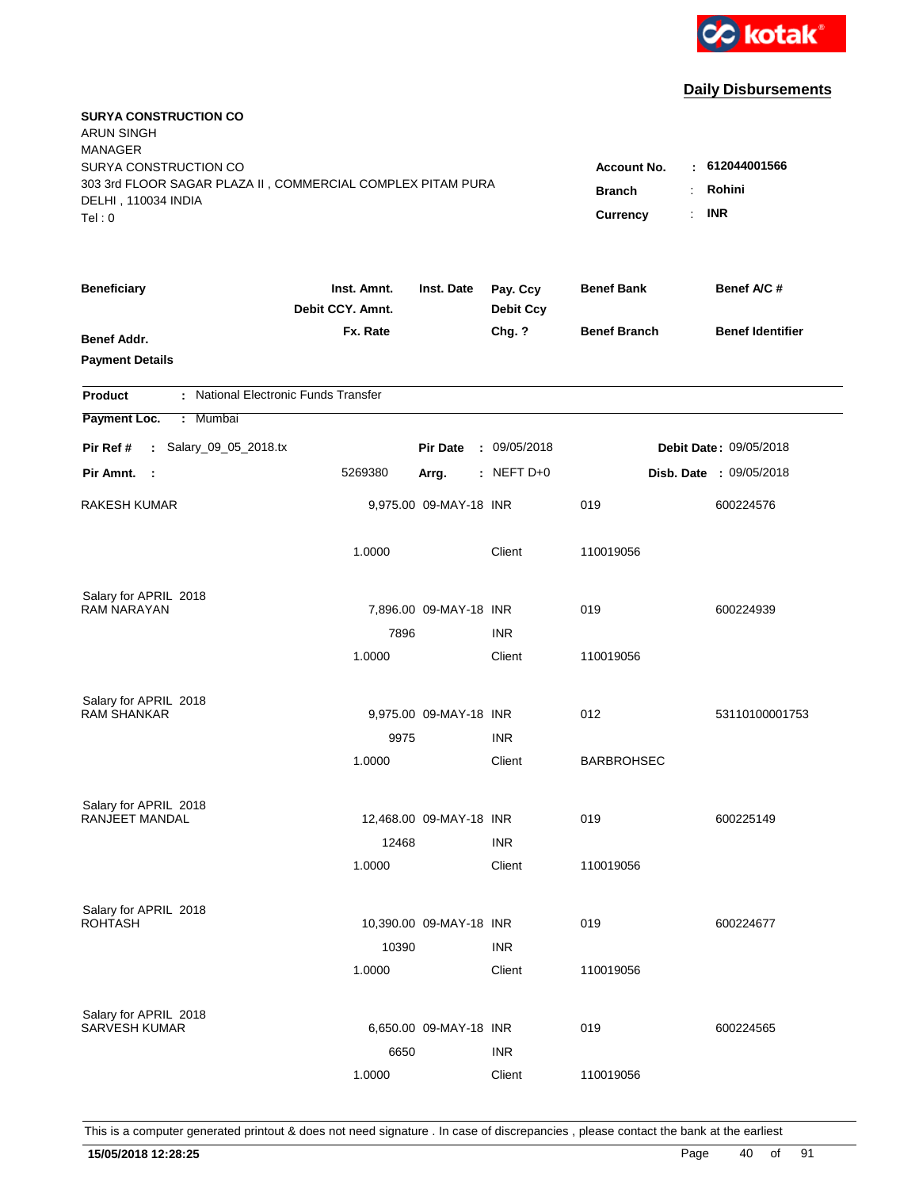**Daily Disbursements**

**SURYA CONSTRUCTION CO**
ARUN SINGH
MANAGER
SURYA CONSTRUCTION CO
303 3rd FLOOR SAGAR PLAZA II , COMMERCIAL COMPLEX PITAM PURA
DELHI , 110034 INDIA
Tel : 0

**Account No.** : **612044001566**
**Branch** : **Rohini**
**Currency** : **INR**

| Beneficiary / Benef Addr. / Payment Details | Inst. Amnt. / Debit CCY. Amnt. / Fx. Rate | Inst. Date | Pay. Ccy / Debit Ccy / Chg. ? | Benef Bank / Benef Branch | Benef A/C # / Benef Identifier |
|---|---|---|---|---|---|

**Product** : National Electronic Funds Transfer
**Payment Loc.** : Mumbai
**Pir Ref #** : Salary_09_05_2018.tx **Pir Date** : 09/05/2018 **Debit Date** : 09/05/2018
**Pir Amnt.** : 5269380 **Arrg.** : NEFT D+0 **Disb. Date** : 09/05/2018

| Beneficiary | Inst. Amnt. | Inst. Date | Pay. Ccy | Benef Bank | Benef A/C # |
|---|---|---|---|---|---|
| RAKESH KUMAR | 9,975.00 | 09-MAY-18 | INR | 019 | 600224576 |
| | 1.0000 | | Client | 110019056 | |
| Salary for APRIL 2018 | | | | | |
| RAM NARAYAN | 7,896.00 | 09-MAY-18 | INR | 019 | 600224939 |
| | 7896 | | INR | | |
| | 1.0000 | | Client | 110019056 | |
| Salary for APRIL 2018 | | | | | |
| RAM SHANKAR | 9,975.00 | 09-MAY-18 | INR | 012 | 53110100001753 |
| | 9975 | | INR | | |
| | 1.0000 | | Client | BARBROHSEC | |
| Salary for APRIL 2018 | | | | | |
| RANJEET MANDAL | 12,468.00 | 09-MAY-18 | INR | 019 | 600225149 |
| | 12468 | | INR | | |
| | 1.0000 | | Client | 110019056 | |
| Salary for APRIL 2018 | | | | | |
| ROHTASH | 10,390.00 | 09-MAY-18 | INR | 019 | 600224677 |
| | 10390 | | INR | | |
| | 1.0000 | | Client | 110019056 | |
| Salary for APRIL 2018 | | | | | |
| SARVESH KUMAR | 6,650.00 | 09-MAY-18 | INR | 019 | 600224565 |
| | 6650 | | INR | | |
| | 1.0000 | | Client | 110019056 | |

This is a computer generated printout & does not need signature . In case of discrepancies , please contact the bank at the earliest

**15/05/2018 12:28:25**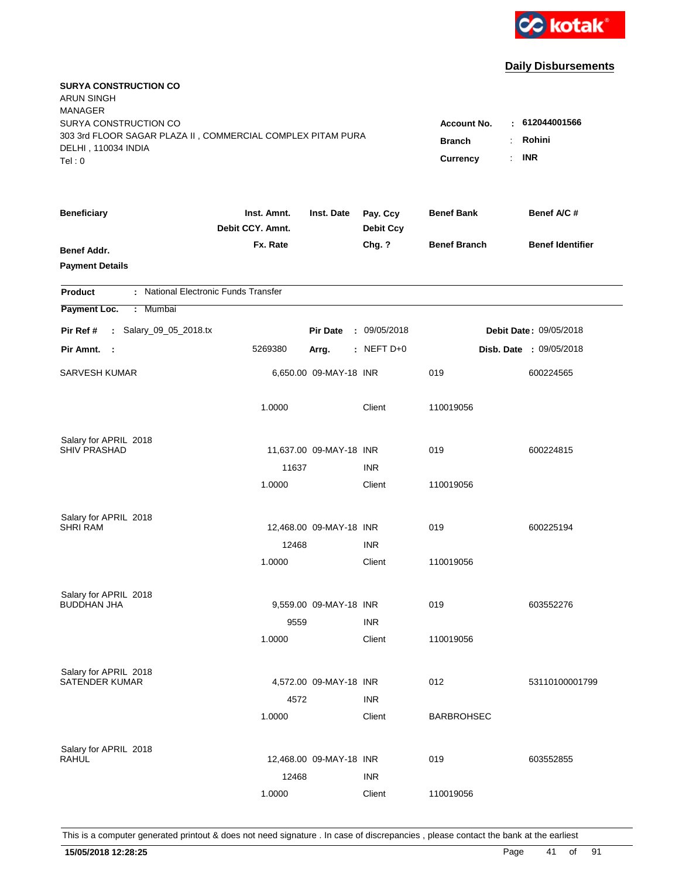kotak

## Daily Disbursements

**SURYA CONSTRUCTION CO**
ARUN SINGH
MANAGER
SURYA CONSTRUCTION CO
303 3rd FLOOR SAGAR PLAZA II , COMMERCIAL COMPLEX PITAM PURA
DELHI , 110034 INDIA
Tel : 0

**Account No.** : **612044001566**
**Branch** : **Rohini**
**Currency** : **INR**

| Beneficiary | Inst. Amnt. / Debit CCY. Amnt. / Fx. Rate | Inst. Date | Pay. Ccy / Debit Ccy / Chg. ? | Benef Bank / Benef Branch | Benef A/C # / Benef Identifier |
|---|---|---|---|---|---|
| **Benef Addr.** / **Payment Details** | | | | | |

**Product** : National Electronic Funds Transfer
**Payment Loc.** : Mumbai

**Pir Ref #** : Salary_09_05_2018.tx | **Pir Date** : 09/05/2018 | **Debit Date** : 09/05/2018
**Pir Amnt.** : 5269380 | **Arrg.** : NEFT D+0 | **Disb. Date** : 09/05/2018

| Beneficiary | Inst. Amnt. | Inst. Date | Pay. Ccy | Benef Bank | Benef A/C # |
|---|---|---|---|---|---|
| SARVESH KUMAR | 6,650.00 | 09-MAY-18 | INR | 019 | 600224565 |
| | 1.0000 | | Client | 110019056 | |
| Salary for APRIL 2018 | | | | | |
| SHIV PRASHAD | 11,637.00 | 09-MAY-18 | INR | 019 | 600224815 |
| | 11637 | | INR | | |
| | 1.0000 | | Client | 110019056 | |
| Salary for APRIL 2018 | | | | | |
| SHRI RAM | 12,468.00 | 09-MAY-18 | INR | 019 | 600225194 |
| | 12468 | | INR | | |
| | 1.0000 | | Client | 110019056 | |
| Salary for APRIL 2018 | | | | | |
| BUDDHAN JHA | 9,559.00 | 09-MAY-18 | INR | 019 | 603552276 |
| | 9559 | | INR | | |
| | 1.0000 | | Client | 110019056 | |
| Salary for APRIL 2018 | | | | | |
| SATENDER KUMAR | 4,572.00 | 09-MAY-18 | INR | 012 | 53110100001799 |
| | 4572 | | INR | | |
| | 1.0000 | | Client | BARBROHSEC | |
| Salary for APRIL 2018 | | | | | |
| RAHUL | 12,468.00 | 09-MAY-18 | INR | 019 | 603552855 |
| | 12468 | | INR | | |
| | 1.0000 | | Client | 110019056 | |

This is a computer generated printout & does not need signature . In case of discrepancies , please contact the bank at the earliest

15/05/2018 12:28:25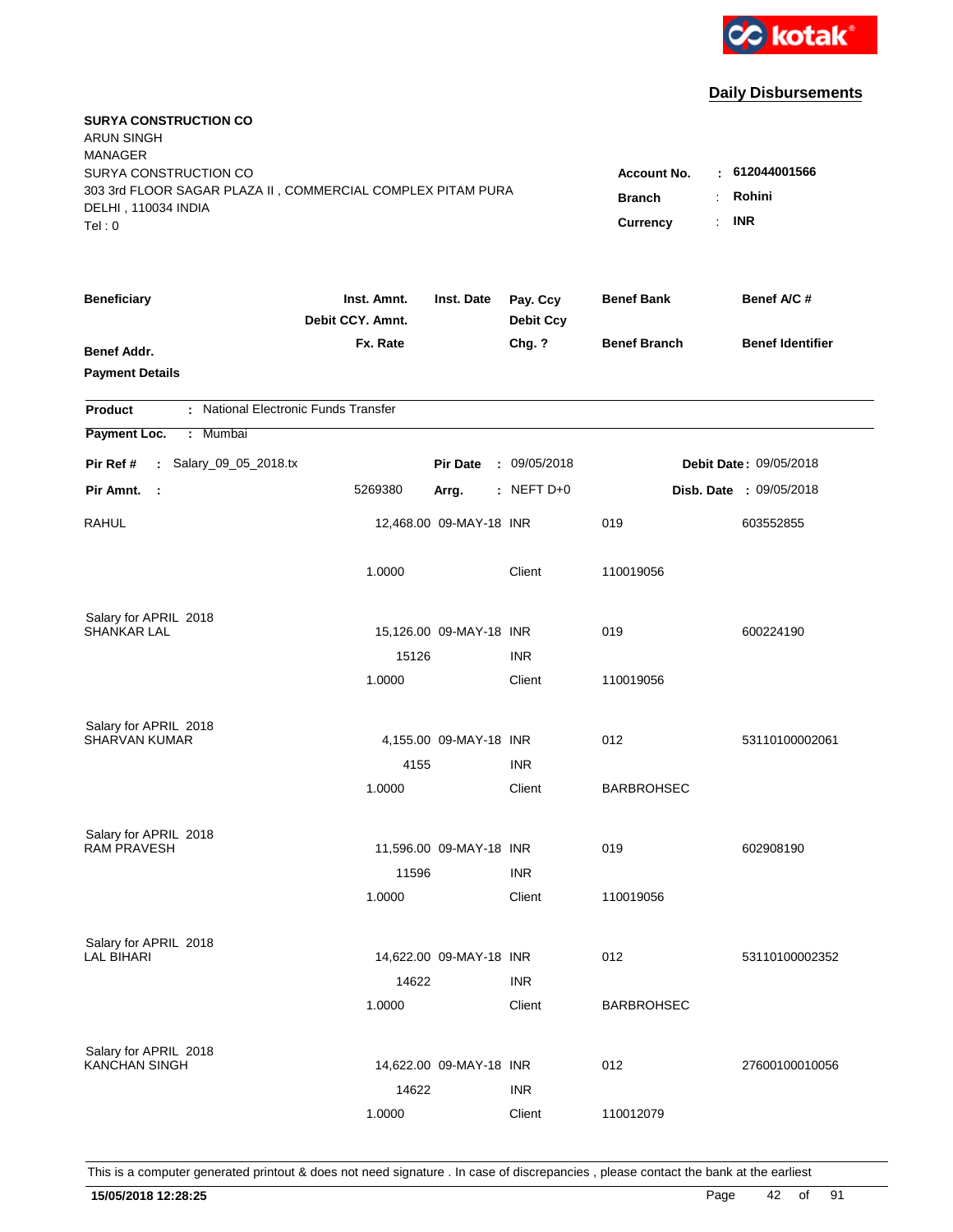kotak

## Daily Disbursements

**SURYA CONSTRUCTION CO**
ARUN SINGH
MANAGER
SURYA CONSTRUCTION CO
303 3rd FLOOR SAGAR PLAZA II , COMMERCIAL COMPLEX PITAM PURA
DELHI , 110034 INDIA
Tel : 0

**Account No.** : **612044001566**
**Branch** : **Rohini**
**Currency** : **INR**

| Beneficiary / Benef Addr. / Payment Details | Inst. Amnt. / Debit CCY. Amnt. / Fx. Rate | Inst. Date | Pay. Ccy / Debit Ccy / Chg. ? | Benef Bank / Benef Branch | Benef A/C # / Benef Identifier |
|---|---|---|---|---|---|

**Product** : National Electronic Funds Transfer

**Payment Loc.** : Mumbai

**Pir Ref #** : Salary_09_05_2018.tx &nbsp;&nbsp; **Pir Date** : 09/05/2018 &nbsp;&nbsp; **Debit Date** : 09/05/2018

**Pir Amnt.** : 5269380 &nbsp;&nbsp; **Arrg.** : NEFT D+0 &nbsp;&nbsp; **Disb. Date** : 09/05/2018

| Beneficiary | Inst. Amnt. | Inst. Date | Pay. Ccy | Benef Bank | Benef A/C # |
|---|---|---|---|---|---|
| RAHUL | 12,468.00 | 09-MAY-18 | INR | 019 | 603552855 |
| | 1.0000 | | Client | 110019056 | |
| Salary for APRIL 2018 | | | | | |
| SHANKAR LAL | 15,126.00 | 09-MAY-18 | INR | 019 | 600224190 |
| | 15126 | | INR | | |
| | 1.0000 | | Client | 110019056 | |
| Salary for APRIL 2018 | | | | | |
| SHARVAN KUMAR | 4,155.00 | 09-MAY-18 | INR | 012 | 53110100002061 |
| | 4155 | | INR | | |
| | 1.0000 | | Client | BARBROHSEC | |
| Salary for APRIL 2018 | | | | | |
| RAM PRAVESH | 11,596.00 | 09-MAY-18 | INR | 019 | 602908190 |
| | 11596 | | INR | | |
| | 1.0000 | | Client | 110019056 | |
| Salary for APRIL 2018 | | | | | |
| LAL BIHARI | 14,622.00 | 09-MAY-18 | INR | 012 | 53110100002352 |
| | 14622 | | INR | | |
| | 1.0000 | | Client | BARBROHSEC | |
| Salary for APRIL 2018 | | | | | |
| KANCHAN SINGH | 14,622.00 | 09-MAY-18 | INR | 012 | 27600100010056 |
| | 14622 | | INR | | |
| | 1.0000 | | Client | 110012079 | |

This is a computer generated printout & does not need signature . In case of discrepancies , please contact the bank at the earliest

15/05/2018 12:28:25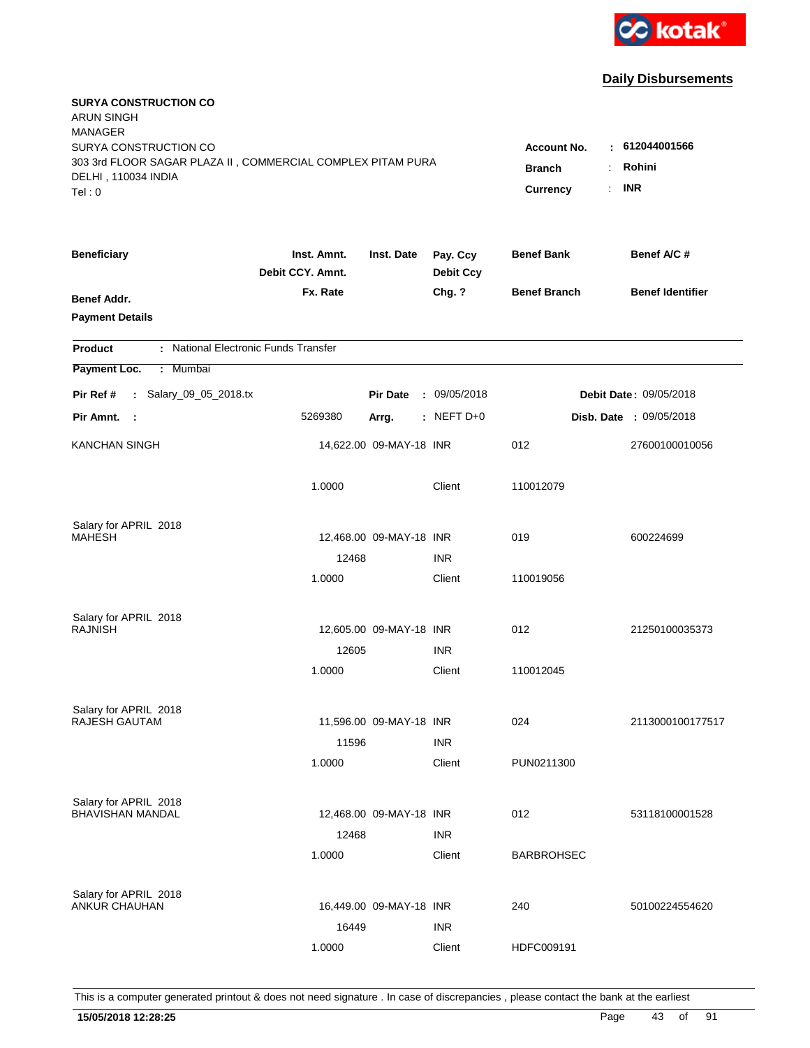kotak

## Daily Disbursements

**SURYA CONSTRUCTION CO**
ARUN SINGH
MANAGER
SURYA CONSTRUCTION CO
303 3rd FLOOR SAGAR PLAZA II , COMMERCIAL COMPLEX PITAM PURA
DELHI , 110034 INDIA
Tel : 0

**Account No.** : **612044001566**
**Branch** : **Rohini**
**Currency** : **INR**

| Beneficiary / Benef Addr. / Payment Details | Inst. Amnt. / Debit CCY. Amnt. / Fx. Rate | Inst. Date | Pay. Ccy / Debit Ccy / Chg. ? | Benef Bank / Benef Branch | Benef A/C # / Benef Identifier |
|---|---|---|---|---|---|

**Product** : National Electronic Funds Transfer
**Payment Loc.** : Mumbai
**Pir Ref #** : Salary_09_05_2018.tx | **Pir Date** : 09/05/2018 | **Debit Date** : 09/05/2018
**Pir Amnt.** : 5269380 | **Arrg.** : NEFT D+0 | **Disb. Date** : 09/05/2018

| Beneficiary | Inst. Amnt. | Inst. Date | Pay. Ccy | Benef Bank | Benef A/C # |
|---|---|---|---|---|---|
| KANCHAN SINGH | 14,622.00 | 09-MAY-18 | INR | 012 | 27600100010056 |
| | 1.0000 | | Client | 110012079 | |
| Salary for APRIL 2018 | | | | | |
| MAHESH | 12,468.00 | 09-MAY-18 | INR | 019 | 600224699 |
| | 12468 | | INR | | |
| | 1.0000 | | Client | 110019056 | |
| Salary for APRIL 2018 | | | | | |
| RAJNISH | 12,605.00 | 09-MAY-18 | INR | 012 | 21250100035373 |
| | 12605 | | INR | | |
| | 1.0000 | | Client | 110012045 | |
| Salary for APRIL 2018 | | | | | |
| RAJESH GAUTAM | 11,596.00 | 09-MAY-18 | INR | 024 | 2113000100177517 |
| | 11596 | | INR | | |
| | 1.0000 | | Client | PUN0211300 | |
| Salary for APRIL 2018 | | | | | |
| BHAVISHAN MANDAL | 12,468.00 | 09-MAY-18 | INR | 012 | 53118100001528 |
| | 12468 | | INR | | |
| | 1.0000 | | Client | BARBROHSEC | |
| Salary for APRIL 2018 | | | | | |
| ANKUR CHAUHAN | 16,449.00 | 09-MAY-18 | INR | 240 | 50100224554620 |
| | 16449 | | INR | | |
| | 1.0000 | | Client | HDFC009191 | |

This is a computer generated printout & does not need signature . In case of discrepancies , please contact the bank at the earliest

**15/05/2018 12:28:25**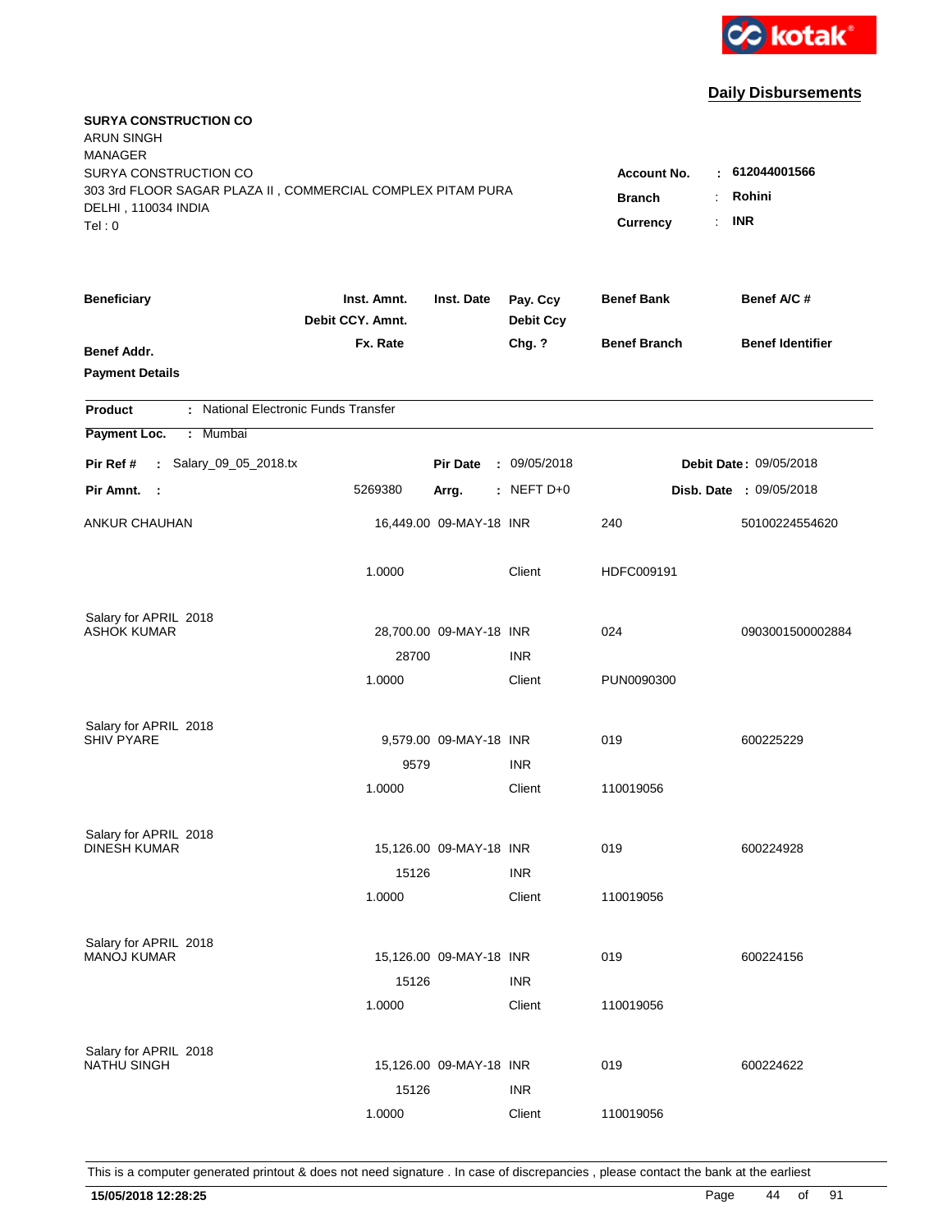kotak

## Daily Disbursements

**SURYA CONSTRUCTION CO**
ARUN SINGH
MANAGER
SURYA CONSTRUCTION CO
303 3rd FLOOR SAGAR PLAZA II , COMMERCIAL COMPLEX PITAM PURA
DELHI , 110034 INDIA
Tel : 0

**Account No.** : **612044001566**
**Branch** : **Rohini**
**Currency** : **INR**

| Beneficiary / Benef Addr. / Payment Details | Inst. Amnt. / Debit CCY. Amnt. / Fx. Rate | Inst. Date | Pay. Ccy / Debit Ccy / Chg. ? | Benef Bank / Benef Branch | Benef A/C # / Benef Identifier |
|---|---|---|---|---|---|

**Product** : National Electronic Funds Transfer
**Payment Loc.** : Mumbai

**Pir Ref #** : Salary_09_05_2018.tx  **Pir Date** : 09/05/2018  **Debit Date** : 09/05/2018
**Pir Amnt.** : 5269380  **Arrg.** : NEFT D+0  **Disb. Date** : 09/05/2018

| Beneficiary | Inst. Amnt. | Inst. Date | Pay. Ccy | Benef Bank | Benef A/C # |
|---|---|---|---|---|---|
| ANKUR CHAUHAN | 16,449.00 | 09-MAY-18 | INR | 240 | 50100224554620 |
| | 1.0000 | | Client | HDFC009191 | |
| Salary for APRIL 2018 | | | | | |
| ASHOK KUMAR | 28,700.00 | 09-MAY-18 | INR | 024 | 0903001500002884 |
| | 28700 | | INR | | |
| | 1.0000 | | Client | PUN0090300 | |
| Salary for APRIL 2018 | | | | | |
| SHIV PYARE | 9,579.00 | 09-MAY-18 | INR | 019 | 600225229 |
| | 9579 | | INR | | |
| | 1.0000 | | Client | 110019056 | |
| Salary for APRIL 2018 | | | | | |
| DINESH KUMAR | 15,126.00 | 09-MAY-18 | INR | 019 | 600224928 |
| | 15126 | | INR | | |
| | 1.0000 | | Client | 110019056 | |
| Salary for APRIL 2018 | | | | | |
| MANOJ KUMAR | 15,126.00 | 09-MAY-18 | INR | 019 | 600224156 |
| | 15126 | | INR | | |
| | 1.0000 | | Client | 110019056 | |
| Salary for APRIL 2018 | | | | | |
| NATHU SINGH | 15,126.00 | 09-MAY-18 | INR | 019 | 600224622 |
| | 15126 | | INR | | |
| | 1.0000 | | Client | 110019056 | |

This is a computer generated printout & does not need signature . In case of discrepancies , please contact the bank at the earliest

**15/05/2018 12:28:25**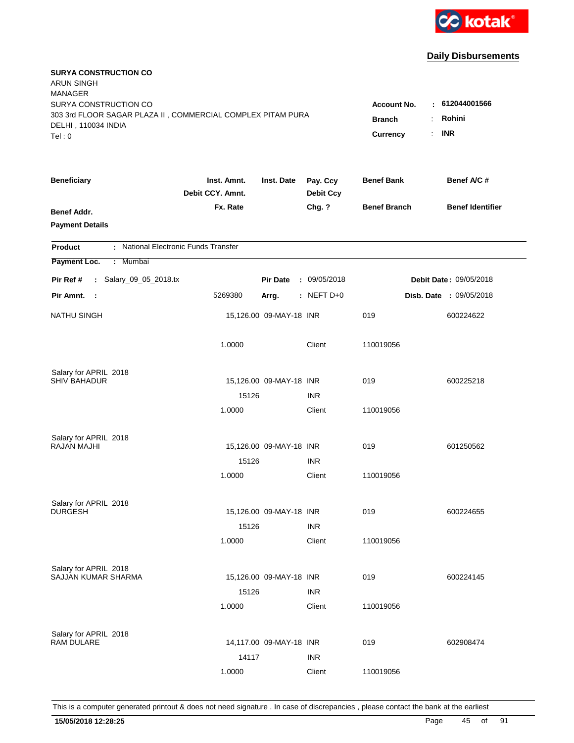**Daily Disbursements**

**SURYA CONSTRUCTION CO**
ARUN SINGH
MANAGER
SURYA CONSTRUCTION CO
303 3rd FLOOR SAGAR PLAZA II , COMMERCIAL COMPLEX PITAM PURA
DELHI , 110034 INDIA
Tel : 0

**Account No.** : **612044001566**
**Branch** : **Rohini**
**Currency** : **INR**

| Beneficiary | Inst. Amnt. / Debit CCY. Amnt. / Fx. Rate | Inst. Date | Pay. Ccy / Debit Ccy / Chg. ? | Benef Bank / Benef Branch | Benef A/C # / Benef Identifier |
|---|---|---|---|---|---|
| **Benef Addr.** / **Payment Details** | | | | | |

**Product** : National Electronic Funds Transfer

**Payment Loc.** : Mumbai

**Pir Ref #** : Salary_09_05_2018.tx | **Pir Date** : 09/05/2018 | **Debit Date** : 09/05/2018

**Pir Amnt.** : 5269380 | **Arrg.** : NEFT D+0 | **Disb. Date** : 09/05/2018

| Beneficiary | Inst. Amnt. / Debit CCY. Amnt. / Fx. Rate | Inst. Date | Pay. Ccy / Debit Ccy / Chg. ? | Benef Bank / Benef Branch | Benef A/C # / Benef Identifier |
|---|---|---|---|---|---|
| NATHU SINGH | 15,126.00 | 09-MAY-18 | INR | 019 | 600224622 |
| | 1.0000 | | Client | 110019056 | |
| Salary for APRIL 2018 | | | | | |
| SHIV BAHADUR | 15,126.00 | 09-MAY-18 | INR | 019 | 600225218 |
| | 15126 | | INR | | |
| | 1.0000 | | Client | 110019056 | |
| Salary for APRIL 2018 | | | | | |
| RAJAN MAJHI | 15,126.00 | 09-MAY-18 | INR | 019 | 601250562 |
| | 15126 | | INR | | |
| | 1.0000 | | Client | 110019056 | |
| Salary for APRIL 2018 | | | | | |
| DURGESH | 15,126.00 | 09-MAY-18 | INR | 019 | 600224655 |
| | 15126 | | INR | | |
| | 1.0000 | | Client | 110019056 | |
| Salary for APRIL 2018 | | | | | |
| SAJJAN KUMAR SHARMA | 15,126.00 | 09-MAY-18 | INR | 019 | 600224145 |
| | 15126 | | INR | | |
| | 1.0000 | | Client | 110019056 | |
| Salary for APRIL 2018 | | | | | |
| RAM DULARE | 14,117.00 | 09-MAY-18 | INR | 019 | 602908474 |
| | 14117 | | INR | | |
| | 1.0000 | | Client | 110019056 | |

This is a computer generated printout & does not need signature . In case of discrepancies , please contact the bank at the earliest

**15/05/2018 12:28:25**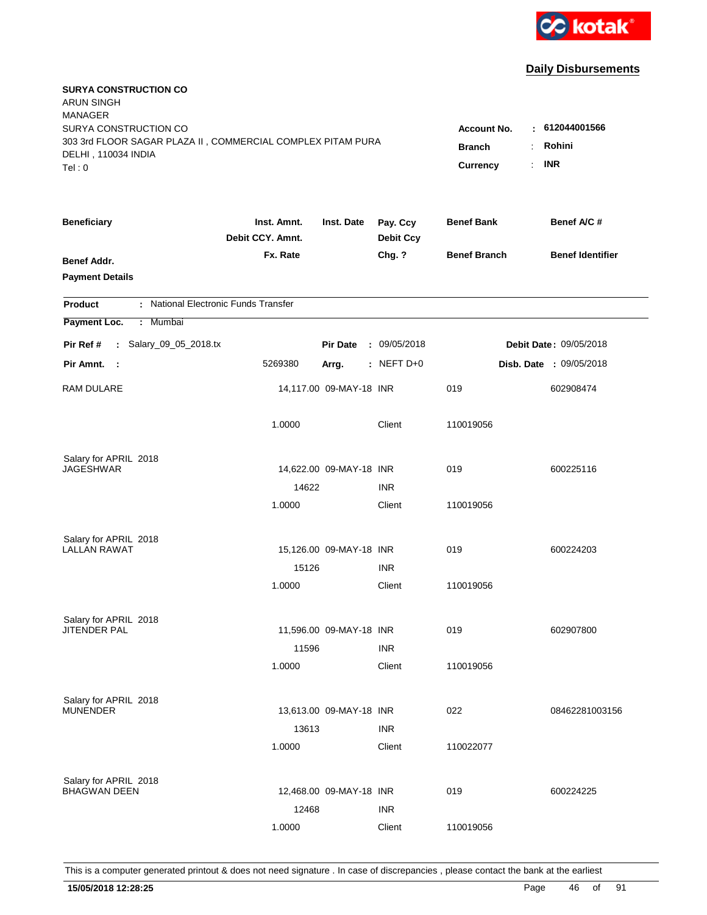kotak

## Daily Disbursements

**SURYA CONSTRUCTION CO**
ARUN SINGH
MANAGER
SURYA CONSTRUCTION CO
303 3rd FLOOR SAGAR PLAZA II , COMMERCIAL COMPLEX PITAM PURA
DELHI , 110034 INDIA
Tel : 0

**Account No.** : **612044001566**
**Branch** : **Rohini**
**Currency** : **INR**

| Beneficiary / Benef Addr. / Payment Details | Inst. Amnt. / Debit CCY. Amnt. / Fx. Rate | Inst. Date | Pay. Ccy / Debit Ccy / Chg. ? | Benef Bank / Benef Branch | Benef A/C # / Benef Identifier |
|---|---|---|---|---|---|

**Product** : National Electronic Funds Transfer
**Payment Loc.** : Mumbai

**Pir Ref #** : Salary_09_05_2018.tx | **Pir Date** : 09/05/2018 | **Debit Date** : 09/05/2018
**Pir Amnt.** : 5269380 | **Arrg.** : NEFT D+0 | **Disb. Date** : 09/05/2018

| Beneficiary | Inst. Amnt. | Inst. Date | Pay. Ccy | Benef Bank | Benef A/C # |
|---|---|---|---|---|---|
| RAM DULARE | 14,117.00 | 09-MAY-18 | INR | 019 | 602908474 |
| | 1.0000 | | Client | 110019056 | |
| Salary for APRIL 2018 | | | | | |
| JAGESHWAR | 14,622.00 | 09-MAY-18 | INR | 019 | 600225116 |
| | 14622 | | INR | | |
| | 1.0000 | | Client | 110019056 | |
| Salary for APRIL 2018 | | | | | |
| LALLAN RAWAT | 15,126.00 | 09-MAY-18 | INR | 019 | 600224203 |
| | 15126 | | INR | | |
| | 1.0000 | | Client | 110019056 | |
| Salary for APRIL 2018 | | | | | |
| JITENDER PAL | 11,596.00 | 09-MAY-18 | INR | 019 | 602907800 |
| | 11596 | | INR | | |
| | 1.0000 | | Client | 110019056 | |
| Salary for APRIL 2018 | | | | | |
| MUNENDER | 13,613.00 | 09-MAY-18 | INR | 022 | 08462281003156 |
| | 13613 | | INR | | |
| | 1.0000 | | Client | 110022077 | |
| Salary for APRIL 2018 | | | | | |
| BHAGWAN DEEN | 12,468.00 | 09-MAY-18 | INR | 019 | 600224225 |
| | 12468 | | INR | | |
| | 1.0000 | | Client | 110019056 | |

This is a computer generated printout & does not need signature . In case of discrepancies , please contact the bank at the earliest

**15/05/2018 12:28:25**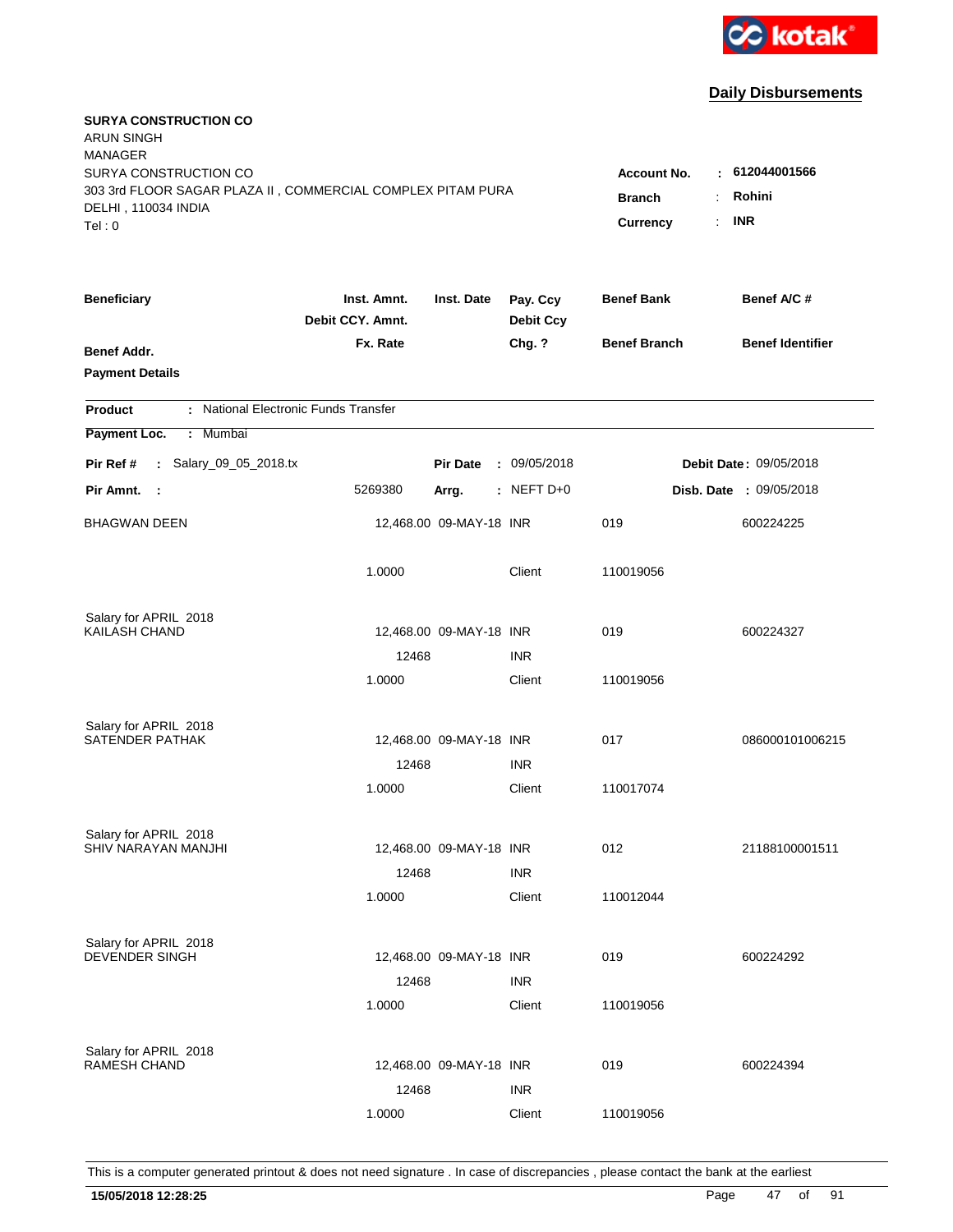kotak

## Daily Disbursements

**SURYA CONSTRUCTION CO**
ARUN SINGH
MANAGER
SURYA CONSTRUCTION CO
303 3rd FLOOR SAGAR PLAZA II , COMMERCIAL COMPLEX PITAM PURA
DELHI , 110034 INDIA
Tel : 0

**Account No.** : **612044001566**
**Branch** : **Rohini**
**Currency** : **INR**

| Beneficiary / Benef Addr. / Payment Details | Inst. Amnt. / Debit CCY. Amnt. / Fx. Rate | Inst. Date | Pay. Ccy / Debit Ccy / Chg. ? | Benef Bank / Benef Branch | Benef A/C # / Benef Identifier |
|---|---|---|---|---|---|

**Product** : National Electronic Funds Transfer
**Payment Loc.** : Mumbai

**Pir Ref #** : Salary_09_05_2018.tx **Pir Date** : 09/05/2018 **Debit Date** : 09/05/2018
**Pir Amnt.** : 5269380 **Arrg.** : NEFT D+0 **Disb. Date** : 09/05/2018

| Beneficiary | Inst. Amnt. | Inst. Date | Pay. Ccy | Benef Bank | Benef A/C # |
|---|---|---|---|---|---|
| BHAGWAN DEEN | 12,468.00 | 09-MAY-18 | INR | 019 | 600224225 |
| | 1.0000 | | Client | 110019056 | |
| Salary for APRIL 2018 | | | | | |
| KAILASH CHAND | 12,468.00 | 09-MAY-18 | INR | 019 | 600224327 |
| | 12468 | | INR | | |
| | 1.0000 | | Client | 110019056 | |
| Salary for APRIL 2018 | | | | | |
| SATENDER PATHAK | 12,468.00 | 09-MAY-18 | INR | 017 | 086000101006215 |
| | 12468 | | INR | | |
| | 1.0000 | | Client | 110017074 | |
| Salary for APRIL 2018 | | | | | |
| SHIV NARAYAN MANJHI | 12,468.00 | 09-MAY-18 | INR | 012 | 21188100001511 |
| | 12468 | | INR | | |
| | 1.0000 | | Client | 110012044 | |
| Salary for APRIL 2018 | | | | | |
| DEVENDER SINGH | 12,468.00 | 09-MAY-18 | INR | 019 | 600224292 |
| | 12468 | | INR | | |
| | 1.0000 | | Client | 110019056 | |
| Salary for APRIL 2018 | | | | | |
| RAMESH CHAND | 12,468.00 | 09-MAY-18 | INR | 019 | 600224394 |
| | 12468 | | INR | | |
| | 1.0000 | | Client | 110019056 | |

This is a computer generated printout & does not need signature . In case of discrepancies , please contact the bank at the earliest

**15/05/2018 12:28:25**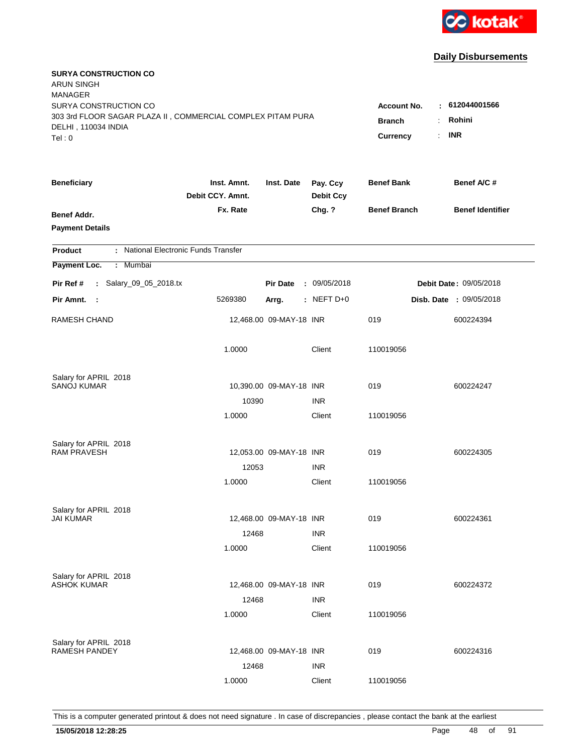**Daily Disbursements**

**SURYA CONSTRUCTION CO**
ARUN SINGH
MANAGER
SURYA CONSTRUCTION CO
303 3rd FLOOR SAGAR PLAZA II , COMMERCIAL COMPLEX PITAM PURA
DELHI , 110034 INDIA
Tel : 0

**Account No.** : **612044001566**
**Branch** : **Rohini**
**Currency** : **INR**

| Beneficiary / Benef Addr. / Payment Details | Inst. Amnt. / Debit CCY. Amnt. / Fx. Rate | Inst. Date | Pay. Ccy / Debit Ccy / Chg. ? | Benef Bank / Benef Branch | Benef A/C # / Benef Identifier |
|---|---|---|---|---|---|

**Product** : National Electronic Funds Transfer
**Payment Loc.** : Mumbai

**Pir Ref #** : Salary_09_05_2018.tx　　**Pir Date** : 09/05/2018　　**Debit Date** : 09/05/2018
**Pir Amnt.** : 5269380　　**Arrg.** : NEFT D+0　　**Disb. Date** : 09/05/2018

| Beneficiary | Inst. Amnt. | Inst. Date | Pay. Ccy | Benef Bank | Benef A/C # |
|---|---|---|---|---|---|
| RAMESH CHAND | 12,468.00 | 09-MAY-18 | INR | 019 | 600224394 |
| | 1.0000 | | Client | 110019056 | |
| Salary for APRIL 2018 | | | | | |
| SANOJ KUMAR | 10,390.00 | 09-MAY-18 | INR | 019 | 600224247 |
| | 10390 | | INR | | |
| | 1.0000 | | Client | 110019056 | |
| Salary for APRIL 2018 | | | | | |
| RAM PRAVESH | 12,053.00 | 09-MAY-18 | INR | 019 | 600224305 |
| | 12053 | | INR | | |
| | 1.0000 | | Client | 110019056 | |
| Salary for APRIL 2018 | | | | | |
| JAI KUMAR | 12,468.00 | 09-MAY-18 | INR | 019 | 600224361 |
| | 12468 | | INR | | |
| | 1.0000 | | Client | 110019056 | |
| Salary for APRIL 2018 | | | | | |
| ASHOK KUMAR | 12,468.00 | 09-MAY-18 | INR | 019 | 600224372 |
| | 12468 | | INR | | |
| | 1.0000 | | Client | 110019056 | |
| Salary for APRIL 2018 | | | | | |
| RAMESH PANDEY | 12,468.00 | 09-MAY-18 | INR | 019 | 600224316 |
| | 12468 | | INR | | |
| | 1.0000 | | Client | 110019056 | |

This is a computer generated printout & does not need signature . In case of discrepancies , please contact the bank at the earliest

**15/05/2018 12:28:25**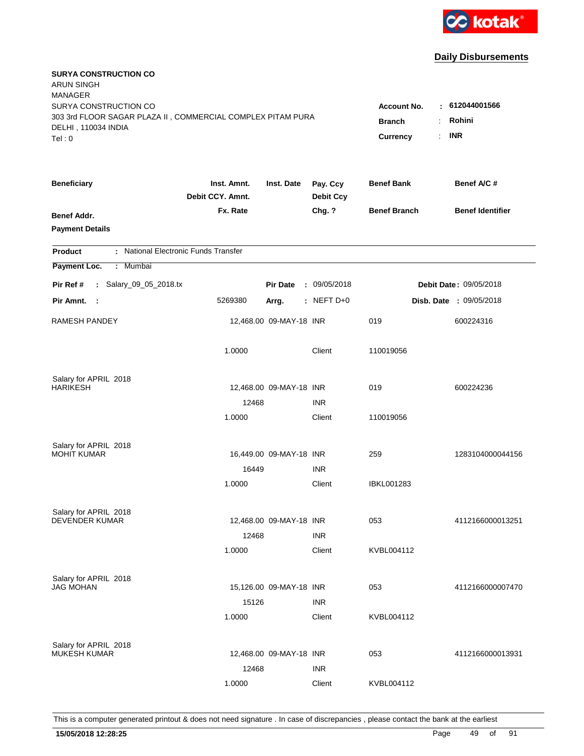**Daily Disbursements**

**SURYA CONSTRUCTION CO**
ARUN SINGH
MANAGER
SURYA CONSTRUCTION CO
303 3rd FLOOR SAGAR PLAZA II , COMMERCIAL COMPLEX PITAM PURA
DELHI , 110034 INDIA
Tel : 0

**Account No.** : **612044001566**
**Branch** : **Rohini**
**Currency** : **INR**

| Beneficiary | Inst. Amnt. / Debit CCY. Amnt. / Fx. Rate | Inst. Date | Pay. Ccy / Debit Ccy / Chg. ? | Benef Bank / Benef Branch | Benef A/C # / Benef Identifier |
|---|---|---|---|---|---|
| **Benef Addr.** / **Payment Details** | | | | | |

**Product** : National Electronic Funds Transfer
**Payment Loc.** : Mumbai

**Pir Ref #** : Salary_09_05_2018.tx | **Pir Date** : 09/05/2018 | **Debit Date** : 09/05/2018
**Pir Amnt.** : 5269380 | **Arrg.** : NEFT D+0 | **Disb. Date** : 09/05/2018

| Beneficiary | Inst. Amnt. / Debit CCY. Amnt. / Fx. Rate | Inst. Date | Pay. Ccy / Debit Ccy / Chg. ? | Benef Bank / Benef Branch | Benef A/C # |
|---|---|---|---|---|---|
| RAMESH PANDEY | 12,468.00 | 09-MAY-18 | INR | 019 | 600224316 |
| | 1.0000 | | Client | 110019056 | |
| Salary for APRIL 2018 | | | | | |
| HARIKESH | 12,468.00 | 09-MAY-18 | INR | 019 | 600224236 |
| | 12468 | | INR | | |
| | 1.0000 | | Client | 110019056 | |
| Salary for APRIL 2018 | | | | | |
| MOHIT KUMAR | 16,449.00 | 09-MAY-18 | INR | 259 | 1283104000044156 |
| | 16449 | | INR | | |
| | 1.0000 | | Client | IBKL001283 | |
| Salary for APRIL 2018 | | | | | |
| DEVENDER KUMAR | 12,468.00 | 09-MAY-18 | INR | 053 | 4112166000013251 |
| | 12468 | | INR | | |
| | 1.0000 | | Client | KVBL004112 | |
| Salary for APRIL 2018 | | | | | |
| JAG MOHAN | 15,126.00 | 09-MAY-18 | INR | 053 | 4112166000007470 |
| | 15126 | | INR | | |
| | 1.0000 | | Client | KVBL004112 | |
| Salary for APRIL 2018 | | | | | |
| MUKESH KUMAR | 12,468.00 | 09-MAY-18 | INR | 053 | 4112166000013931 |
| | 12468 | | INR | | |
| | 1.0000 | | Client | KVBL004112 | |

This is a computer generated printout & does not need signature . In case of discrepancies , please contact the bank at the earliest

**15/05/2018 12:28:25**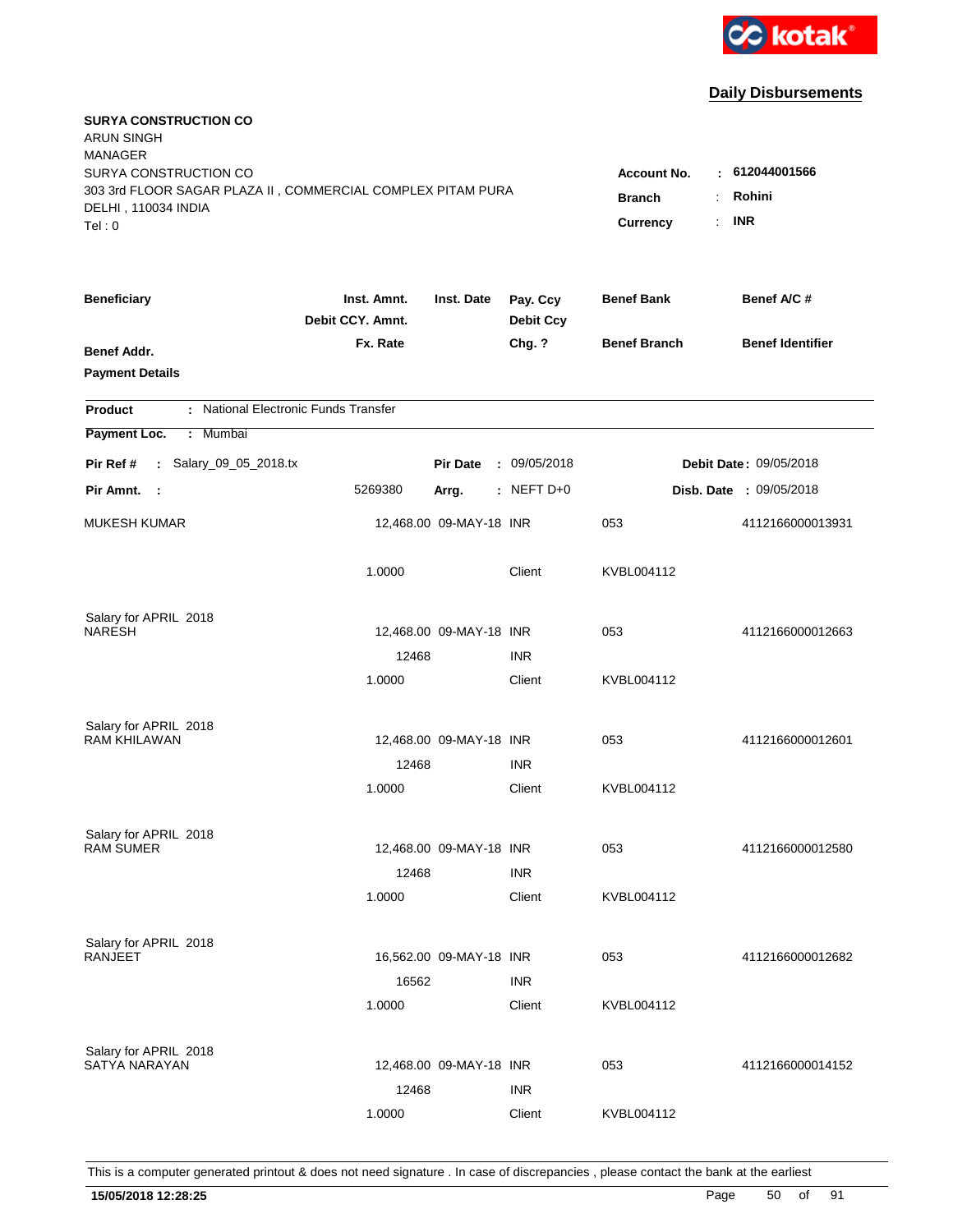kotak

## Daily Disbursements

**SURYA CONSTRUCTION CO**
ARUN SINGH
MANAGER
SURYA CONSTRUCTION CO
303 3rd FLOOR SAGAR PLAZA II , COMMERCIAL COMPLEX PITAM PURA
DELHI , 110034 INDIA
Tel : 0

**Account No.** : **612044001566**
**Branch** : **Rohini**
**Currency** : **INR**

| Beneficiary | Inst. Amnt. / Debit CCY. Amnt. / Fx. Rate | Inst. Date | Pay. Ccy / Debit Ccy / Chg. ? | Benef Bank / Benef Branch | Benef A/C # / Benef Identifier |
|---|---|---|---|---|---|
| **Benef Addr.** | | | | | |
| **Payment Details** | | | | | |

**Product** : National Electronic Funds Transfer

**Payment Loc.** : Mumbai

**Pir Ref #** : Salary_09_05_2018.tx | **Pir Date** : 09/05/2018 | **Debit Date** : 09/05/2018

**Pir Amnt.** : 5269380 | **Arrg.** : NEFT D+0 | **Disb. Date** : 09/05/2018

| Beneficiary | Inst. Amnt. / Debit CCY. Amnt. / Fx. Rate | Inst. Date | Pay. Ccy / Debit Ccy / Chg. ? | Benef Bank / Benef Branch | Benef A/C # |
|---|---|---|---|---|---|
| MUKESH KUMAR | 12,468.00 | 09-MAY-18 | INR | 053 | 4112166000013931 |
| | 1.0000 | | Client | KVBL004112 | |
| Salary for APRIL 2018 | | | | | |
| NARESH | 12,468.00 | 09-MAY-18 | INR | 053 | 4112166000012663 |
| | 12468 | | INR | | |
| | 1.0000 | | Client | KVBL004112 | |
| Salary for APRIL 2018 | | | | | |
| RAM KHILAWAN | 12,468.00 | 09-MAY-18 | INR | 053 | 4112166000012601 |
| | 12468 | | INR | | |
| | 1.0000 | | Client | KVBL004112 | |
| Salary for APRIL 2018 | | | | | |
| RAM SUMER | 12,468.00 | 09-MAY-18 | INR | 053 | 4112166000012580 |
| | 12468 | | INR | | |
| | 1.0000 | | Client | KVBL004112 | |
| Salary for APRIL 2018 | | | | | |
| RANJEET | 16,562.00 | 09-MAY-18 | INR | 053 | 4112166000012682 |
| | 16562 | | INR | | |
| | 1.0000 | | Client | KVBL004112 | |
| Salary for APRIL 2018 | | | | | |
| SATYA NARAYAN | 12,468.00 | 09-MAY-18 | INR | 053 | 4112166000014152 |
| | 12468 | | INR | | |
| | 1.0000 | | Client | KVBL004112 | |

This is a computer generated printout & does not need signature . In case of discrepancies , please contact the bank at the earliest

**15/05/2018 12:28:25**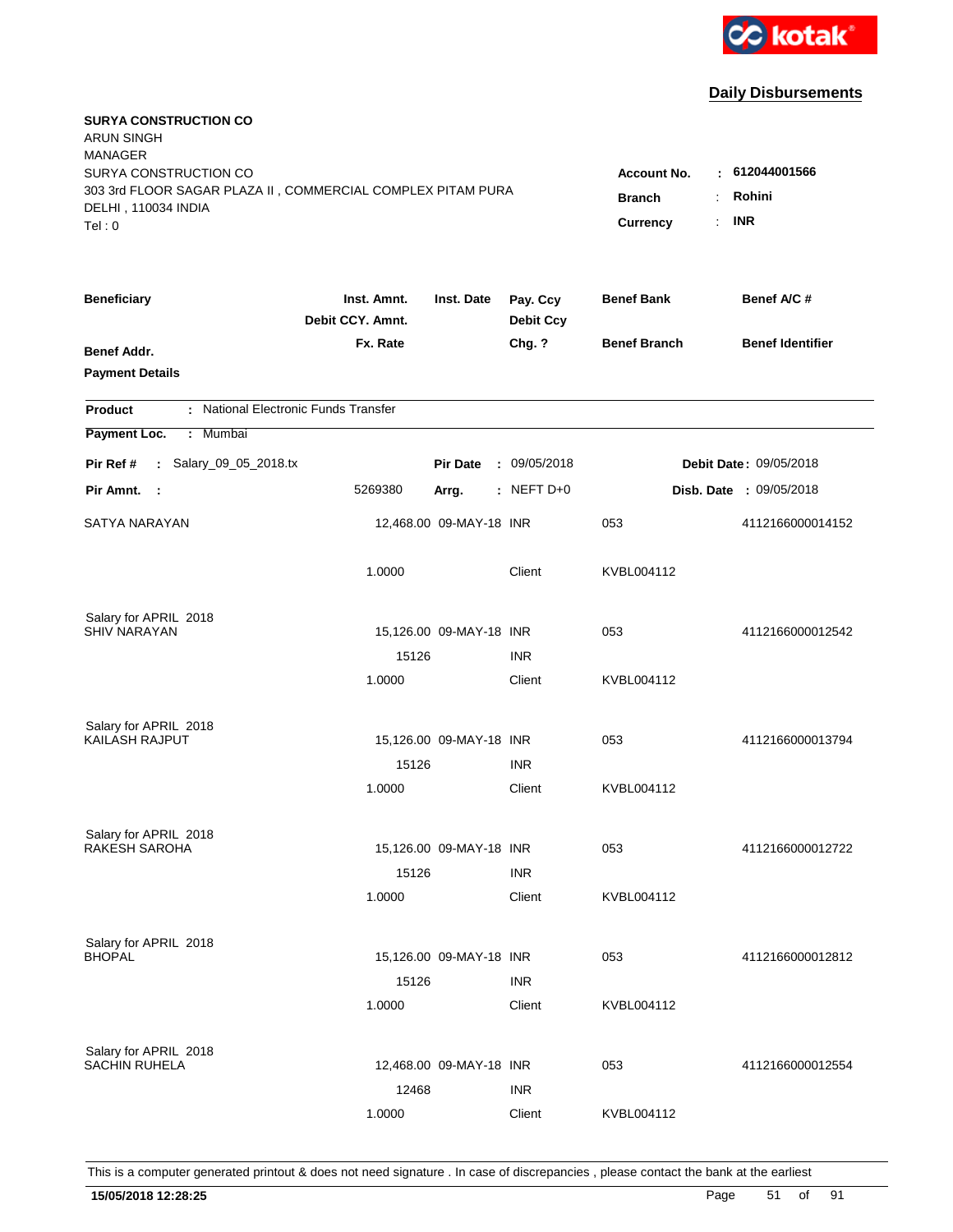kotak

## Daily Disbursements

**SURYA CONSTRUCTION CO**
ARUN SINGH
MANAGER
SURYA CONSTRUCTION CO
303 3rd FLOOR SAGAR PLAZA II , COMMERCIAL COMPLEX PITAM PURA
DELHI , 110034 INDIA
Tel : 0

**Account No.** : **612044001566**
**Branch** : **Rohini**
**Currency** : **INR**

| Beneficiary | Inst. Amnt. / Debit CCY. Amnt. / Fx. Rate | Inst. Date | Pay. Ccy / Debit Ccy / Chg. ? | Benef Bank / Benef Branch | Benef A/C # / Benef Identifier |
|---|---|---|---|---|---|
| **Benef Addr.** | | | | | |
| **Payment Details** | | | | | |

**Product** : National Electronic Funds Transfer
**Payment Loc.** : Mumbai

**Pir Ref #** : Salary_09_05_2018.tx | **Pir Date** : 09/05/2018 | **Debit Date** : 09/05/2018
**Pir Amnt.** : 5269380 | **Arrg.** : NEFT D+0 | **Disb. Date** : 09/05/2018

| Beneficiary | Inst. Amnt. / Debit CCY. Amnt. / Fx. Rate | Inst. Date | Pay. Ccy / Debit Ccy / Chg. ? | Benef Bank / Benef Branch | Benef A/C # |
|---|---|---|---|---|---|
| SATYA NARAYAN | 12,468.00 | 09-MAY-18 | INR | 053 | 4112166000014152 |
| | 1.0000 | | Client | KVBL004112 | |
| Salary for APRIL 2018 | | | | | |
| SHIV NARAYAN | 15,126.00 | 09-MAY-18 | INR | 053 | 4112166000012542 |
| | 15126 | | INR | | |
| | 1.0000 | | Client | KVBL004112 | |
| Salary for APRIL 2018 | | | | | |
| KAILASH RAJPUT | 15,126.00 | 09-MAY-18 | INR | 053 | 4112166000013794 |
| | 15126 | | INR | | |
| | 1.0000 | | Client | KVBL004112 | |
| Salary for APRIL 2018 | | | | | |
| RAKESH SAROHA | 15,126.00 | 09-MAY-18 | INR | 053 | 4112166000012722 |
| | 15126 | | INR | | |
| | 1.0000 | | Client | KVBL004112 | |
| Salary for APRIL 2018 | | | | | |
| BHOPAL | 15,126.00 | 09-MAY-18 | INR | 053 | 4112166000012812 |
| | 15126 | | INR | | |
| | 1.0000 | | Client | KVBL004112 | |
| Salary for APRIL 2018 | | | | | |
| SACHIN RUHELA | 12,468.00 | 09-MAY-18 | INR | 053 | 4112166000012554 |
| | 12468 | | INR | | |
| | 1.0000 | | Client | KVBL004112 | |

This is a computer generated printout & does not need signature . In case of discrepancies , please contact the bank at the earliest

**15/05/2018 12:28:25**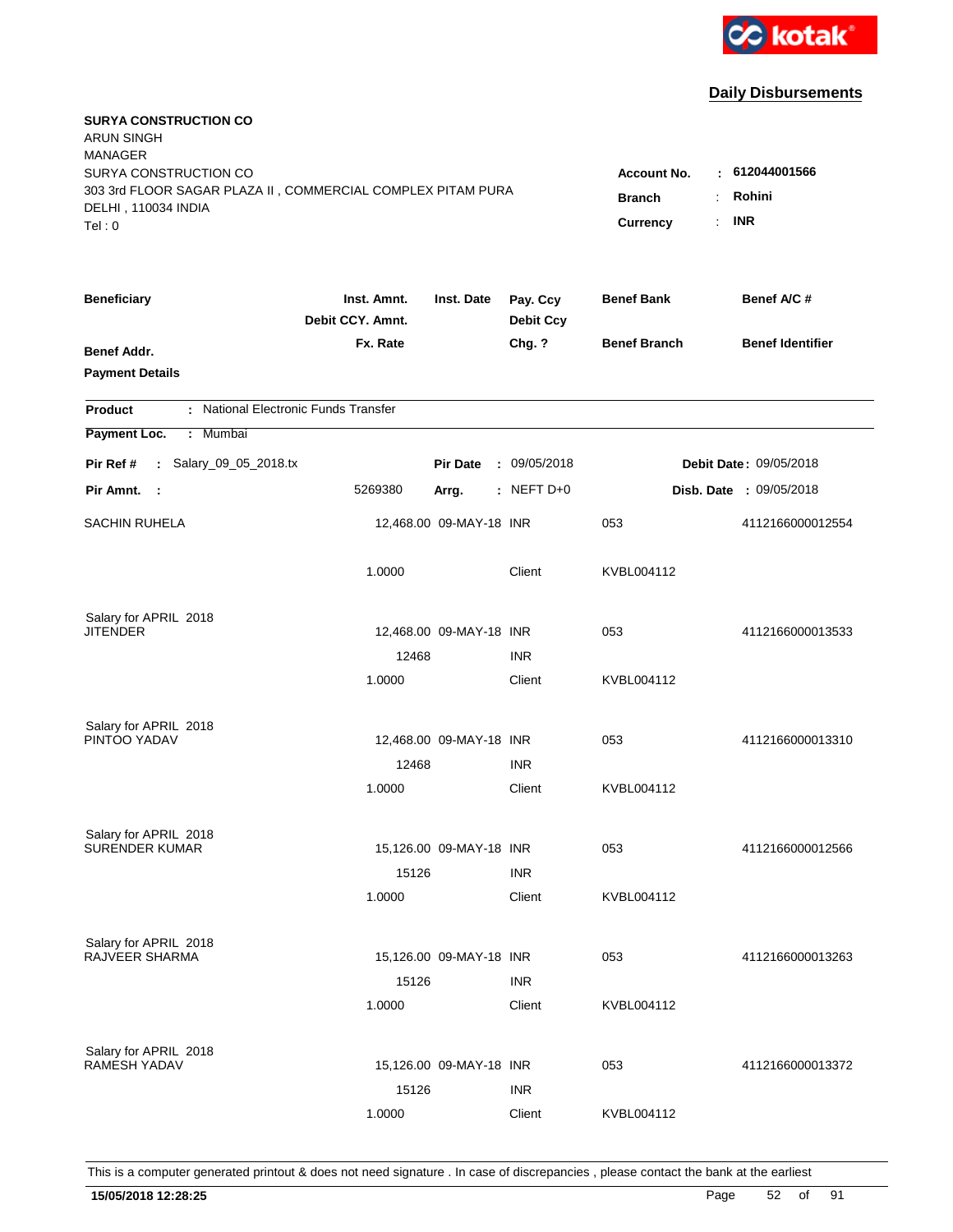kotak

## Daily Disbursements

**SURYA CONSTRUCTION CO**
ARUN SINGH
MANAGER
SURYA CONSTRUCTION CO
303 3rd FLOOR SAGAR PLAZA II , COMMERCIAL COMPLEX PITAM PURA
DELHI , 110034 INDIA
Tel : 0

**Account No.** : **612044001566**
**Branch** : **Rohini**
**Currency** : **INR**

| Beneficiary / Benef Addr. / Payment Details | Inst. Amnt. / Debit CCY. Amnt. / Fx. Rate | Inst. Date | Pay. Ccy / Debit Ccy / Chg. ? | Benef Bank / Benef Branch | Benef A/C # / Benef Identifier |
|---|---|---|---|---|---|

**Product** : National Electronic Funds Transfer
**Payment Loc.** : Mumbai

**Pir Ref #** : Salary_09_05_2018.tx | **Pir Date** : 09/05/2018 | **Debit Date** : 09/05/2018
**Pir Amnt.** : 5269380 | **Arrg.** : NEFT D+0 | **Disb. Date** : 09/05/2018

| Beneficiary | Inst. Amnt. | Inst. Date | Pay. Ccy | Benef Bank | Benef A/C # |
|---|---|---|---|---|---|
| SACHIN RUHELA | 12,468.00 | 09-MAY-18 | INR | 053 | 4112166000012554 |
| | 1.0000 | | Client | KVBL004112 | |
| Salary for APRIL 2018 | | | | | |
| JITENDER | 12,468.00 | 09-MAY-18 | INR | 053 | 4112166000013533 |
| | 12468 | | INR | | |
| | 1.0000 | | Client | KVBL004112 | |
| Salary for APRIL 2018 | | | | | |
| PINTOO YADAV | 12,468.00 | 09-MAY-18 | INR | 053 | 4112166000013310 |
| | 12468 | | INR | | |
| | 1.0000 | | Client | KVBL004112 | |
| Salary for APRIL 2018 | | | | | |
| SURENDER KUMAR | 15,126.00 | 09-MAY-18 | INR | 053 | 4112166000012566 |
| | 15126 | | INR | | |
| | 1.0000 | | Client | KVBL004112 | |
| Salary for APRIL 2018 | | | | | |
| RAJVEER SHARMA | 15,126.00 | 09-MAY-18 | INR | 053 | 4112166000013263 |
| | 15126 | | INR | | |
| | 1.0000 | | Client | KVBL004112 | |
| Salary for APRIL 2018 | | | | | |
| RAMESH YADAV | 15,126.00 | 09-MAY-18 | INR | 053 | 4112166000013372 |
| | 15126 | | INR | | |
| | 1.0000 | | Client | KVBL004112 | |

This is a computer generated printout & does not need signature . In case of discrepancies , please contact the bank at the earliest

**15/05/2018 12:28:25**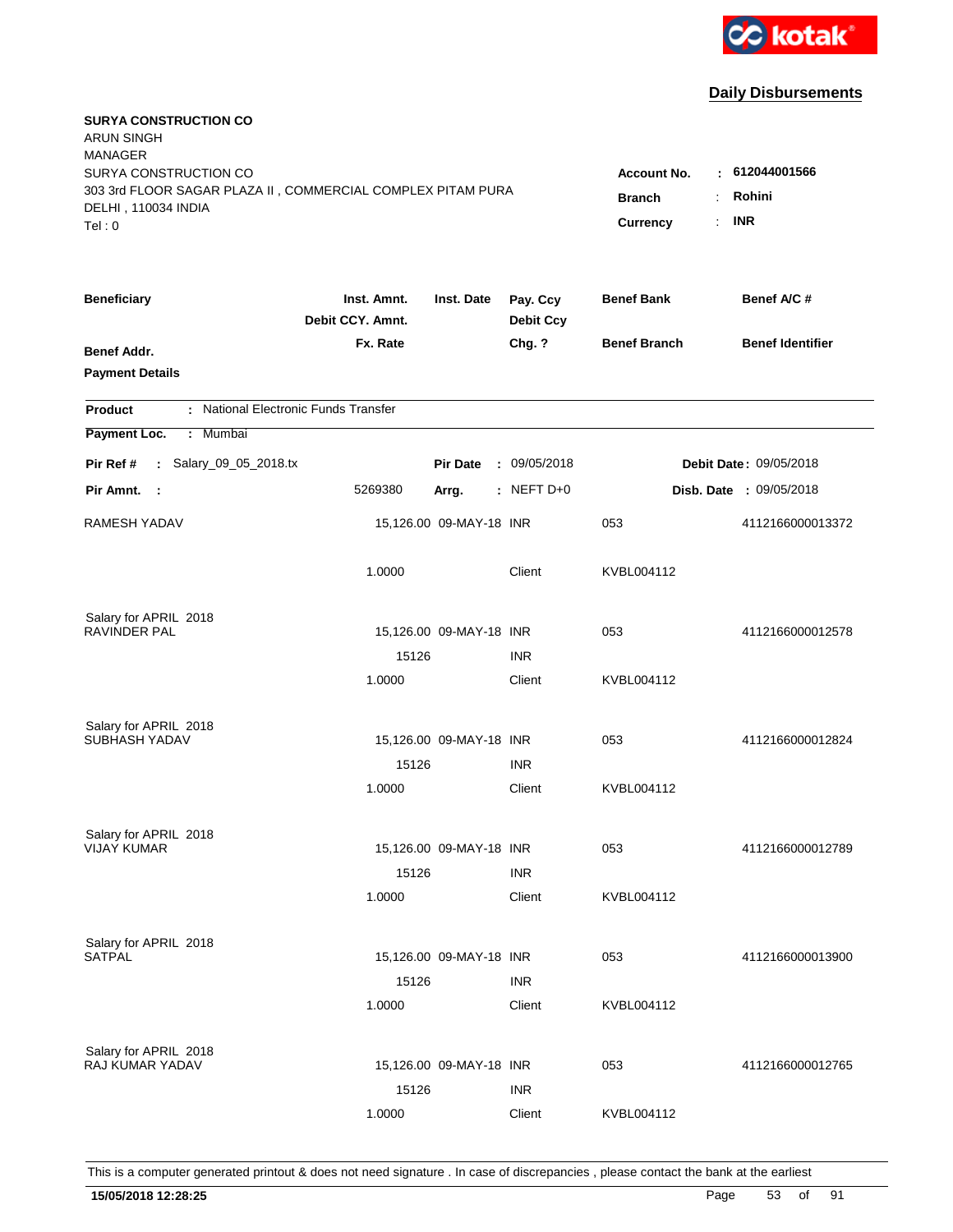kotak

## Daily Disbursements

**SURYA CONSTRUCTION CO**
ARUN SINGH
MANAGER
SURYA CONSTRUCTION CO
303 3rd FLOOR SAGAR PLAZA II , COMMERCIAL COMPLEX PITAM PURA
DELHI , 110034 INDIA
Tel : 0

**Account No.** : **612044001566**
**Branch** : **Rohini**
**Currency** : **INR**

| **Beneficiary** | **Inst. Amnt.** / **Debit CCY. Amnt.** / **Fx. Rate** | **Inst. Date** | **Pay. Ccy** / **Debit Ccy** / **Chg. ?** | **Benef Bank** / **Benef Branch** | **Benef A/C #** / **Benef Identifier** |
|---|---|---|---|---|---|
| **Benef Addr.** / **Payment Details** | | | | | |

**Product** : National Electronic Funds Transfer
**Payment Loc.** : Mumbai

**Pir Ref #** : Salary_09_05_2018.tx | **Pir Date** : 09/05/2018 | **Debit Date** : 09/05/2018
**Pir Amnt.** : 5269380 | **Arrg.** : NEFT D+0 | **Disb. Date** : 09/05/2018

| Beneficiary | Inst. Amnt. / Debit CCY. Amnt. / Fx. Rate | Inst. Date | Pay. Ccy / Debit Ccy / Chg. ? | Benef Bank / Benef Branch | Benef A/C # |
|---|---|---|---|---|---|
| RAMESH YADAV | 15,126.00 | 09-MAY-18 | INR | 053 | 4112166000013372 |
| | 1.0000 | | Client | KVBL004112 | |
| Salary for APRIL 2018 | | | | | |
| RAVINDER PAL | 15,126.00 | 09-MAY-18 | INR | 053 | 4112166000012578 |
| | 15126 | | INR | | |
| | 1.0000 | | Client | KVBL004112 | |
| Salary for APRIL 2018 | | | | | |
| SUBHASH YADAV | 15,126.00 | 09-MAY-18 | INR | 053 | 4112166000012824 |
| | 15126 | | INR | | |
| | 1.0000 | | Client | KVBL004112 | |
| Salary for APRIL 2018 | | | | | |
| VIJAY KUMAR | 15,126.00 | 09-MAY-18 | INR | 053 | 4112166000012789 |
| | 15126 | | INR | | |
| | 1.0000 | | Client | KVBL004112 | |
| Salary for APRIL 2018 | | | | | |
| SATPAL | 15,126.00 | 09-MAY-18 | INR | 053 | 4112166000013900 |
| | 15126 | | INR | | |
| | 1.0000 | | Client | KVBL004112 | |
| Salary for APRIL 2018 | | | | | |
| RAJ KUMAR YADAV | 15,126.00 | 09-MAY-18 | INR | 053 | 4112166000012765 |
| | 15126 | | INR | | |
| | 1.0000 | | Client | KVBL004112 | |

This is a computer generated printout & does not need signature . In case of discrepancies , please contact the bank at the earliest

**15/05/2018 12:28:25**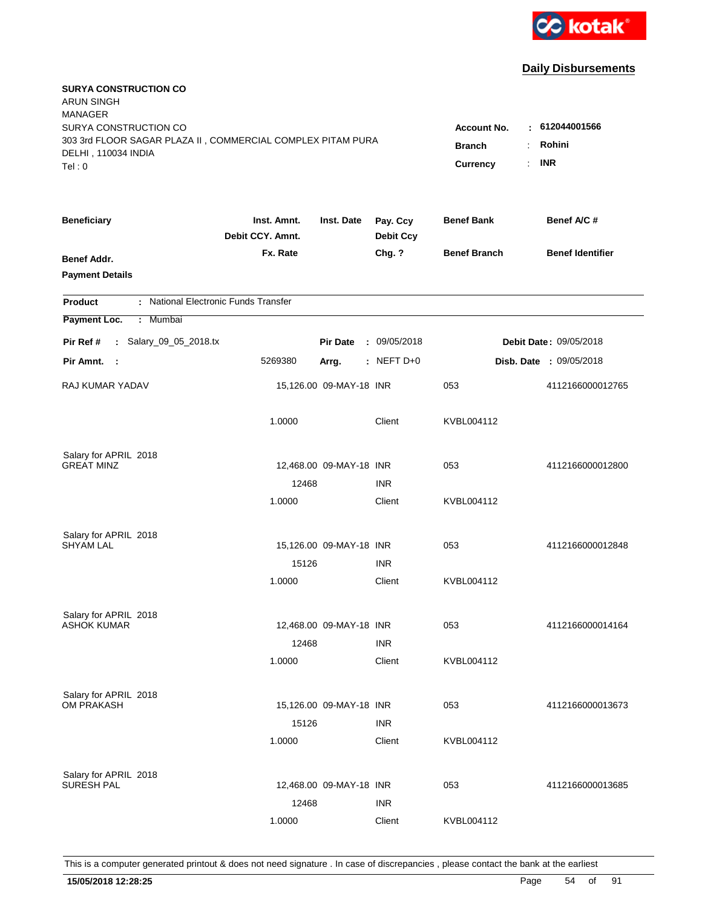kotak

## Daily Disbursements

**SURYA CONSTRUCTION CO**
ARUN SINGH
MANAGER
SURYA CONSTRUCTION CO
303 3rd FLOOR SAGAR PLAZA II , COMMERCIAL COMPLEX PITAM PURA
DELHI , 110034 INDIA
Tel : 0

**Account No.** : **612044001566**
**Branch** : **Rohini**
**Currency** : **INR**

| Beneficiary | Inst. Amnt. / Debit CCY. Amnt. / Fx. Rate | Inst. Date | Pay. Ccy / Debit Ccy / Chg. ? | Benef Bank / Benef Branch | Benef A/C # / Benef Identifier |
|---|---|---|---|---|---|
| **Benef Addr.** | | | | | |
| **Payment Details** | | | | | |

**Product** : National Electronic Funds Transfer
**Payment Loc.** : Mumbai

**Pir Ref #** : Salary_09_05_2018.tx | **Pir Date** : 09/05/2018 | **Debit Date** : 09/05/2018
**Pir Amnt.** : 5269380 | **Arrg.** : NEFT D+0 | **Disb. Date** : 09/05/2018

| Beneficiary | Inst. Amnt. | Inst. Date | Pay. Ccy | Benef Bank | Benef A/C # |
|---|---|---|---|---|---|
| RAJ KUMAR YADAV | 15,126.00 | 09-MAY-18 | INR | 053 | 4112166000012765 |
| | 1.0000 | | Client | KVBL004112 | |
| Salary for APRIL 2018 | | | | | |
| GREAT MINZ | 12,468.00 | 09-MAY-18 | INR | 053 | 4112166000012800 |
| | 12468 | | INR | | |
| | 1.0000 | | Client | KVBL004112 | |
| Salary for APRIL 2018 | | | | | |
| SHYAM LAL | 15,126.00 | 09-MAY-18 | INR | 053 | 4112166000012848 |
| | 15126 | | INR | | |
| | 1.0000 | | Client | KVBL004112 | |
| Salary for APRIL 2018 | | | | | |
| ASHOK KUMAR | 12,468.00 | 09-MAY-18 | INR | 053 | 4112166000014164 |
| | 12468 | | INR | | |
| | 1.0000 | | Client | KVBL004112 | |
| Salary for APRIL 2018 | | | | | |
| OM PRAKASH | 15,126.00 | 09-MAY-18 | INR | 053 | 4112166000013673 |
| | 15126 | | INR | | |
| | 1.0000 | | Client | KVBL004112 | |
| Salary for APRIL 2018 | | | | | |
| SURESH PAL | 12,468.00 | 09-MAY-18 | INR | 053 | 4112166000013685 |
| | 12468 | | INR | | |
| | 1.0000 | | Client | KVBL004112 | |

This is a computer generated printout & does not need signature . In case of discrepancies , please contact the bank at the earliest

**15/05/2018 12:28:25**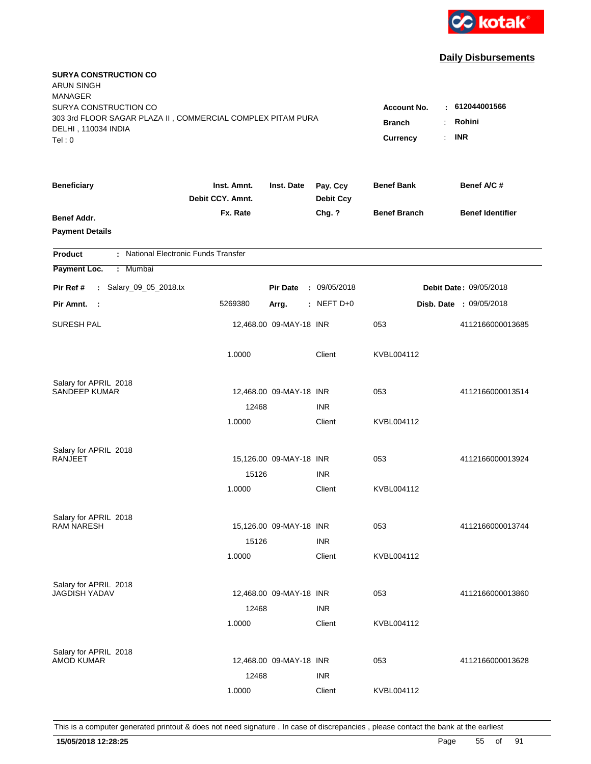kotak

## Daily Disbursements

**SURYA CONSTRUCTION CO**
ARUN SINGH
MANAGER
SURYA CONSTRUCTION CO
303 3rd FLOOR SAGAR PLAZA II , COMMERCIAL COMPLEX PITAM PURA
DELHI , 110034 INDIA
Tel : 0

**Account No.** : **612044001566**
**Branch** : **Rohini**
**Currency** : **INR**

| Beneficiary | Inst. Amnt. / Debit CCY. Amnt. / Fx. Rate | Inst. Date | Pay. Ccy / Debit Ccy / Chg. ? | Benef Bank / Benef Branch | Benef A/C # / Benef Identifier |
|---|---|---|---|---|---|
| **Benef Addr.** | | | | | |
| **Payment Details** | | | | | |

**Product** : National Electronic Funds Transfer
**Payment Loc.** : Mumbai

**Pir Ref #** : Salary_09_05_2018.tx | **Pir Date** : 09/05/2018 | **Debit Date** : 09/05/2018
**Pir Amnt.** : 5269380 | **Arrg.** : NEFT D+0 | **Disb. Date** : 09/05/2018

| Beneficiary | Inst. Amnt. | Inst. Date | Pay. Ccy | Benef Bank | Benef A/C # |
|---|---|---|---|---|---|
| SURESH PAL | 12,468.00 | 09-MAY-18 | INR | 053 | 4112166000013685 |
| | 1.0000 | | Client | KVBL004112 | |
| Salary for APRIL 2018 | | | | | |
| SANDEEP KUMAR | 12,468.00 | 09-MAY-18 | INR | 053 | 4112166000013514 |
| | 12468 | | INR | | |
| | 1.0000 | | Client | KVBL004112 | |
| Salary for APRIL 2018 | | | | | |
| RANJEET | 15,126.00 | 09-MAY-18 | INR | 053 | 4112166000013924 |
| | 15126 | | INR | | |
| | 1.0000 | | Client | KVBL004112 | |
| Salary for APRIL 2018 | | | | | |
| RAM NARESH | 15,126.00 | 09-MAY-18 | INR | 053 | 4112166000013744 |
| | 15126 | | INR | | |
| | 1.0000 | | Client | KVBL004112 | |
| Salary for APRIL 2018 | | | | | |
| JAGDISH YADAV | 12,468.00 | 09-MAY-18 | INR | 053 | 4112166000013860 |
| | 12468 | | INR | | |
| | 1.0000 | | Client | KVBL004112 | |
| Salary for APRIL 2018 | | | | | |
| AMOD KUMAR | 12,468.00 | 09-MAY-18 | INR | 053 | 4112166000013628 |
| | 12468 | | INR | | |
| | 1.0000 | | Client | KVBL004112 | |

This is a computer generated printout & does not need signature . In case of discrepancies , please contact the bank at the earliest

**15/05/2018 12:28:25**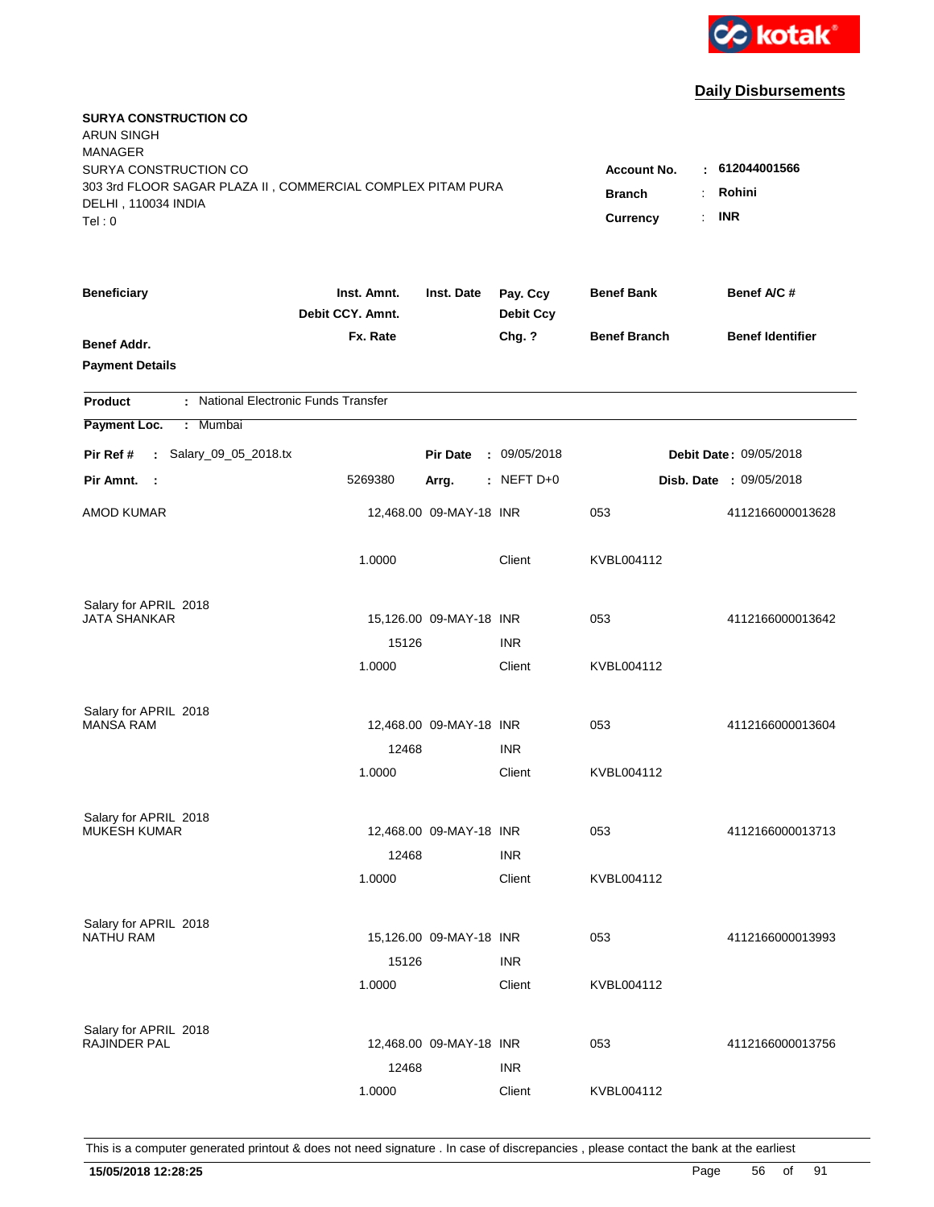kotak

## Daily Disbursements

**SURYA CONSTRUCTION CO**
ARUN SINGH
MANAGER
SURYA CONSTRUCTION CO
303 3rd FLOOR SAGAR PLAZA II , COMMERCIAL COMPLEX PITAM PURA
DELHI , 110034 INDIA
Tel : 0

**Account No.** : **612044001566**
**Branch** : **Rohini**
**Currency** : **INR**

| Beneficiary | Inst. Amnt. / Debit CCY. Amnt. / Fx. Rate | Inst. Date | Pay. Ccy / Debit Ccy / Chg. ? | Benef Bank / Benef Branch | Benef A/C # / Benef Identifier |
|---|---|---|---|---|---|
| **Benef Addr.** | | | | | |
| **Payment Details** | | | | | |

**Product** : National Electronic Funds Transfer
**Payment Loc.** : Mumbai
**Pir Ref #** : Salary_09_05_2018.tx &nbsp;&nbsp; **Pir Date** : 09/05/2018 &nbsp;&nbsp; **Debit Date** : 09/05/2018
**Pir Amnt.** : 5269380 &nbsp;&nbsp; **Arrg.** : NEFT D+0 &nbsp;&nbsp; **Disb. Date** : 09/05/2018

| Beneficiary | Inst. Amnt. / Debit CCY. Amnt. / Fx. Rate | Inst. Date | Pay. Ccy / Debit Ccy / Chg. ? | Benef Bank / Benef Branch | Benef A/C # |
|---|---|---|---|---|---|
| AMOD KUMAR | 12,468.00 | 09-MAY-18 | INR | 053 | 4112166000013628 |
| | 1.0000 | | Client | KVBL004112 | |
| Salary for APRIL 2018 | | | | | |
| JATA SHANKAR | 15,126.00 | 09-MAY-18 | INR | 053 | 4112166000013642 |
| | 15126 | | INR | | |
| | 1.0000 | | Client | KVBL004112 | |
| Salary for APRIL 2018 | | | | | |
| MANSA RAM | 12,468.00 | 09-MAY-18 | INR | 053 | 4112166000013604 |
| | 12468 | | INR | | |
| | 1.0000 | | Client | KVBL004112 | |
| Salary for APRIL 2018 | | | | | |
| MUKESH KUMAR | 12,468.00 | 09-MAY-18 | INR | 053 | 4112166000013713 |
| | 12468 | | INR | | |
| | 1.0000 | | Client | KVBL004112 | |
| Salary for APRIL 2018 | | | | | |
| NATHU RAM | 15,126.00 | 09-MAY-18 | INR | 053 | 4112166000013993 |
| | 15126 | | INR | | |
| | 1.0000 | | Client | KVBL004112 | |
| Salary for APRIL 2018 | | | | | |
| RAJINDER PAL | 12,468.00 | 09-MAY-18 | INR | 053 | 4112166000013756 |
| | 12468 | | INR | | |
| | 1.0000 | | Client | KVBL004112 | |

This is a computer generated printout & does not need signature . In case of discrepancies , please contact the bank at the earliest

**15/05/2018 12:28:25**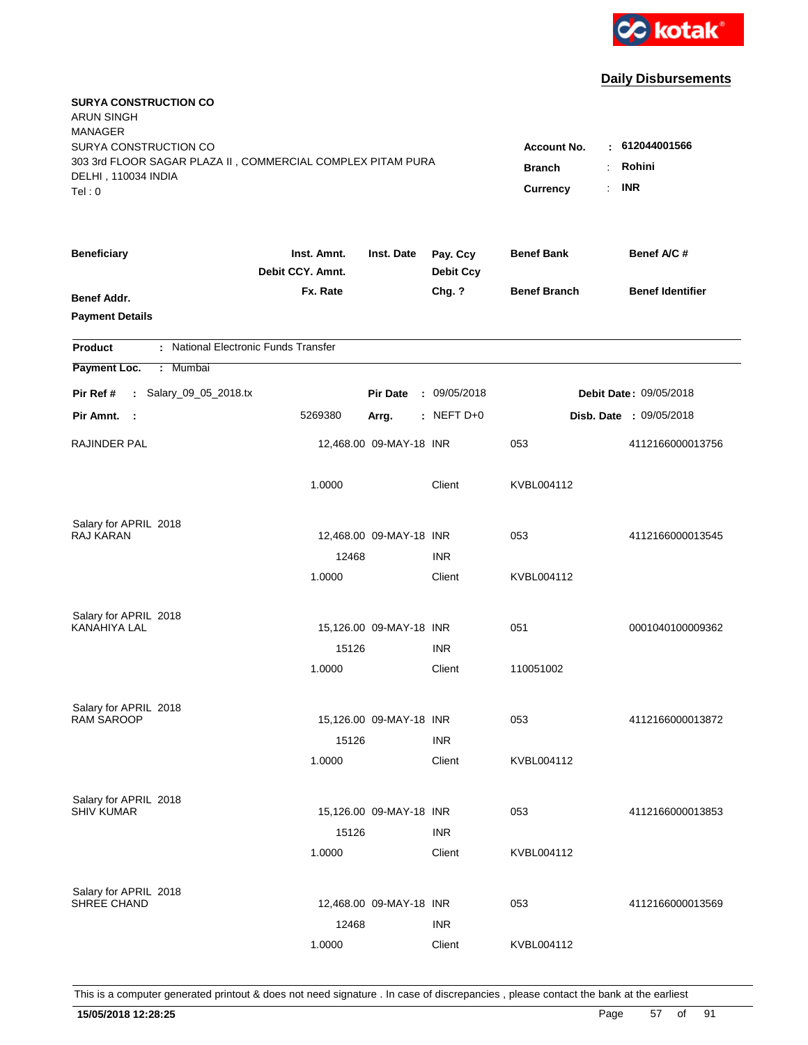kotak

## Daily Disbursements

**SURYA CONSTRUCTION CO**
ARUN SINGH
MANAGER
SURYA CONSTRUCTION CO
303 3rd FLOOR SAGAR PLAZA II , COMMERCIAL COMPLEX PITAM PURA
DELHI , 110034 INDIA
Tel : 0

**Account No.** : **612044001566**
**Branch** : **Rohini**
**Currency** : **INR**

| Beneficiary | Inst. Amnt. / Debit CCY. Amnt. / Fx. Rate | Inst. Date | Pay. Ccy / Debit Ccy / Chg. ? | Benef Bank / Benef Branch | Benef A/C # / Benef Identifier |
|---|---|---|---|---|---|
| **Benef Addr.** | | | | | |
| **Payment Details** | | | | | |

**Product** : National Electronic Funds Transfer
**Payment Loc.** : Mumbai

**Pir Ref #** : Salary_09_05_2018.tx  **Pir Date** : 09/05/2018  **Debit Date** : 09/05/2018
**Pir Amnt.** : 5269380  **Arrg.** : NEFT D+0  **Disb. Date** : 09/05/2018

| Beneficiary | Inst. Amnt. | Inst. Date | Pay. Ccy | Benef Bank | Benef A/C # |
|---|---|---|---|---|---|
| RAJINDER PAL | 12,468.00 | 09-MAY-18 | INR | 053 | 4112166000013756 |
| | 1.0000 | | Client | KVBL004112 | |
| Salary for APRIL 2018 | | | | | |
| RAJ KARAN | 12,468.00 | 09-MAY-18 | INR | 053 | 4112166000013545 |
| | 12468 | | INR | | |
| | 1.0000 | | Client | KVBL004112 | |
| Salary for APRIL 2018 | | | | | |
| KANAHIYA LAL | 15,126.00 | 09-MAY-18 | INR | 051 | 0001040100009362 |
| | 15126 | | INR | | |
| | 1.0000 | | Client | 110051002 | |
| Salary for APRIL 2018 | | | | | |
| RAM SAROOP | 15,126.00 | 09-MAY-18 | INR | 053 | 4112166000013872 |
| | 15126 | | INR | | |
| | 1.0000 | | Client | KVBL004112 | |
| Salary for APRIL 2018 | | | | | |
| SHIV KUMAR | 15,126.00 | 09-MAY-18 | INR | 053 | 4112166000013853 |
| | 15126 | | INR | | |
| | 1.0000 | | Client | KVBL004112 | |
| Salary for APRIL 2018 | | | | | |
| SHREE CHAND | 12,468.00 | 09-MAY-18 | INR | 053 | 4112166000013569 |
| | 12468 | | INR | | |
| | 1.0000 | | Client | KVBL004112 | |

This is a computer generated printout & does not need signature . In case of discrepancies , please contact the bank at the earliest

**15/05/2018 12:28:25**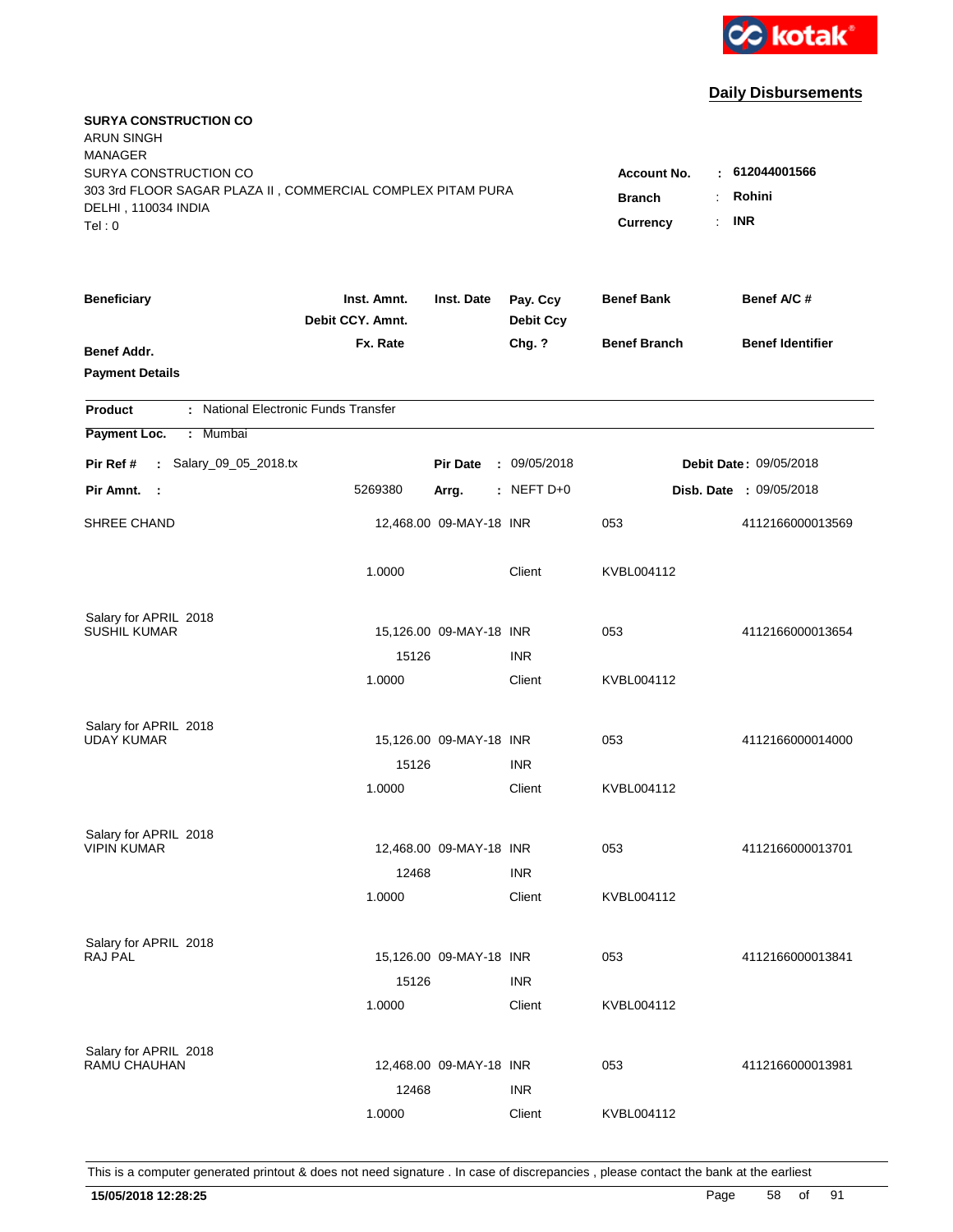kotak

## Daily Disbursements

**SURYA CONSTRUCTION CO**
ARUN SINGH
MANAGER
SURYA CONSTRUCTION CO
303 3rd FLOOR SAGAR PLAZA II , COMMERCIAL COMPLEX PITAM PURA
DELHI , 110034 INDIA
Tel : 0

**Account No.** : **612044001566**
**Branch** : **Rohini**
**Currency** : **INR**

| Beneficiary | Inst. Amnt. / Debit CCY. Amnt. / Fx. Rate | Inst. Date | Pay. Ccy / Debit Ccy / Chg. ? | Benef Bank / Benef Branch | Benef A/C # / Benef Identifier |
|---|---|---|---|---|---|
| **Benef Addr.** | | | | | |
| **Payment Details** | | | | | |

**Product** : National Electronic Funds Transfer
**Payment Loc.** : Mumbai

**Pir Ref #** : Salary_09_05_2018.tx | **Pir Date** : 09/05/2018 | **Debit Date** : 09/05/2018
**Pir Amnt.** : 5269380 | **Arrg.** : NEFT D+0 | **Disb. Date** : 09/05/2018

| Beneficiary | Inst. Amnt. / Debit CCY. Amnt. / Fx. Rate | Inst. Date | Pay. Ccy / Debit Ccy / Chg. ? | Benef Bank / Benef Branch | Benef A/C # |
|---|---|---|---|---|---|
| SHREE CHAND | 12,468.00 | 09-MAY-18 | INR | 053 | 4112166000013569 |
| | 1.0000 | | Client | KVBL004112 | |
| Salary for APRIL 2018 | | | | | |
| SUSHIL KUMAR | 15,126.00 | 09-MAY-18 | INR | 053 | 4112166000013654 |
| | 15126 | | INR | | |
| | 1.0000 | | Client | KVBL004112 | |
| Salary for APRIL 2018 | | | | | |
| UDAY KUMAR | 15,126.00 | 09-MAY-18 | INR | 053 | 4112166000014000 |
| | 15126 | | INR | | |
| | 1.0000 | | Client | KVBL004112 | |
| Salary for APRIL 2018 | | | | | |
| VIPIN KUMAR | 12,468.00 | 09-MAY-18 | INR | 053 | 4112166000013701 |
| | 12468 | | INR | | |
| | 1.0000 | | Client | KVBL004112 | |
| Salary for APRIL 2018 | | | | | |
| RAJ PAL | 15,126.00 | 09-MAY-18 | INR | 053 | 4112166000013841 |
| | 15126 | | INR | | |
| | 1.0000 | | Client | KVBL004112 | |
| Salary for APRIL 2018 | | | | | |
| RAMU CHAUHAN | 12,468.00 | 09-MAY-18 | INR | 053 | 4112166000013981 |
| | 12468 | | INR | | |
| | 1.0000 | | Client | KVBL004112 | |

This is a computer generated printout & does not need signature . In case of discrepancies , please contact the bank at the earliest

**15/05/2018 12:28:25**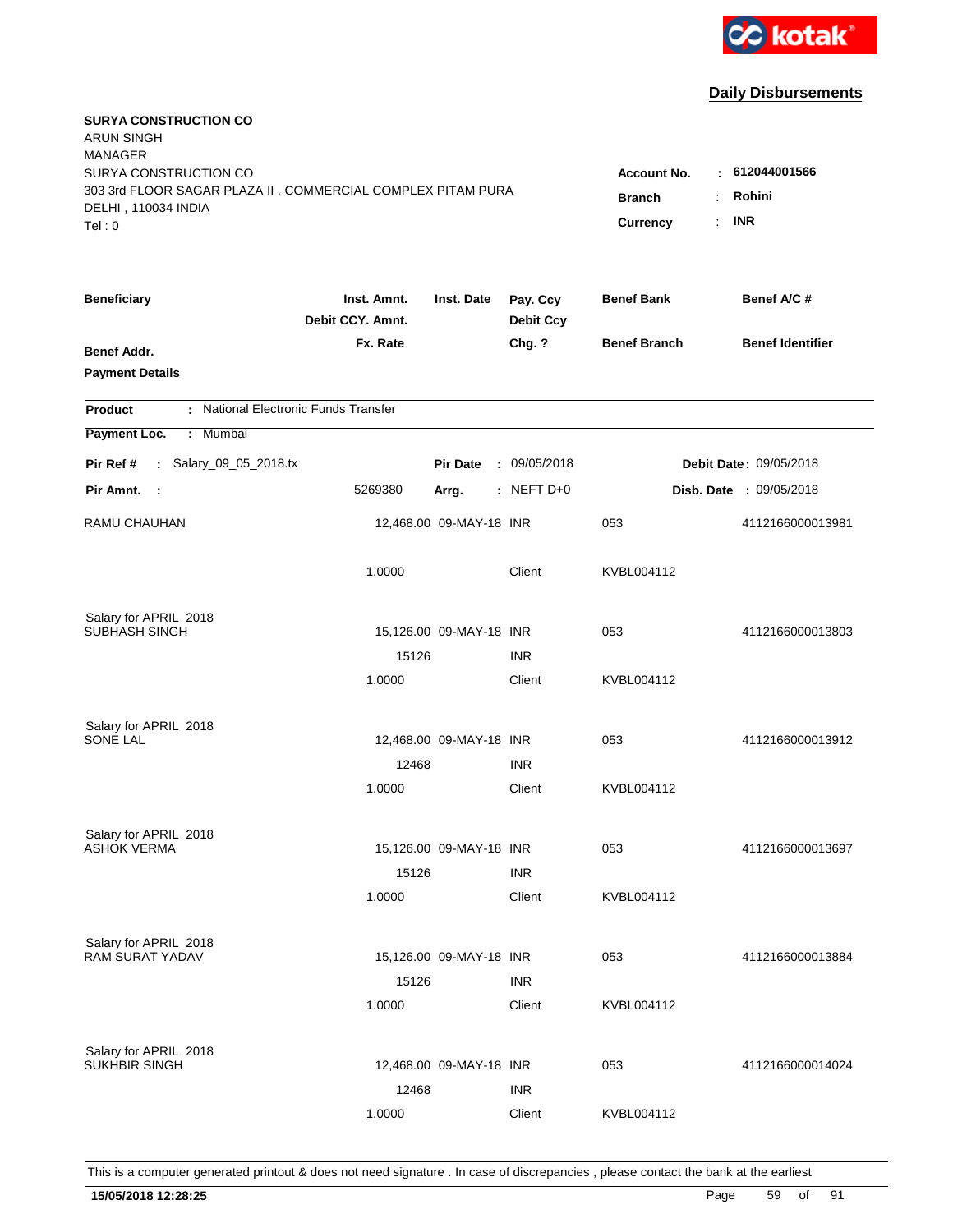**Daily Disbursements**

**SURYA CONSTRUCTION CO**
ARUN SINGH
MANAGER
SURYA CONSTRUCTION CO
303 3rd FLOOR SAGAR PLAZA II , COMMERCIAL COMPLEX PITAM PURA
DELHI , 110034 INDIA
Tel : 0

**Account No.** : 612044001566
**Branch** : Rohini
**Currency** : INR

| Beneficiary / Benef Addr. / Payment Details | Inst. Amnt. / Debit CCY. Amnt. / Fx. Rate | Inst. Date | Pay. Ccy / Debit Ccy / Chg. ? | Benef Bank / Benef Branch | Benef A/C # / Benef Identifier |
|---|---|---|---|---|---|

**Product** : National Electronic Funds Transfer
**Payment Loc.** : Mumbai

**Pir Ref #** : Salary_09_05_2018.tx | **Pir Date** : 09/05/2018 | **Debit Date** : 09/05/2018
**Pir Amnt.** : 5269380 | **Arrg.** : NEFT D+0 | **Disb. Date** : 09/05/2018

| Beneficiary | Inst. Amnt. | Inst. Date | Pay. Ccy | Benef Bank | Benef A/C # |
|---|---|---|---|---|---|
| RAMU CHAUHAN | 12,468.00 | 09-MAY-18 | INR | 053 | 4112166000013981 |
| | 1.0000 | | Client | KVBL004112 | |
| Salary for APRIL 2018 | | | | | |
| SUBHASH SINGH | 15,126.00 | 09-MAY-18 | INR | 053 | 4112166000013803 |
| | 15126 | | INR | | |
| | 1.0000 | | Client | KVBL004112 | |
| Salary for APRIL 2018 | | | | | |
| SONE LAL | 12,468.00 | 09-MAY-18 | INR | 053 | 4112166000013912 |
| | 12468 | | INR | | |
| | 1.0000 | | Client | KVBL004112 | |
| Salary for APRIL 2018 | | | | | |
| ASHOK VERMA | 15,126.00 | 09-MAY-18 | INR | 053 | 4112166000013697 |
| | 15126 | | INR | | |
| | 1.0000 | | Client | KVBL004112 | |
| Salary for APRIL 2018 | | | | | |
| RAM SURAT YADAV | 15,126.00 | 09-MAY-18 | INR | 053 | 4112166000013884 |
| | 15126 | | INR | | |
| | 1.0000 | | Client | KVBL004112 | |
| Salary for APRIL 2018 | | | | | |
| SUKHBIR SINGH | 12,468.00 | 09-MAY-18 | INR | 053 | 4112166000014024 |
| | 12468 | | INR | | |
| | 1.0000 | | Client | KVBL004112 | |

This is a computer generated printout & does not need signature . In case of discrepancies , please contact the bank at the earliest

15/05/2018 12:28:25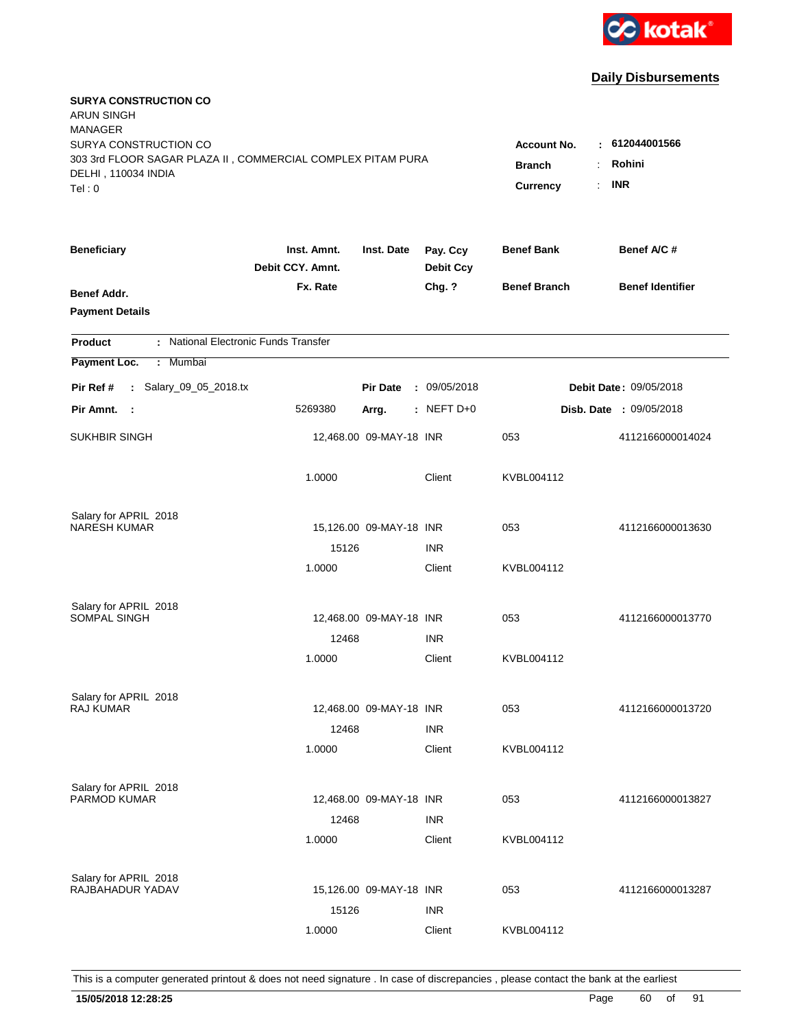kotak

## Daily Disbursements

**SURYA CONSTRUCTION CO**
ARUN SINGH
MANAGER
SURYA CONSTRUCTION CO
303 3rd FLOOR SAGAR PLAZA II , COMMERCIAL COMPLEX PITAM PURA
DELHI , 110034 INDIA
Tel : 0

**Account No.** : **612044001566**
**Branch** : **Rohini**
**Currency** : **INR**

| Beneficiary | Inst. Amnt. / Debit CCY. Amnt. / Fx. Rate | Inst. Date | Pay. Ccy / Debit Ccy / Chg. ? | Benef Bank / Benef Branch | Benef A/C # / Benef Identifier |
|---|---|---|---|---|---|
| **Benef Addr.** | | | | | |
| **Payment Details** | | | | | |

**Product** : National Electronic Funds Transfer
**Payment Loc.** : Mumbai

**Pir Ref #** : Salary_09_05_2018.tx **Pir Date** : 09/05/2018 **Debit Date** : 09/05/2018
**Pir Amnt.** : 5269380 **Arrg.** : NEFT D+0 **Disb. Date** : 09/05/2018

| Beneficiary | Inst. Amnt. | Inst. Date | Pay. Ccy | Benef Bank | Benef A/C # |
|---|---|---|---|---|---|
| SUKHBIR SINGH | 12,468.00 | 09-MAY-18 | INR | 053 | 4112166000014024 |
| | 1.0000 | | Client | KVBL004112 | |
| Salary for APRIL 2018 | | | | | |
| NARESH KUMAR | 15,126.00 | 09-MAY-18 | INR | 053 | 4112166000013630 |
| | 15126 | | INR | | |
| | 1.0000 | | Client | KVBL004112 | |
| Salary for APRIL 2018 | | | | | |
| SOMPAL SINGH | 12,468.00 | 09-MAY-18 | INR | 053 | 4112166000013770 |
| | 12468 | | INR | | |
| | 1.0000 | | Client | KVBL004112 | |
| Salary for APRIL 2018 | | | | | |
| RAJ KUMAR | 12,468.00 | 09-MAY-18 | INR | 053 | 4112166000013720 |
| | 12468 | | INR | | |
| | 1.0000 | | Client | KVBL004112 | |
| Salary for APRIL 2018 | | | | | |
| PARMOD KUMAR | 12,468.00 | 09-MAY-18 | INR | 053 | 4112166000013827 |
| | 12468 | | INR | | |
| | 1.0000 | | Client | KVBL004112 | |
| Salary for APRIL 2018 | | | | | |
| RAJBAHADUR YADAV | 15,126.00 | 09-MAY-18 | INR | 053 | 4112166000013287 |
| | 15126 | | INR | | |
| | 1.0000 | | Client | KVBL004112 | |

This is a computer generated printout & does not need signature . In case of discrepancies , please contact the bank at the earliest

15/05/2018 12:28:25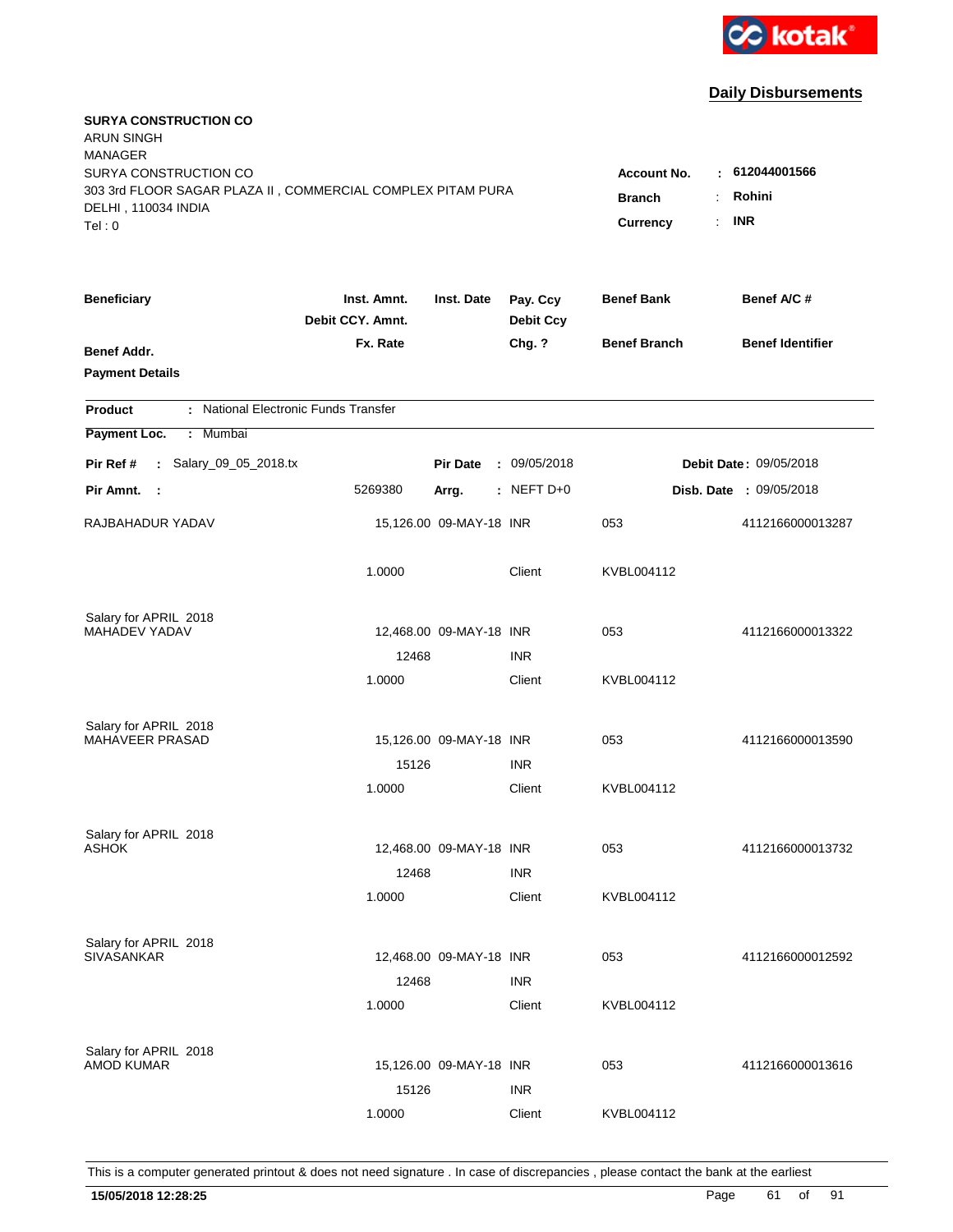kotak

## Daily Disbursements

**SURYA CONSTRUCTION CO**
ARUN SINGH
MANAGER
SURYA CONSTRUCTION CO
303 3rd FLOOR SAGAR PLAZA II , COMMERCIAL COMPLEX PITAM PURA
DELHI , 110034 INDIA
Tel : 0

**Account No.** : **612044001566**
**Branch** : **Rohini**
**Currency** : **INR**

| Beneficiary | Inst. Amnt. / Debit CCY. Amnt. / Fx. Rate | Inst. Date | Pay. Ccy / Debit Ccy / Chg. ? | Benef Bank / Benef Branch | Benef A/C # / Benef Identifier |
|---|---|---|---|---|---|
| **Benef Addr.** / **Payment Details** | | | | | |

**Product** : National Electronic Funds Transfer
**Payment Loc.** : Mumbai

**Pir Ref #** : Salary_09_05_2018.tx | **Pir Date** : 09/05/2018 | **Debit Date** : 09/05/2018
**Pir Amnt.** : 5269380 | **Arrg.** : NEFT D+0 | **Disb. Date** : 09/05/2018

| Beneficiary | Inst. Amnt. / Debit CCY. Amnt. / Fx. Rate | Inst. Date | Pay. Ccy / Debit Ccy / Chg. ? | Benef Bank / Benef Branch | Benef A/C # |
|---|---|---|---|---|---|
| RAJBAHADUR YADAV | 15,126.00 | 09-MAY-18 | INR | 053 | 4112166000013287 |
| | 1.0000 | | Client | KVBL004112 | |
| Salary for APRIL 2018 | | | | | |
| MAHADEV YADAV | 12,468.00 | 09-MAY-18 | INR | 053 | 4112166000013322 |
| | 12468 | | INR | | |
| | 1.0000 | | Client | KVBL004112 | |
| Salary for APRIL 2018 | | | | | |
| MAHAVEER PRASAD | 15,126.00 | 09-MAY-18 | INR | 053 | 4112166000013590 |
| | 15126 | | INR | | |
| | 1.0000 | | Client | KVBL004112 | |
| Salary for APRIL 2018 | | | | | |
| ASHOK | 12,468.00 | 09-MAY-18 | INR | 053 | 4112166000013732 |
| | 12468 | | INR | | |
| | 1.0000 | | Client | KVBL004112 | |
| Salary for APRIL 2018 | | | | | |
| SIVASANKAR | 12,468.00 | 09-MAY-18 | INR | 053 | 4112166000012592 |
| | 12468 | | INR | | |
| | 1.0000 | | Client | KVBL004112 | |
| Salary for APRIL 2018 | | | | | |
| AMOD KUMAR | 15,126.00 | 09-MAY-18 | INR | 053 | 4112166000013616 |
| | 15126 | | INR | | |
| | 1.0000 | | Client | KVBL004112 | |

This is a computer generated printout & does not need signature . In case of discrepancies , please contact the bank at the earliest

**15/05/2018 12:28:25**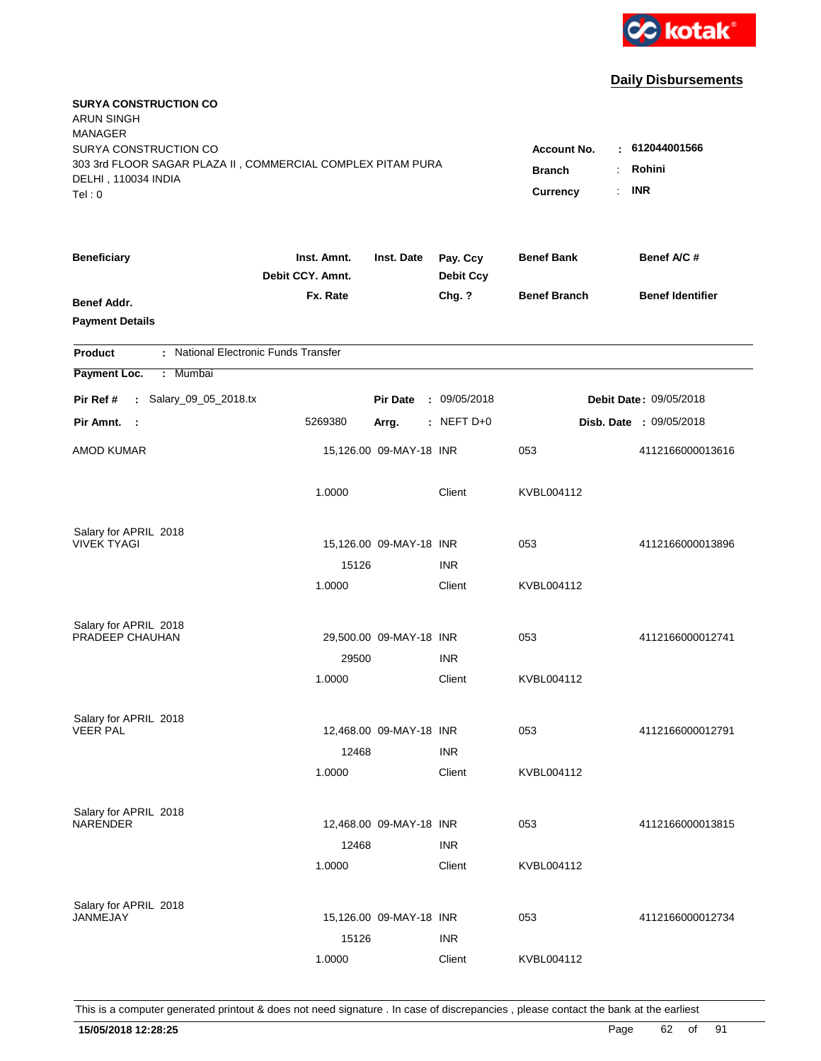kotak

**Daily Disbursements**

**SURYA CONSTRUCTION CO**
ARUN SINGH
MANAGER
SURYA CONSTRUCTION CO
303 3rd FLOOR SAGAR PLAZA II , COMMERCIAL COMPLEX PITAM PURA
DELHI , 110034 INDIA
Tel : 0

**Account No.** : **612044001566**
**Branch** : **Rohini**
**Currency** : **INR**

| Beneficiary / Benef Addr. / Payment Details | Inst. Amnt. / Debit CCY. Amnt. / Fx. Rate | Inst. Date | Pay. Ccy / Debit Ccy / Chg. ? | Benef Bank / Benef Branch | Benef A/C # / Benef Identifier |
|---|---|---|---|---|---|

**Product** : National Electronic Funds Transfer
**Payment Loc.** : Mumbai

**Pir Ref #** : Salary_09_05_2018.tx — **Pir Date** : 09/05/2018 — **Debit Date** : 09/05/2018
**Pir Amnt.** : 5269380 — **Arrg.** : NEFT D+0 — **Disb. Date** : 09/05/2018

| Beneficiary | Inst. Amnt. | Inst. Date | Pay. Ccy | Benef Bank | Benef A/C # |
|---|---|---|---|---|---|
| AMOD KUMAR | 15,126.00 | 09-MAY-18 | INR | 053 | 4112166000013616 |
| | 1.0000 | | Client | KVBL004112 | |
| Salary for APRIL 2018 | | | | | |
| VIVEK TYAGI | 15,126.00 | 09-MAY-18 | INR | 053 | 4112166000013896 |
| | 15126 | | INR | | |
| | 1.0000 | | Client | KVBL004112 | |
| Salary for APRIL 2018 | | | | | |
| PRADEEP CHAUHAN | 29,500.00 | 09-MAY-18 | INR | 053 | 4112166000012741 |
| | 29500 | | INR | | |
| | 1.0000 | | Client | KVBL004112 | |
| Salary for APRIL 2018 | | | | | |
| VEER PAL | 12,468.00 | 09-MAY-18 | INR | 053 | 4112166000012791 |
| | 12468 | | INR | | |
| | 1.0000 | | Client | KVBL004112 | |
| Salary for APRIL 2018 | | | | | |
| NARENDER | 12,468.00 | 09-MAY-18 | INR | 053 | 4112166000013815 |
| | 12468 | | INR | | |
| | 1.0000 | | Client | KVBL004112 | |
| Salary for APRIL 2018 | | | | | |
| JANMEJAY | 15,126.00 | 09-MAY-18 | INR | 053 | 4112166000012734 |
| | 15126 | | INR | | |
| | 1.0000 | | Client | KVBL004112 | |

This is a computer generated printout & does not need signature . In case of discrepancies , please contact the bank at the earliest

**15/05/2018 12:28:25**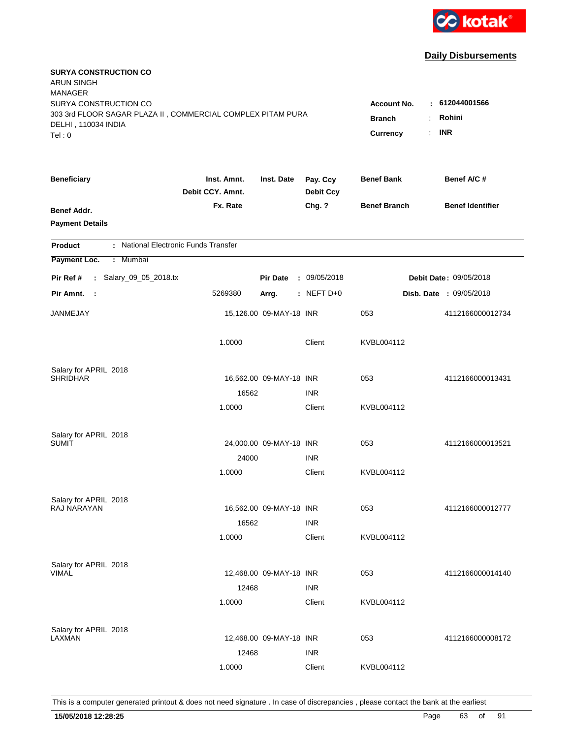kotak

## Daily Disbursements

**SURYA CONSTRUCTION CO**
ARUN SINGH
MANAGER
SURYA CONSTRUCTION CO
303 3rd FLOOR SAGAR PLAZA II , COMMERCIAL COMPLEX PITAM PURA
DELHI , 110034 INDIA
Tel : 0

**Account No.** : **612044001566**
**Branch** : **Rohini**
**Currency** : **INR**

| Beneficiary | Inst. Amnt. / Debit CCY. Amnt. / Fx. Rate | Inst. Date | Pay. Ccy / Debit Ccy / Chg. ? | Benef Bank / Benef Branch | Benef A/C # / Benef Identifier |
|---|---|---|---|---|---|
| **Benef Addr.** | | | | | |
| **Payment Details** | | | | | |

**Product** : National Electronic Funds Transfer
**Payment Loc.** : Mumbai

**Pir Ref #** : Salary_09_05_2018.tx | **Pir Date** : 09/05/2018 | **Debit Date** : 09/05/2018
**Pir Amnt.** : 5269380 | **Arrg.** : NEFT D+0 | **Disb. Date** : 09/05/2018

| Beneficiary | Inst. Amnt. | Inst. Date | Pay. Ccy | Benef Bank | Benef A/C # |
|---|---|---|---|---|---|
| JANMEJAY | 15,126.00 | 09-MAY-18 | INR | 053 | 4112166000012734 |
| | 1.0000 | | Client | KVBL004112 | |
| Salary for APRIL 2018 | | | | | |
| SHRIDHAR | 16,562.00 | 09-MAY-18 | INR | 053 | 4112166000013431 |
| | 16562 | | INR | | |
| | 1.0000 | | Client | KVBL004112 | |
| Salary for APRIL 2018 | | | | | |
| SUMIT | 24,000.00 | 09-MAY-18 | INR | 053 | 4112166000013521 |
| | 24000 | | INR | | |
| | 1.0000 | | Client | KVBL004112 | |
| Salary for APRIL 2018 | | | | | |
| RAJ NARAYAN | 16,562.00 | 09-MAY-18 | INR | 053 | 4112166000012777 |
| | 16562 | | INR | | |
| | 1.0000 | | Client | KVBL004112 | |
| Salary for APRIL 2018 | | | | | |
| VIMAL | 12,468.00 | 09-MAY-18 | INR | 053 | 4112166000014140 |
| | 12468 | | INR | | |
| | 1.0000 | | Client | KVBL004112 | |
| Salary for APRIL 2018 | | | | | |
| LAXMAN | 12,468.00 | 09-MAY-18 | INR | 053 | 4112166000008172 |
| | 12468 | | INR | | |
| | 1.0000 | | Client | KVBL004112 | |

This is a computer generated printout & does not need signature . In case of discrepancies , please contact the bank at the earliest

**15/05/2018 12:28:25**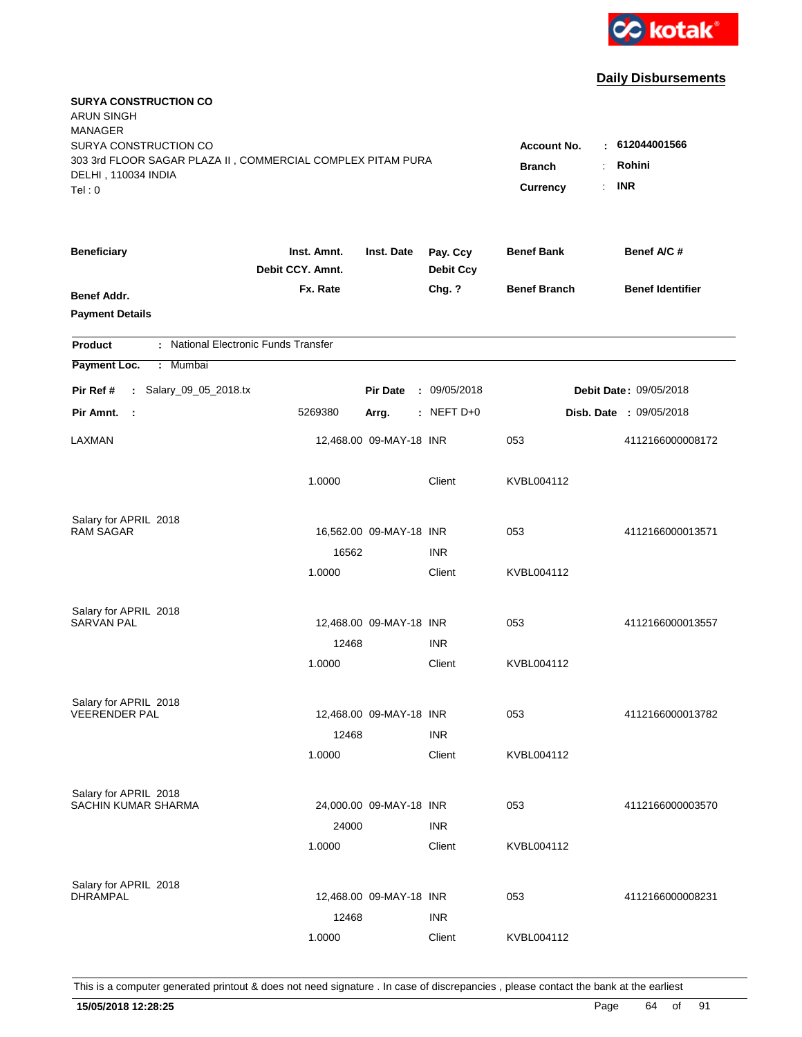**Daily Disbursements**

**SURYA CONSTRUCTION CO**
ARUN SINGH
MANAGER
SURYA CONSTRUCTION CO
303 3rd FLOOR SAGAR PLAZA II , COMMERCIAL COMPLEX PITAM PURA
DELHI , 110034 INDIA
Tel : 0

**Account No.** : **612044001566**
**Branch** : **Rohini**
**Currency** : **INR**

| Beneficiary / Benef Addr. / Payment Details | Inst. Amnt. / Debit CCY. Amnt. / Fx. Rate | Inst. Date | Pay. Ccy / Debit Ccy / Chg. ? | Benef Bank / Benef Branch | Benef A/C # / Benef Identifier |
|---|---|---|---|---|---|

**Product** : National Electronic Funds Transfer
**Payment Loc.** : Mumbai

**Pir Ref #** : Salary_09_05_2018.tx | **Pir Date** : 09/05/2018 | **Debit Date** : 09/05/2018
**Pir Amnt.** : 5269380 | **Arrg.** : NEFT D+0 | **Disb. Date** : 09/05/2018

| Beneficiary | Inst. Amnt. | Inst. Date | Pay. Ccy | Benef Bank | Benef A/C # |
|---|---|---|---|---|---|
| LAXMAN | 12,468.00 | 09-MAY-18 | INR | 053 | 4112166000008172 |
| | 1.0000 | | Client | KVBL004112 | |
| Salary for APRIL 2018 | | | | | |
| RAM SAGAR | 16,562.00 | 09-MAY-18 | INR | 053 | 4112166000013571 |
| | 16562 | | INR | | |
| | 1.0000 | | Client | KVBL004112 | |
| Salary for APRIL 2018 | | | | | |
| SARVAN PAL | 12,468.00 | 09-MAY-18 | INR | 053 | 4112166000013557 |
| | 12468 | | INR | | |
| | 1.0000 | | Client | KVBL004112 | |
| Salary for APRIL 2018 | | | | | |
| VEERENDER PAL | 12,468.00 | 09-MAY-18 | INR | 053 | 4112166000013782 |
| | 12468 | | INR | | |
| | 1.0000 | | Client | KVBL004112 | |
| Salary for APRIL 2018 | | | | | |
| SACHIN KUMAR SHARMA | 24,000.00 | 09-MAY-18 | INR | 053 | 4112166000003570 |
| | 24000 | | INR | | |
| | 1.0000 | | Client | KVBL004112 | |
| Salary for APRIL 2018 | | | | | |
| DHRAMPAL | 12,468.00 | 09-MAY-18 | INR | 053 | 4112166000008231 |
| | 12468 | | INR | | |
| | 1.0000 | | Client | KVBL004112 | |

This is a computer generated printout & does not need signature . In case of discrepancies , please contact the bank at the earliest

**15/05/2018 12:28:25**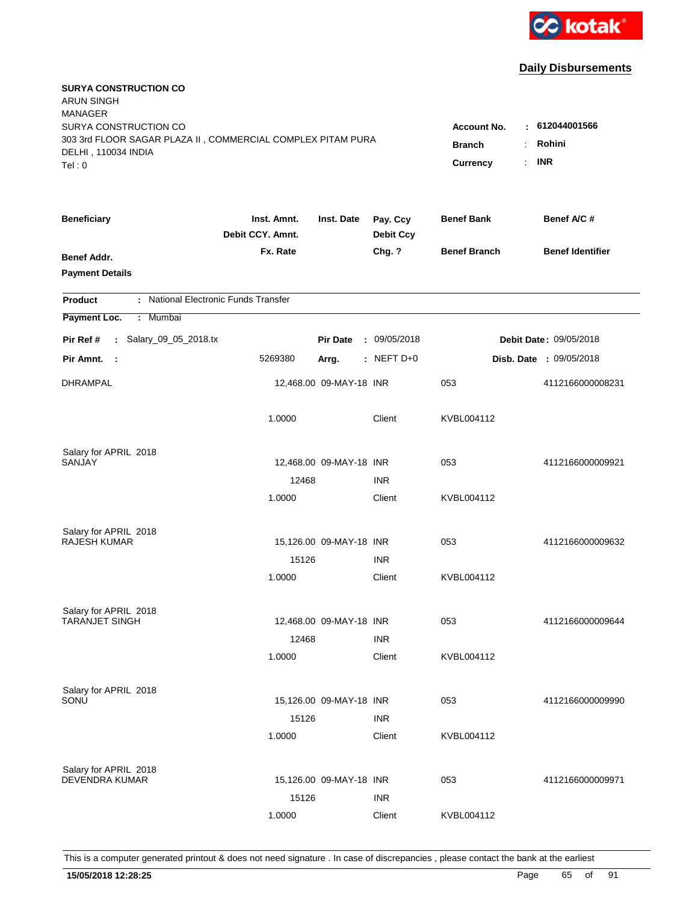kotak

## Daily Disbursements

**SURYA CONSTRUCTION CO**
ARUN SINGH
MANAGER
SURYA CONSTRUCTION CO
303 3rd FLOOR SAGAR PLAZA II , COMMERCIAL COMPLEX PITAM PURA
DELHI , 110034 INDIA
Tel : 0

**Account No.** : **612044001566**
**Branch** : **Rohini**
**Currency** : **INR**

| Beneficiary / Benef Addr. / Payment Details | Inst. Amnt. / Debit CCY. Amnt. / Fx. Rate | Inst. Date | Pay. Ccy / Debit Ccy / Chg. ? | Benef Bank / Benef Branch | Benef A/C # / Benef Identifier |
|---|---|---|---|---|---|

**Product** : National Electronic Funds Transfer
**Payment Loc.** : Mumbai

**Pir Ref #** : Salary_09_05_2018.tx | **Pir Date** : 09/05/2018 | **Debit Date** : 09/05/2018
**Pir Amnt.** : 5269380 | **Arrg.** : NEFT D+0 | **Disb. Date** : 09/05/2018

| Beneficiary | Inst. Amnt. | Inst. Date | Pay. Ccy | Benef Bank | Benef A/C # |
|---|---|---|---|---|---|
| DHRAMPAL | 12,468.00 | 09-MAY-18 | INR | 053 | 4112166000008231 |
| | 1.0000 | | Client | KVBL004112 | |
| Salary for APRIL 2018 | | | | | |
| SANJAY | 12,468.00 | 09-MAY-18 | INR | 053 | 4112166000009921 |
| | 12468 | | INR | | |
| | 1.0000 | | Client | KVBL004112 | |
| Salary for APRIL 2018 | | | | | |
| RAJESH KUMAR | 15,126.00 | 09-MAY-18 | INR | 053 | 4112166000009632 |
| | 15126 | | INR | | |
| | 1.0000 | | Client | KVBL004112 | |
| Salary for APRIL 2018 | | | | | |
| TARANJET SINGH | 12,468.00 | 09-MAY-18 | INR | 053 | 4112166000009644 |
| | 12468 | | INR | | |
| | 1.0000 | | Client | KVBL004112 | |
| Salary for APRIL 2018 | | | | | |
| SONU | 15,126.00 | 09-MAY-18 | INR | 053 | 4112166000009990 |
| | 15126 | | INR | | |
| | 1.0000 | | Client | KVBL004112 | |
| Salary for APRIL 2018 | | | | | |
| DEVENDRA KUMAR | 15,126.00 | 09-MAY-18 | INR | 053 | 4112166000009971 |
| | 15126 | | INR | | |
| | 1.0000 | | Client | KVBL004112 | |

This is a computer generated printout & does not need signature . In case of discrepancies , please contact the bank at the earliest

**15/05/2018 12:28:25**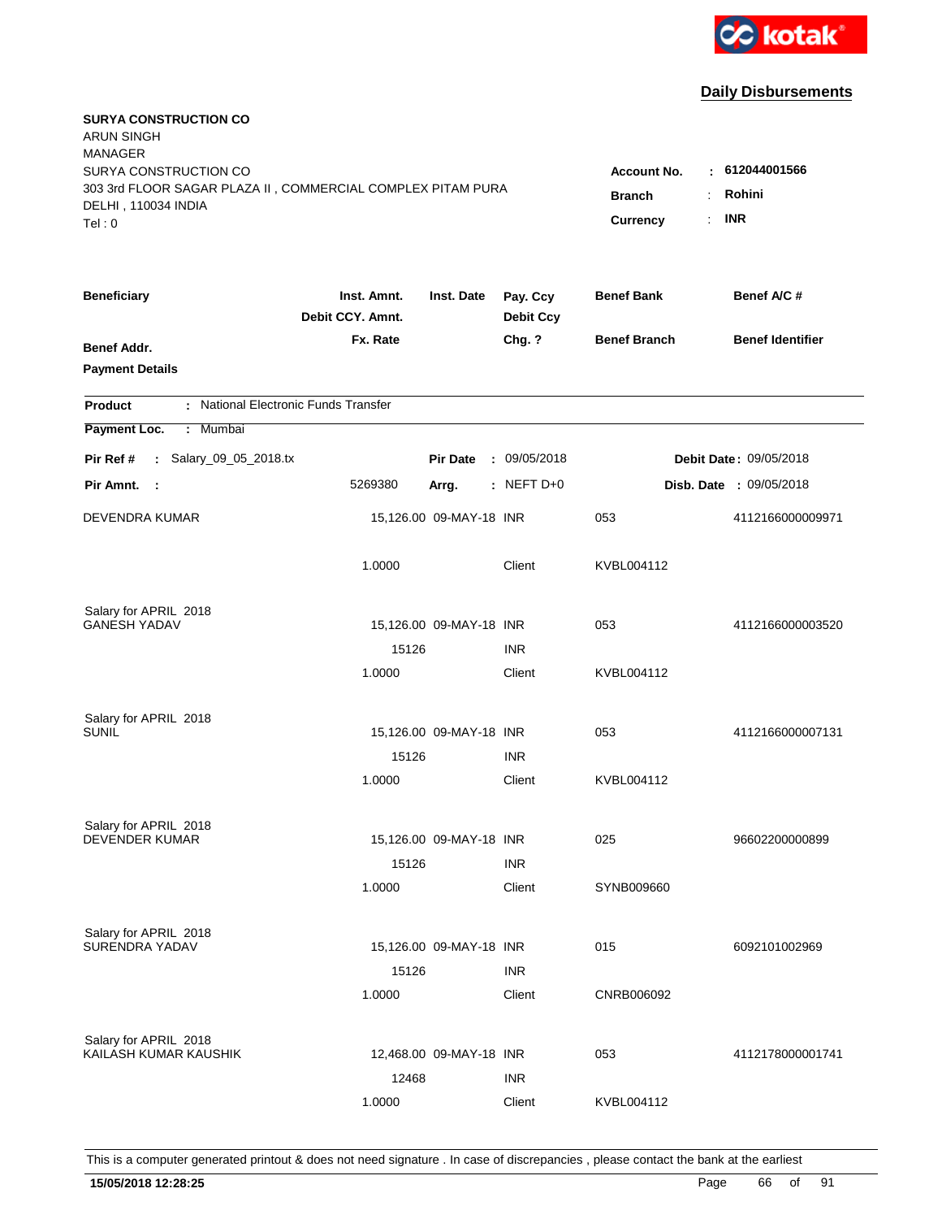kotak

## Daily Disbursements

**SURYA CONSTRUCTION CO**
ARUN SINGH
MANAGER
SURYA CONSTRUCTION CO
303 3rd FLOOR SAGAR PLAZA II , COMMERCIAL COMPLEX PITAM PURA
DELHI , 110034 INDIA
Tel : 0

**Account No.** : **612044001566**
**Branch** : **Rohini**
**Currency** : **INR**

| Beneficiary | Inst. Amnt. / Debit CCY. Amnt. / Fx. Rate | Inst. Date | Pay. Ccy / Debit Ccy / Chg. ? | Benef Bank / Benef Branch | Benef A/C # / Benef Identifier |
|---|---|---|---|---|---|
| **Benef Addr.** | | | | | |
| **Payment Details** | | | | | |

**Product** : National Electronic Funds Transfer
**Payment Loc.** : Mumbai

**Pir Ref #** : Salary_09_05_2018.tx | **Pir Date** : 09/05/2018 | **Debit Date** : 09/05/2018
**Pir Amnt.** : 5269380 | **Arrg.** : NEFT D+0 | **Disb. Date** : 09/05/2018

| Beneficiary | Inst. Amnt. | Inst. Date | Pay. Ccy | Benef Bank | Benef A/C # |
|---|---|---|---|---|---|
| DEVENDRA KUMAR | 15,126.00 | 09-MAY-18 | INR | 053 | 4112166000009971 |
| | 1.0000 | | Client | KVBL004112 | |
| Salary for APRIL 2018 | | | | | |
| GANESH YADAV | 15,126.00 | 09-MAY-18 | INR | 053 | 4112166000003520 |
| | 15126 | | INR | | |
| | 1.0000 | | Client | KVBL004112 | |
| Salary for APRIL 2018 | | | | | |
| SUNIL | 15,126.00 | 09-MAY-18 | INR | 053 | 4112166000007131 |
| | 15126 | | INR | | |
| | 1.0000 | | Client | KVBL004112 | |
| Salary for APRIL 2018 | | | | | |
| DEVENDER KUMAR | 15,126.00 | 09-MAY-18 | INR | 025 | 96602200000899 |
| | 15126 | | INR | | |
| | 1.0000 | | Client | SYNB009660 | |
| Salary for APRIL 2018 | | | | | |
| SURENDRA YADAV | 15,126.00 | 09-MAY-18 | INR | 015 | 6092101002969 |
| | 15126 | | INR | | |
| | 1.0000 | | Client | CNRB006092 | |
| Salary for APRIL 2018 | | | | | |
| KAILASH KUMAR KAUSHIK | 12,468.00 | 09-MAY-18 | INR | 053 | 4112178000001741 |
| | 12468 | | INR | | |
| | 1.0000 | | Client | KVBL004112 | |

This is a computer generated printout & does not need signature . In case of discrepancies , please contact the bank at the earliest

**15/05/2018 12:28:25**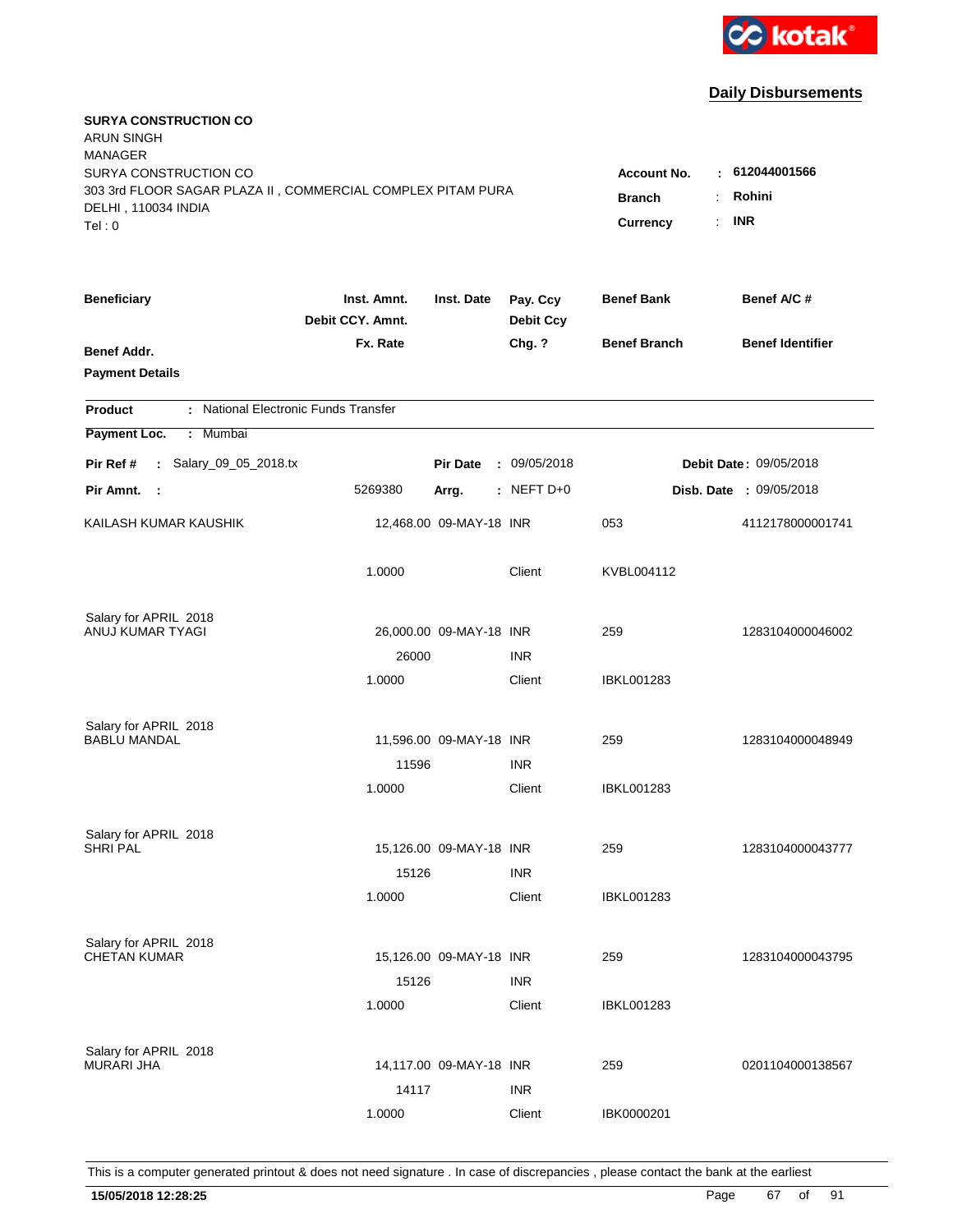kotak

## Daily Disbursements

**SURYA CONSTRUCTION CO**
ARUN SINGH
MANAGER
SURYA CONSTRUCTION CO
303 3rd FLOOR SAGAR PLAZA II , COMMERCIAL COMPLEX PITAM PURA
DELHI , 110034 INDIA
Tel : 0

**Account No.** : **612044001566**
**Branch** : **Rohini**
**Currency** : **INR**

| Beneficiary | Inst. Amnt. / Debit CCY. Amnt. / Fx. Rate | Inst. Date | Pay. Ccy / Debit Ccy / Chg. ? | Benef Bank / Benef Branch | Benef A/C # / Benef Identifier |
|---|---|---|---|---|---|
| **Benef Addr.** | | | | | |
| **Payment Details** | | | | | |

**Product** : National Electronic Funds Transfer

**Payment Loc.** : Mumbai

**Pir Ref #** : Salary_09_05_2018.tx &nbsp;&nbsp; **Pir Date** : 09/05/2018 &nbsp;&nbsp; **Debit Date** : 09/05/2018

**Pir Amnt.** : 5269380 &nbsp;&nbsp; **Arrg.** : NEFT D+0 &nbsp;&nbsp; **Disb. Date** : 09/05/2018

| Beneficiary | Inst. Amnt. | Inst. Date | Pay. Ccy | Benef Bank | Benef A/C # |
|---|---|---|---|---|---|
| KAILASH KUMAR KAUSHIK | 12,468.00 | 09-MAY-18 | INR | 053 | 4112178000001741 |
| | 1.0000 | | Client | KVBL004112 | |
| Salary for APRIL 2018 | | | | | |
| ANUJ KUMAR TYAGI | 26,000.00 | 09-MAY-18 | INR | 259 | 1283104000046002 |
| | 26000 | | INR | | |
| | 1.0000 | | Client | IBKL001283 | |
| Salary for APRIL 2018 | | | | | |
| BABLU MANDAL | 11,596.00 | 09-MAY-18 | INR | 259 | 1283104000048949 |
| | 11596 | | INR | | |
| | 1.0000 | | Client | IBKL001283 | |
| Salary for APRIL 2018 | | | | | |
| SHRI PAL | 15,126.00 | 09-MAY-18 | INR | 259 | 1283104000043777 |
| | 15126 | | INR | | |
| | 1.0000 | | Client | IBKL001283 | |
| Salary for APRIL 2018 | | | | | |
| CHETAN KUMAR | 15,126.00 | 09-MAY-18 | INR | 259 | 1283104000043795 |
| | 15126 | | INR | | |
| | 1.0000 | | Client | IBKL001283 | |
| Salary for APRIL 2018 | | | | | |
| MURARI JHA | 14,117.00 | 09-MAY-18 | INR | 259 | 0201104000138567 |
| | 14117 | | INR | | |
| | 1.0000 | | Client | IBK0000201 | |

This is a computer generated printout & does not need signature . In case of discrepancies , please contact the bank at the earliest

**15/05/2018 12:28:25**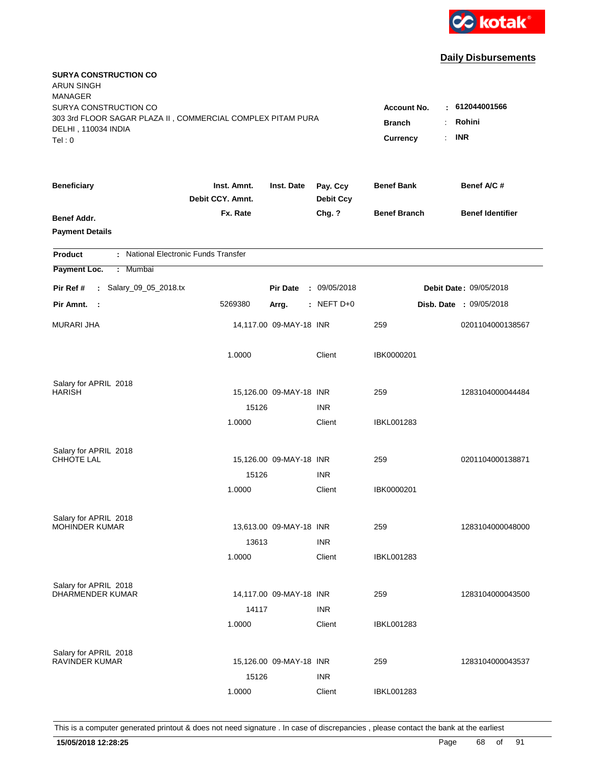kotak

## Daily Disbursements

**SURYA CONSTRUCTION CO**
ARUN SINGH
MANAGER
SURYA CONSTRUCTION CO
303 3rd FLOOR SAGAR PLAZA II , COMMERCIAL COMPLEX PITAM PURA
DELHI , 110034 INDIA
Tel : 0

**Account No.** : **612044001566**
**Branch** : **Rohini**
**Currency** : **INR**

| Beneficiary / Benef Addr. / Payment Details | Inst. Amnt. / Debit CCY. Amnt. / Fx. Rate | Inst. Date | Pay. Ccy / Debit Ccy / Chg. ? | Benef Bank / Benef Branch | Benef A/C # / Benef Identifier |
|---|---|---|---|---|---|

**Product** : National Electronic Funds Transfer
**Payment Loc.** : Mumbai

**Pir Ref #** : Salary_09_05_2018.tx　　**Pir Date** : 09/05/2018　　**Debit Date** : 09/05/2018
**Pir Amnt.** : 5269380　　**Arrg.** : NEFT D+0　　**Disb. Date** : 09/05/2018

| Beneficiary | Inst. Amnt. | Inst. Date | Pay. Ccy | Benef Bank | Benef A/C # |
|---|---|---|---|---|---|
| MURARI JHA | 14,117.00 | 09-MAY-18 | INR | 259 | 0201104000138567 |
| | 1.0000 | | Client | IBK0000201 | |
| Salary for APRIL 2018 | | | | | |
| HARISH | 15,126.00 | 09-MAY-18 | INR | 259 | 1283104000044484 |
| | 15126 | | INR | | |
| | 1.0000 | | Client | IBKL001283 | |
| Salary for APRIL 2018 | | | | | |
| CHHOTE LAL | 15,126.00 | 09-MAY-18 | INR | 259 | 0201104000138871 |
| | 15126 | | INR | | |
| | 1.0000 | | Client | IBK0000201 | |
| Salary for APRIL 2018 | | | | | |
| MOHINDER KUMAR | 13,613.00 | 09-MAY-18 | INR | 259 | 1283104000048000 |
| | 13613 | | INR | | |
| | 1.0000 | | Client | IBKL001283 | |
| Salary for APRIL 2018 | | | | | |
| DHARMENDER KUMAR | 14,117.00 | 09-MAY-18 | INR | 259 | 1283104000043500 |
| | 14117 | | INR | | |
| | 1.0000 | | Client | IBKL001283 | |
| Salary for APRIL 2018 | | | | | |
| RAVINDER KUMAR | 15,126.00 | 09-MAY-18 | INR | 259 | 1283104000043537 |
| | 15126 | | INR | | |
| | 1.0000 | | Client | IBKL001283 | |

This is a computer generated printout & does not need signature . In case of discrepancies , please contact the bank at the earliest

**15/05/2018 12:28:25**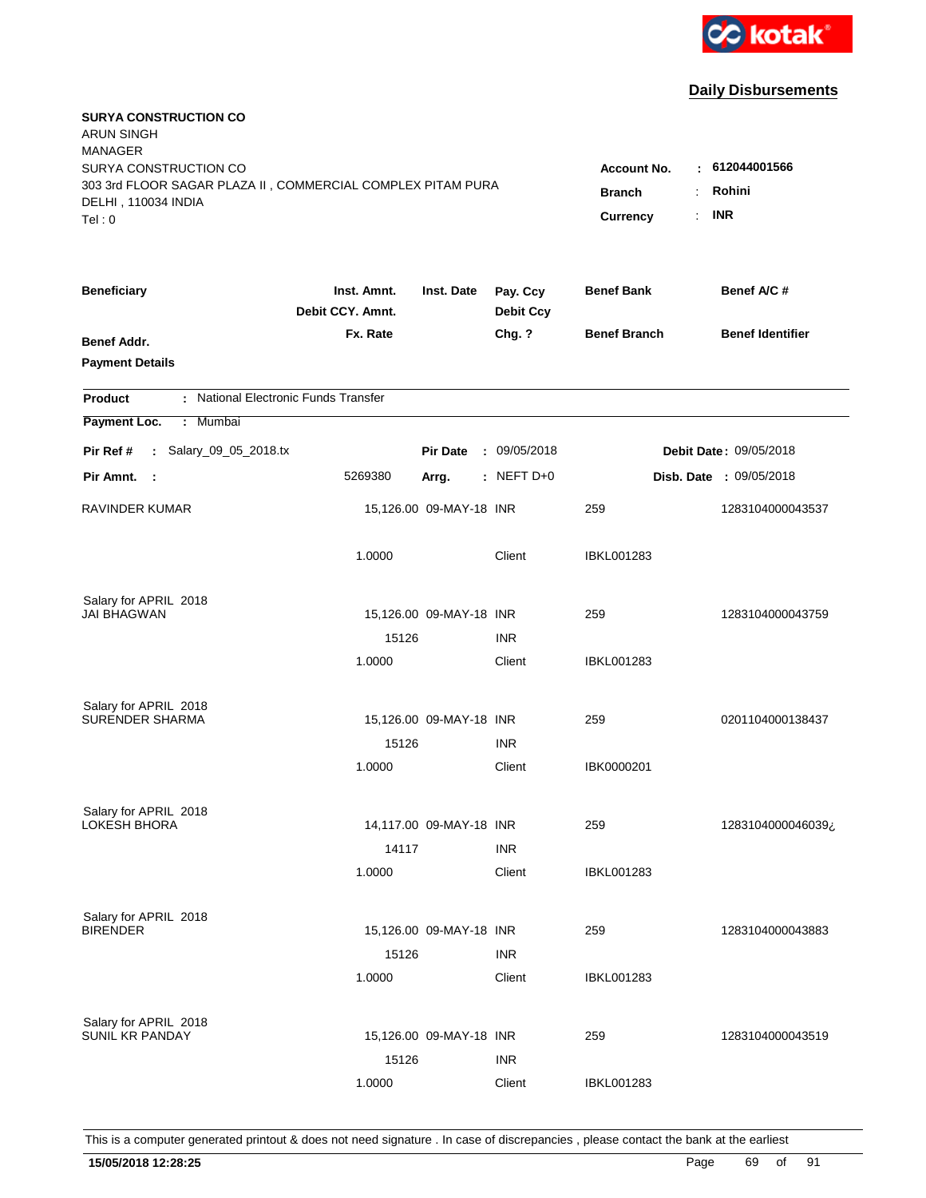kotak

## Daily Disbursements

**SURYA CONSTRUCTION CO**
ARUN SINGH
MANAGER
SURYA CONSTRUCTION CO
303 3rd FLOOR SAGAR PLAZA II , COMMERCIAL COMPLEX PITAM PURA
DELHI , 110034 INDIA
Tel : 0

**Account No.** : **612044001566**
**Branch** : **Rohini**
**Currency** : **INR**

| Beneficiary | Inst. Amnt. / Debit CCY. Amnt. / Fx. Rate | Inst. Date | Pay. Ccy / Debit Ccy / Chg. ? | Benef Bank / Benef Branch | Benef A/C # / Benef Identifier |
|---|---|---|---|---|---|
| **Benef Addr.** | | | | | |
| **Payment Details** | | | | | |

**Product** : National Electronic Funds Transfer
**Payment Loc.** : Mumbai

**Pir Ref #** : Salary_09_05_2018.tx | **Pir Date** : 09/05/2018 | **Debit Date** : 09/05/2018
**Pir Amnt.** : 5269380 | **Arrg.** : NEFT D+0 | **Disb. Date** : 09/05/2018

| Beneficiary | Inst. Amnt. / Debit CCY. Amnt. / Fx. Rate | Inst. Date | Pay. Ccy / Debit Ccy / Chg. ? | Benef Bank / Benef Branch | Benef A/C # / Benef Identifier |
|---|---|---|---|---|---|
| RAVINDER KUMAR | 15,126.00 | 09-MAY-18 | INR | 259 | 1283104000043537 |
| | 1.0000 | | Client | IBKL001283 | |
| Salary for APRIL 2018 | | | | | |
| JAI BHAGWAN | 15,126.00 | 09-MAY-18 | INR | 259 | 1283104000043759 |
| | 15126 | | INR | | |
| | 1.0000 | | Client | IBKL001283 | |
| Salary for APRIL 2018 | | | | | |
| SURENDER SHARMA | 15,126.00 | 09-MAY-18 | INR | 259 | 0201104000138437 |
| | 15126 | | INR | | |
| | 1.0000 | | Client | IBK0000201 | |
| Salary for APRIL 2018 | | | | | |
| LOKESH BHORA | 14,117.00 | 09-MAY-18 | INR | 259 | 1283104000046039¿ |
| | 14117 | | INR | | |
| | 1.0000 | | Client | IBKL001283 | |
| Salary for APRIL 2018 | | | | | |
| BIRENDER | 15,126.00 | 09-MAY-18 | INR | 259 | 1283104000043883 |
| | 15126 | | INR | | |
| | 1.0000 | | Client | IBKL001283 | |
| Salary for APRIL 2018 | | | | | |
| SUNIL KR PANDAY | 15,126.00 | 09-MAY-18 | INR | 259 | 1283104000043519 |
| | 15126 | | INR | | |
| | 1.0000 | | Client | IBKL001283 | |

This is a computer generated printout & does not need signature . In case of discrepancies , please contact the bank at the earliest

**15/05/2018 12:28:25**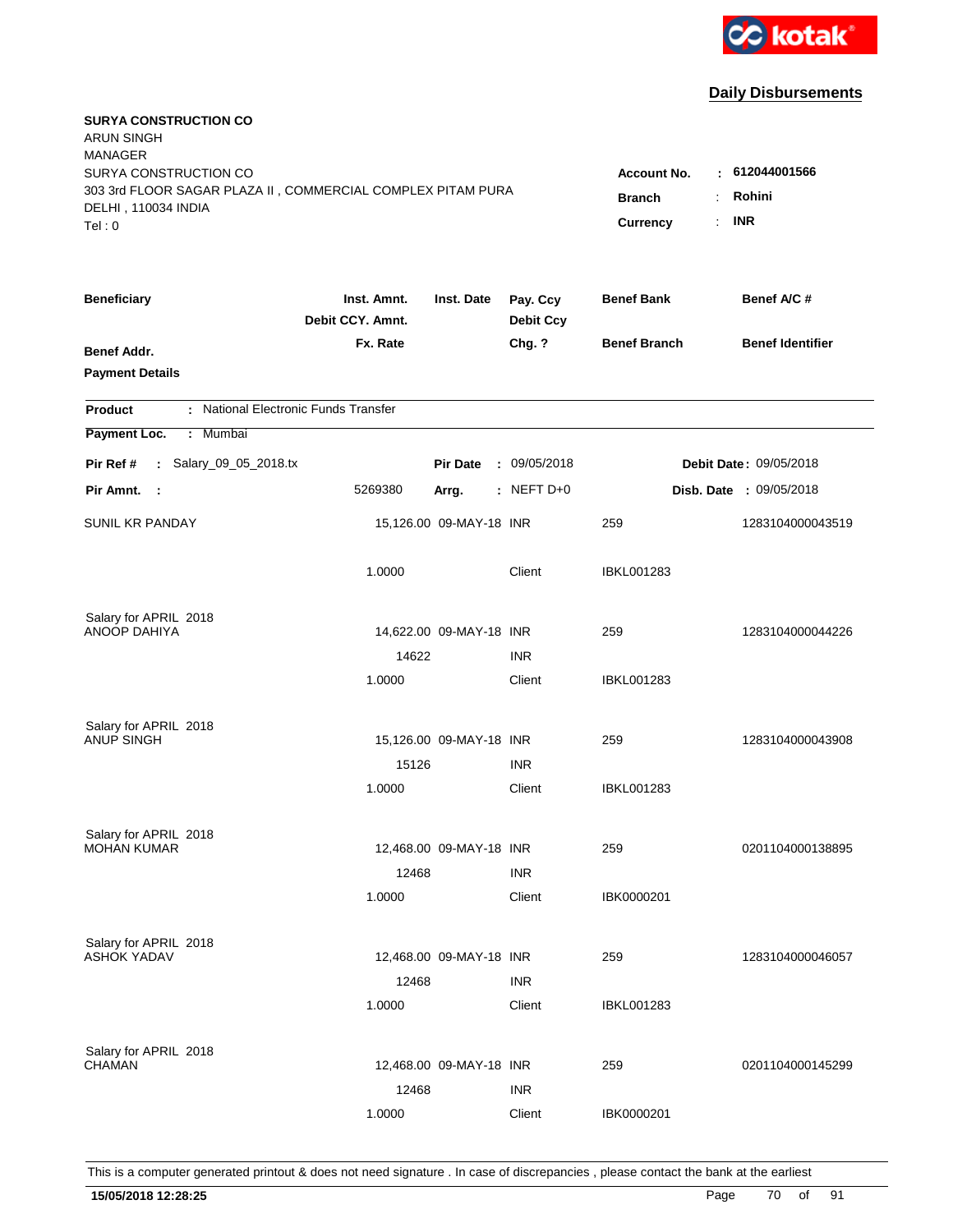**Daily Disbursements**

**SURYA CONSTRUCTION CO**
ARUN SINGH
MANAGER
SURYA CONSTRUCTION CO
303 3rd FLOOR SAGAR PLAZA II , COMMERCIAL COMPLEX PITAM PURA
DELHI , 110034 INDIA
Tel : 0

**Account No.** : **612044001566**
**Branch** : **Rohini**
**Currency** : **INR**

| Beneficiary / Benef Addr. / Payment Details | Inst. Amnt. / Debit CCY. Amnt. / Fx. Rate | Inst. Date | Pay. Ccy / Debit Ccy / Chg. ? | Benef Bank / Benef Branch | Benef A/C # / Benef Identifier |
|---|---|---|---|---|---|

**Product** : National Electronic Funds Transfer
**Payment Loc.** : Mumbai

**Pir Ref #** : Salary_09_05_2018.tx | **Pir Date** : 09/05/2018 | **Debit Date** : 09/05/2018
**Pir Amnt.** : 5269380 | **Arrg.** : NEFT D+0 | **Disb. Date** : 09/05/2018

| Beneficiary | Inst. Amnt. | Inst. Date | Pay. Ccy | Benef Bank | Benef A/C # |
|---|---|---|---|---|---|
| SUNIL KR PANDAY | 15,126.00 | 09-MAY-18 | INR | 259 | 1283104000043519 |
| | 1.0000 | | Client | IBKL001283 | |
| Salary for APRIL 2018 | | | | | |
| ANOOP DAHIYA | 14,622.00 | 09-MAY-18 | INR | 259 | 1283104000044226 |
| | 14622 | | INR | | |
| | 1.0000 | | Client | IBKL001283 | |
| Salary for APRIL 2018 | | | | | |
| ANUP SINGH | 15,126.00 | 09-MAY-18 | INR | 259 | 1283104000043908 |
| | 15126 | | INR | | |
| | 1.0000 | | Client | IBKL001283 | |
| Salary for APRIL 2018 | | | | | |
| MOHAN KUMAR | 12,468.00 | 09-MAY-18 | INR | 259 | 0201104000138895 |
| | 12468 | | INR | | |
| | 1.0000 | | Client | IBK0000201 | |
| Salary for APRIL 2018 | | | | | |
| ASHOK YADAV | 12,468.00 | 09-MAY-18 | INR | 259 | 1283104000046057 |
| | 12468 | | INR | | |
| | 1.0000 | | Client | IBKL001283 | |
| Salary for APRIL 2018 | | | | | |
| CHAMAN | 12,468.00 | 09-MAY-18 | INR | 259 | 0201104000145299 |
| | 12468 | | INR | | |
| | 1.0000 | | Client | IBK0000201 | |

This is a computer generated printout & does not need signature . In case of discrepancies , please contact the bank at the earliest

**15/05/2018 12:28:25**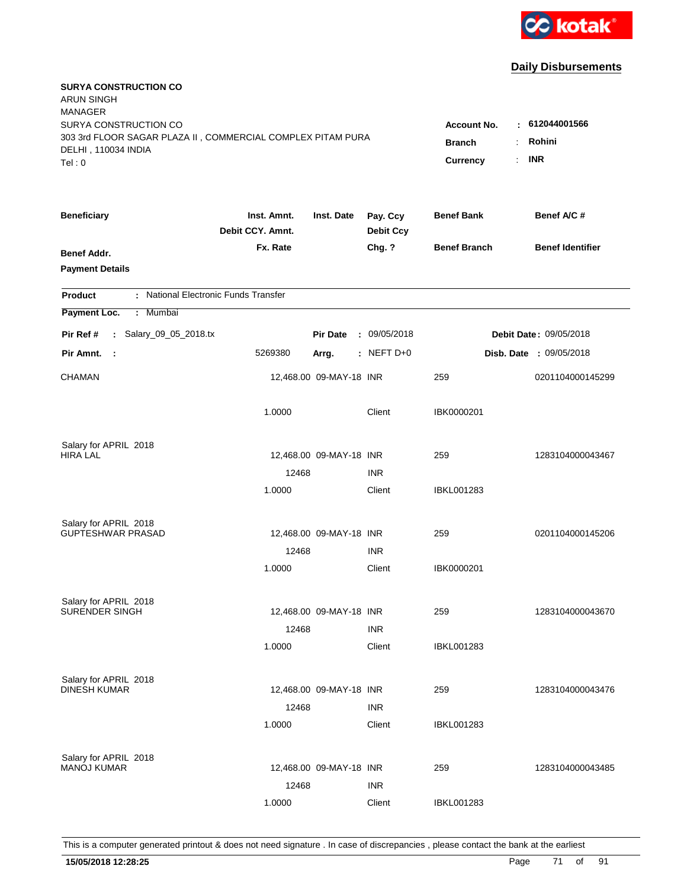kotak

## Daily Disbursements

**SURYA CONSTRUCTION CO**
ARUN SINGH
MANAGER
SURYA CONSTRUCTION CO
303 3rd FLOOR SAGAR PLAZA II , COMMERCIAL COMPLEX PITAM PURA
DELHI , 110034 INDIA
Tel : 0

**Account No.** : **612044001566**
**Branch** : **Rohini**
**Currency** : **INR**

| Beneficiary / Benef Addr. / Payment Details | Inst. Amnt. / Debit CCY. Amnt. / Fx. Rate | Inst. Date | Pay. Ccy / Debit Ccy / Chg. ? | Benef Bank / Benef Branch | Benef A/C # / Benef Identifier |
|---|---|---|---|---|---|

**Product** : National Electronic Funds Transfer
**Payment Loc.** : Mumbai
**Pir Ref #** : Salary_09_05_2018.tx **Pir Date** : 09/05/2018 **Debit Date** : 09/05/2018
**Pir Amnt.** : 5269380 **Arrg.** : NEFT D+0 **Disb. Date** : 09/05/2018

| Beneficiary | Inst. Amnt. | Inst. Date | Pay. Ccy | Benef Bank | Benef A/C # |
|---|---|---|---|---|---|
| CHAMAN | 12,468.00 | 09-MAY-18 | INR | 259 | 0201104000145299 |
| | 1.0000 | | Client | IBK0000201 | |
| Salary for APRIL 2018 | | | | | |
| HIRA LAL | 12,468.00 | 09-MAY-18 | INR | 259 | 1283104000043467 |
| | 12468 | | INR | | |
| | 1.0000 | | Client | IBKL001283 | |
| Salary for APRIL 2018 | | | | | |
| GUPTESHWAR PRASAD | 12,468.00 | 09-MAY-18 | INR | 259 | 0201104000145206 |
| | 12468 | | INR | | |
| | 1.0000 | | Client | IBK0000201 | |
| Salary for APRIL 2018 | | | | | |
| SURENDER SINGH | 12,468.00 | 09-MAY-18 | INR | 259 | 1283104000043670 |
| | 12468 | | INR | | |
| | 1.0000 | | Client | IBKL001283 | |
| Salary for APRIL 2018 | | | | | |
| DINESH KUMAR | 12,468.00 | 09-MAY-18 | INR | 259 | 1283104000043476 |
| | 12468 | | INR | | |
| | 1.0000 | | Client | IBKL001283 | |
| Salary for APRIL 2018 | | | | | |
| MANOJ KUMAR | 12,468.00 | 09-MAY-18 | INR | 259 | 1283104000043485 |
| | 12468 | | INR | | |
| | 1.0000 | | Client | IBKL001283 | |

This is a computer generated printout & does not need signature . In case of discrepancies , please contact the bank at the earliest

**15/05/2018 12:28:25**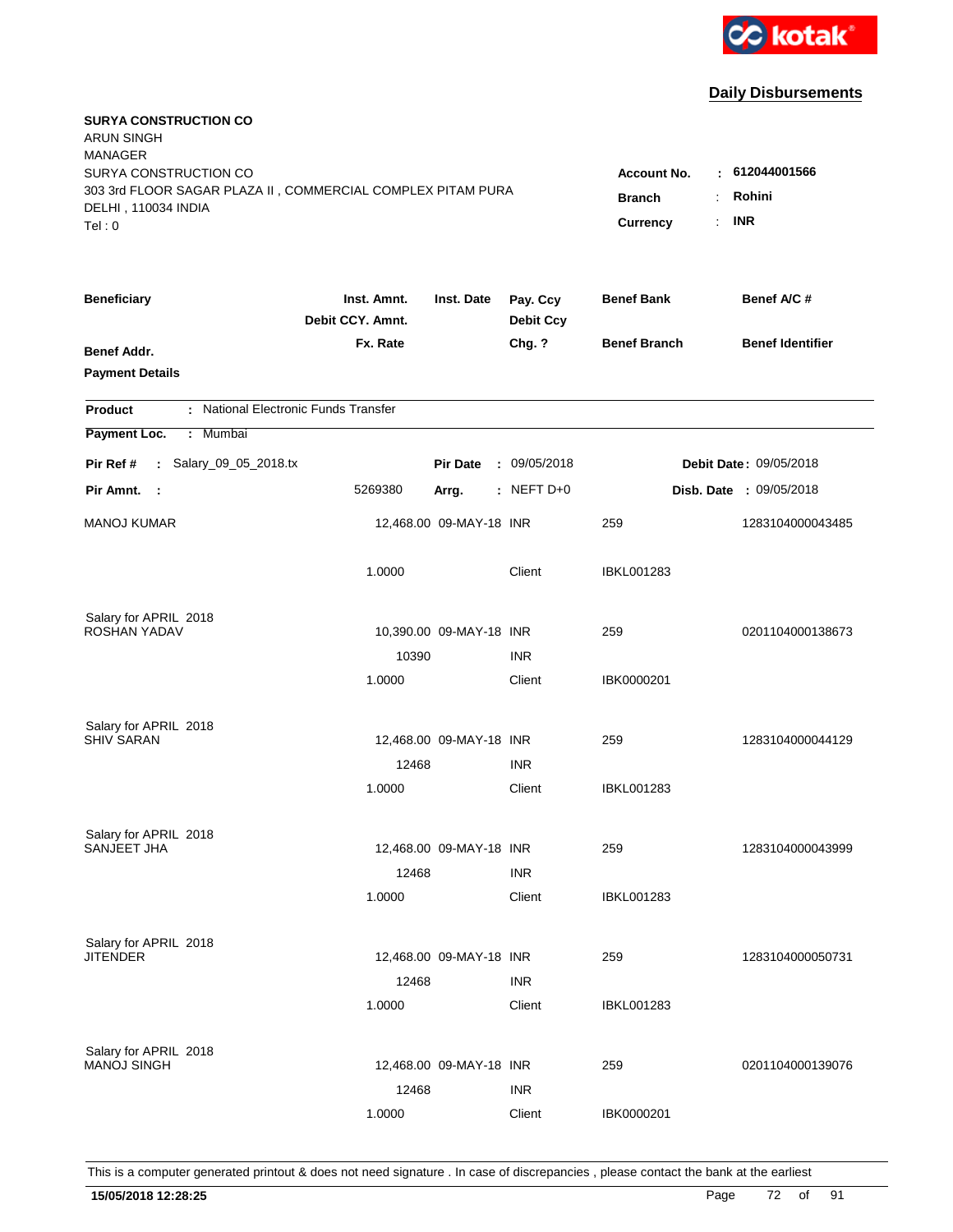kotak

## Daily Disbursements

**SURYA CONSTRUCTION CO**
ARUN SINGH
MANAGER
SURYA CONSTRUCTION CO
303 3rd FLOOR SAGAR PLAZA II , COMMERCIAL COMPLEX PITAM PURA
DELHI , 110034 INDIA
Tel : 0

**Account No.** : **612044001566**
**Branch** : **Rohini**
**Currency** : **INR**

| Beneficiary | Inst. Amnt. / Debit CCY. Amnt. / Fx. Rate | Inst. Date | Pay. Ccy / Debit Ccy / Chg. ? | Benef Bank / Benef Branch | Benef A/C # / Benef Identifier |
|---|---|---|---|---|---|
| **Benef Addr.** | | | | | |
| **Payment Details** | | | | | |

**Product** : National Electronic Funds Transfer
**Payment Loc.** : Mumbai

**Pir Ref #** : Salary_09_05_2018.tx | **Pir Date** : 09/05/2018 | **Debit Date** : 09/05/2018
**Pir Amnt.** : 5269380 | **Arrg.** : NEFT D+0 | **Disb. Date** : 09/05/2018

| Beneficiary | Inst. Amnt. / Debit CCY. Amnt. / Fx. Rate | Inst. Date | Pay. Ccy / Debit Ccy / Chg. ? | Benef Bank / Benef Branch | Benef A/C # |
|---|---|---|---|---|---|
| MANOJ KUMAR | 12,468.00 | 09-MAY-18 | INR | 259 | 1283104000043485 |
| | 1.0000 | | Client | IBKL001283 | |
| Salary for APRIL 2018 | | | | | |
| ROSHAN YADAV | 10,390.00 | 09-MAY-18 | INR | 259 | 0201104000138673 |
| | 10390 | | INR | | |
| | 1.0000 | | Client | IBK0000201 | |
| Salary for APRIL 2018 | | | | | |
| SHIV SARAN | 12,468.00 | 09-MAY-18 | INR | 259 | 1283104000044129 |
| | 12468 | | INR | | |
| | 1.0000 | | Client | IBKL001283 | |
| Salary for APRIL 2018 | | | | | |
| SANJEET JHA | 12,468.00 | 09-MAY-18 | INR | 259 | 1283104000043999 |
| | 12468 | | INR | | |
| | 1.0000 | | Client | IBKL001283 | |
| Salary for APRIL 2018 | | | | | |
| JITENDER | 12,468.00 | 09-MAY-18 | INR | 259 | 1283104000050731 |
| | 12468 | | INR | | |
| | 1.0000 | | Client | IBKL001283 | |
| Salary for APRIL 2018 | | | | | |
| MANOJ SINGH | 12,468.00 | 09-MAY-18 | INR | 259 | 0201104000139076 |
| | 12468 | | INR | | |
| | 1.0000 | | Client | IBK0000201 | |

This is a computer generated printout & does not need signature . In case of discrepancies , please contact the bank at the earliest

**15/05/2018 12:28:25**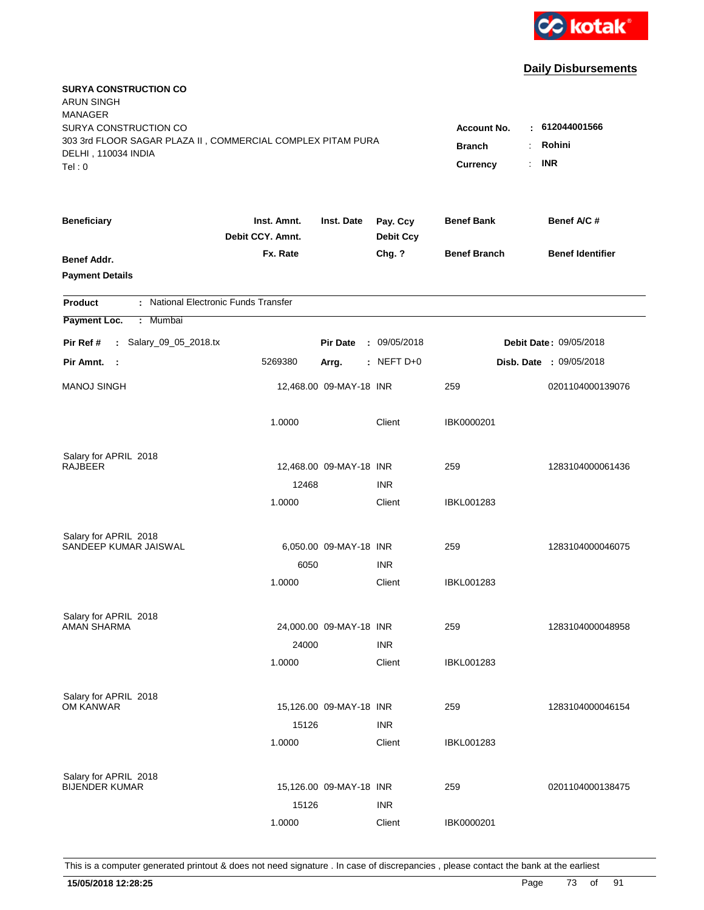kotak

## Daily Disbursements

**SURYA CONSTRUCTION CO**
ARUN SINGH
MANAGER
SURYA CONSTRUCTION CO
303 3rd FLOOR SAGAR PLAZA II , COMMERCIAL COMPLEX PITAM PURA
DELHI , 110034 INDIA
Tel : 0

**Account No.** : **612044001566**
**Branch** : **Rohini**
**Currency** : **INR**

| Beneficiary / Benef Addr. / Payment Details | Inst. Amnt. / Debit CCY. Amnt. / Fx. Rate | Inst. Date | Pay. Ccy / Debit Ccy / Chg. ? | Benef Bank / Benef Branch | Benef A/C # / Benef Identifier |
|---|---|---|---|---|---|

**Product** : National Electronic Funds Transfer

**Payment Loc.** : Mumbai

**Pir Ref #** : Salary_09_05_2018.tx &nbsp;&nbsp; **Pir Date** : 09/05/2018 &nbsp;&nbsp; **Debit Date** : 09/05/2018

**Pir Amnt.** : 5269380 &nbsp;&nbsp; **Arrg.** : NEFT D+0 &nbsp;&nbsp; **Disb. Date** : 09/05/2018

| Beneficiary | Inst. Amnt. | Inst. Date | Pay. Ccy | Benef Bank | Benef A/C # |
|---|---|---|---|---|---|
| MANOJ SINGH | 12,468.00 | 09-MAY-18 | INR | 259 | 0201104000139076 |
| | 1.0000 | | Client | IBK0000201 | |
| Salary for APRIL 2018 | | | | | |
| RAJBEER | 12,468.00 | 09-MAY-18 | INR | 259 | 1283104000061436 |
| | 12468 | | INR | | |
| | 1.0000 | | Client | IBKL001283 | |
| Salary for APRIL 2018 | | | | | |
| SANDEEP KUMAR JAISWAL | 6,050.00 | 09-MAY-18 | INR | 259 | 1283104000046075 |
| | 6050 | | INR | | |
| | 1.0000 | | Client | IBKL001283 | |
| Salary for APRIL 2018 | | | | | |
| AMAN SHARMA | 24,000.00 | 09-MAY-18 | INR | 259 | 1283104000048958 |
| | 24000 | | INR | | |
| | 1.0000 | | Client | IBKL001283 | |
| Salary for APRIL 2018 | | | | | |
| OM KANWAR | 15,126.00 | 09-MAY-18 | INR | 259 | 1283104000046154 |
| | 15126 | | INR | | |
| | 1.0000 | | Client | IBKL001283 | |
| Salary for APRIL 2018 | | | | | |
| BIJENDER KUMAR | 15,126.00 | 09-MAY-18 | INR | 259 | 0201104000138475 |
| | 15126 | | INR | | |
| | 1.0000 | | Client | IBK0000201 | |

This is a computer generated printout & does not need signature . In case of discrepancies , please contact the bank at the earliest

**15/05/2018 12:28:25**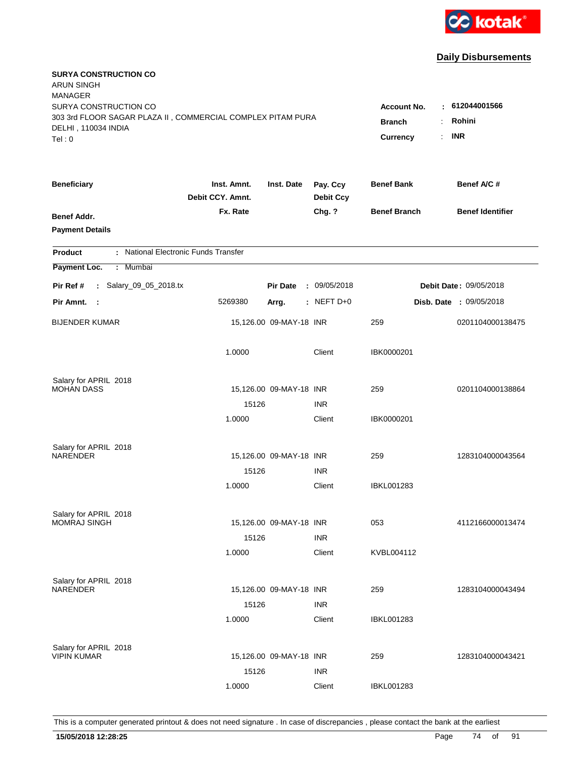**Daily Disbursements**

**SURYA CONSTRUCTION CO**
ARUN SINGH
MANAGER
SURYA CONSTRUCTION CO
303 3rd FLOOR SAGAR PLAZA II , COMMERCIAL COMPLEX PITAM PURA
DELHI , 110034 INDIA
Tel : 0

**Account No.** : **612044001566**
**Branch** : **Rohini**
**Currency** : **INR**

| Beneficiary | Inst. Amnt. / Debit CCY. Amnt. / Fx. Rate | Inst. Date | Pay. Ccy / Debit Ccy / Chg. ? | Benef Bank / Benef Branch | Benef A/C # / Benef Identifier |
|---|---|---|---|---|---|
| **Benef Addr.** | | | | | |
| **Payment Details** | | | | | |

**Product** : National Electronic Funds Transfer
**Payment Loc.** : Mumbai

**Pir Ref #** : Salary_09_05_2018.tx | **Pir Date** : 09/05/2018 | **Debit Date** : 09/05/2018
**Pir Amnt.** : 5269380 | **Arrg.** : NEFT D+0 | **Disb. Date** : 09/05/2018

| Beneficiary | Inst. Amnt. / Debit CCY. Amnt. / Fx. Rate | Inst. Date | Pay. Ccy / Debit Ccy / Chg. ? | Benef Bank / Benef Branch | Benef A/C # / Benef Identifier |
|---|---|---|---|---|---|
| BIJENDER KUMAR | 15,126.00 | 09-MAY-18 | INR | 259 | 0201104000138475 |
| | 1.0000 | | Client | IBK0000201 | |
| Salary for APRIL 2018 | | | | | |
| MOHAN DASS | 15,126.00 | 09-MAY-18 | INR | 259 | 0201104000138864 |
| | 15126 | | INR | | |
| | 1.0000 | | Client | IBK0000201 | |
| Salary for APRIL 2018 | | | | | |
| NARENDER | 15,126.00 | 09-MAY-18 | INR | 259 | 1283104000043564 |
| | 15126 | | INR | | |
| | 1.0000 | | Client | IBKL001283 | |
| Salary for APRIL 2018 | | | | | |
| MOMRAJ SINGH | 15,126.00 | 09-MAY-18 | INR | 053 | 4112166000013474 |
| | 15126 | | INR | | |
| | 1.0000 | | Client | KVBL004112 | |
| Salary for APRIL 2018 | | | | | |
| NARENDER | 15,126.00 | 09-MAY-18 | INR | 259 | 1283104000043494 |
| | 15126 | | INR | | |
| | 1.0000 | | Client | IBKL001283 | |
| Salary for APRIL 2018 | | | | | |
| VIPIN KUMAR | 15,126.00 | 09-MAY-18 | INR | 259 | 1283104000043421 |
| | 15126 | | INR | | |
| | 1.0000 | | Client | IBKL001283 | |

This is a computer generated printout & does not need signature . In case of discrepancies , please contact the bank at the earliest

**15/05/2018 12:28:25**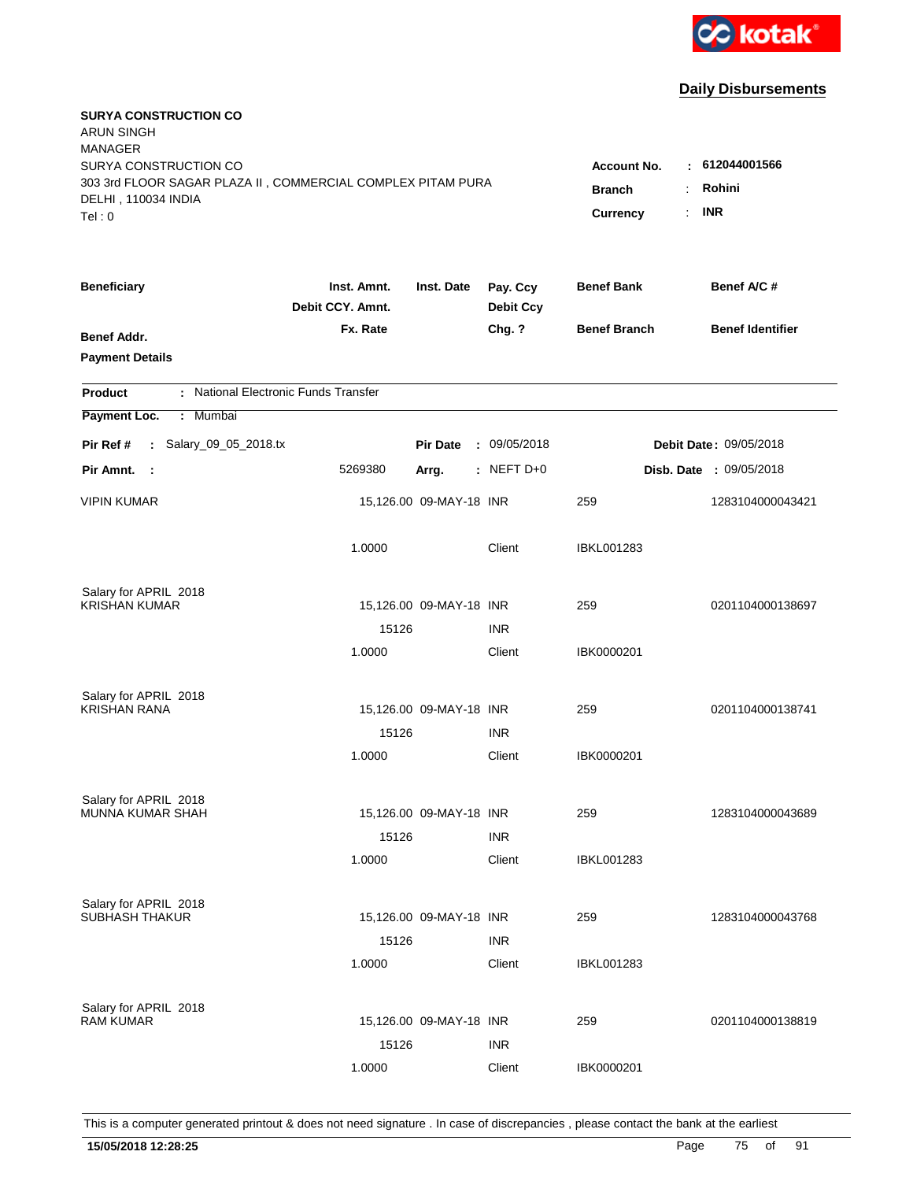kotak

## Daily Disbursements

**SURYA CONSTRUCTION CO**
ARUN SINGH
MANAGER
SURYA CONSTRUCTION CO
303 3rd FLOOR SAGAR PLAZA II , COMMERCIAL COMPLEX PITAM PURA
DELHI , 110034 INDIA
Tel : 0

**Account No.** : **612044001566**
**Branch** : **Rohini**
**Currency** : **INR**

| Beneficiary / Benef Addr. / Payment Details | Inst. Amnt. / Debit CCY. Amnt. / Fx. Rate | Inst. Date | Pay. Ccy / Debit Ccy / Chg. ? | Benef Bank / Benef Branch | Benef A/C # / Benef Identifier |
|---|---|---|---|---|---|

**Product** : National Electronic Funds Transfer
**Payment Loc.** : Mumbai

**Pir Ref #** : Salary_09_05_2018.tx **Pir Date** : 09/05/2018 **Debit Date** : 09/05/2018
**Pir Amnt.** : 5269380 **Arrg.** : NEFT D+0 **Disb. Date** : 09/05/2018

| Beneficiary | Inst. Amnt. | Inst. Date | Pay. Ccy | Benef Bank | Benef A/C # |
|---|---|---|---|---|---|
| VIPIN KUMAR | 15,126.00 | 09-MAY-18 | INR | 259 | 1283104000043421 |
| | 1.0000 | | Client | IBKL001283 | |
| Salary for APRIL 2018 | | | | | |
| KRISHAN KUMAR | 15,126.00 | 09-MAY-18 | INR | 259 | 0201104000138697 |
| | 15126 | | INR | | |
| | 1.0000 | | Client | IBK0000201 | |
| Salary for APRIL 2018 | | | | | |
| KRISHAN RANA | 15,126.00 | 09-MAY-18 | INR | 259 | 0201104000138741 |
| | 15126 | | INR | | |
| | 1.0000 | | Client | IBK0000201 | |
| Salary for APRIL 2018 | | | | | |
| MUNNA KUMAR SHAH | 15,126.00 | 09-MAY-18 | INR | 259 | 1283104000043689 |
| | 15126 | | INR | | |
| | 1.0000 | | Client | IBKL001283 | |
| Salary for APRIL 2018 | | | | | |
| SUBHASH THAKUR | 15,126.00 | 09-MAY-18 | INR | 259 | 1283104000043768 |
| | 15126 | | INR | | |
| | 1.0000 | | Client | IBKL001283 | |
| Salary for APRIL 2018 | | | | | |
| RAM KUMAR | 15,126.00 | 09-MAY-18 | INR | 259 | 0201104000138819 |
| | 15126 | | INR | | |
| | 1.0000 | | Client | IBK0000201 | |

This is a computer generated printout & does not need signature . In case of discrepancies , please contact the bank at the earliest

**15/05/2018 12:28:25**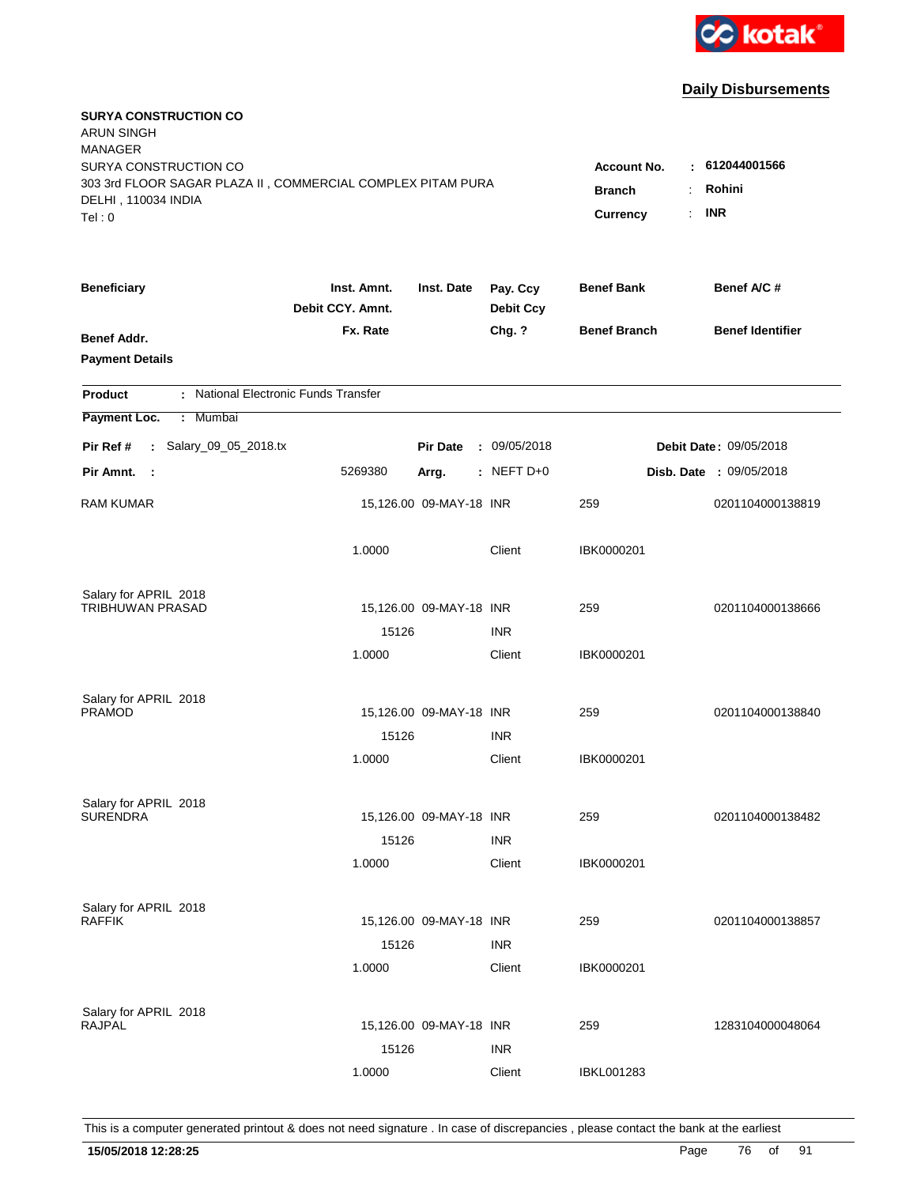kotak

## Daily Disbursements

**SURYA CONSTRUCTION CO**
ARUN SINGH
MANAGER
SURYA CONSTRUCTION CO
303 3rd FLOOR SAGAR PLAZA II , COMMERCIAL COMPLEX PITAM PURA
DELHI , 110034 INDIA
Tel : 0

**Account No.** : 612044001566
**Branch** : Rohini
**Currency** : INR

| Beneficiary / Benef Addr. / Payment Details | Inst. Amnt. / Debit CCY. Amnt. / Fx. Rate | Inst. Date | Pay. Ccy / Debit Ccy / Chg. ? | Benef Bank / Benef Branch | Benef A/C # / Benef Identifier |
|---|---|---|---|---|---|

**Product** : National Electronic Funds Transfer
**Payment Loc.** : Mumbai
**Pir Ref #** : Salary_09_05_2018.tx **Pir Date** : 09/05/2018 **Debit Date** : 09/05/2018
**Pir Amnt.** : 5269380 **Arrg.** : NEFT D+0 **Disb. Date** : 09/05/2018

| Beneficiary | Inst. Amnt. | Inst. Date | Pay. Ccy | Benef Bank | Benef A/C # |
|---|---|---|---|---|---|
| RAM KUMAR | 15,126.00 | 09-MAY-18 | INR | 259 | 0201104000138819 |
| | 1.0000 | | Client | IBK0000201 | |
| Salary for APRIL 2018 | | | | | |
| TRIBHUWAN PRASAD | 15,126.00 | 09-MAY-18 | INR | 259 | 0201104000138666 |
| | 15126 | | INR | | |
| | 1.0000 | | Client | IBK0000201 | |
| Salary for APRIL 2018 | | | | | |
| PRAMOD | 15,126.00 | 09-MAY-18 | INR | 259 | 0201104000138840 |
| | 15126 | | INR | | |
| | 1.0000 | | Client | IBK0000201 | |
| Salary for APRIL 2018 | | | | | |
| SURENDRA | 15,126.00 | 09-MAY-18 | INR | 259 | 0201104000138482 |
| | 15126 | | INR | | |
| | 1.0000 | | Client | IBK0000201 | |
| Salary for APRIL 2018 | | | | | |
| RAFFIK | 15,126.00 | 09-MAY-18 | INR | 259 | 0201104000138857 |
| | 15126 | | INR | | |
| | 1.0000 | | Client | IBK0000201 | |
| Salary for APRIL 2018 | | | | | |
| RAJPAL | 15,126.00 | 09-MAY-18 | INR | 259 | 1283104000048064 |
| | 15126 | | INR | | |
| | 1.0000 | | Client | IBKL001283 | |

This is a computer generated printout & does not need signature . In case of discrepancies , please contact the bank at the earliest

15/05/2018 12:28:25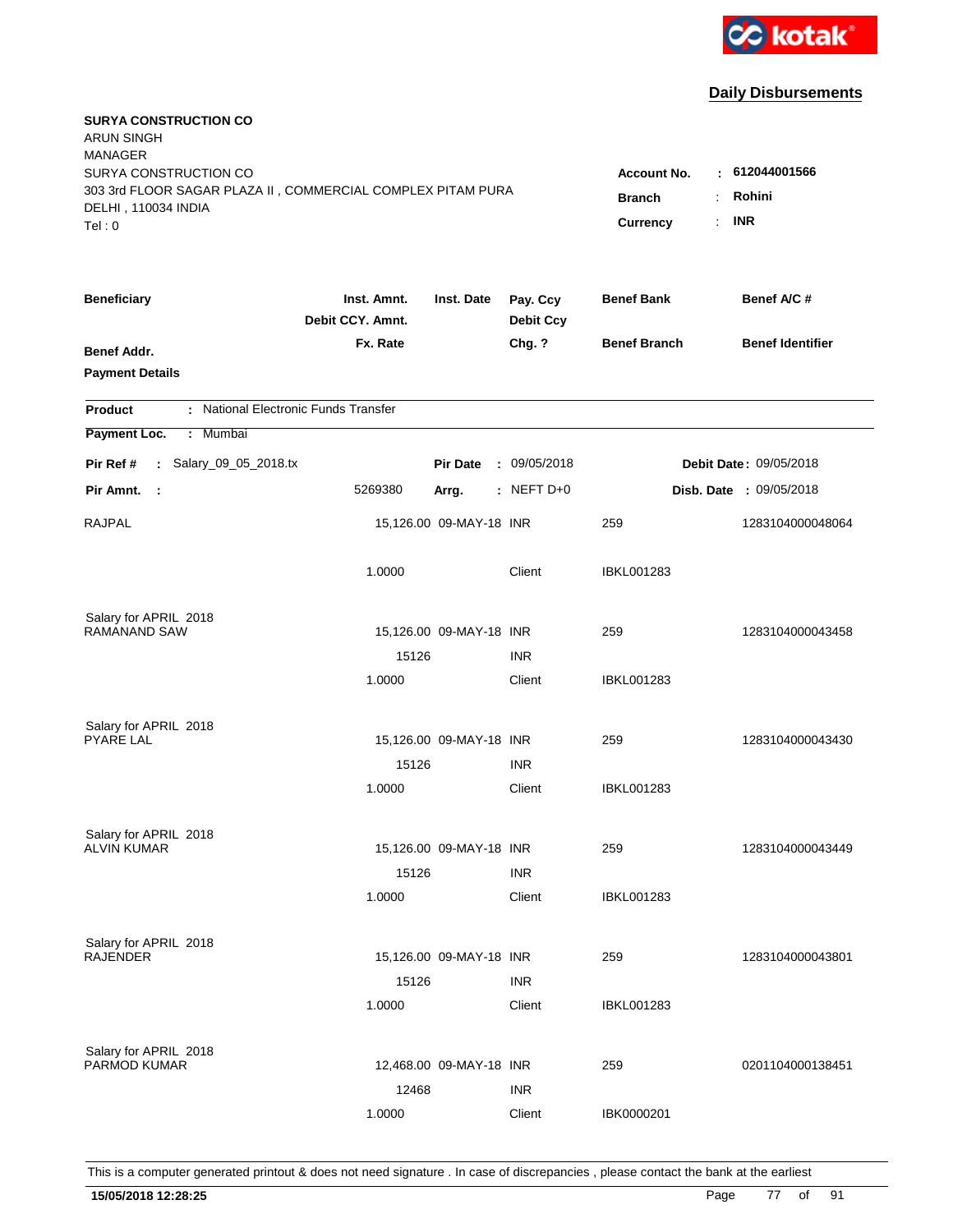kotak

## Daily Disbursements

**SURYA CONSTRUCTION CO**
ARUN SINGH
MANAGER
SURYA CONSTRUCTION CO
303 3rd FLOOR SAGAR PLAZA II , COMMERCIAL COMPLEX PITAM PURA
DELHI , 110034 INDIA
Tel : 0

**Account No.** : **612044001566**
**Branch** : **Rohini**
**Currency** : **INR**

| Beneficiary / Benef Addr. / Payment Details | Inst. Amnt. / Debit CCY. Amnt. / Fx. Rate | Inst. Date | Pay. Ccy / Debit Ccy / Chg. ? | Benef Bank / Benef Branch | Benef A/C # / Benef Identifier |
|---|---|---|---|---|---|

**Product** : National Electronic Funds Transfer
**Payment Loc.** : Mumbai

**Pir Ref #** : Salary_09_05_2018.tx **Pir Date** : 09/05/2018 **Debit Date** : 09/05/2018
**Pir Amnt.** : 5269380 **Arrg.** : NEFT D+0 **Disb. Date** : 09/05/2018

| Beneficiary | Inst. Amnt. | Inst. Date | Pay. Ccy | Benef Bank | Benef A/C # |
|---|---|---|---|---|---|
| RAJPAL | 15,126.00 | 09-MAY-18 | INR | 259 | 1283104000048064 |
| | 1.0000 | | Client | IBKL001283 | |
| Salary for APRIL 2018 | | | | | |
| RAMANAND SAW | 15,126.00 | 09-MAY-18 | INR | 259 | 1283104000043458 |
| | 15126 | | INR | | |
| | 1.0000 | | Client | IBKL001283 | |
| Salary for APRIL 2018 | | | | | |
| PYARE LAL | 15,126.00 | 09-MAY-18 | INR | 259 | 1283104000043430 |
| | 15126 | | INR | | |
| | 1.0000 | | Client | IBKL001283 | |
| Salary for APRIL 2018 | | | | | |
| ALVIN KUMAR | 15,126.00 | 09-MAY-18 | INR | 259 | 1283104000043449 |
| | 15126 | | INR | | |
| | 1.0000 | | Client | IBKL001283 | |
| Salary for APRIL 2018 | | | | | |
| RAJENDER | 15,126.00 | 09-MAY-18 | INR | 259 | 1283104000043801 |
| | 15126 | | INR | | |
| | 1.0000 | | Client | IBKL001283 | |
| Salary for APRIL 2018 | | | | | |
| PARMOD KUMAR | 12,468.00 | 09-MAY-18 | INR | 259 | 0201104000138451 |
| | 12468 | | INR | | |
| | 1.0000 | | Client | IBK0000201 | |

This is a computer generated printout & does not need signature . In case of discrepancies , please contact the bank at the earliest

15/05/2018 12:28:25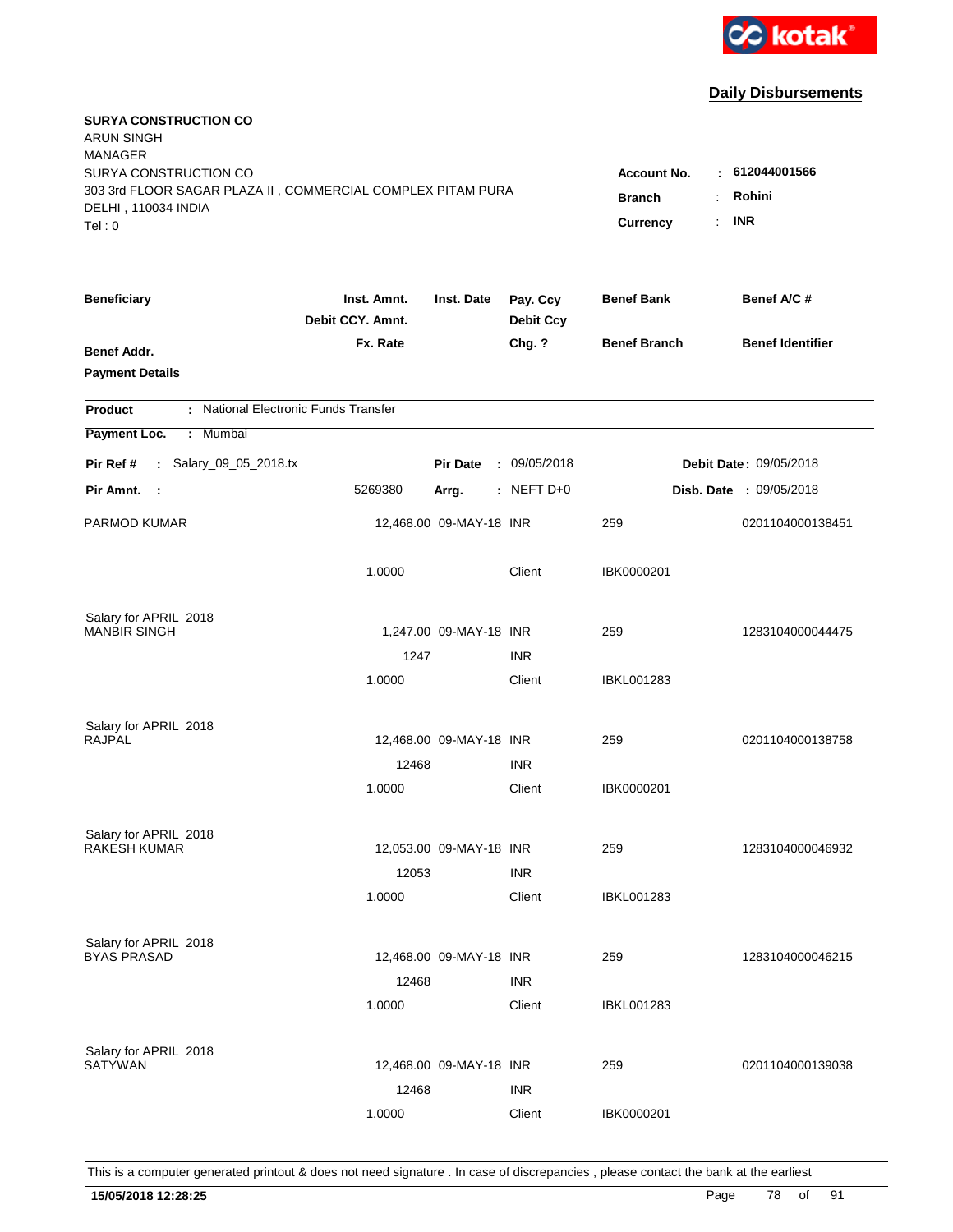kotak

## Daily Disbursements

**SURYA CONSTRUCTION CO**
ARUN SINGH
MANAGER
SURYA CONSTRUCTION CO
303 3rd FLOOR SAGAR PLAZA II , COMMERCIAL COMPLEX PITAM PURA
DELHI , 110034 INDIA
Tel : 0

**Account No.** : **612044001566**
**Branch** : **Rohini**
**Currency** : **INR**

| Beneficiary / Benef Addr. / Payment Details | Inst. Amnt. / Debit CCY. Amnt. / Fx. Rate | Inst. Date | Pay. Ccy / Debit Ccy / Chg. ? | Benef Bank / Benef Branch | Benef A/C # / Benef Identifier |
|---|---|---|---|---|---|

**Product** : National Electronic Funds Transfer
**Payment Loc.** : Mumbai

**Pir Ref #** : Salary_09_05_2018.tx **Pir Date** : 09/05/2018 **Debit Date** : 09/05/2018
**Pir Amnt.** : 5269380 **Arrg.** : NEFT D+0 **Disb. Date** : 09/05/2018

| Beneficiary | Inst. Amnt. | Inst. Date | Pay. Ccy | Benef Bank | Benef A/C # |
|---|---|---|---|---|---|
| PARMOD KUMAR | 12,468.00 | 09-MAY-18 | INR | 259 | 0201104000138451 |
| | 1.0000 | | Client | IBK0000201 | |
| Salary for APRIL 2018 | | | | | |
| MANBIR SINGH | 1,247.00 | 09-MAY-18 | INR | 259 | 1283104000044475 |
| | 1247 | | INR | | |
| | 1.0000 | | Client | IBKL001283 | |
| Salary for APRIL 2018 | | | | | |
| RAJPAL | 12,468.00 | 09-MAY-18 | INR | 259 | 0201104000138758 |
| | 12468 | | INR | | |
| | 1.0000 | | Client | IBK0000201 | |
| Salary for APRIL 2018 | | | | | |
| RAKESH KUMAR | 12,053.00 | 09-MAY-18 | INR | 259 | 1283104000046932 |
| | 12053 | | INR | | |
| | 1.0000 | | Client | IBKL001283 | |
| Salary for APRIL 2018 | | | | | |
| BYAS PRASAD | 12,468.00 | 09-MAY-18 | INR | 259 | 1283104000046215 |
| | 12468 | | INR | | |
| | 1.0000 | | Client | IBKL001283 | |
| Salary for APRIL 2018 | | | | | |
| SATYWAN | 12,468.00 | 09-MAY-18 | INR | 259 | 0201104000139038 |
| | 12468 | | INR | | |
| | 1.0000 | | Client | IBK0000201 | |

This is a computer generated printout & does not need signature . In case of discrepancies , please contact the bank at the earliest

15/05/2018 12:28:25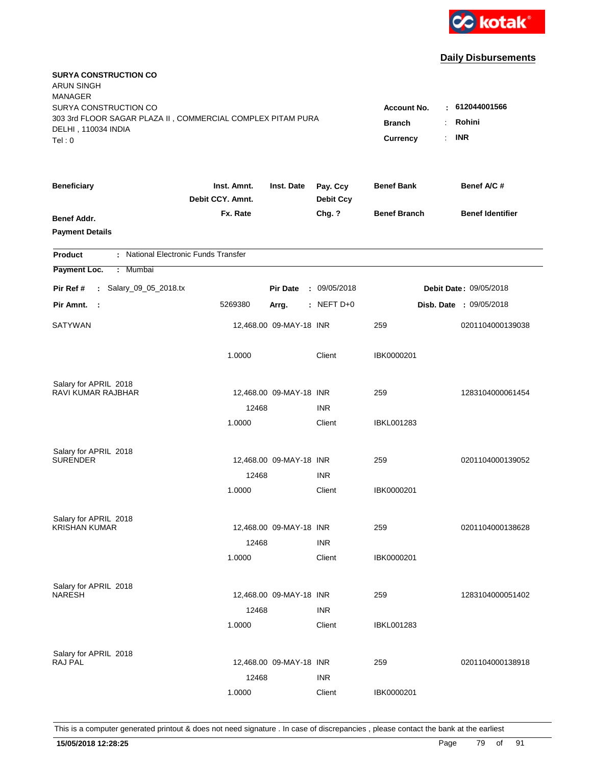kotak

## Daily Disbursements

**SURYA CONSTRUCTION CO**
ARUN SINGH
MANAGER
SURYA CONSTRUCTION CO
303 3rd FLOOR SAGAR PLAZA II , COMMERCIAL COMPLEX PITAM PURA
DELHI , 110034 INDIA
Tel : 0

**Account No.** : **612044001566**
**Branch** : **Rohini**
**Currency** : **INR**

| Beneficiary / Benef Addr. / Payment Details | Inst. Amnt. / Debit CCY. Amnt. / Fx. Rate | Inst. Date | Pay. Ccy / Debit Ccy / Chg. ? | Benef Bank / Benef Branch | Benef A/C # / Benef Identifier |
|---|---|---|---|---|---|

**Product** : National Electronic Funds Transfer
**Payment Loc.** : Mumbai

**Pir Ref #** : Salary_09_05_2018.tx | **Pir Date** : 09/05/2018 | **Debit Date** : 09/05/2018
**Pir Amnt.** : 5269380 | **Arrg.** : NEFT D+0 | **Disb. Date** : 09/05/2018

| Beneficiary | Inst. Amnt. | Inst. Date | Pay. Ccy | Benef Bank | Benef A/C # |
|---|---|---|---|---|---|
| SATYWAN | 12,468.00 | 09-MAY-18 | INR | 259 | 0201104000139038 |
| | 1.0000 | | Client | IBK0000201 | |
| Salary for APRIL 2018 | | | | | |
| RAVI KUMAR RAJBHAR | 12,468.00 | 09-MAY-18 | INR | 259 | 1283104000061454 |
| | 12468 | | INR | | |
| | 1.0000 | | Client | IBKL001283 | |
| Salary for APRIL 2018 | | | | | |
| SURENDER | 12,468.00 | 09-MAY-18 | INR | 259 | 0201104000139052 |
| | 12468 | | INR | | |
| | 1.0000 | | Client | IBK0000201 | |
| Salary for APRIL 2018 | | | | | |
| KRISHAN KUMAR | 12,468.00 | 09-MAY-18 | INR | 259 | 0201104000138628 |
| | 12468 | | INR | | |
| | 1.0000 | | Client | IBK0000201 | |
| Salary for APRIL 2018 | | | | | |
| NARESH | 12,468.00 | 09-MAY-18 | INR | 259 | 1283104000051402 |
| | 12468 | | INR | | |
| | 1.0000 | | Client | IBKL001283 | |
| Salary for APRIL 2018 | | | | | |
| RAJ PAL | 12,468.00 | 09-MAY-18 | INR | 259 | 0201104000138918 |
| | 12468 | | INR | | |
| | 1.0000 | | Client | IBK0000201 | |

This is a computer generated printout & does not need signature . In case of discrepancies , please contact the bank at the earliest

**15/05/2018 12:28:25**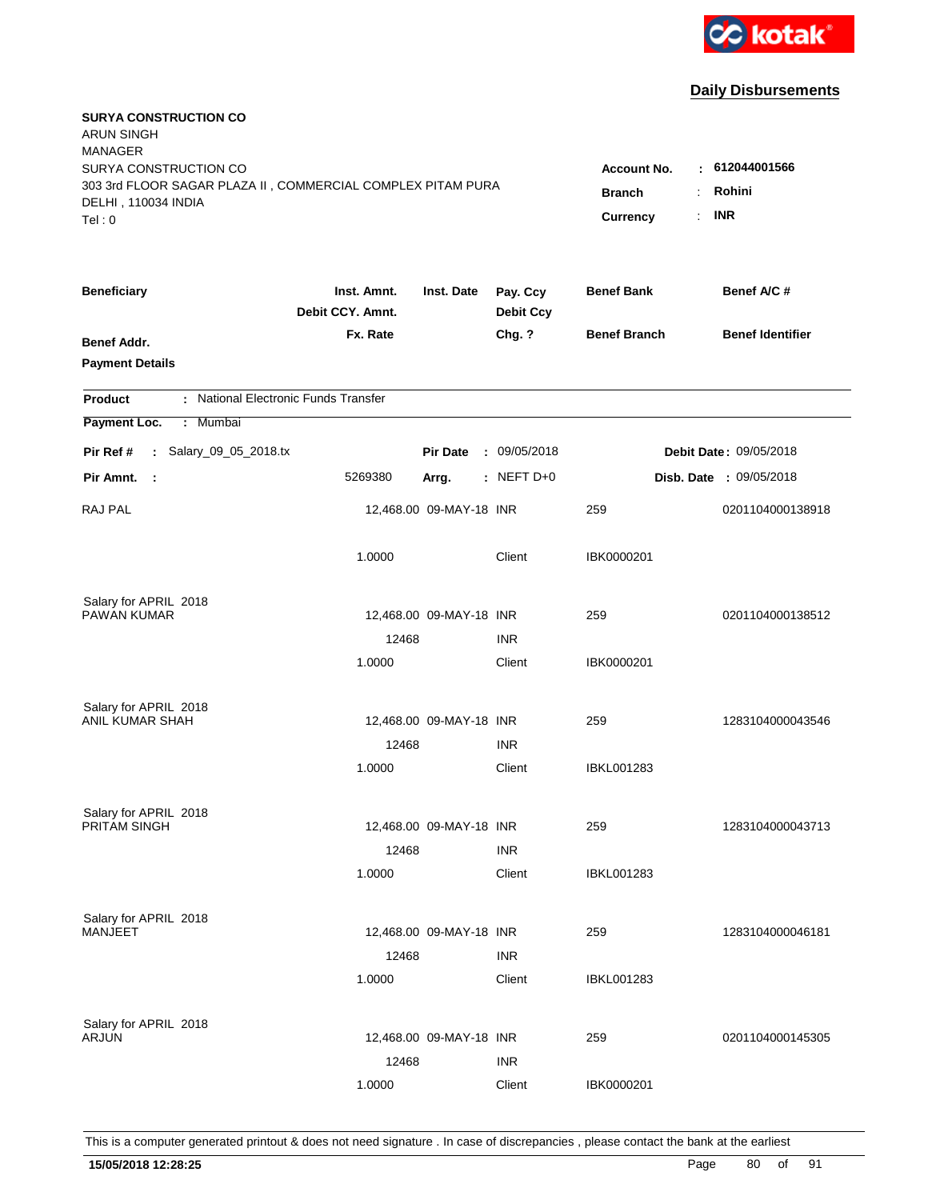kotak

## Daily Disbursements

**SURYA CONSTRUCTION CO**
ARUN SINGH
MANAGER
SURYA CONSTRUCTION CO
303 3rd FLOOR SAGAR PLAZA II , COMMERCIAL COMPLEX PITAM PURA
DELHI , 110034 INDIA
Tel : 0

**Account No.** : **612044001566**
**Branch** : **Rohini**
**Currency** : **INR**

| Beneficiary / Benef Addr. / Payment Details | Inst. Amnt. / Debit CCY. Amnt. / Fx. Rate | Inst. Date | Pay. Ccy / Debit Ccy / Chg. ? | Benef Bank / Benef Branch | Benef A/C # / Benef Identifier |
|---|---|---|---|---|---|

**Product** : National Electronic Funds Transfer
**Payment Loc.** : Mumbai

**Pir Ref #** : Salary_09_05_2018.tx &nbsp;&nbsp; **Pir Date** : 09/05/2018 &nbsp;&nbsp; **Debit Date** : 09/05/2018
**Pir Amnt.** : 5269380 &nbsp;&nbsp; **Arrg.** : NEFT D+0 &nbsp;&nbsp; **Disb. Date** : 09/05/2018

| Beneficiary | Inst. Amnt. | Inst. Date | Pay. Ccy | Benef Bank | Benef A/C # |
|---|---|---|---|---|---|
| RAJ PAL | 12,468.00 | 09-MAY-18 | INR | 259 | 0201104000138918 |
| | 1.0000 | | Client | IBK0000201 | |
| Salary for APRIL 2018 | | | | | |
| PAWAN KUMAR | 12,468.00 | 09-MAY-18 | INR | 259 | 0201104000138512 |
| | 12468 | | INR | | |
| | 1.0000 | | Client | IBK0000201 | |
| Salary for APRIL 2018 | | | | | |
| ANIL KUMAR SHAH | 12,468.00 | 09-MAY-18 | INR | 259 | 1283104000043546 |
| | 12468 | | INR | | |
| | 1.0000 | | Client | IBKL001283 | |
| Salary for APRIL 2018 | | | | | |
| PRITAM SINGH | 12,468.00 | 09-MAY-18 | INR | 259 | 1283104000043713 |
| | 12468 | | INR | | |
| | 1.0000 | | Client | IBKL001283 | |
| Salary for APRIL 2018 | | | | | |
| MANJEET | 12,468.00 | 09-MAY-18 | INR | 259 | 1283104000046181 |
| | 12468 | | INR | | |
| | 1.0000 | | Client | IBKL001283 | |
| Salary for APRIL 2018 | | | | | |
| ARJUN | 12,468.00 | 09-MAY-18 | INR | 259 | 0201104000145305 |
| | 12468 | | INR | | |
| | 1.0000 | | Client | IBK0000201 | |

This is a computer generated printout & does not need signature . In case of discrepancies , please contact the bank at the earliest

**15/05/2018 12:28:25**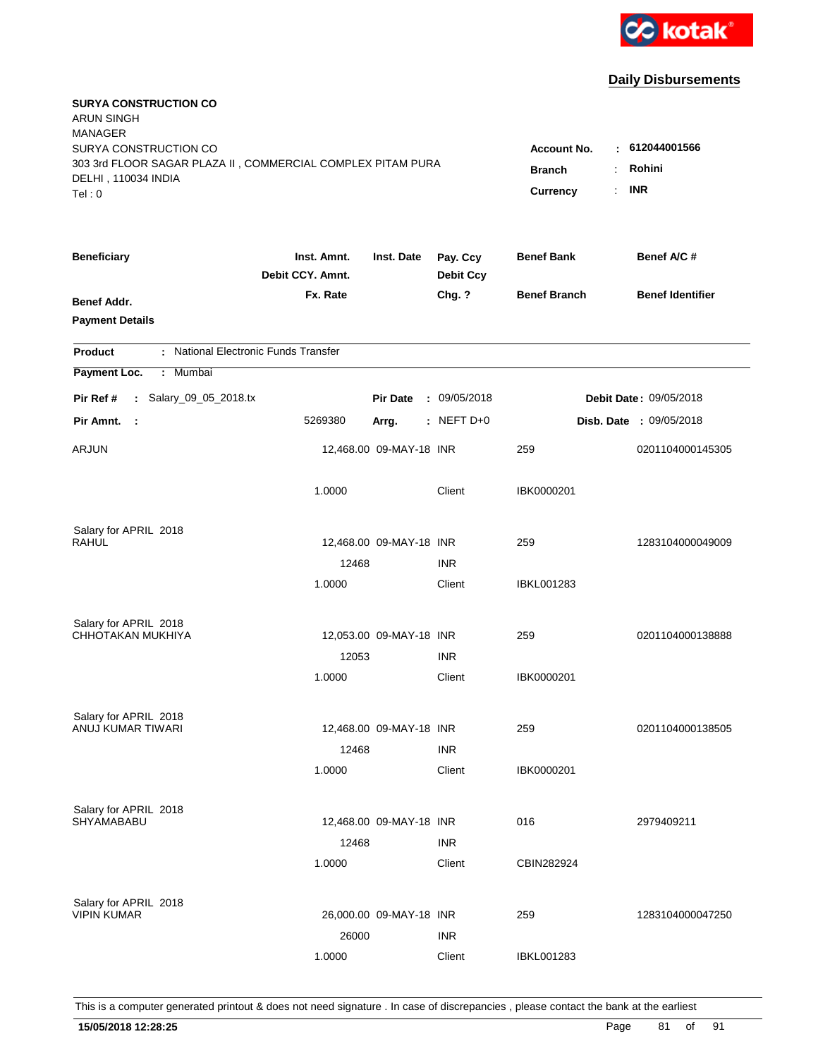kotak

## Daily Disbursements

**SURYA CONSTRUCTION CO**
ARUN SINGH
MANAGER
SURYA CONSTRUCTION CO
303 3rd FLOOR SAGAR PLAZA II , COMMERCIAL COMPLEX PITAM PURA
DELHI , 110034 INDIA
Tel : 0

**Account No.** : 612044001566
**Branch** : Rohini
**Currency** : INR

| Beneficiary / Benef Addr. / Payment Details | Inst. Amnt. / Debit CCY. Amnt. / Fx. Rate | Inst. Date | Pay. Ccy / Debit Ccy / Chg. ? | Benef Bank / Benef Branch | Benef A/C # / Benef Identifier |
|---|---|---|---|---|---|

**Product** : National Electronic Funds Transfer
**Payment Loc.** : Mumbai
**Pir Ref #** : Salary_09_05_2018.tx | **Pir Date** : 09/05/2018 | **Debit Date** : 09/05/2018
**Pir Amnt.** : 5269380 | **Arrg.** : NEFT D+0 | **Disb. Date** : 09/05/2018

| Beneficiary | Inst. Amnt. | Inst. Date | Pay. Ccy | Benef Bank | Benef A/C # |
|---|---|---|---|---|---|
| ARJUN | 12,468.00 | 09-MAY-18 | INR | 259 | 0201104000145305 |
| | 1.0000 | | Client | IBK0000201 | |
| Salary for APRIL 2018 | | | | | |
| RAHUL | 12,468.00 | 09-MAY-18 | INR | 259 | 1283104000049009 |
| | 12468 | | INR | | |
| | 1.0000 | | Client | IBKL001283 | |
| Salary for APRIL 2018 | | | | | |
| CHHOTAKAN MUKHIYA | 12,053.00 | 09-MAY-18 | INR | 259 | 0201104000138888 |
| | 12053 | | INR | | |
| | 1.0000 | | Client | IBK0000201 | |
| Salary for APRIL 2018 | | | | | |
| ANUJ KUMAR TIWARI | 12,468.00 | 09-MAY-18 | INR | 259 | 0201104000138505 |
| | 12468 | | INR | | |
| | 1.0000 | | Client | IBK0000201 | |
| Salary for APRIL 2018 | | | | | |
| SHYAMABABU | 12,468.00 | 09-MAY-18 | INR | 016 | 2979409211 |
| | 12468 | | INR | | |
| | 1.0000 | | Client | CBIN282924 | |
| Salary for APRIL 2018 | | | | | |
| VIPIN KUMAR | 26,000.00 | 09-MAY-18 | INR | 259 | 1283104000047250 |
| | 26000 | | INR | | |
| | 1.0000 | | Client | IBKL001283 | |

This is a computer generated printout & does not need signature . In case of discrepancies , please contact the bank at the earliest

15/05/2018 12:28:25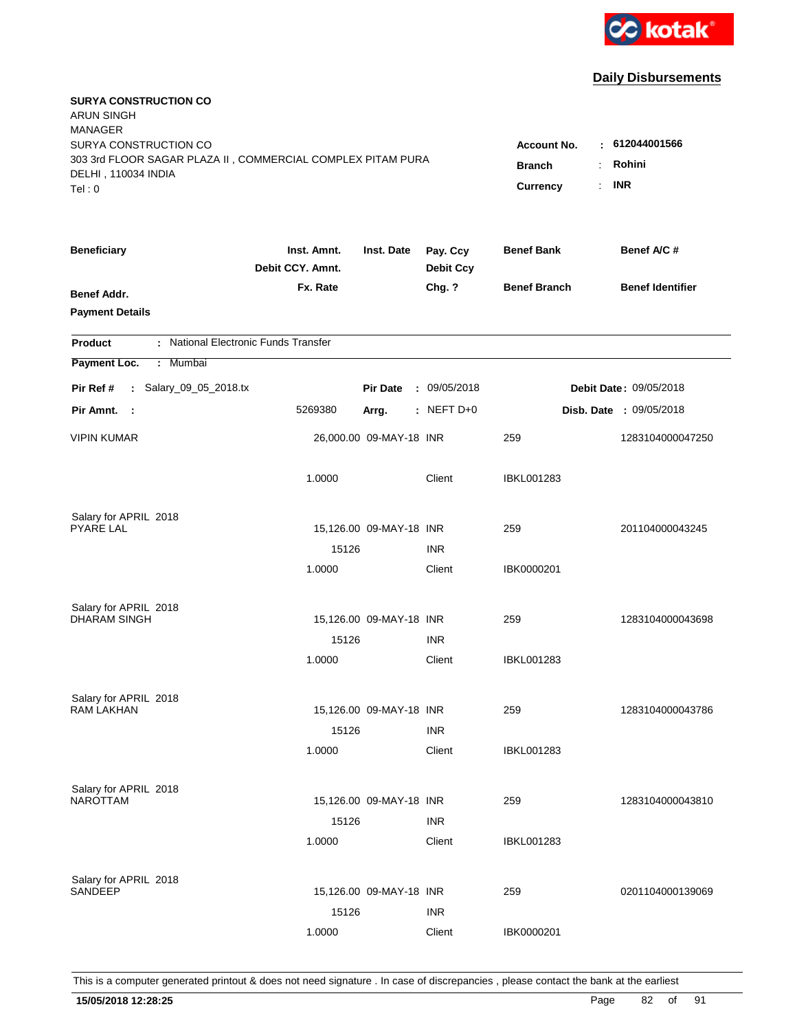**Daily Disbursements**

**SURYA CONSTRUCTION CO**
ARUN SINGH
MANAGER
SURYA CONSTRUCTION CO
303 3rd FLOOR SAGAR PLAZA II , COMMERCIAL COMPLEX PITAM PURA
DELHI , 110034 INDIA
Tel : 0

**Account No.** : **612044001566**
**Branch** : **Rohini**
**Currency** : **INR**

| Beneficiary / Benef Addr. / Payment Details | Inst. Amnt. / Debit CCY. Amnt. / Fx. Rate | Inst. Date | Pay. Ccy / Debit Ccy / Chg. ? | Benef Bank / Benef Branch | Benef A/C # / Benef Identifier |
|---|---|---|---|---|---|

**Product** : National Electronic Funds Transfer
**Payment Loc.** : Mumbai

**Pir Ref #** : Salary_09_05_2018.tx | **Pir Date** : 09/05/2018 | **Debit Date** : 09/05/2018
**Pir Amnt.** : 5269380 | **Arrg.** : NEFT D+0 | **Disb. Date** : 09/05/2018

| Beneficiary | Inst. Amnt. | Inst. Date | Pay. Ccy | Benef Bank | Benef A/C # |
|---|---|---|---|---|---|
| VIPIN KUMAR | 26,000.00 | 09-MAY-18 | INR | 259 | 1283104000047250 |
| | 1.0000 | | Client | IBKL001283 | |
| Salary for APRIL 2018 | | | | | |
| PYARE LAL | 15,126.00 | 09-MAY-18 | INR | 259 | 201104000043245 |
| | 15126 | | INR | | |
| | 1.0000 | | Client | IBK0000201 | |
| Salary for APRIL 2018 | | | | | |
| DHARAM SINGH | 15,126.00 | 09-MAY-18 | INR | 259 | 1283104000043698 |
| | 15126 | | INR | | |
| | 1.0000 | | Client | IBKL001283 | |
| Salary for APRIL 2018 | | | | | |
| RAM LAKHAN | 15,126.00 | 09-MAY-18 | INR | 259 | 1283104000043786 |
| | 15126 | | INR | | |
| | 1.0000 | | Client | IBKL001283 | |
| Salary for APRIL 2018 | | | | | |
| NAROTTAM | 15,126.00 | 09-MAY-18 | INR | 259 | 1283104000043810 |
| | 15126 | | INR | | |
| | 1.0000 | | Client | IBKL001283 | |
| Salary for APRIL 2018 | | | | | |
| SANDEEP | 15,126.00 | 09-MAY-18 | INR | 259 | 0201104000139069 |
| | 15126 | | INR | | |
| | 1.0000 | | Client | IBK0000201 | |

This is a computer generated printout & does not need signature . In case of discrepancies , please contact the bank at the earliest

**15/05/2018 12:28:25**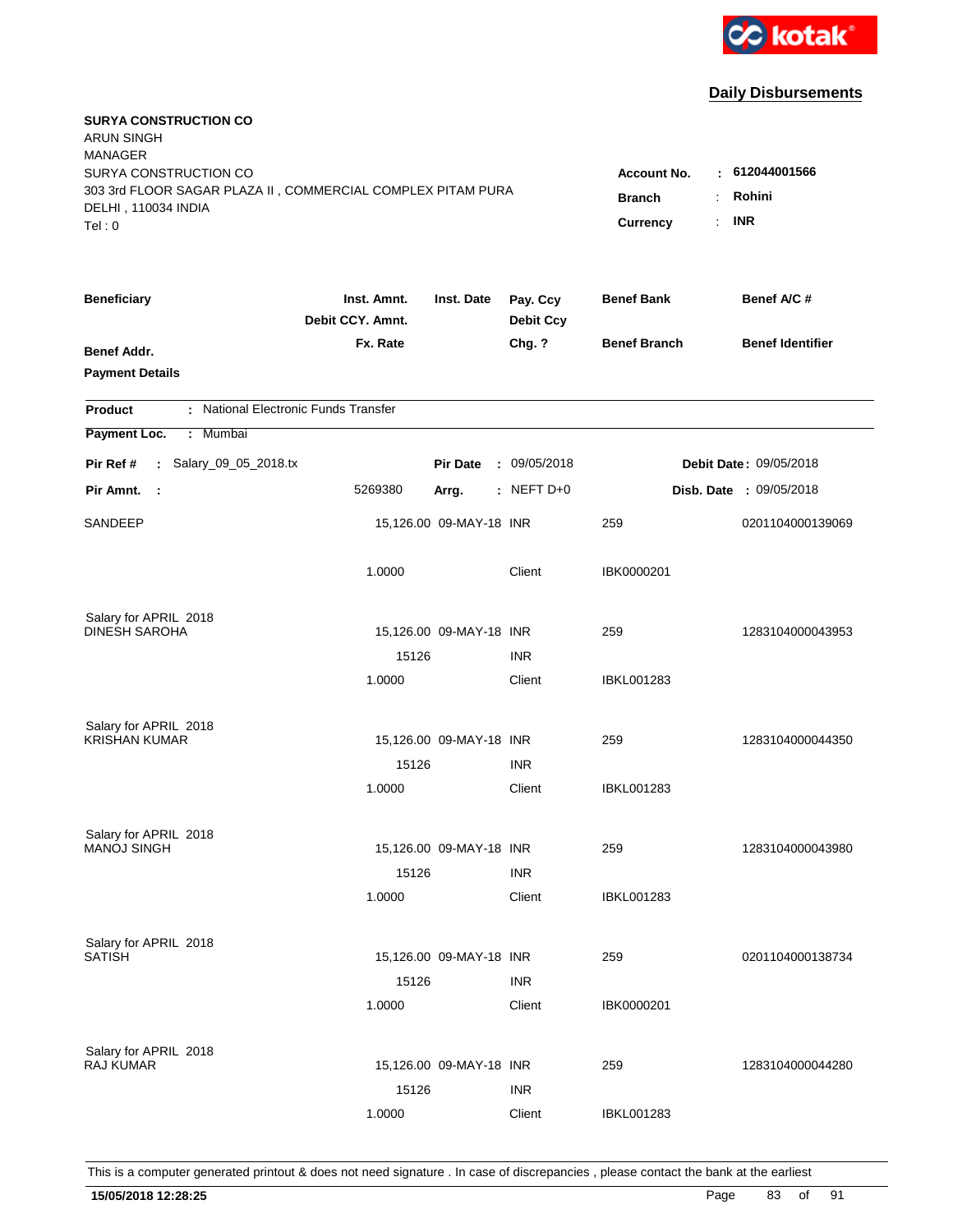## Daily Disbursements

**SURYA CONSTRUCTION CO**
ARUN SINGH
MANAGER
SURYA CONSTRUCTION CO
303 3rd FLOOR SAGAR PLAZA II , COMMERCIAL COMPLEX PITAM PURA
DELHI , 110034 INDIA
Tel : 0

**Account No.** : **612044001566**
**Branch** : **Rohini**
**Currency** : **INR**

| Beneficiary / Benef Addr. / Payment Details | Inst. Amnt. / Debit CCY. Amnt. / Fx. Rate | Inst. Date | Pay. Ccy / Debit Ccy / Chg. ? | Benef Bank / Benef Branch | Benef A/C # / Benef Identifier |
|---|---|---|---|---|---|

**Product** : National Electronic Funds Transfer
**Payment Loc.** : Mumbai

**Pir Ref #** : Salary_09_05_2018.tx | **Pir Date** : 09/05/2018 | **Debit Date** : 09/05/2018
**Pir Amnt.** : 5269380 | **Arrg.** : NEFT D+0 | **Disb. Date** : 09/05/2018

| Beneficiary | Inst. Amnt. | Inst. Date | Pay. Ccy | Benef Bank | Benef A/C # |
|---|---|---|---|---|---|
| SANDEEP | 15,126.00 | 09-MAY-18 | INR | 259 | 0201104000139069 |
| | 1.0000 | | Client | IBK0000201 | |
| Salary for APRIL 2018 | | | | | |
| DINESH SAROHA | 15,126.00 | 09-MAY-18 | INR | 259 | 1283104000043953 |
| | 15126 | | INR | | |
| | 1.0000 | | Client | IBKL001283 | |
| Salary for APRIL 2018 | | | | | |
| KRISHAN KUMAR | 15,126.00 | 09-MAY-18 | INR | 259 | 1283104000044350 |
| | 15126 | | INR | | |
| | 1.0000 | | Client | IBKL001283 | |
| Salary for APRIL 2018 | | | | | |
| MANOJ SINGH | 15,126.00 | 09-MAY-18 | INR | 259 | 1283104000043980 |
| | 15126 | | INR | | |
| | 1.0000 | | Client | IBKL001283 | |
| Salary for APRIL 2018 | | | | | |
| SATISH | 15,126.00 | 09-MAY-18 | INR | 259 | 0201104000138734 |
| | 15126 | | INR | | |
| | 1.0000 | | Client | IBK0000201 | |
| Salary for APRIL 2018 | | | | | |
| RAJ KUMAR | 15,126.00 | 09-MAY-18 | INR | 259 | 1283104000044280 |
| | 15126 | | INR | | |
| | 1.0000 | | Client | IBKL001283 | |

This is a computer generated printout & does not need signature . In case of discrepancies , please contact the bank at the earliest

**15/05/2018 12:28:25**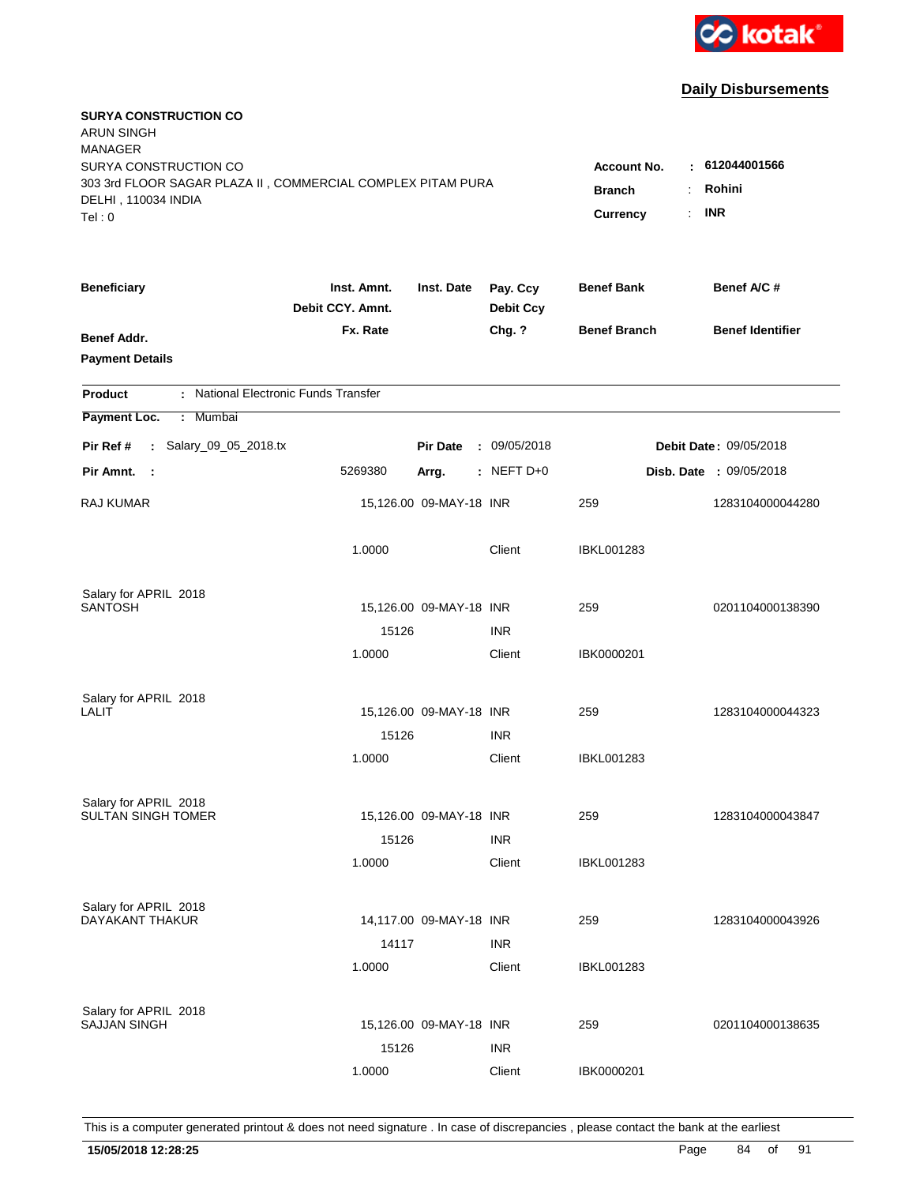**Daily Disbursements**

**SURYA CONSTRUCTION CO**
ARUN SINGH
MANAGER
SURYA CONSTRUCTION CO
303 3rd FLOOR SAGAR PLAZA II , COMMERCIAL COMPLEX PITAM PURA
DELHI , 110034 INDIA
Tel : 0

**Account No.** : **612044001566**
**Branch** : **Rohini**
**Currency** : **INR**

| Beneficiary / Benef Addr. / Payment Details | Inst. Amnt. / Debit CCY. Amnt. / Fx. Rate | Inst. Date | Pay. Ccy / Debit Ccy / Chg. ? | Benef Bank / Benef Branch | Benef A/C # / Benef Identifier |
|---|---|---|---|---|---|

**Product** : National Electronic Funds Transfer
**Payment Loc.** : Mumbai

**Pir Ref #** : Salary_09_05_2018.tx | **Pir Date** : 09/05/2018 | **Debit Date** : 09/05/2018
**Pir Amnt.** : 5269380 | **Arrg.** : NEFT D+0 | **Disb. Date** : 09/05/2018

| Beneficiary | Inst. Amnt. | Inst. Date | Pay. Ccy | Benef Bank | Benef A/C # |
|---|---|---|---|---|---|
| RAJ KUMAR | 15,126.00 | 09-MAY-18 | INR | 259 | 1283104000044280 |
| | 1.0000 | | Client | IBKL001283 | |
| Salary for APRIL 2018 | | | | | |
| SANTOSH | 15,126.00 | 09-MAY-18 | INR | 259 | 0201104000138390 |
| | 15126 | | INR | | |
| | 1.0000 | | Client | IBK0000201 | |
| Salary for APRIL 2018 | | | | | |
| LALIT | 15,126.00 | 09-MAY-18 | INR | 259 | 1283104000044323 |
| | 15126 | | INR | | |
| | 1.0000 | | Client | IBKL001283 | |
| Salary for APRIL 2018 | | | | | |
| SULTAN SINGH TOMER | 15,126.00 | 09-MAY-18 | INR | 259 | 1283104000043847 |
| | 15126 | | INR | | |
| | 1.0000 | | Client | IBKL001283 | |
| Salary for APRIL 2018 | | | | | |
| DAYAKANT THAKUR | 14,117.00 | 09-MAY-18 | INR | 259 | 1283104000043926 |
| | 14117 | | INR | | |
| | 1.0000 | | Client | IBKL001283 | |
| Salary for APRIL 2018 | | | | | |
| SAJJAN SINGH | 15,126.00 | 09-MAY-18 | INR | 259 | 0201104000138635 |
| | 15126 | | INR | | |
| | 1.0000 | | Client | IBK0000201 | |

This is a computer generated printout & does not need signature . In case of discrepancies , please contact the bank at the earliest

**15/05/2018 12:28:25**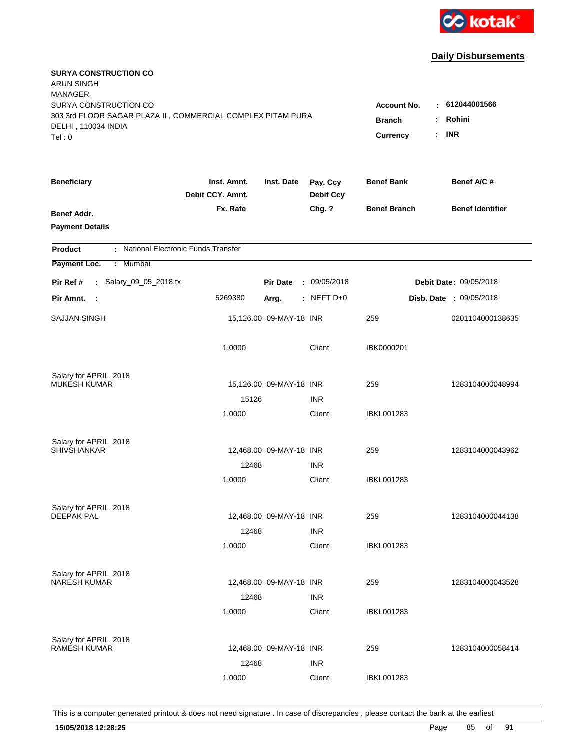**Daily Disbursements**

**SURYA CONSTRUCTION CO**
ARUN SINGH
MANAGER
SURYA CONSTRUCTION CO
303 3rd FLOOR SAGAR PLAZA II , COMMERCIAL COMPLEX PITAM PURA
DELHI , 110034 INDIA
Tel : 0

**Account No.** : **612044001566**
**Branch** : **Rohini**
**Currency** : **INR**

| **Beneficiary** | **Inst. Amnt.** / **Debit CCY. Amnt.** / **Fx. Rate** | **Inst. Date** | **Pay. Ccy** / **Debit Ccy** / **Chg. ?** | **Benef Bank** / **Benef Branch** | **Benef A/C #** / **Benef Identifier** |
|---|---|---|---|---|---|
| **Benef Addr.** / **Payment Details** | | | | | |

**Product** : National Electronic Funds Transfer
**Payment Loc.** : Mumbai

**Pir Ref #** : Salary_09_05_2018.tx | **Pir Date** : 09/05/2018 | **Debit Date** : 09/05/2018
**Pir Amnt.** : 5269380 | **Arrg.** : NEFT D+0 | **Disb. Date** : 09/05/2018

| Beneficiary | Inst. Amnt. / Debit CCY. Amnt. / Fx. Rate | Inst. Date | Pay. Ccy / Debit Ccy / Chg. ? | Benef Bank / Benef Branch | Benef A/C # |
|---|---|---|---|---|---|
| SAJJAN SINGH | 15,126.00 | 09-MAY-18 | INR | 259 | 0201104000138635 |
| | 1.0000 | | Client | IBK0000201 | |
| Salary for APRIL 2018 | | | | | |
| MUKESH KUMAR | 15,126.00 | 09-MAY-18 | INR | 259 | 1283104000048994 |
| | 15126 | | INR | | |
| | 1.0000 | | Client | IBKL001283 | |
| Salary for APRIL 2018 | | | | | |
| SHIVSHANKAR | 12,468.00 | 09-MAY-18 | INR | 259 | 1283104000043962 |
| | 12468 | | INR | | |
| | 1.0000 | | Client | IBKL001283 | |
| Salary for APRIL 2018 | | | | | |
| DEEPAK PAL | 12,468.00 | 09-MAY-18 | INR | 259 | 1283104000044138 |
| | 12468 | | INR | | |
| | 1.0000 | | Client | IBKL001283 | |
| Salary for APRIL 2018 | | | | | |
| NARESH KUMAR | 12,468.00 | 09-MAY-18 | INR | 259 | 1283104000043528 |
| | 12468 | | INR | | |
| | 1.0000 | | Client | IBKL001283 | |
| Salary for APRIL 2018 | | | | | |
| RAMESH KUMAR | 12,468.00 | 09-MAY-18 | INR | 259 | 1283104000058414 |
| | 12468 | | INR | | |
| | 1.0000 | | Client | IBKL001283 | |

This is a computer generated printout & does not need signature . In case of discrepancies , please contact the bank at the earliest

**15/05/2018 12:28:25**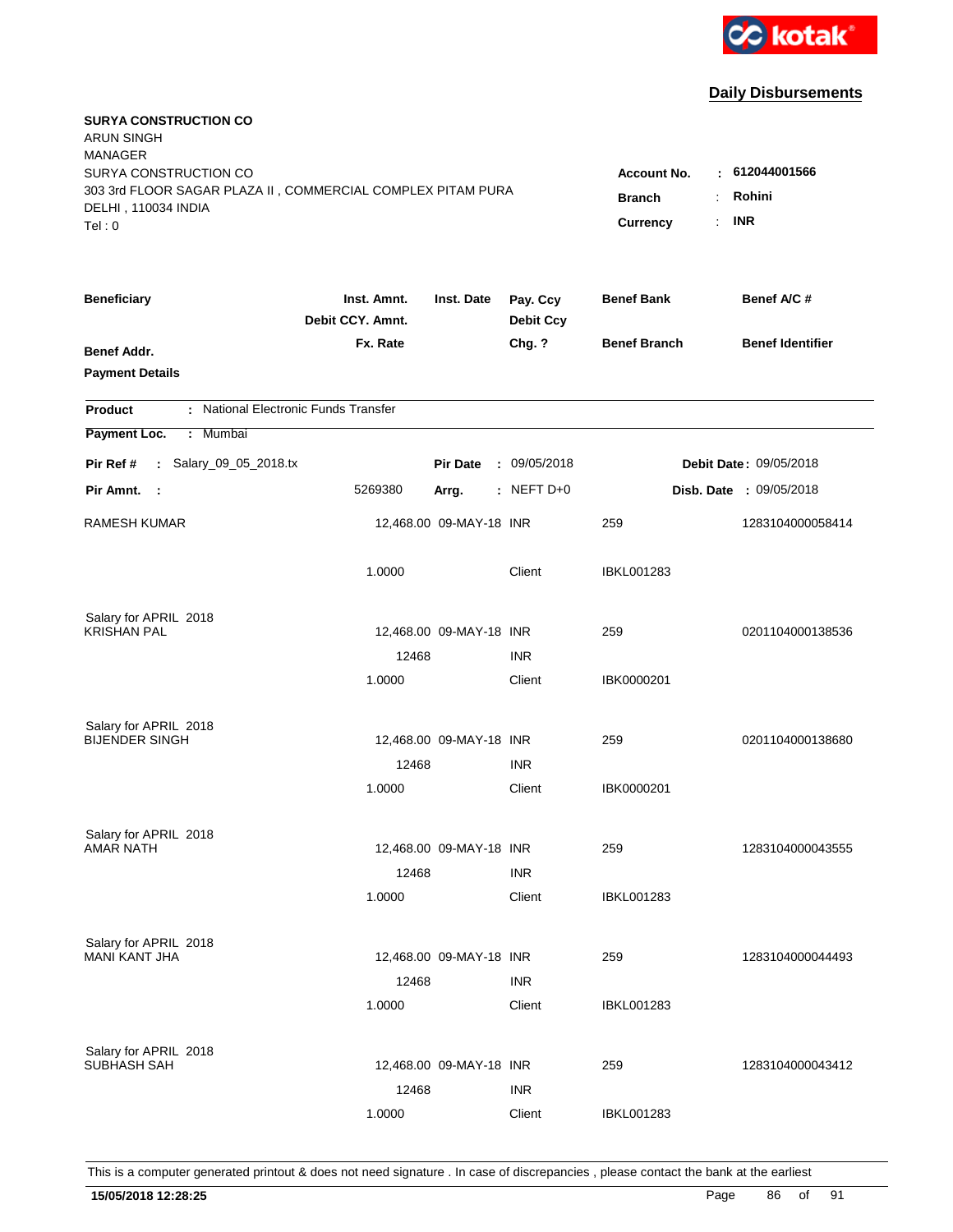kotak

## Daily Disbursements

**SURYA CONSTRUCTION CO**
ARUN SINGH
MANAGER
SURYA CONSTRUCTION CO
303 3rd FLOOR SAGAR PLAZA II , COMMERCIAL COMPLEX PITAM PURA
DELHI , 110034 INDIA
Tel : 0

**Account No.** : **612044001566**
**Branch** : **Rohini**
**Currency** : **INR**

| Beneficiary | Inst. Amnt. / Debit CCY. Amnt. / Fx. Rate | Inst. Date | Pay. Ccy / Debit Ccy / Chg. ? | Benef Bank / Benef Branch | Benef A/C # / Benef Identifier |
|---|---|---|---|---|---|
| **Benef Addr.** | | | | | |
| **Payment Details** | | | | | |

**Product** : National Electronic Funds Transfer

**Payment Loc.** : Mumbai

**Pir Ref #** : Salary_09_05_2018.tx | **Pir Date** : 09/05/2018 | **Debit Date** : 09/05/2018

**Pir Amnt.** : 5269380 | **Arrg.** : NEFT D+0 | **Disb. Date** : 09/05/2018

| Beneficiary | Inst. Amnt. / Debit CCY. Amnt. / Fx. Rate | Inst. Date | Pay. Ccy / Debit Ccy / Chg. ? | Benef Bank / Benef Branch | Benef A/C # |
|---|---|---|---|---|---|
| RAMESH KUMAR | 12,468.00 | 09-MAY-18 | INR | 259 | 1283104000058414 |
| | 1.0000 | | Client | IBKL001283 | |
| Salary for APRIL 2018 | | | | | |
| KRISHAN PAL | 12,468.00 | 09-MAY-18 | INR | 259 | 0201104000138536 |
| | 12468 | | INR | | |
| | 1.0000 | | Client | IBK0000201 | |
| Salary for APRIL 2018 | | | | | |
| BIJENDER SINGH | 12,468.00 | 09-MAY-18 | INR | 259 | 0201104000138680 |
| | 12468 | | INR | | |
| | 1.0000 | | Client | IBK0000201 | |
| Salary for APRIL 2018 | | | | | |
| AMAR NATH | 12,468.00 | 09-MAY-18 | INR | 259 | 1283104000043555 |
| | 12468 | | INR | | |
| | 1.0000 | | Client | IBKL001283 | |
| Salary for APRIL 2018 | | | | | |
| MANI KANT JHA | 12,468.00 | 09-MAY-18 | INR | 259 | 1283104000044493 |
| | 12468 | | INR | | |
| | 1.0000 | | Client | IBKL001283 | |
| Salary for APRIL 2018 | | | | | |
| SUBHASH SAH | 12,468.00 | 09-MAY-18 | INR | 259 | 1283104000043412 |
| | 12468 | | INR | | |
| | 1.0000 | | Client | IBKL001283 | |

This is a computer generated printout & does not need signature . In case of discrepancies , please contact the bank at the earliest

**15/05/2018 12:28:25**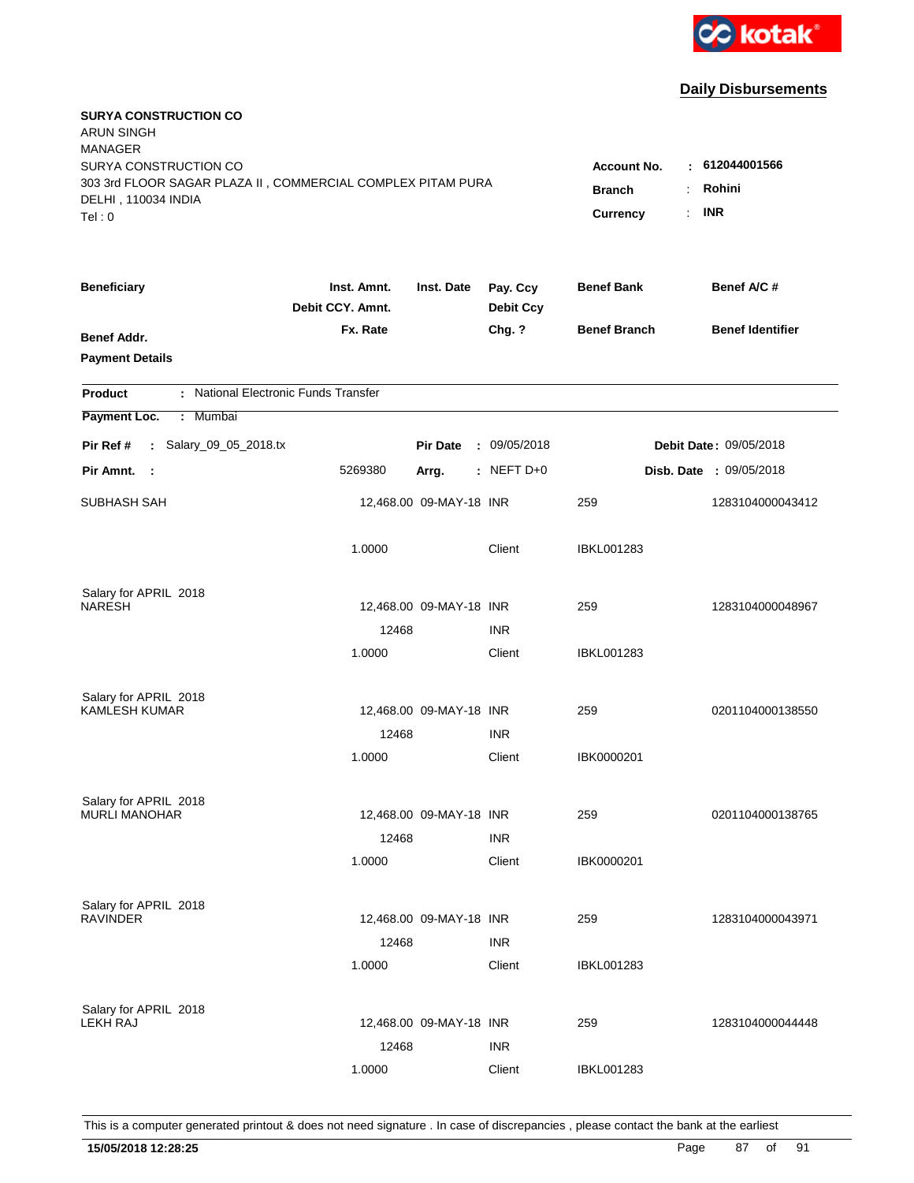kotak

## Daily Disbursements

**SURYA CONSTRUCTION CO**
ARUN SINGH
MANAGER
SURYA CONSTRUCTION CO
303 3rd FLOOR SAGAR PLAZA II , COMMERCIAL COMPLEX PITAM PURA
DELHI , 110034 INDIA
Tel : 0

**Account No.** : **612044001566**
**Branch** : **Rohini**
**Currency** : **INR**

| Beneficiary / Benef Addr. / Payment Details | Inst. Amnt. / Debit CCY. Amnt. / Fx. Rate | Inst. Date | Pay. Ccy / Debit Ccy / Chg. ? | Benef Bank / Benef Branch | Benef A/C # / Benef Identifier |
|---|---|---|---|---|---|

**Product** : National Electronic Funds Transfer
**Payment Loc.** : Mumbai

**Pir Ref #** : Salary_09_05_2018.tx | **Pir Date** : 09/05/2018 | **Debit Date** : 09/05/2018
**Pir Amnt.** : 5269380 | **Arrg.** : NEFT D+0 | **Disb. Date** : 09/05/2018

| Beneficiary | Inst. Amnt. | Inst. Date | Pay. Ccy | Benef Bank | Benef A/C # |
|---|---|---|---|---|---|
| SUBHASH SAH | 12,468.00 | 09-MAY-18 | INR | 259 | 1283104000043412 |
| | 1.0000 | | Client | IBKL001283 | |
| Salary for APRIL 2018 | | | | | |
| NARESH | 12,468.00 | 09-MAY-18 | INR | 259 | 1283104000048967 |
| | 12468 | | INR | | |
| | 1.0000 | | Client | IBKL001283 | |
| Salary for APRIL 2018 | | | | | |
| KAMLESH KUMAR | 12,468.00 | 09-MAY-18 | INR | 259 | 0201104000138550 |
| | 12468 | | INR | | |
| | 1.0000 | | Client | IBK0000201 | |
| Salary for APRIL 2018 | | | | | |
| MURLI MANOHAR | 12,468.00 | 09-MAY-18 | INR | 259 | 0201104000138765 |
| | 12468 | | INR | | |
| | 1.0000 | | Client | IBK0000201 | |
| Salary for APRIL 2018 | | | | | |
| RAVINDER | 12,468.00 | 09-MAY-18 | INR | 259 | 1283104000043971 |
| | 12468 | | INR | | |
| | 1.0000 | | Client | IBKL001283 | |
| Salary for APRIL 2018 | | | | | |
| LEKH RAJ | 12,468.00 | 09-MAY-18 | INR | 259 | 1283104000044448 |
| | 12468 | | INR | | |
| | 1.0000 | | Client | IBKL001283 | |

This is a computer generated printout & does not need signature . In case of discrepancies , please contact the bank at the earliest

**15/05/2018 12:28:25**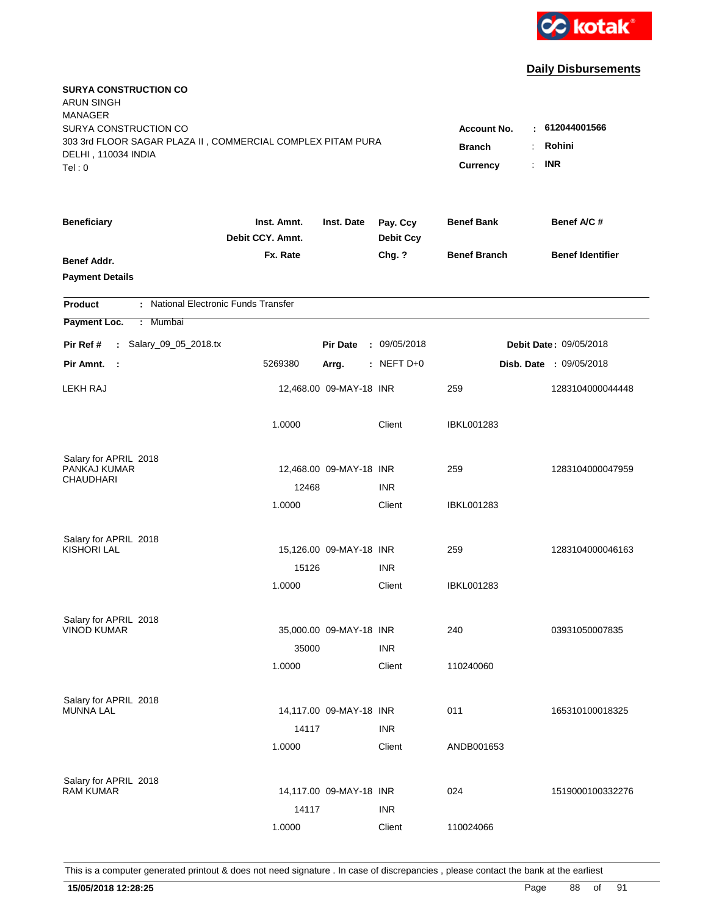kotak

## Daily Disbursements

**SURYA CONSTRUCTION CO**
ARUN SINGH
MANAGER
SURYA CONSTRUCTION CO
303 3rd FLOOR SAGAR PLAZA II , COMMERCIAL COMPLEX PITAM PURA
DELHI , 110034 INDIA
Tel : 0

**Account No.** : **612044001566**
**Branch** : **Rohini**
**Currency** : **INR**

| Beneficiary / Benef Addr. / Payment Details | Inst. Amnt. / Debit CCY. Amnt. / Fx. Rate | Inst. Date | Pay. Ccy / Debit Ccy / Chg. ? | Benef Bank / Benef Branch | Benef A/C # / Benef Identifier |
|---|---|---|---|---|---|

**Product** : National Electronic Funds Transfer
**Payment Loc.** : Mumbai

**Pir Ref #** : Salary_09_05_2018.tx | **Pir Date** : 09/05/2018 | **Debit Date** : 09/05/2018
**Pir Amnt.** : 5269380 | **Arrg.** : NEFT D+0 | **Disb. Date** : 09/05/2018

| Beneficiary | Inst. Amnt. | Inst. Date | Pay. Ccy | Benef Bank | Benef A/C # |
|---|---|---|---|---|---|
| LEKH RAJ | 12,468.00 | 09-MAY-18 | INR | 259 | 1283104000044448 |
| | 1.0000 | | Client | IBKL001283 | |
| Salary for APRIL 2018 | | | | | |
| PANKAJ KUMAR CHAUDHARI | 12,468.00 | 09-MAY-18 | INR | 259 | 1283104000047959 |
| | 12468 | | INR | | |
| | 1.0000 | | Client | IBKL001283 | |
| Salary for APRIL 2018 | | | | | |
| KISHORI LAL | 15,126.00 | 09-MAY-18 | INR | 259 | 1283104000046163 |
| | 15126 | | INR | | |
| | 1.0000 | | Client | IBKL001283 | |
| Salary for APRIL 2018 | | | | | |
| VINOD KUMAR | 35,000.00 | 09-MAY-18 | INR | 240 | 03931050007835 |
| | 35000 | | INR | | |
| | 1.0000 | | Client | 110240060 | |
| Salary for APRIL 2018 | | | | | |
| MUNNA LAL | 14,117.00 | 09-MAY-18 | INR | 011 | 165310100018325 |
| | 14117 | | INR | | |
| | 1.0000 | | Client | ANDB001653 | |
| Salary for APRIL 2018 | | | | | |
| RAM KUMAR | 14,117.00 | 09-MAY-18 | INR | 024 | 1519000100332276 |
| | 14117 | | INR | | |
| | 1.0000 | | Client | 110024066 | |

This is a computer generated printout & does not need signature . In case of discrepancies , please contact the bank at the earliest

**15/05/2018 12:28:25**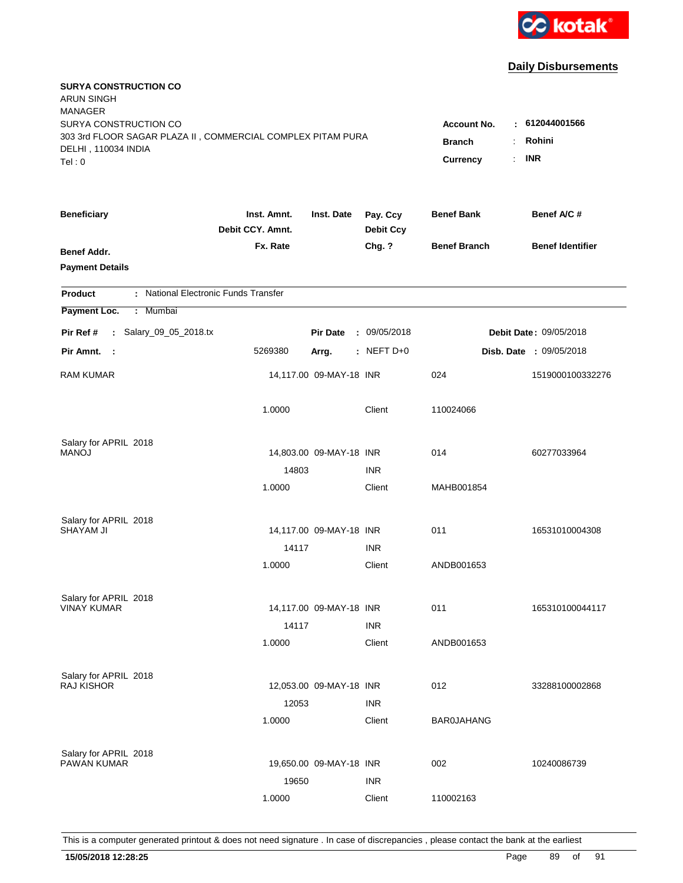kotak

## Daily Disbursements

**SURYA CONSTRUCTION CO**
ARUN SINGH
MANAGER
SURYA CONSTRUCTION CO
303 3rd FLOOR SAGAR PLAZA II , COMMERCIAL COMPLEX PITAM PURA
DELHI , 110034 INDIA
Tel : 0

**Account No.** : **612044001566**
**Branch** : **Rohini**
**Currency** : **INR**

| Beneficiary | Inst. Amnt. / Debit CCY. Amnt. / Fx. Rate | Inst. Date | Pay. Ccy / Debit Ccy / Chg. ? | Benef Bank / Benef Branch | Benef A/C # / Benef Identifier |
|---|---|---|---|---|---|
| **Benef Addr.** | | | | | |
| **Payment Details** | | | | | |

**Product** : National Electronic Funds Transfer
**Payment Loc.** : Mumbai

**Pir Ref #** : Salary_09_05_2018.tx &nbsp;&nbsp; **Pir Date** : 09/05/2018 &nbsp;&nbsp; **Debit Date** : 09/05/2018
**Pir Amnt.** : 5269380 &nbsp;&nbsp; **Arrg.** : NEFT D+0 &nbsp;&nbsp; **Disb. Date** : 09/05/2018

| Beneficiary | Inst. Amnt. | Inst. Date | Pay. Ccy | Benef Bank | Benef A/C # |
|---|---|---|---|---|---|
| RAM KUMAR | 14,117.00 | 09-MAY-18 | INR | 024 | 1519000100332276 |
| | 1.0000 | | Client | 110024066 | |
| Salary for APRIL 2018 | | | | | |
| MANOJ | 14,803.00 | 09-MAY-18 | INR | 014 | 60277033964 |
| | 14803 | | INR | | |
| | 1.0000 | | Client | MAHB001854 | |
| Salary for APRIL 2018 | | | | | |
| SHAYAM JI | 14,117.00 | 09-MAY-18 | INR | 011 | 16531010004308 |
| | 14117 | | INR | | |
| | 1.0000 | | Client | ANDB001653 | |
| Salary for APRIL 2018 | | | | | |
| VINAY KUMAR | 14,117.00 | 09-MAY-18 | INR | 011 | 165310100044117 |
| | 14117 | | INR | | |
| | 1.0000 | | Client | ANDB001653 | |
| Salary for APRIL 2018 | | | | | |
| RAJ KISHOR | 12,053.00 | 09-MAY-18 | INR | 012 | 33288100002868 |
| | 12053 | | INR | | |
| | 1.0000 | | Client | BAR0JAHANG | |
| Salary for APRIL 2018 | | | | | |
| PAWAN KUMAR | 19,650.00 | 09-MAY-18 | INR | 002 | 10240086739 |
| | 19650 | | INR | | |
| | 1.0000 | | Client | 110002163 | |

This is a computer generated printout & does not need signature . In case of discrepancies , please contact the bank at the earliest

**15/05/2018 12:28:25**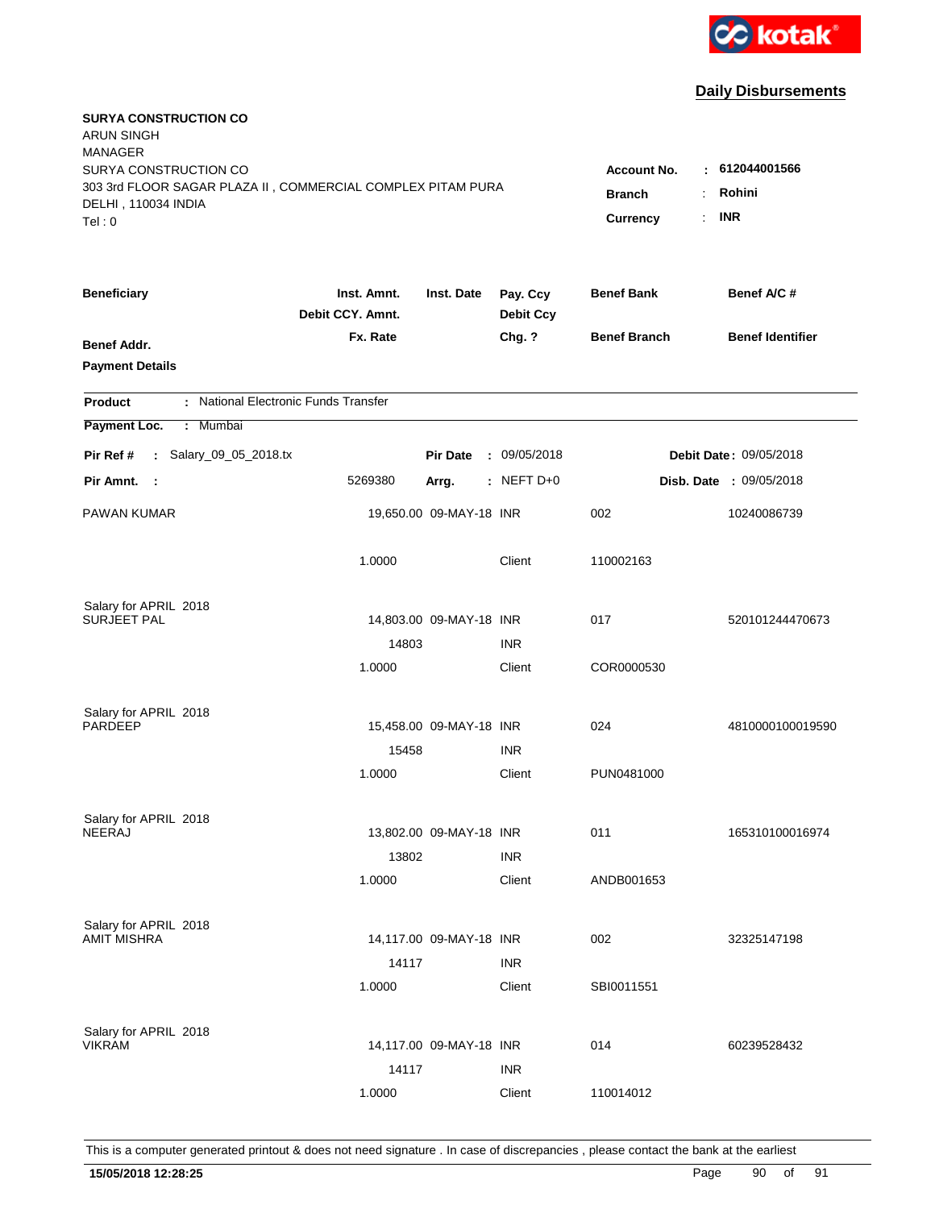kotak

## Daily Disbursements

**SURYA CONSTRUCTION CO**
ARUN SINGH
MANAGER
SURYA CONSTRUCTION CO
303 3rd FLOOR SAGAR PLAZA II , COMMERCIAL COMPLEX PITAM PURA
DELHI , 110034 INDIA
Tel : 0

**Account No.** : **612044001566**
**Branch** : **Rohini**
**Currency** : **INR**

| Beneficiary | Inst. Amnt. / Debit CCY. Amnt. / Fx. Rate | Inst. Date | Pay. Ccy / Debit Ccy / Chg. ? | Benef Bank / Benef Branch | Benef A/C # / Benef Identifier |
|---|---|---|---|---|---|
| **Benef Addr.** | | | | | |
| **Payment Details** | | | | | |

**Product** : National Electronic Funds Transfer

**Payment Loc.** : Mumbai

**Pir Ref #** : Salary_09_05_2018.tx **Pir Date** : 09/05/2018 **Debit Date** : 09/05/2018

**Pir Amnt.** : 5269380 **Arrg.** : NEFT D+0 **Disb. Date** : 09/05/2018

| Beneficiary | Inst. Amnt. / Debit CCY. Amnt. / Fx. Rate | Inst. Date | Pay. Ccy / Debit Ccy / Chg. ? | Benef Bank / Benef Branch | Benef A/C # |
|---|---|---|---|---|---|
| PAWAN KUMAR | 19,650.00 | 09-MAY-18 | INR | 002 | 10240086739 |
| | 1.0000 | | Client | 110002163 | |
| Salary for APRIL 2018 | | | | | |
| SURJEET PAL | 14,803.00 | 09-MAY-18 | INR | 017 | 520101244470673 |
| | 14803 | | INR | | |
| | 1.0000 | | Client | COR0000530 | |
| Salary for APRIL 2018 | | | | | |
| PARDEEP | 15,458.00 | 09-MAY-18 | INR | 024 | 4810000100019590 |
| | 15458 | | INR | | |
| | 1.0000 | | Client | PUN0481000 | |
| Salary for APRIL 2018 | | | | | |
| NEERAJ | 13,802.00 | 09-MAY-18 | INR | 011 | 165310100016974 |
| | 13802 | | INR | | |
| | 1.0000 | | Client | ANDB001653 | |
| Salary for APRIL 2018 | | | | | |
| AMIT MISHRA | 14,117.00 | 09-MAY-18 | INR | 002 | 32325147198 |
| | 14117 | | INR | | |
| | 1.0000 | | Client | SBI0011551 | |
| Salary for APRIL 2018 | | | | | |
| VIKRAM | 14,117.00 | 09-MAY-18 | INR | 014 | 60239528432 |
| | 14117 | | INR | | |
| | 1.0000 | | Client | 110014012 | |

This is a computer generated printout & does not need signature . In case of discrepancies , please contact the bank at the earliest

**15/05/2018 12:28:25**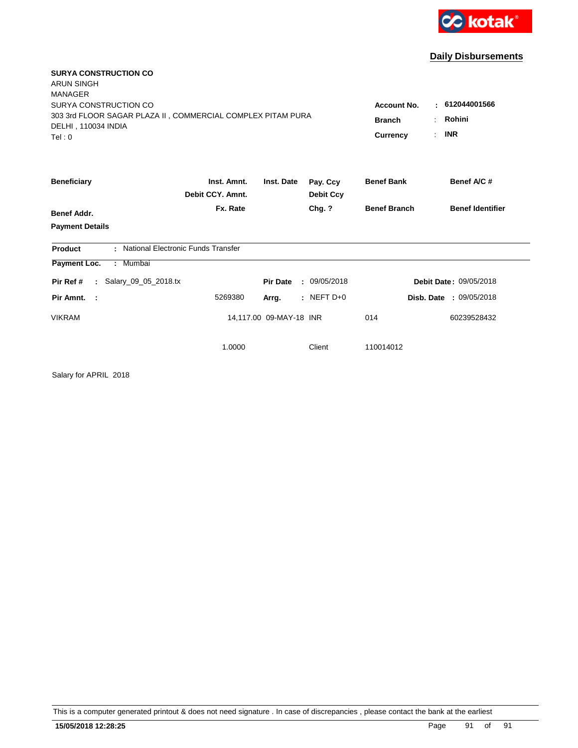kotak

**Daily Disbursements**

**SURYA CONSTRUCTION CO**
ARUN SINGH
MANAGER
SURYA CONSTRUCTION CO
303 3rd FLOOR SAGAR PLAZA II , COMMERCIAL COMPLEX PITAM PURA
DELHI , 110034 INDIA
Tel : 0

**Account No.** : **612044001566**
**Branch** : **Rohini**
**Currency** : **INR**

| Beneficiary / Benef Addr. / Payment Details | Inst. Amnt. / Debit CCY. Amnt. / Fx. Rate | Inst. Date | Pay. Ccy / Debit Ccy / Chg. ? | Benef Bank / Benef Branch | Benef A/C # / Benef Identifier |
|---|---|---|---|---|---|

**Product** : National Electronic Funds Transfer

**Payment Loc.** : Mumbai

**Pir Ref #** : Salary_09_05_2018.tx &nbsp;&nbsp; **Pir Date** : 09/05/2018 &nbsp;&nbsp; **Debit Date** : 09/05/2018

**Pir Amnt.** : 5269380 &nbsp;&nbsp; **Arrg.** : NEFT D+0 &nbsp;&nbsp; **Disb. Date** : 09/05/2018

| | | | | | |
|---|---|---|---|---|---|
| VIKRAM | 14,117.00 | 09-MAY-18 | INR | 014 | 60239528432 |
| | 1.0000 | | Client | 110014012 | |

Salary for APRIL 2018

This is a computer generated printout & does not need signature . In case of discrepancies , please contact the bank at the earliest

**15/05/2018 12:28:25**